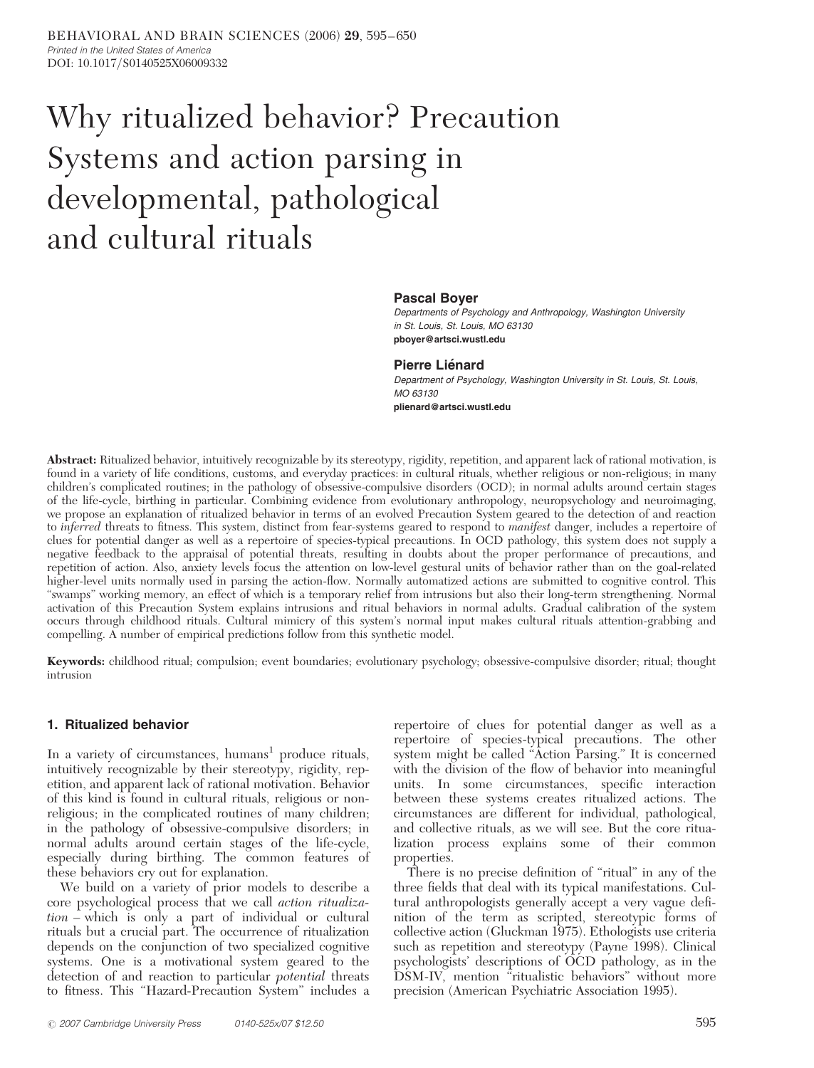# Why ritualized behavior? Precaution Systems and action parsing in developmental, pathological and cultural rituals

**Pascal Boyer**
*Departments of Psychology and Anthropology, Washington University in St. Louis, St. Louis, MO 63130*
**pboyer@artsci.wustl.edu**

**Pierre Liénard**
*Department of Psychology, Washington University in St. Louis, St. Louis, MO 63130*
**plienard@artsci.wustl.edu**

**Abstract:** Ritualized behavior, intuitively recognizable by its stereotypy, rigidity, repetition, and apparent lack of rational motivation, is found in a variety of life conditions, customs, and everyday practices: in cultural rituals, whether religious or non-religious; in many children's complicated routines; in the pathology of obsessive-compulsive disorders (OCD); in normal adults around certain stages of the life-cycle, birthing in particular. Combining evidence from evolutionary anthropology, neuropsychology and neuroimaging, we propose an explanation of ritualized behavior in terms of an evolved Precaution System geared to the detection of and reaction to *inferred* threats to fitness. This system, distinct from fear-systems geared to respond to *manifest* danger, includes a repertoire of clues for potential danger as well as a repertoire of species-typical precautions. In OCD pathology, this system does not supply a negative feedback to the appraisal of potential threats, resulting in doubts about the proper performance of precautions, and repetition of action. Also, anxiety levels focus the attention on low-level gestural units of behavior rather than on the goal-related higher-level units normally used in parsing the action-flow. Normally automatized actions are submitted to cognitive control. This "swamps" working memory, an effect of which is a temporary relief from intrusions but also their long-term strengthening. Normal activation of this Precaution System explains intrusions and ritual behaviors in normal adults. Gradual calibration of the system occurs through childhood rituals. Cultural mimicry of this system's normal input makes cultural rituals attention-grabbing and compelling. A number of empirical predictions follow from this synthetic model.

**Keywords:** childhood ritual; compulsion; event boundaries; evolutionary psychology; obsessive-compulsive disorder; ritual; thought intrusion

## 1. Ritualized behavior

In a variety of circumstances, humans[1] produce rituals, intuitively recognizable by their stereotypy, rigidity, repetition, and apparent lack of rational motivation. Behavior of this kind is found in cultural rituals, religious or non-religious; in the complicated routines of many children; in the pathology of obsessive-compulsive disorders; in normal adults around certain stages of the life-cycle, especially during birthing. The common features of these behaviors cry out for explanation.

We build on a variety of prior models to describe a core psychological process that we call *action ritualization* – which is only a part of individual or cultural rituals but a crucial part. The occurrence of ritualization depends on the conjunction of two specialized cognitive systems. One is a motivational system geared to the detection of and reaction to particular *potential* threats to fitness. This "Hazard-Precaution System" includes a repertoire of clues for potential danger as well as a repertoire of species-typical precautions. The other system might be called "Action Parsing." It is concerned with the division of the flow of behavior into meaningful units. In some circumstances, specific interaction between these systems creates ritualized actions. The circumstances are different for individual, pathological, and collective rituals, as we will see. But the core ritualization process explains some of their common properties.

There is no precise definition of "ritual" in any of the three fields that deal with its typical manifestations. Cultural anthropologists generally accept a very vague definition of the term as scripted, stereotypic forms of collective action (Gluckman 1975). Ethologists use criteria such as repetition and stereotypy (Payne 1998). Clinical psychologists' descriptions of OCD pathology, as in the DSM-IV, mention "ritualistic behaviors" without more precision (American Psychiatric Association 1995).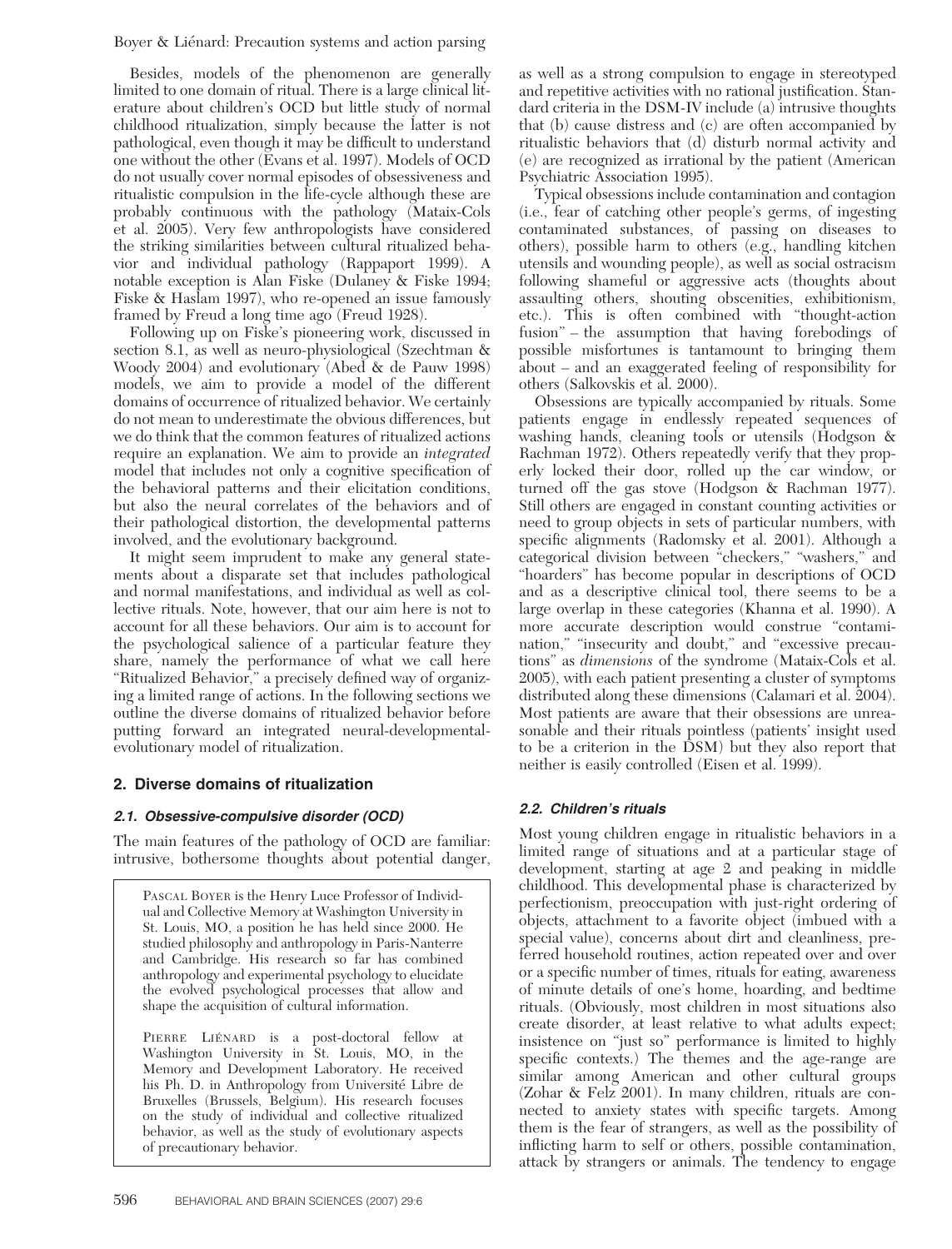Besides, models of the phenomenon are generally limited to one domain of ritual. There is a large clinical literature about children's OCD but little study of normal childhood ritualization, simply because the latter is not pathological, even though it may be difficult to understand one without the other (Evans et al. 1997). Models of OCD do not usually cover normal episodes of obsessiveness and ritualistic compulsion in the life-cycle although these are probably continuous with the pathology (Mataix-Cols et al. 2005). Very few anthropologists have considered the striking similarities between cultural ritualized behavior and individual pathology (Rappaport 1999). A notable exception is Alan Fiske (Dulaney & Fiske 1994; Fiske & Haslam 1997), who re-opened an issue famously framed by Freud a long time ago (Freud 1928).

Following up on Fiske's pioneering work, discussed in section 8.1, as well as neuro-physiological (Szechtman & Woody 2004) and evolutionary (Abed & de Pauw 1998) models, we aim to provide a model of the different domains of occurrence of ritualized behavior. We certainly do not mean to underestimate the obvious differences, but we do think that the common features of ritualized actions require an explanation. We aim to provide an *integrated* model that includes not only a cognitive specification of the behavioral patterns and their elicitation conditions, but also the neural correlates of the behaviors and of their pathological distortion, the developmental patterns involved, and the evolutionary background.

It might seem imprudent to make any general statements about a disparate set that includes pathological and normal manifestations, and individual as well as collective rituals. Note, however, that our aim here is not to account for all these behaviors. Our aim is to account for the psychological salience of a particular feature they share, namely the performance of what we call here "Ritualized Behavior," a precisely defined way of organizing a limited range of actions. In the following sections we outline the diverse domains of ritualized behavior before putting forward an integrated neural-developmental-evolutionary model of ritualization.

## 2. Diverse domains of ritualization

### 2.1. Obsessive-compulsive disorder (OCD)

The main features of the pathology of OCD are familiar: intrusive, bothersome thoughts about potential danger, as well as a strong compulsion to engage in stereotyped and repetitive activities with no rational justification. Standard criteria in the DSM-IV include (a) intrusive thoughts that (b) cause distress and (c) are often accompanied by ritualistic behaviors that (d) disturb normal activity and (e) are recognized as irrational by the patient (American Psychiatric Association 1995).

Typical obsessions include contamination and contagion (i.e., fear of catching other people's germs, of ingesting contaminated substances, of passing on diseases to others), possible harm to others (e.g., handling kitchen utensils and wounding people), as well as social ostracism following shameful or aggressive acts (thoughts about assaulting others, shouting obscenities, exhibitionism, etc.). This is often combined with "thought-action fusion" – the assumption that having forebodings of possible misfortunes is tantamount to bringing them about – and an exaggerated feeling of responsibility for others (Salkovskis et al. 2000).

Obsessions are typically accompanied by rituals. Some patients engage in endlessly repeated sequences of washing hands, cleaning tools or utensils (Hodgson & Rachman 1972). Others repeatedly verify that they properly locked their door, rolled up the car window, or turned off the gas stove (Hodgson & Rachman 1977). Still others are engaged in constant counting activities or need to group objects in sets of particular numbers, with specific alignments (Radomsky et al. 2001). Although a categorical division between "checkers," "washers," and "hoarders" has become popular in descriptions of OCD and as a descriptive clinical tool, there seems to be a large overlap in these categories (Khanna et al. 1990). A more accurate description would construe "contamination," "insecurity and doubt," and "excessive precautions" as *dimensions* of the syndrome (Mataix-Cols et al. 2005), with each patient presenting a cluster of symptoms distributed along these dimensions (Calamari et al. 2004). Most patients are aware that their obsessions are unreasonable and their rituals pointless (patients' insight used to be a criterion in the DSM) but they also report that neither is easily controlled (Eisen et al. 1999).

### 2.2. Children's rituals

Most young children engage in ritualistic behaviors in a limited range of situations and at a particular stage of development, starting at age 2 and peaking in middle childhood. This developmental phase is characterized by perfectionism, preoccupation with just-right ordering of objects, attachment to a favorite object (imbued with a special value), concerns about dirt and cleanliness, preferred household routines, action repeated over and over or a specific number of times, rituals for eating, awareness of minute details of one's home, hoarding, and bedtime rituals. (Obviously, most children in most situations also create disorder, at least relative to what adults expect; insistence on "just so" performance is limited to highly specific contexts.) The themes and the age-range are similar among American and other cultural groups (Zohar & Felz 2001). In many children, rituals are connected to anxiety states with specific targets. Among them is the fear of strangers, as well as the possibility of inflicting harm to self or others, possible contamination, attack by strangers or animals. The tendency to engage

PASCAL BOYER is the Henry Luce Professor of Individual and Collective Memory at Washington University in St. Louis, MO, a position he has held since 2000. He studied philosophy and anthropology in Paris-Nanterre and Cambridge. His research so far has combined anthropology and experimental psychology to elucidate the evolved psychological processes that allow and shape the acquisition of cultural information.

PIERRE LIÉNARD is a post-doctoral fellow at Washington University in St. Louis, MO, in the Memory and Development Laboratory. He received his Ph. D. in Anthropology from Université Libre de Bruxelles (Brussels, Belgium). His research focuses on the study of individual and collective ritualized behavior, as well as the study of evolutionary aspects of precautionary behavior.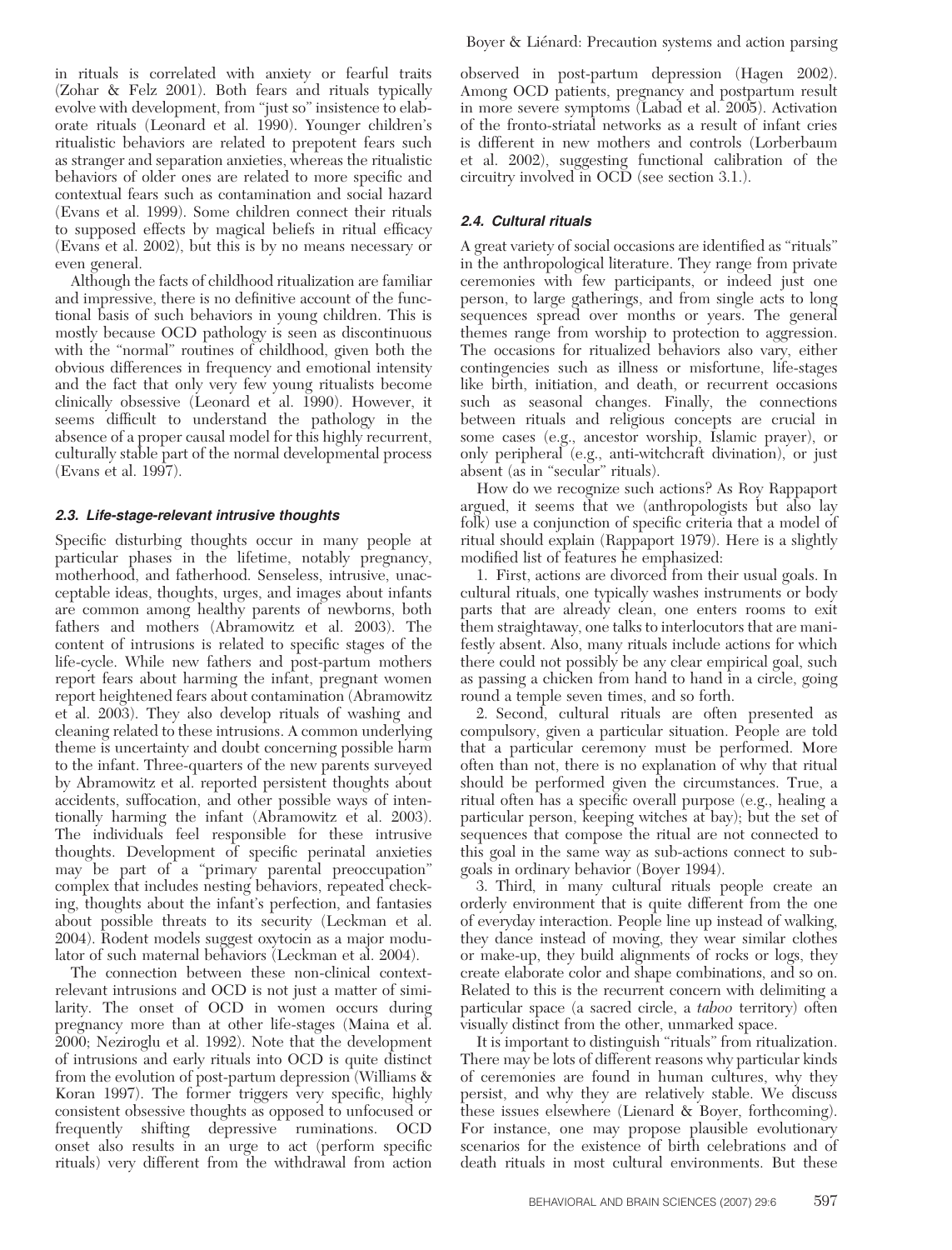in rituals is correlated with anxiety or fearful traits (Zohar & Felz 2001). Both fears and rituals typically evolve with development, from "just so" insistence to elaborate rituals (Leonard et al. 1990). Younger children's ritualistic behaviors are related to prepotent fears such as stranger and separation anxieties, whereas the ritualistic behaviors of older ones are related to more specific and contextual fears such as contamination and social hazard (Evans et al. 1999). Some children connect their rituals to supposed effects by magical beliefs in ritual efficacy (Evans et al. 2002), but this is by no means necessary or even general.

Although the facts of childhood ritualization are familiar and impressive, there is no definitive account of the functional basis of such behaviors in young children. This is mostly because OCD pathology is seen as discontinuous with the "normal" routines of childhood, given both the obvious differences in frequency and emotional intensity and the fact that only very few young ritualists become clinically obsessive (Leonard et al. 1990). However, it seems difficult to understand the pathology in the absence of a proper causal model for this highly recurrent, culturally stable part of the normal developmental process (Evans et al. 1997).

### 2.3. Life-stage-relevant intrusive thoughts

Specific disturbing thoughts occur in many people at particular phases in the lifetime, notably pregnancy, motherhood, and fatherhood. Senseless, intrusive, unacceptable ideas, thoughts, urges, and images about infants are common among healthy parents of newborns, both fathers and mothers (Abramowitz et al. 2003). The content of intrusions is related to specific stages of the life-cycle. While new fathers and post-partum mothers report fears about harming the infant, pregnant women report heightened fears about contamination (Abramowitz et al. 2003). They also develop rituals of washing and cleaning related to these intrusions. A common underlying theme is uncertainty and doubt concerning possible harm to the infant. Three-quarters of the new parents surveyed by Abramowitz et al. reported persistent thoughts about accidents, suffocation, and other possible ways of intentionally harming the infant (Abramowitz et al. 2003). The individuals feel responsible for these intrusive thoughts. Development of specific perinatal anxieties may be part of a "primary parental preoccupation" complex that includes nesting behaviors, repeated checking, thoughts about the infant's perfection, and fantasies about possible threats to its security (Leckman et al. 2004). Rodent models suggest oxytocin as a major modulator of such maternal behaviors (Leckman et al. 2004).

The connection between these non-clinical context-relevant intrusions and OCD is not just a matter of similarity. The onset of OCD in women occurs during pregnancy more than at other life-stages (Maina et al. 2000; Neziroglu et al. 1992). Note that the development of intrusions and early rituals into OCD is quite distinct from the evolution of post-partum depression (Williams & Koran 1997). The former triggers very specific, highly consistent obsessive thoughts as opposed to unfocused or frequently shifting depressive ruminations. OCD onset also results in an urge to act (perform specific rituals) very different from the withdrawal from action observed in post-partum depression (Hagen 2002). Among OCD patients, pregnancy and postpartum result in more severe symptoms (Labad et al. 2005). Activation of the fronto-striatal networks as a result of infant cries is different in new mothers and controls (Lorberbaum et al. 2002), suggesting functional calibration of the circuitry involved in OCD (see section 3.1.).

### 2.4. Cultural rituals

A great variety of social occasions are identified as "rituals" in the anthropological literature. They range from private ceremonies with few participants, or indeed just one person, to large gatherings, and from single acts to long sequences spread over months or years. The general themes range from worship to protection to aggression. The occasions for ritualized behaviors also vary, either contingencies such as illness or misfortune, life-stages like birth, initiation, and death, or recurrent occasions such as seasonal changes. Finally, the connections between rituals and religious concepts are crucial in some cases (e.g., ancestor worship, Islamic prayer), or only peripheral (e.g., anti-witchcraft divination), or just absent (as in "secular" rituals).

How do we recognize such actions? As Roy Rappaport argued, it seems that we (anthropologists but also lay folk) use a conjunction of specific criteria that a model of ritual should explain (Rappaport 1979). Here is a slightly modified list of features he emphasized:

1. First, actions are divorced from their usual goals. In cultural rituals, one typically washes instruments or body parts that are already clean, one enters rooms to exit them straightaway, one talks to interlocutors that are manifestly absent. Also, many rituals include actions for which there could not possibly be any clear empirical goal, such as passing a chicken from hand to hand in a circle, going round a temple seven times, and so forth.

2. Second, cultural rituals are often presented as compulsory, given a particular situation. People are told that a particular ceremony must be performed. More often than not, there is no explanation of why that ritual should be performed given the circumstances. True, a ritual often has a specific overall purpose (e.g., healing a particular person, keeping witches at bay); but the set of sequences that compose the ritual are not connected to this goal in the same way as sub-actions connect to sub-goals in ordinary behavior (Boyer 1994).

3. Third, in many cultural rituals people create an orderly environment that is quite different from the one of everyday interaction. People line up instead of walking, they dance instead of moving, they wear similar clothes or make-up, they build alignments of rocks or logs, they create elaborate color and shape combinations, and so on. Related to this is the recurrent concern with delimiting a particular space (a sacred circle, a *taboo* territory) often visually distinct from the other, unmarked space.

It is important to distinguish "rituals" from ritualization. There may be lots of different reasons why particular kinds of ceremonies are found in human cultures, why they persist, and why they are relatively stable. We discuss these issues elsewhere (Lienard & Boyer, forthcoming). For instance, one may propose plausible evolutionary scenarios for the existence of birth celebrations and of death rituals in most cultural environments. But these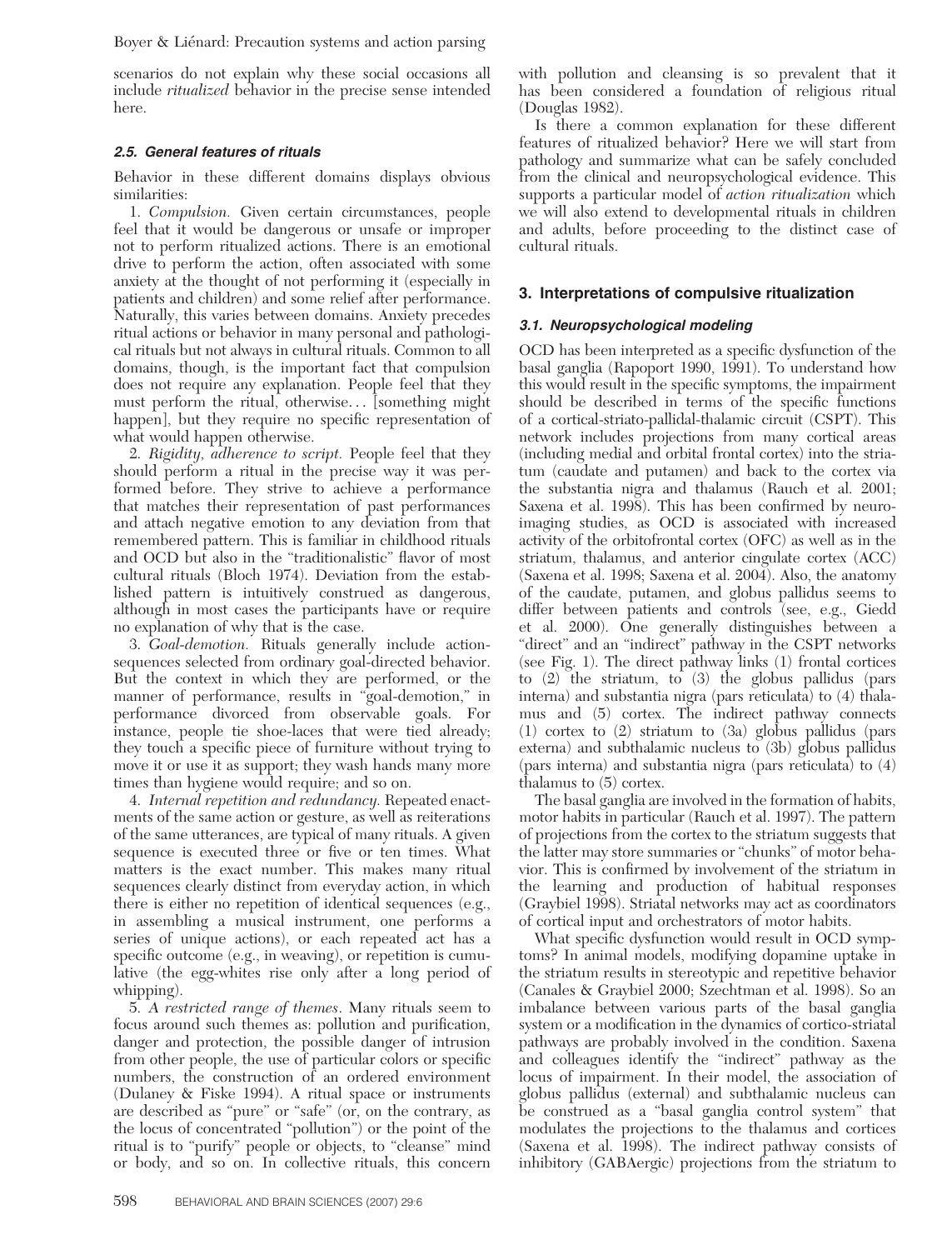scenarios do not explain why these social occasions all include *ritualized* behavior in the precise sense intended here.

### 2.5. General features of rituals

Behavior in these different domains displays obvious similarities:

1. *Compulsion.* Given certain circumstances, people feel that it would be dangerous or unsafe or improper not to perform ritualized actions. There is an emotional drive to perform the action, often associated with some anxiety at the thought of not performing it (especially in patients and children) and some relief after performance. Naturally, this varies between domains. Anxiety precedes ritual actions or behavior in many personal and pathological rituals but not always in cultural rituals. Common to all domains, though, is the important fact that compulsion does not require any explanation. People feel that they must perform the ritual, otherwise… [something might happen], but they require no specific representation of what would happen otherwise.

2. *Rigidity, adherence to script.* People feel that they should perform a ritual in the precise way it was performed before. They strive to achieve a performance that matches their representation of past performances and attach negative emotion to any deviation from that remembered pattern. This is familiar in childhood rituals and OCD but also in the "traditionalistic" flavor of most cultural rituals (Bloch 1974). Deviation from the established pattern is intuitively construed as dangerous, although in most cases the participants have or require no explanation of why that is the case.

3. *Goal-demotion.* Rituals generally include action-sequences selected from ordinary goal-directed behavior. But the context in which they are performed, or the manner of performance, results in "goal-demotion," in performance divorced from observable goals. For instance, people tie shoe-laces that were tied already; they touch a specific piece of furniture without trying to move it or use it as support; they wash hands many more times than hygiene would require; and so on.

4. *Internal repetition and redundancy.* Repeated enactments of the same action or gesture, as well as reiterations of the same utterances, are typical of many rituals. A given sequence is executed three or five or ten times. What matters is the exact number. This makes many ritual sequences clearly distinct from everyday action, in which there is either no repetition of identical sequences (e.g., in assembling a musical instrument, one performs a series of unique actions), or each repeated act has a specific outcome (e.g., in weaving), or repetition is cumulative (the egg-whites rise only after a long period of whipping).

5. *A restricted range of themes*. Many rituals seem to focus around such themes as: pollution and purification, danger and protection, the possible danger of intrusion from other people, the use of particular colors or specific numbers, the construction of an ordered environment (Dulaney & Fiske 1994). A ritual space or instruments are described as "pure" or "safe" (or, on the contrary, as the locus of concentrated "pollution") or the point of the ritual is to "purify" people or objects, to "cleanse" mind or body, and so on. In collective rituals, this concern with pollution and cleansing is so prevalent that it has been considered a foundation of religious ritual (Douglas 1982).

Is there a common explanation for these different features of ritualized behavior? Here we will start from pathology and summarize what can be safely concluded from the clinical and neuropsychological evidence. This supports a particular model of *action ritualization* which we will also extend to developmental rituals in children and adults, before proceeding to the distinct case of cultural rituals.

## 3. Interpretations of compulsive ritualization

### 3.1. Neuropsychological modeling

OCD has been interpreted as a specific dysfunction of the basal ganglia (Rapoport 1990, 1991). To understand how this would result in the specific symptoms, the impairment should be described in terms of the specific functions of a cortical-striato-pallidal-thalamic circuit (CSPT). This network includes projections from many cortical areas (including medial and orbital frontal cortex) into the striatum (caudate and putamen) and back to the cortex via the substantia nigra and thalamus (Rauch et al. 2001; Saxena et al. 1998). This has been confirmed by neuroimaging studies, as OCD is associated with increased activity of the orbitofrontal cortex (OFC) as well as in the striatum, thalamus, and anterior cingulate cortex (ACC) (Saxena et al. 1998; Saxena et al. 2004). Also, the anatomy of the caudate, putamen, and globus pallidus seems to differ between patients and controls (see, e.g., Giedd et al. 2000). One generally distinguishes between a "direct" and an "indirect" pathway in the CSPT networks (see Fig. 1). The direct pathway links (1) frontal cortices to (2) the striatum, to (3) the globus pallidus (pars interna) and substantia nigra (pars reticulata) to (4) thalamus and (5) cortex. The indirect pathway connects (1) cortex to (2) striatum to (3a) globus pallidus (pars externa) and subthalamic nucleus to (3b) globus pallidus (pars interna) and substantia nigra (pars reticulata) to (4) thalamus to (5) cortex.

The basal ganglia are involved in the formation of habits, motor habits in particular (Rauch et al. 1997). The pattern of projections from the cortex to the striatum suggests that the latter may store summaries or "chunks" of motor behavior. This is confirmed by involvement of the striatum in the learning and production of habitual responses (Graybiel 1998). Striatal networks may act as coordinators of cortical input and orchestrators of motor habits.

What specific dysfunction would result in OCD symptoms? In animal models, modifying dopamine uptake in the striatum results in stereotypic and repetitive behavior (Canales & Graybiel 2000; Szechtman et al. 1998). So an imbalance between various parts of the basal ganglia system or a modification in the dynamics of cortico-striatal pathways are probably involved in the condition. Saxena and colleagues identify the "indirect" pathway as the locus of impairment. In their model, the association of globus pallidus (external) and subthalamic nucleus can be construed as a "basal ganglia control system" that modulates the projections to the thalamus and cortices (Saxena et al. 1998). The indirect pathway consists of inhibitory (GABAergic) projections from the striatum to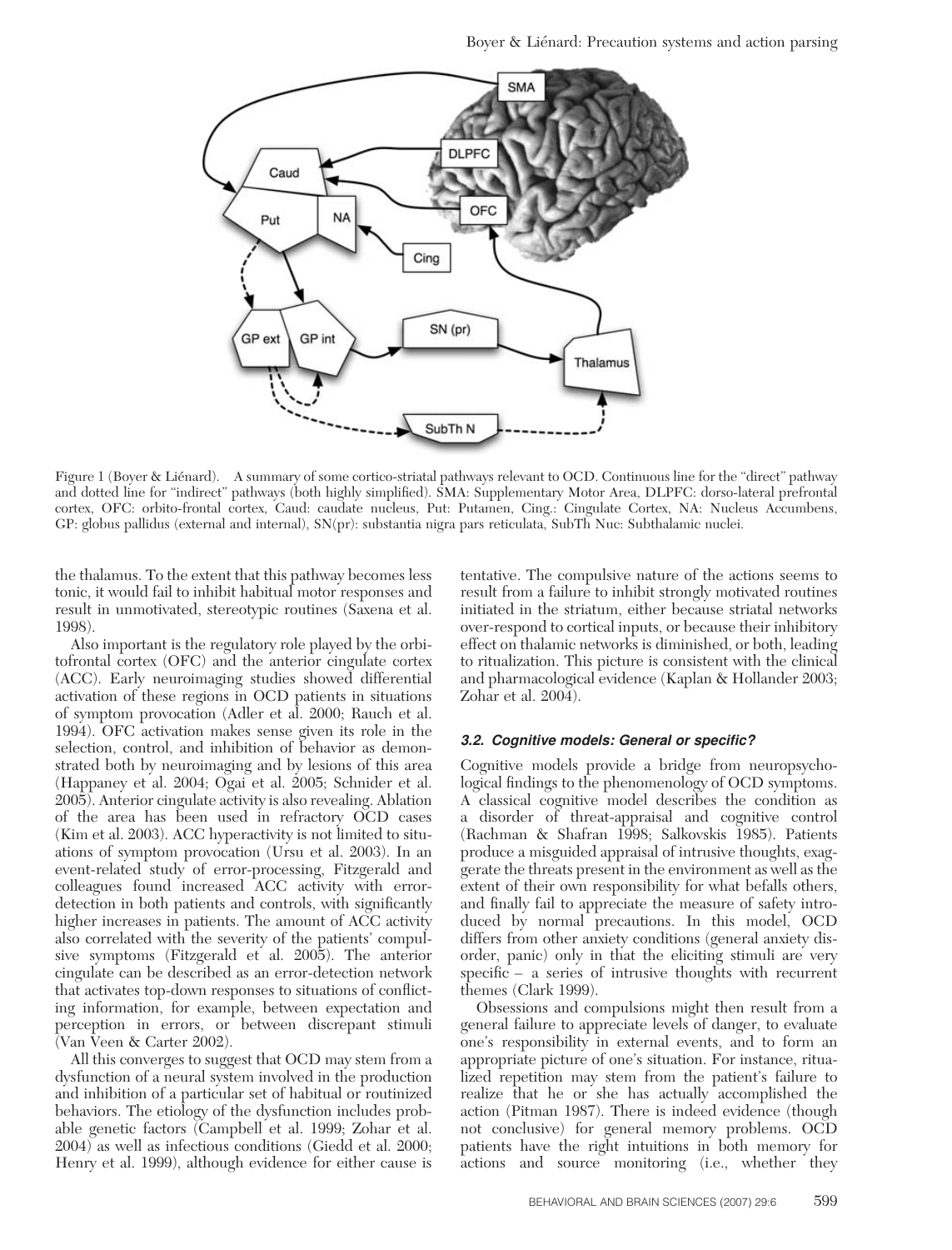Figure 1 (Boyer & Liénard). A summary of some cortico-striatal pathways relevant to OCD. Continuous line for the "direct" pathway and dotted line for "indirect" pathways (both highly simplified). SMA: Supplementary Motor Area, DLPFC: dorso-lateral prefrontal cortex, OFC: orbito-frontal cortex, Caud: caudate nucleus, Put: Putamen, Cing.: Cingulate Cortex, NA: Nucleus Accumbens, GP: globus pallidus (external and internal), SN(pr): substantia nigra pars reticulata, SubTh Nuc: Subthalamic nuclei.

the thalamus. To the extent that this pathway becomes less tonic, it would fail to inhibit habitual motor responses and result in unmotivated, stereotypic routines (Saxena et al. 1998).

Also important is the regulatory role played by the orbitofrontal cortex (OFC) and the anterior cingulate cortex (ACC). Early neuroimaging studies showed differential activation of these regions in OCD patients in situations of symptom provocation (Adler et al. 2000; Rauch et al. 1994). OFC activation makes sense given its role in the selection, control, and inhibition of behavior as demonstrated both by neuroimaging and by lesions of this area (Happaney et al. 2004; Ogai et al. 2005; Schnider et al. 2005). Anterior cingulate activity is also revealing. Ablation of the area has been used in refractory OCD cases (Kim et al. 2003). ACC hyperactivity is not limited to situations of symptom provocation (Ursu et al. 2003). In an event-related study of error-processing, Fitzgerald and colleagues found increased ACC activity with error-detection in both patients and controls, with significantly higher increases in patients. The amount of ACC activity also correlated with the severity of the patients' compulsive symptoms (Fitzgerald et al. 2005). The anterior cingulate can be described as an error-detection network that activates top-down responses to situations of conflicting information, for example, between expectation and perception in errors, or between discrepant stimuli (Van Veen & Carter 2002).

All this converges to suggest that OCD may stem from a dysfunction of a neural system involved in the production and inhibition of a particular set of habitual or routinized behaviors. The etiology of the dysfunction includes probable genetic factors (Campbell et al. 1999; Zohar et al. 2004) as well as infectious conditions (Giedd et al. 2000; Henry et al. 1999), although evidence for either cause is tentative. The compulsive nature of the actions seems to result from a failure to inhibit strongly motivated routines initiated in the striatum, either because striatal networks over-respond to cortical inputs, or because their inhibitory effect on thalamic networks is diminished, or both, leading to ritualization. This picture is consistent with the clinical and pharmacological evidence (Kaplan & Hollander 2003; Zohar et al. 2004).

### 3.2. Cognitive models: General or specific?

Cognitive models provide a bridge from neuropsychological findings to the phenomenology of OCD symptoms. A classical cognitive model describes the condition as a disorder of threat-appraisal and cognitive control (Rachman & Shafran 1998; Salkovskis 1985). Patients produce a misguided appraisal of intrusive thoughts, exaggerate the threats present in the environment as well as the extent of their own responsibility for what befalls others, and finally fail to appreciate the measure of safety introduced by normal precautions. In this model, OCD differs from other anxiety conditions (general anxiety disorder, panic) only in that the eliciting stimuli are very specific – a series of intrusive thoughts with recurrent themes (Clark 1999).

Obsessions and compulsions might then result from a general failure to appreciate levels of danger, to evaluate one's responsibility in external events, and to form an appropriate picture of one's situation. For instance, ritualized repetition may stem from the patient's failure to realize that he or she has actually accomplished the action (Pitman 1987). There is indeed evidence (though not conclusive) for general memory problems. OCD patients have the right intuitions in both memory for actions and source monitoring (i.e., whether they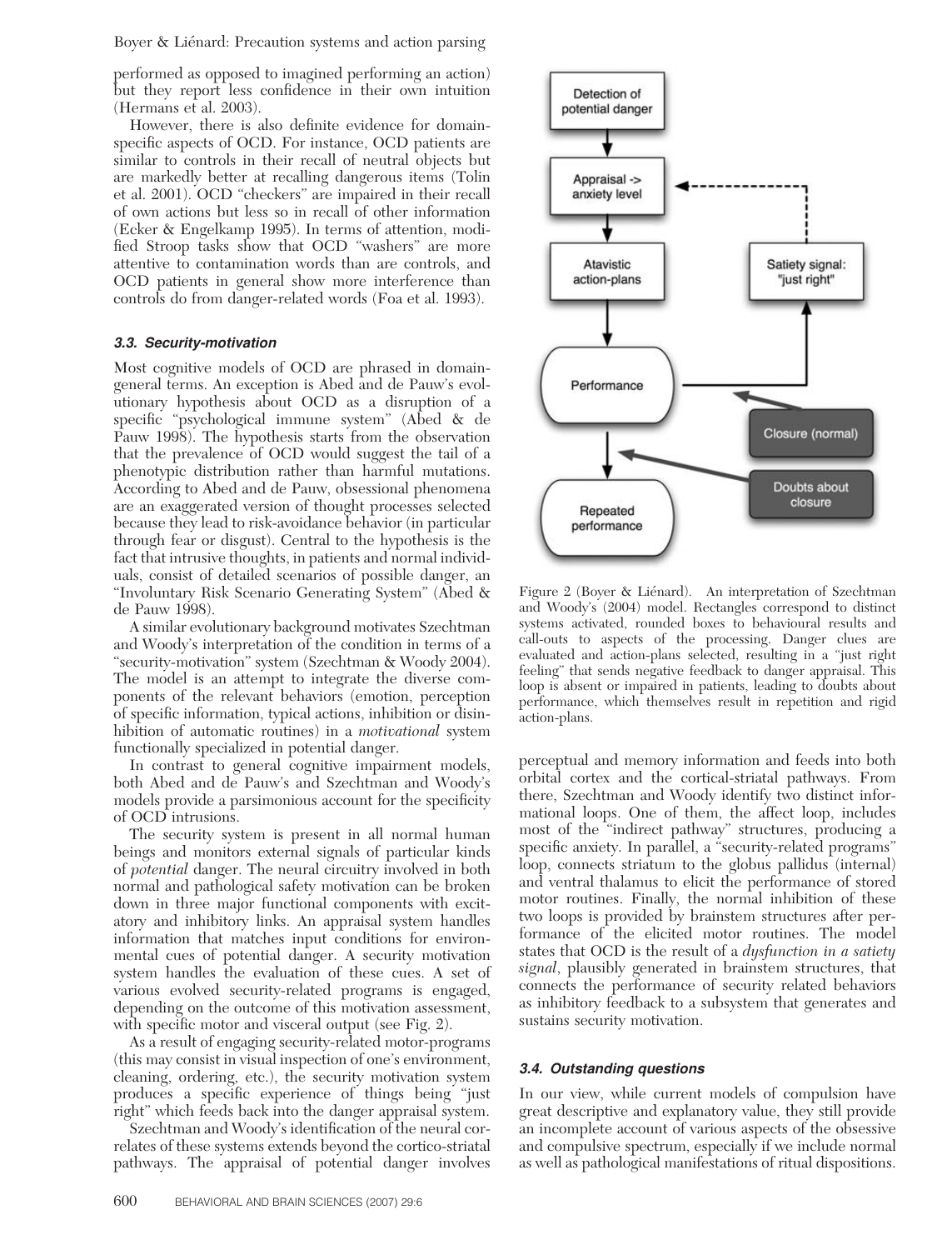performed as opposed to imagined performing an action) but they report less confidence in their own intuition (Hermans et al. 2003).

However, there is also definite evidence for domain-specific aspects of OCD. For instance, OCD patients are similar to controls in their recall of neutral objects but are markedly better at recalling dangerous items (Tolin et al. 2001). OCD "checkers" are impaired in their recall of own actions but less so in recall of other information (Ecker & Engelkamp 1995). In terms of attention, modified Stroop tasks show that OCD "washers" are more attentive to contamination words than are controls, and OCD patients in general show more interference than controls do from danger-related words (Foa et al. 1993).

### 3.3. Security-motivation

Most cognitive models of OCD are phrased in domain-general terms. An exception is Abed and de Pauw's evolutionary hypothesis about OCD as a disruption of a specific "psychological immune system" (Abed & de Pauw 1998). The hypothesis starts from the observation that the prevalence of OCD would suggest the tail of a phenotypic distribution rather than harmful mutations. According to Abed and de Pauw, obsessional phenomena are an exaggerated version of thought processes selected because they lead to risk-avoidance behavior (in particular through fear or disgust). Central to the hypothesis is the fact that intrusive thoughts, in patients and normal individuals, consist of detailed scenarios of possible danger, an "Involuntary Risk Scenario Generating System" (Abed & de Pauw 1998).

A similar evolutionary background motivates Szechtman and Woody's interpretation of the condition in terms of a "security-motivation" system (Szechtman & Woody 2004). The model is an attempt to integrate the diverse components of the relevant behaviors (emotion, perception of specific information, typical actions, inhibition or disinhibition of automatic routines) in a *motivational* system functionally specialized in potential danger.

In contrast to general cognitive impairment models, both Abed and de Pauw's and Szechtman and Woody's models provide a parsimonious account for the specificity of OCD intrusions.

The security system is present in all normal human beings and monitors external signals of particular kinds of *potential* danger. The neural circuitry involved in both normal and pathological safety motivation can be broken down in three major functional components with excitatory and inhibitory links. An appraisal system handles information that matches input conditions for environmental cues of potential danger. A security motivation system handles the evaluation of these cues. A set of various evolved security-related programs is engaged, depending on the outcome of this motivation assessment, with specific motor and visceral output (see Fig. 2).

As a result of engaging security-related motor-programs (this may consist in visual inspection of one's environment, cleaning, ordering, etc.), the security motivation system produces a specific experience of things being "just right" which feeds back into the danger appraisal system.

Szechtman and Woody's identification of the neural correlates of these systems extends beyond the cortico-striatal pathways. The appraisal of potential danger involves perceptual and memory information and feeds into both orbital cortex and the cortical-striatal pathways. From there, Szechtman and Woody identify two distinct informational loops. One of them, the affect loop, includes most of the "indirect pathway" structures, producing a specific anxiety. In parallel, a "security-related programs" loop, connects striatum to the globus pallidus (internal) and ventral thalamus to elicit the performance of stored motor routines. Finally, the normal inhibition of these two loops is provided by brainstem structures after performance of the elicited motor routines. The model states that OCD is the result of a *dysfunction in a satiety signal*, plausibly generated in brainstem structures, that connects the performance of security related behaviors as inhibitory feedback to a subsystem that generates and sustains security motivation.

Figure 2 (Boyer & Liénard). An interpretation of Szechtman and Woody's (2004) model. Rectangles correspond to distinct systems activated, rounded boxes to behavioural results and call-outs to aspects of the processing. Danger clues are evaluated and action-plans selected, resulting in a "just right feeling" that sends negative feedback to danger appraisal. This loop is absent or impaired in patients, leading to doubts about performance, which themselves result in repetition and rigid action-plans.

### 3.4. Outstanding questions

In our view, while current models of compulsion have great descriptive and explanatory value, they still provide an incomplete account of various aspects of the obsessive and compulsive spectrum, especially if we include normal as well as pathological manifestations of ritual dispositions.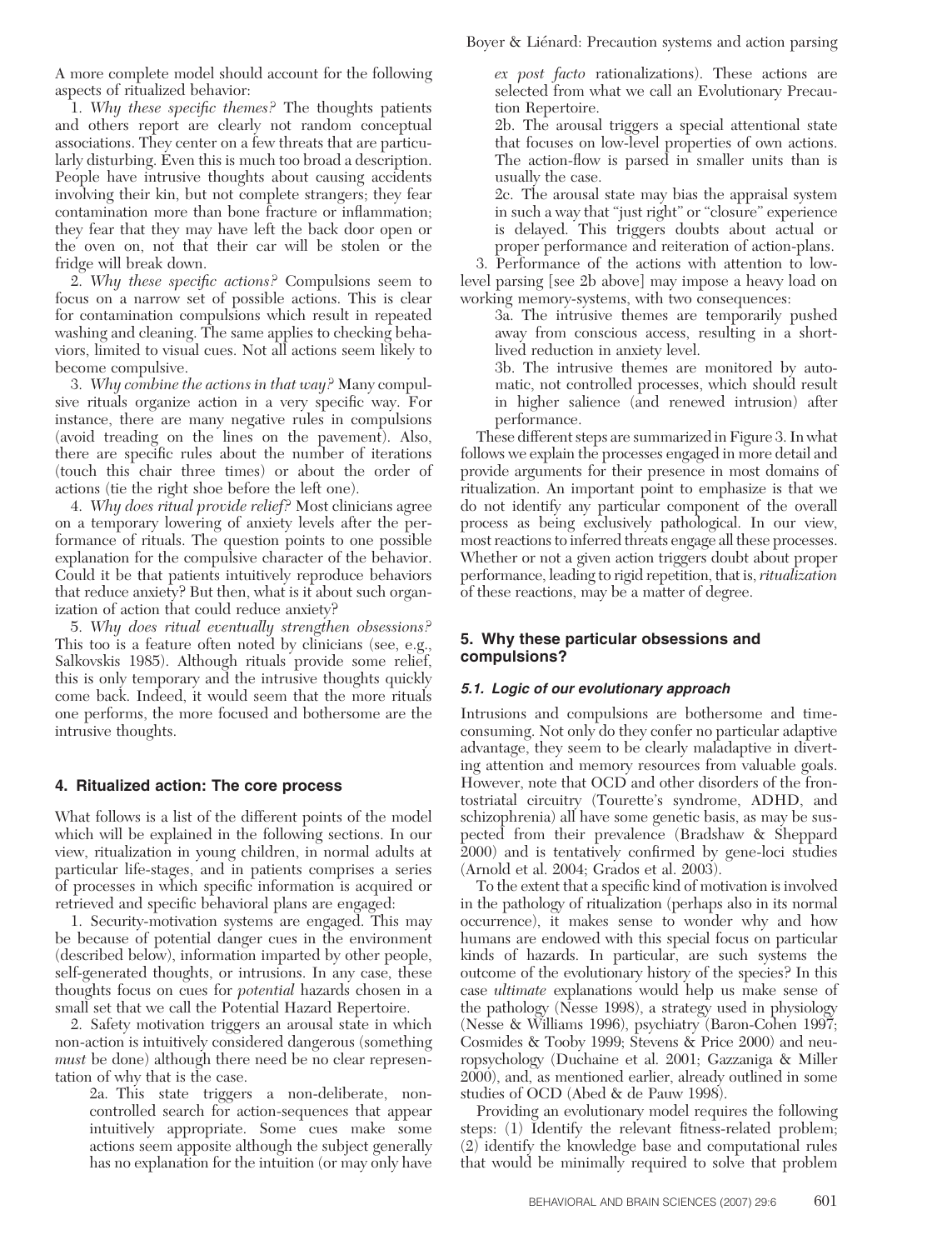A more complete model should account for the following aspects of ritualized behavior:

1. *Why these specific themes?* The thoughts patients and others report are clearly not random conceptual associations. They center on a few threats that are particularly disturbing. Even this is much too broad a description. People have intrusive thoughts about causing accidents involving their kin, but not complete strangers; they fear contamination more than bone fracture or inflammation; they fear that they may have left the back door open or the oven on, not that their car will be stolen or the fridge will break down.

2. *Why these specific actions?* Compulsions seem to focus on a narrow set of possible actions. This is clear for contamination compulsions which result in repeated washing and cleaning. The same applies to checking behaviors, limited to visual cues. Not all actions seem likely to become compulsive.

3. *Why combine the actions in that way?* Many compulsive rituals organize action in a very specific way. For instance, there are many negative rules in compulsions (avoid treading on the lines on the pavement). Also, there are specific rules about the number of iterations (touch this chair three times) or about the order of actions (tie the right shoe before the left one).

4. *Why does ritual provide relief?* Most clinicians agree on a temporary lowering of anxiety levels after the performance of rituals. The question points to one possible explanation for the compulsive character of the behavior. Could it be that patients intuitively reproduce behaviors that reduce anxiety? But then, what is it about such organization of action that could reduce anxiety?

5. *Why does ritual eventually strengthen obsessions?* This too is a feature often noted by clinicians (see, e.g., Salkovskis 1985). Although rituals provide some relief, this is only temporary and the intrusive thoughts quickly come back. Indeed, it would seem that the more rituals one performs, the more focused and bothersome are the intrusive thoughts.

## 4. Ritualized action: The core process

What follows is a list of the different points of the model which will be explained in the following sections. In our view, ritualization in young children, in normal adults at particular life-stages, and in patients comprises a series of processes in which specific information is acquired or retrieved and specific behavioral plans are engaged:

1. Security-motivation systems are engaged. This may be because of potential danger cues in the environment (described below), information imparted by other people, self-generated thoughts, or intrusions. In any case, these thoughts focus on cues for *potential* hazards chosen in a small set that we call the Potential Hazard Repertoire.

2. Safety motivation triggers an arousal state in which non-action is intuitively considered dangerous (something *must* be done) although there need be no clear representation of why that is the case.

   2a. This state triggers a non-deliberate, non-controlled search for action-sequences that appear intuitively appropriate. Some cues make some actions seem apposite although the subject generally has no explanation for the intuition (or may only have *ex post facto* rationalizations). These actions are selected from what we call an Evolutionary Precaution Repertoire.

   2b. The arousal state triggers a special attentional state that focuses on low-level properties of own actions. The action-flow is parsed in smaller units than is usually the case.

   2c. The arousal state may bias the appraisal system in such a way that "just right" or "closure" experience is delayed. This triggers doubts about actual or proper performance and reiteration of action-plans.

3. Performance of the actions with attention to low-level parsing [see 2b above] may impose a heavy load on working memory-systems, with two consequences:

   3a. The intrusive themes are temporarily pushed away from conscious access, resulting in a short-lived reduction in anxiety level.

   3b. The intrusive themes are monitored by automatic, not controlled processes, which should result in higher salience (and renewed intrusion) after performance.

These different steps are summarized in Figure 3. In what follows we explain the processes engaged in more detail and provide arguments for their presence in most domains of ritualization. An important point to emphasize is that we do not identify any particular component of the overall process as being exclusively pathological. In our view, most reactions to inferred threats engage all these processes. Whether or not a given action triggers doubt about proper performance, leading to rigid repetition, that is, *ritualization* of these reactions, may be a matter of degree.

## 5. Why these particular obsessions and compulsions?

### 5.1. Logic of our evolutionary approach

Intrusions and compulsions are bothersome and time-consuming. Not only do they confer no particular adaptive advantage, they seem to be clearly maladaptive in diverting attention and memory resources from valuable goals. However, note that OCD and other disorders of the frontostriatal circuitry (Tourette's syndrome, ADHD, and schizophrenia) all have some genetic basis, as may be suspected from their prevalence (Bradshaw & Sheppard 2000) and is tentatively confirmed by gene-loci studies (Arnold et al. 2004; Grados et al. 2003).

To the extent that a specific kind of motivation is involved in the pathology of ritualization (perhaps also in its normal occurrence), it makes sense to wonder why and how humans are endowed with this special focus on particular kinds of hazards. In particular, are such systems the outcome of the evolutionary history of the species? In this case *ultimate* explanations would help us make sense of the pathology (Nesse 1998), a strategy used in physiology (Nesse & Williams 1996), psychiatry (Baron-Cohen 1997; Cosmides & Tooby 1999; Stevens & Price 2000) and neuropsychology (Duchaine et al. 2001; Gazzaniga & Miller 2000), and, as mentioned earlier, already outlined in some studies of OCD (Abed & de Pauw 1998).

Providing an evolutionary model requires the following steps: (1) Identify the relevant fitness-related problem; (2) identify the knowledge base and computational rules that would be minimally required to solve that problem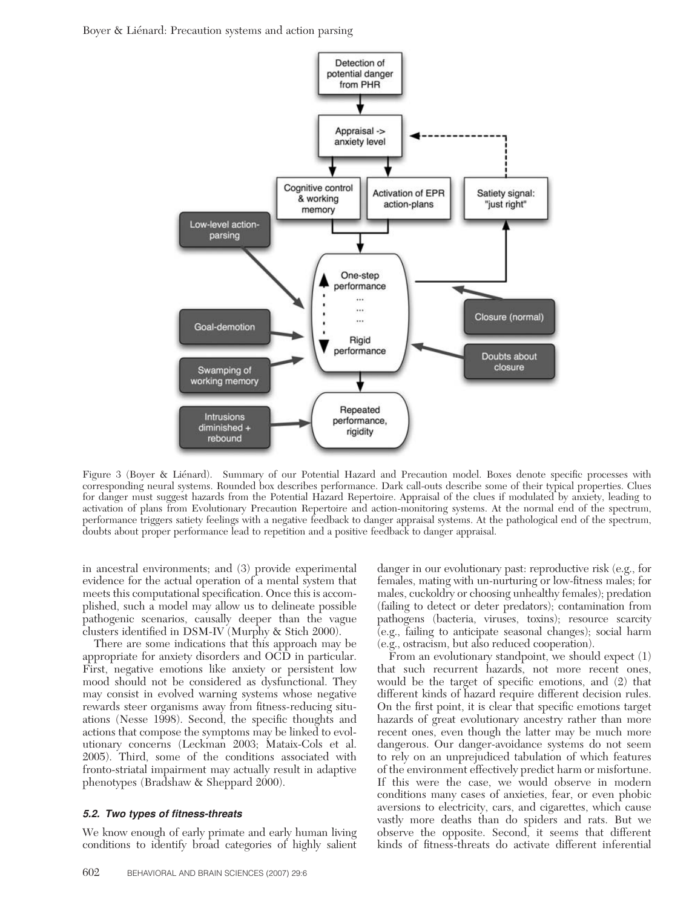Figure 3 (Boyer & Liénard). Summary of our Potential Hazard and Precaution model. Boxes denote specific processes with corresponding neural systems. Rounded box describes performance. Dark call-outs describe some of their typical properties. Clues for danger must suggest hazards from the Potential Hazard Repertoire. Appraisal of the clues if modulated by anxiety, leading to activation of plans from Evolutionary Precaution Repertoire and action-monitoring systems. At the normal end of the spectrum, performance triggers satiety feelings with a negative feedback to danger appraisal systems. At the pathological end of the spectrum, doubts about proper performance lead to repetition and a positive feedback to danger appraisal.

in ancestral environments; and (3) provide experimental evidence for the actual operation of a mental system that meets this computational specification. Once this is accomplished, such a model may allow us to delineate possible pathogenic scenarios, causally deeper than the vague clusters identified in DSM-IV (Murphy & Stich 2000).

There are some indications that this approach may be appropriate for anxiety disorders and OCD in particular. First, negative emotions like anxiety or persistent low mood should not be considered as dysfunctional. They may consist in evolved warning systems whose negative rewards steer organisms away from fitness-reducing situations (Nesse 1998). Second, the specific thoughts and actions that compose the symptoms may be linked to evolutionary concerns (Leckman 2003; Mataix-Cols et al. 2005). Third, some of the conditions associated with fronto-striatal impairment may actually result in adaptive phenotypes (Bradshaw & Sheppard 2000).

### *5.2. Two types of fitness-threats*

We know enough of early primate and early human living conditions to identify broad categories of highly salient danger in our evolutionary past: reproductive risk (e.g., for females, mating with un-nurturing or low-fitness males; for males, cuckoldry or choosing unhealthy females); predation (failing to detect or deter predators); contamination from pathogens (bacteria, viruses, toxins); resource scarcity (e.g., failing to anticipate seasonal changes); social harm (e.g., ostracism, but also reduced cooperation).

From an evolutionary standpoint, we should expect (1) that such recurrent hazards, not more recent ones, would be the target of specific emotions, and (2) that different kinds of hazard require different decision rules. On the first point, it is clear that specific emotions target hazards of great evolutionary ancestry rather than more recent ones, even though the latter may be much more dangerous. Our danger-avoidance systems do not seem to rely on an unprejudiced tabulation of which features of the environment effectively predict harm or misfortune. If this were the case, we would observe in modern conditions many cases of anxieties, fear, or even phobic aversions to electricity, cars, and cigarettes, which cause vastly more deaths than do spiders and rats. But we observe the opposite. Second, it seems that different kinds of fitness-threats do activate different inferential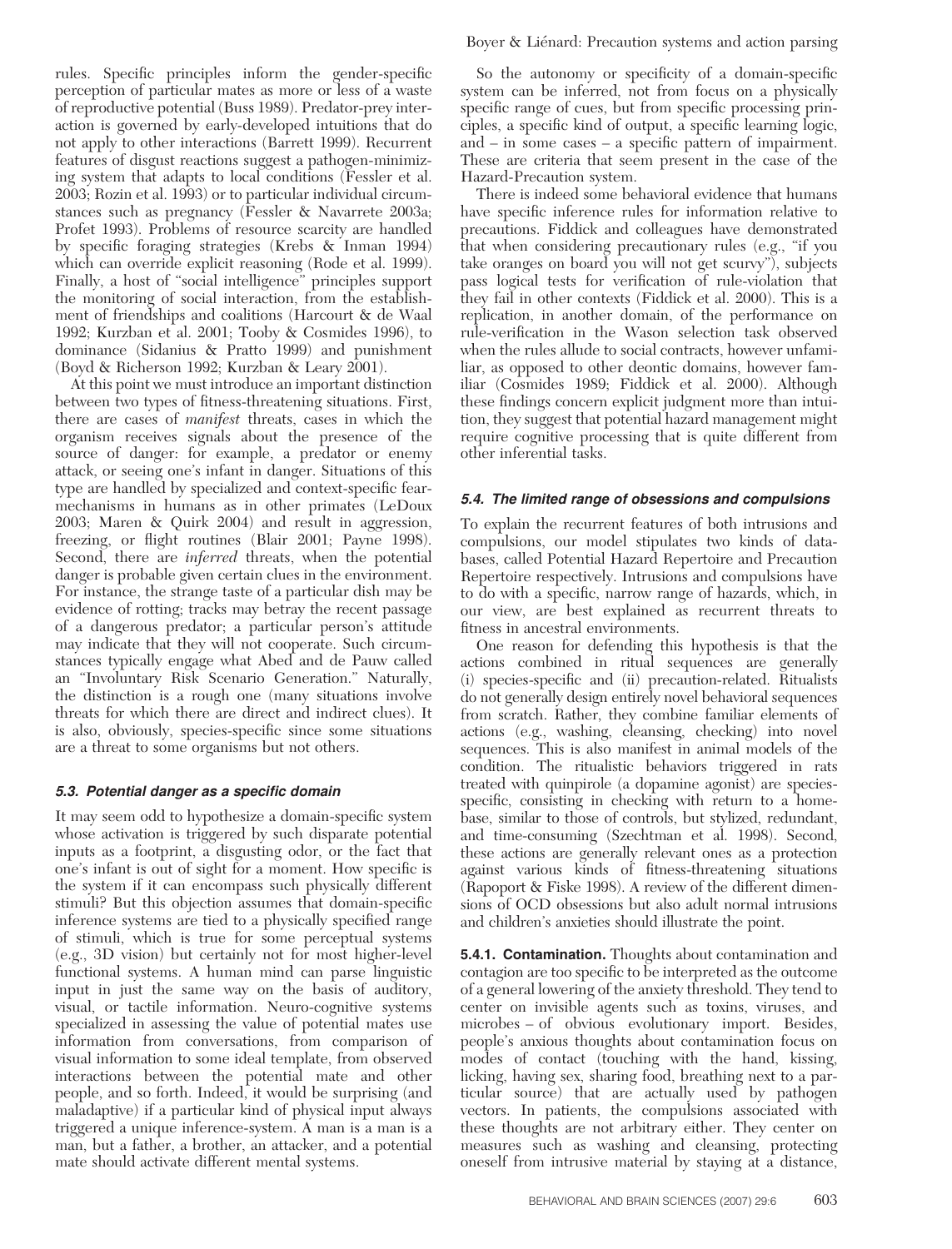rules. Specific principles inform the gender-specific perception of particular mates as more or less of a waste of reproductive potential (Buss 1989). Predator-prey interaction is governed by early-developed intuitions that do not apply to other interactions (Barrett 1999). Recurrent features of disgust reactions suggest a pathogen-minimizing system that adapts to local conditions (Fessler et al. 2003; Rozin et al. 1993) or to particular individual circumstances such as pregnancy (Fessler & Navarrete 2003a; Profet 1993). Problems of resource scarcity are handled by specific foraging strategies (Krebs & Inman 1994) which can override explicit reasoning (Rode et al. 1999). Finally, a host of "social intelligence" principles support the monitoring of social interaction, from the establishment of friendships and coalitions (Harcourt & de Waal 1992; Kurzban et al. 2001; Tooby & Cosmides 1996), to dominance (Sidanius & Pratto 1999) and punishment (Boyd & Richerson 1992; Kurzban & Leary 2001).

At this point we must introduce an important distinction between two types of fitness-threatening situations. First, there are cases of *manifest* threats, cases in which the organism receives signals about the presence of the source of danger: for example, a predator or enemy attack, or seeing one's infant in danger. Situations of this type are handled by specialized and context-specific fear-mechanisms in humans as in other primates (LeDoux 2003; Maren & Quirk 2004) and result in aggression, freezing, or flight routines (Blair 2001; Payne 1998). Second, there are *inferred* threats, when the potential danger is probable given certain clues in the environment. For instance, the strange taste of a particular dish may be evidence of rotting; tracks may betray the recent passage of a dangerous predator; a particular person's attitude may indicate that they will not cooperate. Such circumstances typically engage what Abed and de Pauw called an "Involuntary Risk Scenario Generation." Naturally, the distinction is a rough one (many situations involve threats for which there are direct and indirect clues). It is also, obviously, species-specific since some situations are a threat to some organisms but not others.

### 5.3. Potential danger as a specific domain

It may seem odd to hypothesize a domain-specific system whose activation is triggered by such disparate potential inputs as a footprint, a disgusting odor, or the fact that one's infant is out of sight for a moment. How specific is the system if it can encompass such physically different stimuli? But this objection assumes that domain-specific inference systems are tied to a physically specified range of stimuli, which is true for some perceptual systems (e.g., 3D vision) but certainly not for most higher-level functional systems. A human mind can parse linguistic input in just the same way on the basis of auditory, visual, or tactile information. Neuro-cognitive systems specialized in assessing the value of potential mates use information from conversations, from comparison of visual information to some ideal template, from observed interactions between the potential mate and other people, and so forth. Indeed, it would be surprising (and maladaptive) if a particular kind of physical input always triggered a unique inference-system. A man is a man is a man, but a father, a brother, an attacker, and a potential mate should activate different mental systems.

So the autonomy or specificity of a domain-specific system can be inferred, not from focus on a physically specific range of cues, but from specific processing principles, a specific kind of output, a specific learning logic, and – in some cases – a specific pattern of impairment. These are criteria that seem present in the case of the Hazard-Precaution system.

There is indeed some behavioral evidence that humans have specific inference rules for information relative to precautions. Fiddick and colleagues have demonstrated that when considering precautionary rules (e.g., "if you take oranges on board you will not get scurvy"), subjects pass logical tests for verification of rule-violation that they fail in other contexts (Fiddick et al. 2000). This is a replication, in another domain, of the performance on rule-verification in the Wason selection task observed when the rules allude to social contracts, however unfamiliar, as opposed to other deontic domains, however familiar (Cosmides 1989; Fiddick et al. 2000). Although these findings concern explicit judgment more than intuition, they suggest that potential hazard management might require cognitive processing that is quite different from other inferential tasks.

### 5.4. The limited range of obsessions and compulsions

To explain the recurrent features of both intrusions and compulsions, our model stipulates two kinds of databases, called Potential Hazard Repertoire and Precaution Repertoire respectively. Intrusions and compulsions have to do with a specific, narrow range of hazards, which, in our view, are best explained as recurrent threats to fitness in ancestral environments.

One reason for defending this hypothesis is that the actions combined in ritual sequences are generally (i) species-specific and (ii) precaution-related. Ritualists do not generally design entirely novel behavioral sequences from scratch. Rather, they combine familiar elements of actions (e.g., washing, cleansing, checking) into novel sequences. This is also manifest in animal models of the condition. The ritualistic behaviors triggered in rats treated with quinpirole (a dopamine agonist) are species-specific, consisting in checking with return to a home-base, similar to those of controls, but stylized, redundant, and time-consuming (Szechtman et al. 1998). Second, these actions are generally relevant ones as a protection against various kinds of fitness-threatening situations (Rapoport & Fiske 1998). A review of the different dimensions of OCD obsessions but also adult normal intrusions and children's anxieties should illustrate the point.

**5.4.1. Contamination.** Thoughts about contamination and contagion are too specific to be interpreted as the outcome of a general lowering of the anxiety threshold. They tend to center on invisible agents such as toxins, viruses, and microbes – of obvious evolutionary import. Besides, people's anxious thoughts about contamination focus on modes of contact (touching with the hand, kissing, licking, having sex, sharing food, breathing next to a particular source) that are actually used by pathogen vectors. In patients, the compulsions associated with these thoughts are not arbitrary either. They center on measures such as washing and cleansing, protecting oneself from intrusive material by staying at a distance,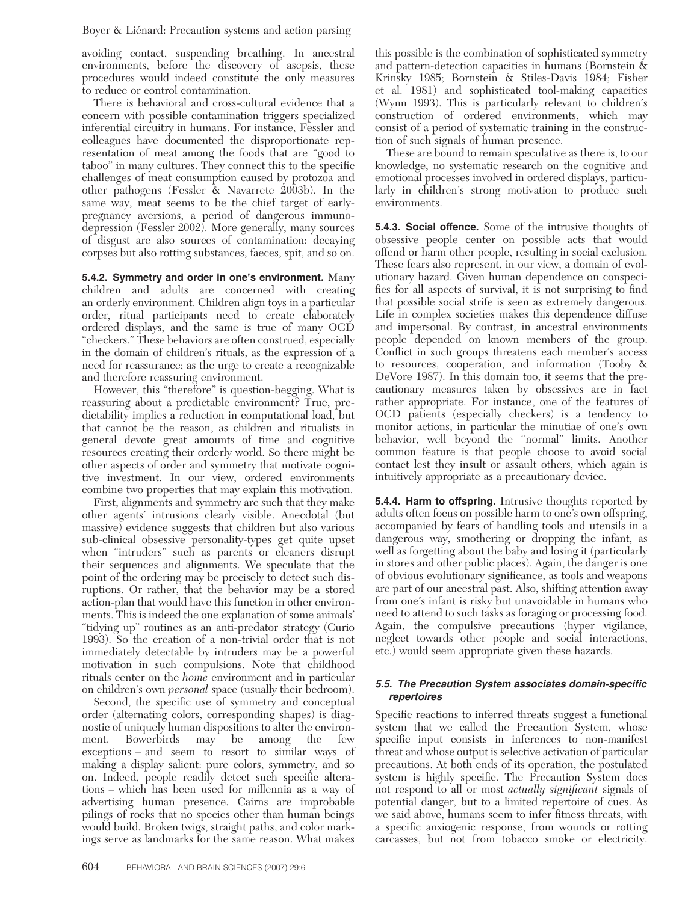avoiding contact, suspending breathing. In ancestral environments, before the discovery of asepsis, these procedures would indeed constitute the only measures to reduce or control contamination.

There is behavioral and cross-cultural evidence that a concern with possible contamination triggers specialized inferential circuitry in humans. For instance, Fessler and colleagues have documented the disproportionate representation of meat among the foods that are "good to taboo" in many cultures. They connect this to the specific challenges of meat consumption caused by protozoa and other pathogens (Fessler & Navarrete 2003b). In the same way, meat seems to be the chief target of early-pregnancy aversions, a period of dangerous immuno-depression (Fessler 2002). More generally, many sources of disgust are also sources of contamination: decaying corpses but also rotting substances, faeces, spit, and so on.

**5.4.2. Symmetry and order in one's environment.** Many children and adults are concerned with creating an orderly environment. Children align toys in a particular order, ritual participants need to create elaborately ordered displays, and the same is true of many OCD "checkers." These behaviors are often construed, especially in the domain of children's rituals, as the expression of a need for reassurance; as the urge to create a recognizable and therefore reassuring environment.

However, this "therefore" is question-begging. What is reassuring about a predictable environment? True, predictability implies a reduction in computational load, but that cannot be the reason, as children and ritualists in general devote great amounts of time and cognitive resources creating their orderly world. So there might be other aspects of order and symmetry that motivate cognitive investment. In our view, ordered environments combine two properties that may explain this motivation.

First, alignments and symmetry are such that they make other agents' intrusions clearly visible. Anecdotal (but massive) evidence suggests that children but also various sub-clinical obsessive personality-types get quite upset when "intruders" such as parents or cleaners disrupt their sequences and alignments. We speculate that the point of the ordering may be precisely to detect such disruptions. Or rather, that the behavior may be a stored action-plan that would have this function in other environments. This is indeed the one explanation of some animals' "tidying up" routines as an anti-predator strategy (Curio 1993). So the creation of a non-trivial order that is not immediately detectable by intruders may be a powerful motivation in such compulsions. Note that childhood rituals center on the *home* environment and in particular on children's own *personal* space (usually their bedroom).

Second, the specific use of symmetry and conceptual order (alternating colors, corresponding shapes) is diagnostic of uniquely human dispositions to alter the environment. Bowerbirds may be among the few exceptions – and seem to resort to similar ways of making a display salient: pure colors, symmetry, and so on. Indeed, people readily detect such specific alterations – which has been used for millennia as a way of advertising human presence. Cairns are improbable pilings of rocks that no species other than human beings would build. Broken twigs, straight paths, and color markings serve as landmarks for the same reason. What makes this possible is the combination of sophisticated symmetry and pattern-detection capacities in humans (Bornstein & Krinsky 1985; Bornstein & Stiles-Davis 1984; Fisher et al. 1981) and sophisticated tool-making capacities (Wynn 1993). This is particularly relevant to children's construction of ordered environments, which may consist of a period of systematic training in the construction of such signals of human presence.

These are bound to remain speculative as there is, to our knowledge, no systematic research on the cognitive and emotional processes involved in ordered displays, particularly in children's strong motivation to produce such environments.

**5.4.3. Social offence.** Some of the intrusive thoughts of obsessive people center on possible acts that would offend or harm other people, resulting in social exclusion. These fears also represent, in our view, a domain of evolutionary hazard. Given human dependence on conspecifics for all aspects of survival, it is not surprising to find that possible social strife is seen as extremely dangerous. Life in complex societies makes this dependence diffuse and impersonal. By contrast, in ancestral environments people depended on known members of the group. Conflict in such groups threatens each member's access to resources, cooperation, and information (Tooby & DeVore 1987). In this domain too, it seems that the precautionary measures taken by obsessives are in fact rather appropriate. For instance, one of the features of OCD patients (especially checkers) is a tendency to monitor actions, in particular the minutiae of one's own behavior, well beyond the "normal" limits. Another common feature is that people choose to avoid social contact lest they insult or assault others, which again is intuitively appropriate as a precautionary device.

**5.4.4. Harm to offspring.** Intrusive thoughts reported by adults often focus on possible harm to one's own offspring, accompanied by fears of handling tools and utensils in a dangerous way, smothering or dropping the infant, as well as forgetting about the baby and losing it (particularly in stores and other public places). Again, the danger is one of obvious evolutionary significance, as tools and weapons are part of our ancestral past. Also, shifting attention away from one's infant is risky but unavoidable in humans who need to attend to such tasks as foraging or processing food. Again, the compulsive precautions (hyper vigilance, neglect towards other people and social interactions, etc.) would seem appropriate given these hazards.

### *5.5. The Precaution System associates domain-specific repertoires*

Specific reactions to inferred threats suggest a functional system that we called the Precaution System, whose specific input consists in inferences to non-manifest threat and whose output is selective activation of particular precautions. At both ends of its operation, the postulated system is highly specific. The Precaution System does not respond to all or most *actually significant* signals of potential danger, but to a limited repertoire of cues. As we said above, humans seem to infer fitness threats, with a specific anxiogenic response, from wounds or rotting carcasses, but not from tobacco smoke or electricity.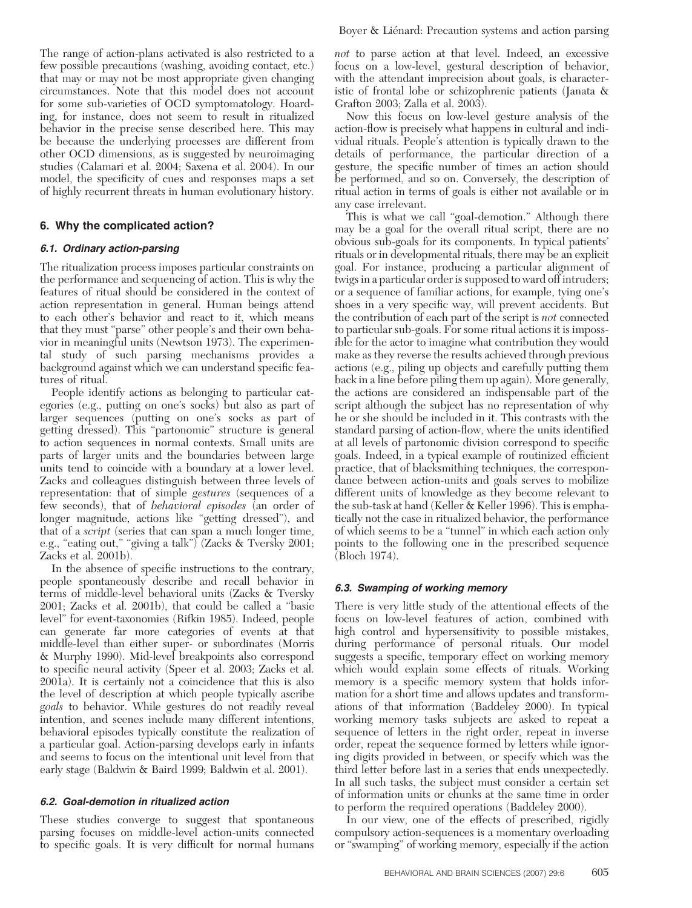The range of action-plans activated is also restricted to a few possible precautions (washing, avoiding contact, etc.) that may or may not be most appropriate given changing circumstances. Note that this model does not account for some sub-varieties of OCD symptomatology. Hoarding, for instance, does not seem to result in ritualized behavior in the precise sense described here. This may be because the underlying processes are different from other OCD dimensions, as is suggested by neuroimaging studies (Calamari et al. 2004; Saxena et al. 2004). In our model, the specificity of cues and responses maps a set of highly recurrent threats in human evolutionary history.

## 6. Why the complicated action?

### 6.1. Ordinary action-parsing

The ritualization process imposes particular constraints on the performance and sequencing of action. This is why the features of ritual should be considered in the context of action representation in general. Human beings attend to each other's behavior and react to it, which means that they must "parse" other people's and their own behavior in meaningful units (Newtson 1973). The experimental study of such parsing mechanisms provides a background against which we can understand specific features of ritual.

People identify actions as belonging to particular categories (e.g., putting on one's socks) but also as part of larger sequences (putting on one's socks as part of getting dressed). This "partonomic" structure is general to action sequences in normal contexts. Small units are parts of larger units and the boundaries between large units tend to coincide with a boundary at a lower level. Zacks and colleagues distinguish between three levels of representation: that of simple *gestures* (sequences of a few seconds), that of *behavioral episodes* (an order of longer magnitude, actions like "getting dressed"), and that of a *script* (series that can span a much longer time, e.g., "eating out," "giving a talk") (Zacks & Tversky 2001; Zacks et al. 2001b).

In the absence of specific instructions to the contrary, people spontaneously describe and recall behavior in terms of middle-level behavioral units (Zacks & Tversky 2001; Zacks et al. 2001b), that could be called a "basic level" for event-taxonomies (Rifkin 1985). Indeed, people can generate far more categories of events at that middle-level than either super- or subordinates (Morris & Murphy 1990). Mid-level breakpoints also correspond to specific neural activity (Speer et al. 2003; Zacks et al. 2001a). It is certainly not a coincidence that this is also the level of description at which people typically ascribe *goals* to behavior. While gestures do not readily reveal intention, and scenes include many different intentions, behavioral episodes typically constitute the realization of a particular goal. Action-parsing develops early in infants and seems to focus on the intentional unit level from that early stage (Baldwin & Baird 1999; Baldwin et al. 2001).

### 6.2. Goal-demotion in ritualized action

These studies converge to suggest that spontaneous parsing focuses on middle-level action-units connected to specific goals. It is very difficult for normal humans *not* to parse action at that level. Indeed, an excessive focus on a low-level, gestural description of behavior, with the attendant imprecision about goals, is characteristic of frontal lobe or schizophrenic patients (Janata & Grafton 2003; Zalla et al. 2003).

Now this focus on low-level gesture analysis of the action-flow is precisely what happens in cultural and individual rituals. People's attention is typically drawn to the details of performance, the particular direction of a gesture, the specific number of times an action should be performed, and so on. Conversely, the description of ritual action in terms of goals is either not available or in any case irrelevant.

This is what we call "goal-demotion." Although there may be a goal for the overall ritual script, there are no obvious sub-goals for its components. In typical patients' rituals or in developmental rituals, there may be an explicit goal. For instance, producing a particular alignment of twigs in a particular order is supposed to ward off intruders; or a sequence of familiar actions, for example, tying one's shoes in a very specific way, will prevent accidents. But the contribution of each part of the script is *not* connected to particular sub-goals. For some ritual actions it is impossible for the actor to imagine what contribution they would make as they reverse the results achieved through previous actions (e.g., piling up objects and carefully putting them back in a line before piling them up again). More generally, the actions are considered an indispensable part of the script although the subject has no representation of why he or she should be included in it. This contrasts with the standard parsing of action-flow, where the units identified at all levels of partonomic division correspond to specific goals. Indeed, in a typical example of routinized efficient practice, that of blacksmithing techniques, the correspondance between action-units and goals serves to mobilize different units of knowledge as they become relevant to the sub-task at hand (Keller & Keller 1996). This is emphatically not the case in ritualized behavior, the performance of which seems to be a "tunnel" in which each action only points to the following one in the prescribed sequence (Bloch 1974).

### 6.3. Swamping of working memory

There is very little study of the attentional effects of the focus on low-level features of action, combined with high control and hypersensitivity to possible mistakes, during performance of personal rituals. Our model suggests a specific, temporary effect on working memory which would explain some effects of rituals. Working memory is a specific memory system that holds information for a short time and allows updates and transformations of that information (Baddeley 2000). In typical working memory tasks subjects are asked to repeat a sequence of letters in the right order, repeat in inverse order, repeat the sequence formed by letters while ignoring digits provided in between, or specify which was the third letter before last in a series that ends unexpectedly. In all such tasks, the subject must consider a certain set of information units or chunks at the same time in order to perform the required operations (Baddeley 2000).

In our view, one of the effects of prescribed, rigidly compulsory action-sequences is a momentary overloading or "swamping" of working memory, especially if the action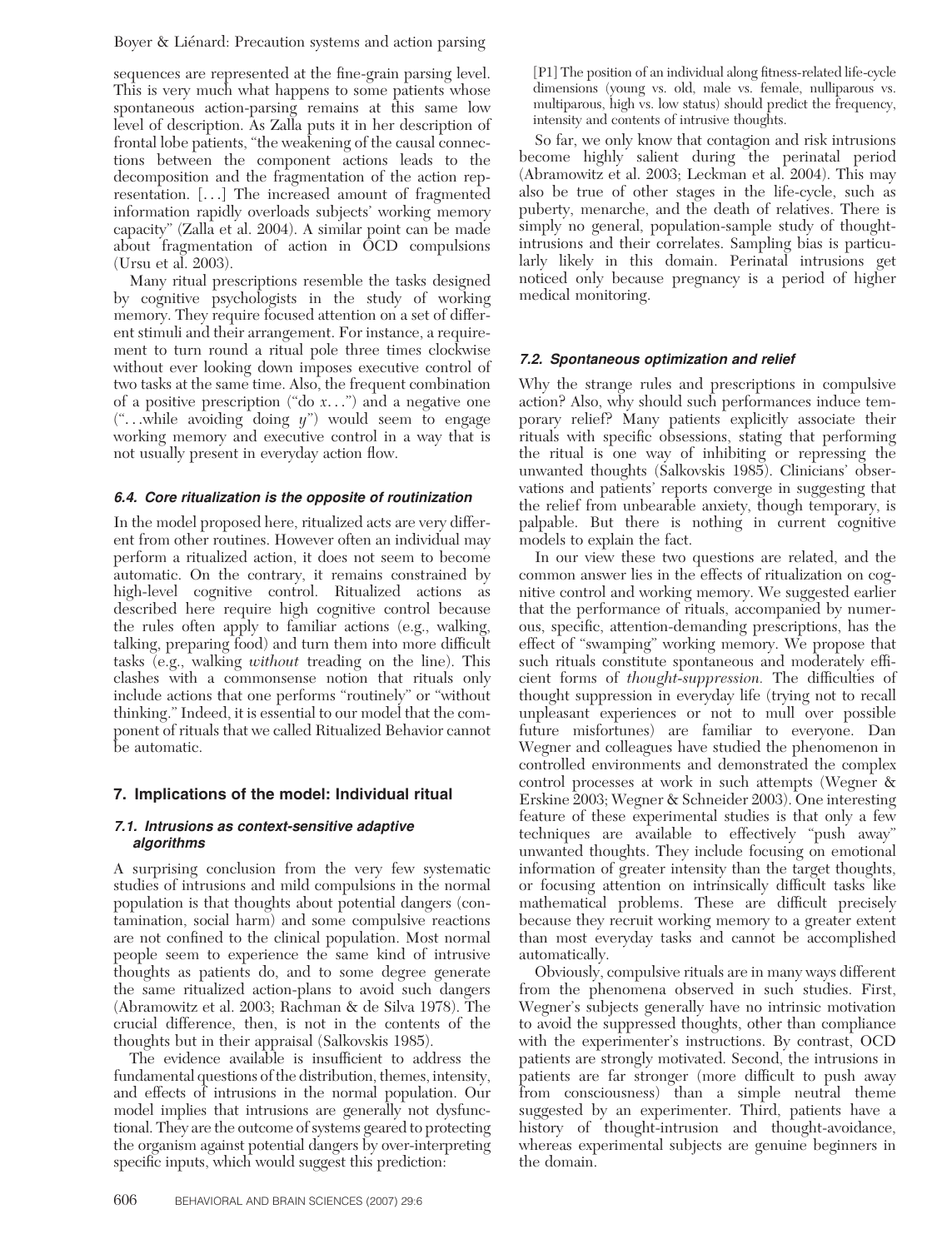sequences are represented at the fine-grain parsing level. This is very much what happens to some patients whose spontaneous action-parsing remains at this same low level of description. As Zalla puts it in her description of frontal lobe patients, "the weakening of the causal connections between the component actions leads to the decomposition and the fragmentation of the action representation. [...] The increased amount of fragmented information rapidly overloads subjects' working memory capacity" (Zalla et al. 2004). A similar point can be made about fragmentation of action in OCD compulsions (Ursu et al. 2003).

Many ritual prescriptions resemble the tasks designed by cognitive psychologists in the study of working memory. They require focused attention on a set of different stimuli and their arrangement. For instance, a requirement to turn round a ritual pole three times clockwise without ever looking down imposes executive control of two tasks at the same time. Also, the frequent combination of a positive prescription ("do *x*...") and a negative one ("...while avoiding doing *y*") would seem to engage working memory and executive control in a way that is not usually present in everyday action flow.

### 6.4. Core ritualization is the opposite of routinization

In the model proposed here, ritualized acts are very different from other routines. However often an individual may perform a ritualized action, it does not seem to become automatic. On the contrary, it remains constrained by high-level cognitive control. Ritualized actions as described here require high cognitive control because the rules often apply to familiar actions (e.g., walking, talking, preparing food) and turn them into more difficult tasks (e.g., walking *without* treading on the line). This clashes with a commonsense notion that rituals only include actions that one performs "routinely" or "without thinking." Indeed, it is essential to our model that the component of rituals that we called Ritualized Behavior cannot be automatic.

## 7. Implications of the model: Individual ritual

### 7.1. Intrusions as context-sensitive adaptive algorithms

A surprising conclusion from the very few systematic studies of intrusions and mild compulsions in the normal population is that thoughts about potential dangers (contamination, social harm) and some compulsive reactions are not confined to the clinical population. Most normal people seem to experience the same kind of intrusive thoughts as patients do, and to some degree generate the same ritualized action-plans to avoid such dangers (Abramowitz et al. 2003; Rachman & de Silva 1978). The crucial difference, then, is not in the contents of the thoughts but in their appraisal (Salkovskis 1985).

The evidence available is insufficient to address the fundamental questions of the distribution, themes, intensity, and effects of intrusions in the normal population. Our model implies that intrusions are generally not dysfunctional. They are the outcome of systems geared to protecting the organism against potential dangers by over-interpreting specific inputs, which would suggest this prediction:

[P1] The position of an individual along fitness-related life-cycle dimensions (young vs. old, male vs. female, nulliparous vs. multiparous, high vs. low status) should predict the frequency, intensity and contents of intrusive thoughts.

So far, we only know that contagion and risk intrusions become highly salient during the perinatal period (Abramowitz et al. 2003; Leckman et al. 2004). This may also be true of other stages in the life-cycle, such as puberty, menarche, and the death of relatives. There is simply no general, population-sample study of thought-intrusions and their correlates. Sampling bias is particularly likely in this domain. Perinatal intrusions get noticed only because pregnancy is a period of higher medical monitoring.

### 7.2. Spontaneous optimization and relief

Why the strange rules and prescriptions in compulsive action? Also, why should such performances induce temporary relief? Many patients explicitly associate their rituals with specific obsessions, stating that performing the ritual is one way of inhibiting or repressing the unwanted thoughts (Salkovskis 1985). Clinicians' observations and patients' reports converge in suggesting that the relief from unbearable anxiety, though temporary, is palpable. But there is nothing in current cognitive models to explain the fact.

In our view these two questions are related, and the common answer lies in the effects of ritualization on cognitive control and working memory. We suggested earlier that the performance of rituals, accompanied by numerous, specific, attention-demanding prescriptions, has the effect of "swamping" working memory. We propose that such rituals constitute spontaneous and moderately efficient forms of *thought-suppression.* The difficulties of thought suppression in everyday life (trying not to recall unpleasant experiences or not to mull over possible future misfortunes) are familiar to everyone. Dan Wegner and colleagues have studied the phenomenon in controlled environments and demonstrated the complex control processes at work in such attempts (Wegner & Erskine 2003; Wegner & Schneider 2003). One interesting feature of these experimental studies is that only a few techniques are available to effectively "push away" unwanted thoughts. They include focusing on emotional information of greater intensity than the target thoughts, or focusing attention on intrinsically difficult tasks like mathematical problems. These are difficult precisely because they recruit working memory to a greater extent than most everyday tasks and cannot be accomplished automatically.

Obviously, compulsive rituals are in many ways different from the phenomena observed in such studies. First, Wegner's subjects generally have no intrinsic motivation to avoid the suppressed thoughts, other than compliance with the experimenter's instructions. By contrast, OCD patients are strongly motivated. Second, the intrusions in patients are far stronger (more difficult to push away from consciousness) than a simple neutral theme suggested by an experimenter. Third, patients have a history of thought-intrusion and thought-avoidance, whereas experimental subjects are genuine beginners in the domain.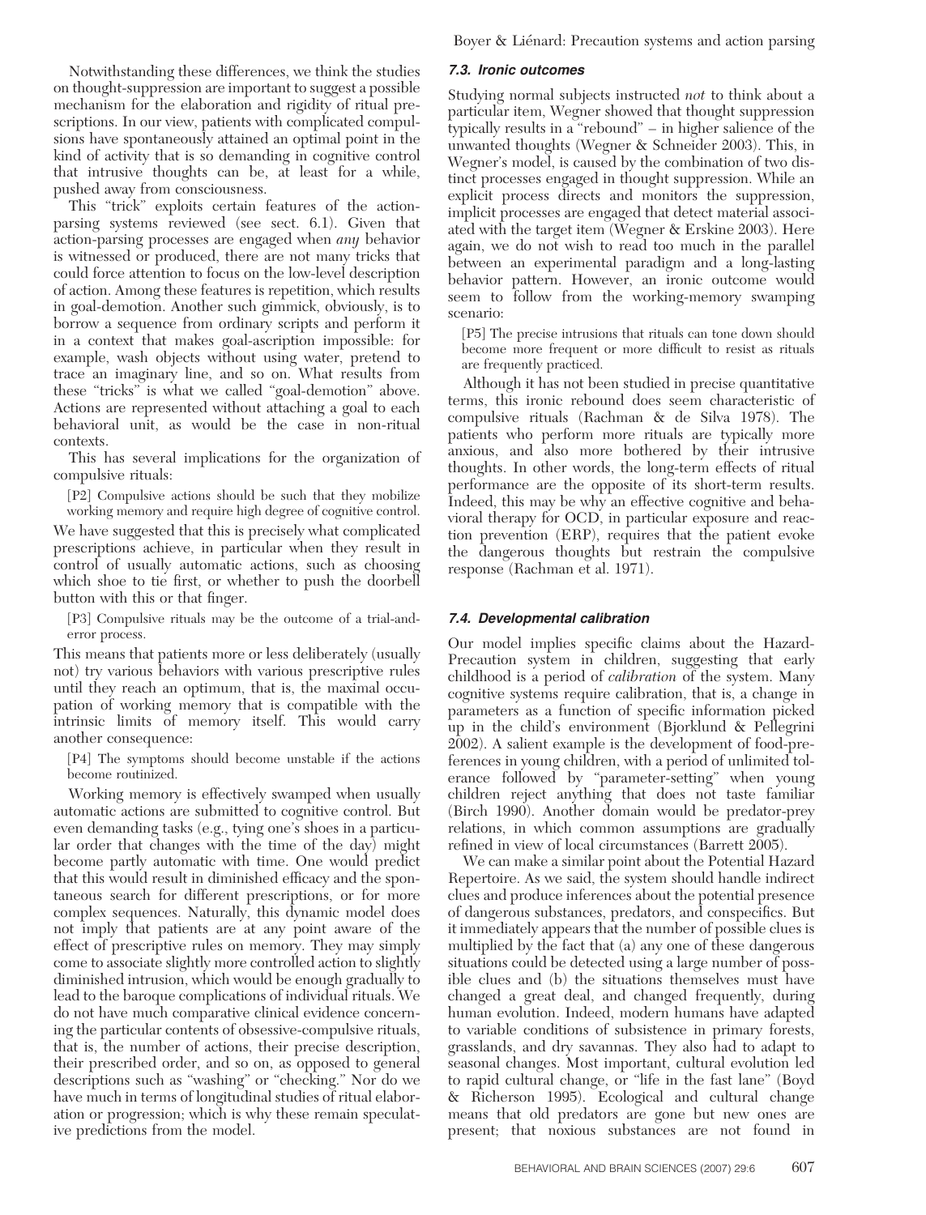Notwithstanding these differences, we think the studies on thought-suppression are important to suggest a possible mechanism for the elaboration and rigidity of ritual prescriptions. In our view, patients with complicated compulsions have spontaneously attained an optimal point in the kind of activity that is so demanding in cognitive control that intrusive thoughts can be, at least for a while, pushed away from consciousness.

This "trick" exploits certain features of the action-parsing systems reviewed (see sect. 6.1). Given that action-parsing processes are engaged when *any* behavior is witnessed or produced, there are not many tricks that could force attention to focus on the low-level description of action. Among these features is repetition, which results in goal-demotion. Another such gimmick, obviously, is to borrow a sequence from ordinary scripts and perform it in a context that makes goal-ascription impossible: for example, wash objects without using water, pretend to trace an imaginary line, and so on. What results from these "tricks" is what we called "goal-demotion" above. Actions are represented without attaching a goal to each behavioral unit, as would be the case in non-ritual contexts.

This has several implications for the organization of compulsive rituals:

> [P2] Compulsive actions should be such that they mobilize working memory and require high degree of cognitive control.

We have suggested that this is precisely what complicated prescriptions achieve, in particular when they result in control of usually automatic actions, such as choosing which shoe to tie first, or whether to push the doorbell button with this or that finger.

> [P3] Compulsive rituals may be the outcome of a trial-and-error process.

This means that patients more or less deliberately (usually not) try various behaviors with various prescriptive rules until they reach an optimum, that is, the maximal occupation of working memory that is compatible with the intrinsic limits of memory itself. This would carry another consequence:

> [P4] The symptoms should become unstable if the actions become routinized.

Working memory is effectively swamped when usually automatic actions are submitted to cognitive control. But even demanding tasks (e.g., tying one's shoes in a particular order that changes with the time of the day) might become partly automatic with time. One would predict that this would result in diminished efficacy and the spontaneous search for different prescriptions, or for more complex sequences. Naturally, this dynamic model does not imply that patients are at any point aware of the effect of prescriptive rules on memory. They may simply come to associate slightly more controlled action to slightly diminished intrusion, which would be enough gradually to lead to the baroque complications of individual rituals. We do not have much comparative clinical evidence concerning the particular contents of obsessive-compulsive rituals, that is, the number of actions, their precise description, their prescribed order, and so on, as opposed to general descriptions such as "washing" or "checking." Nor do we have much in terms of longitudinal studies of ritual elaboration or progression; which is why these remain speculative predictions from the model.

### 7.3. Ironic outcomes

Studying normal subjects instructed *not* to think about a particular item, Wegner showed that thought suppression typically results in a "rebound" – in higher salience of the unwanted thoughts (Wegner & Schneider 2003). This, in Wegner's model, is caused by the combination of two distinct processes engaged in thought suppression. While an explicit process directs and monitors the suppression, implicit processes are engaged that detect material associated with the target item (Wegner & Erskine 2003). Here again, we do not wish to read too much in the parallel between an experimental paradigm and a long-lasting behavior pattern. However, an ironic outcome would seem to follow from the working-memory swamping scenario:

> [P5] The precise intrusions that rituals can tone down should become more frequent or more difficult to resist as rituals are frequently practiced.

Although it has not been studied in precise quantitative terms, this ironic rebound does seem characteristic of compulsive rituals (Rachman & de Silva 1978). The patients who perform more rituals are typically more anxious, and also more bothered by their intrusive thoughts. In other words, the long-term effects of ritual performance are the opposite of its short-term results. Indeed, this may be why an effective cognitive and behavioral therapy for OCD, in particular exposure and reaction prevention (ERP), requires that the patient evoke the dangerous thoughts but restrain the compulsive response (Rachman et al. 1971).

### 7.4. Developmental calibration

Our model implies specific claims about the Hazard-Precaution system in children, suggesting that early childhood is a period of *calibration* of the system. Many cognitive systems require calibration, that is, a change in parameters as a function of specific information picked up in the child's environment (Bjorklund & Pellegrini 2002). A salient example is the development of food-preferences in young children, with a period of unlimited tolerance followed by "parameter-setting" when young children reject anything that does not taste familiar (Birch 1990). Another domain would be predator-prey relations, in which common assumptions are gradually refined in view of local circumstances (Barrett 2005).

We can make a similar point about the Potential Hazard Repertoire. As we said, the system should handle indirect clues and produce inferences about the potential presence of dangerous substances, predators, and conspecifics. But it immediately appears that the number of possible clues is multiplied by the fact that (a) any one of these dangerous situations could be detected using a large number of possible clues and (b) the situations themselves must have changed a great deal, and changed frequently, during human evolution. Indeed, modern humans have adapted to variable conditions of subsistence in primary forests, grasslands, and dry savannas. They also had to adapt to seasonal changes. Most important, cultural evolution led to rapid cultural change, or "life in the fast lane" (Boyd & Richerson 1995). Ecological and cultural change means that old predators are gone but new ones are present; that noxious substances are not found in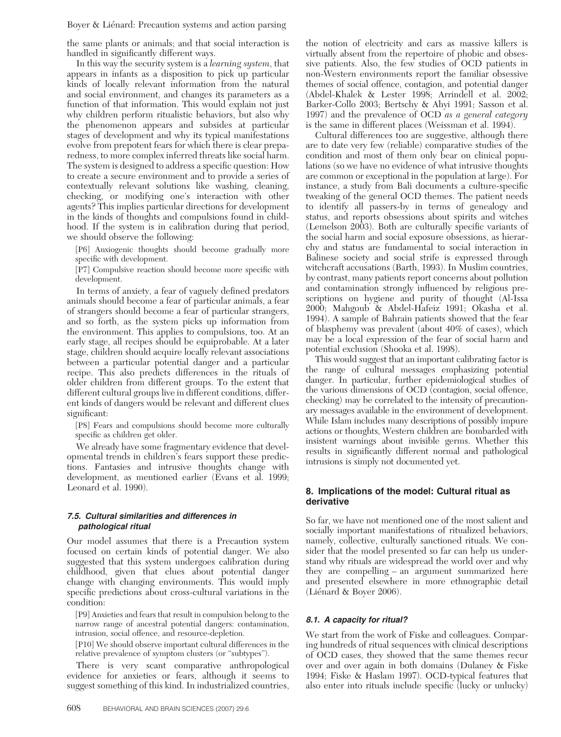the same plants or animals; and that social interaction is handled in significantly different ways.

In this way the security system is a *learning system*, that appears in infants as a disposition to pick up particular kinds of locally relevant information from the natural and social environment, and changes its parameters as a function of that information. This would explain not just why children perform ritualistic behaviors, but also why the phenomenon appears and subsides at particular stages of development and why its typical manifestations evolve from prepotent fears for which there is clear preparedness, to more complex inferred threats like social harm. The system is designed to address a specific question: How to create a secure environment and to provide a series of contextually relevant solutions like washing, cleaning, checking, or modifying one's interaction with other agents? This implies particular directions for development in the kinds of thoughts and compulsions found in childhood. If the system is in calibration during that period, we should observe the following:

[P6] Anxiogenic thoughts should become gradually more specific with development.

[P7] Compulsive reaction should become more specific with development.

In terms of anxiety, a fear of vaguely defined predators animals should become a fear of particular animals, a fear of strangers should become a fear of particular strangers, and so forth, as the system picks up information from the environment. This applies to compulsions, too. At an early stage, all recipes should be equiprobable. At a later stage, children should acquire locally relevant associations between a particular potential danger and a particular recipe. This also predicts differences in the rituals of older children from different groups. To the extent that different cultural groups live in different conditions, different kinds of dangers would be relevant and different clues significant:

[P8] Fears and compulsions should become more culturally specific as children get older.

We already have some fragmentary evidence that developmental trends in children's fears support these predictions. Fantasies and intrusive thoughts change with development, as mentioned earlier (Evans et al. 1999; Leonard et al. 1990).

### 7.5. Cultural similarities and differences in pathological ritual

Our model assumes that there is a Precaution system focused on certain kinds of potential danger. We also suggested that this system undergoes calibration during childhood, given that clues about potential danger change with changing environments. This would imply specific predictions about cross-cultural variations in the condition:

[P9] Anxieties and fears that result in compulsion belong to the narrow range of ancestral potential dangers: contamination, intrusion, social offence, and resource-depletion.

[P10] We should observe important cultural differences in the relative prevalence of symptom clusters (or "subtypes").

There is very scant comparative anthropological evidence for anxieties or fears, although it seems to suggest something of this kind. In industrialized countries, the notion of electricity and cars as massive killers is virtually absent from the repertoire of phobic and obsessive patients. Also, the few studies of OCD patients in non-Western environments report the familiar obsessive themes of social offence, contagion, and potential danger (Abdel-Khalek & Lester 1998; Arrindell et al. 2002; Barker-Collo 2003; Bertschy & Ahyi 1991; Sasson et al. 1997) and the prevalence of OCD *as a general category* is the same in different places (Weissman et al. 1994).

Cultural differences too are suggestive, although there are to date very few (reliable) comparative studies of the condition and most of them only bear on clinical populations (so we have no evidence of what intrusive thoughts are common or exceptional in the population at large). For instance, a study from Bali documents a culture-specific tweaking of the general OCD themes. The patient needs to identify all passers-by in terms of genealogy and status, and reports obsessions about spirits and witches (Lemelson 2003). Both are culturally specific variants of the social harm and social exposure obsessions, as hierarchy and status are fundamental to social interaction in Balinese society and social strife is expressed through witchcraft accusations (Barth, 1993). In Muslim countries, by contrast, many patients report concerns about pollution and contamination strongly influenced by religious prescriptions on hygiene and purity of thought (Al-Issa 2000; Mahgoub & Abdel-Hafeiz 1991; Okasha et al. 1994). A sample of Bahrain patients showed that the fear of blasphemy was prevalent (about 40% of cases), which may be a local expression of the fear of social harm and potential exclusion (Shooka et al. 1998).

This would suggest that an important calibrating factor is the range of cultural messages emphasizing potential danger. In particular, further epidemiological studies of the various dimensions of OCD (contagion, social offence, checking) may be correlated to the intensity of precautionary messages available in the environment of development. While Islam includes many descriptions of possibly impure actions or thoughts, Western children are bombarded with insistent warnings about invisible germs. Whether this results in significantly different normal and pathological intrusions is simply not documented yet.

## 8. Implications of the model: Cultural ritual as derivative

So far, we have not mentioned one of the most salient and socially important manifestations of ritualized behaviors, namely, collective, culturally sanctioned rituals. We consider that the model presented so far can help us understand why rituals are widespread the world over and why they are compelling – an argument summarized here and presented elsewhere in more ethnographic detail (Liénard & Boyer 2006).

### 8.1. A capacity for ritual?

We start from the work of Fiske and colleagues. Comparing hundreds of ritual sequences with clinical descriptions of OCD cases, they showed that the same themes recur over and over again in both domains (Dulaney & Fiske 1994; Fiske & Haslam 1997). OCD-typical features that also enter into rituals include specific (lucky or unlucky)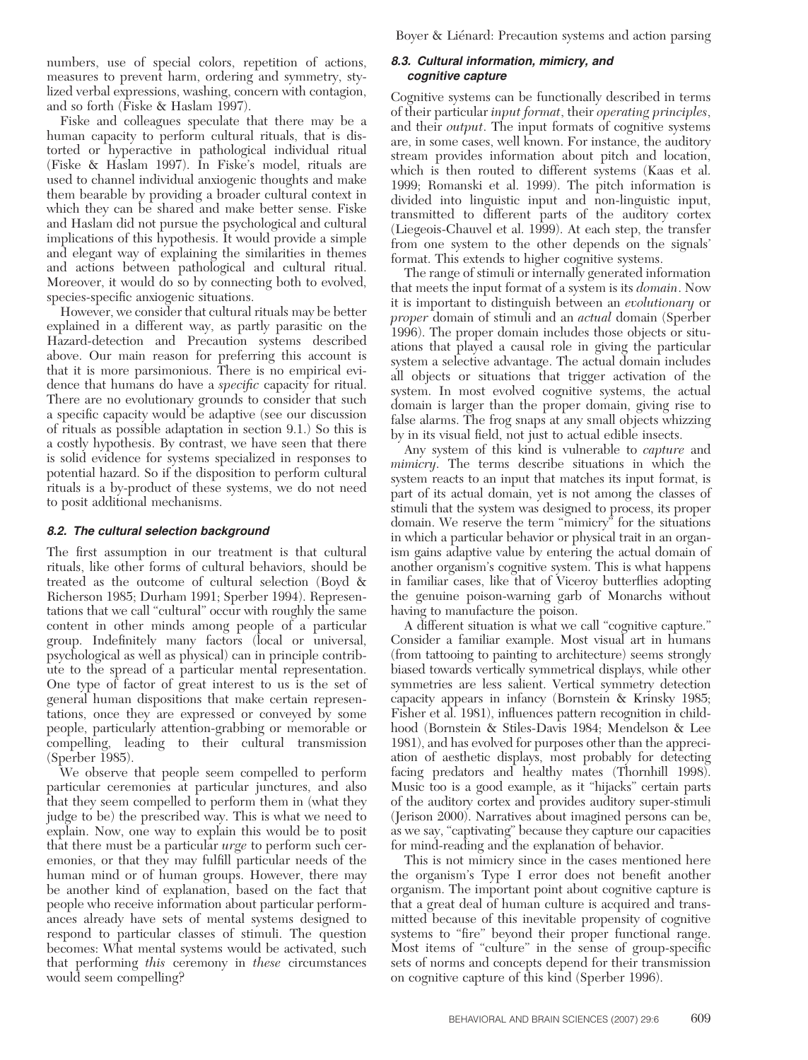numbers, use of special colors, repetition of actions, measures to prevent harm, ordering and symmetry, stylized verbal expressions, washing, concern with contagion, and so forth (Fiske & Haslam 1997).

Fiske and colleagues speculate that there may be a human capacity to perform cultural rituals, that is distorted or hyperactive in pathological individual ritual (Fiske & Haslam 1997). In Fiske's model, rituals are used to channel individual anxiogenic thoughts and make them bearable by providing a broader cultural context in which they can be shared and make better sense. Fiske and Haslam did not pursue the psychological and cultural implications of this hypothesis. It would provide a simple and elegant way of explaining the similarities in themes and actions between pathological and cultural ritual. Moreover, it would do so by connecting both to evolved, species-specific anxiogenic situations.

However, we consider that cultural rituals may be better explained in a different way, as partly parasitic on the Hazard-detection and Precaution systems described above. Our main reason for preferring this account is that it is more parsimonious. There is no empirical evidence that humans do have a *specific* capacity for ritual. There are no evolutionary grounds to consider that such a specific capacity would be adaptive (see our discussion of rituals as possible adaptation in section 9.1.) So this is a costly hypothesis. By contrast, we have seen that there is solid evidence for systems specialized in responses to potential hazard. So if the disposition to perform cultural rituals is a by-product of these systems, we do not need to posit additional mechanisms.

### 8.2. The cultural selection background

The first assumption in our treatment is that cultural rituals, like other forms of cultural behaviors, should be treated as the outcome of cultural selection (Boyd & Richerson 1985; Durham 1991; Sperber 1994). Representations that we call "cultural" occur with roughly the same content in other minds among people of a particular group. Indefinitely many factors (local or universal, psychological as well as physical) can in principle contribute to the spread of a particular mental representation. One type of factor of great interest to us is the set of general human dispositions that make certain representations, once they are expressed or conveyed by some people, particularly attention-grabbing or memorable or compelling, leading to their cultural transmission (Sperber 1985).

We observe that people seem compelled to perform particular ceremonies at particular junctures, and also that they seem compelled to perform them in (what they judge to be) the prescribed way. This is what we need to explain. Now, one way to explain this would be to posit that there must be a particular *urge* to perform such ceremonies, or that they may fulfill particular needs of the human mind or of human groups. However, there may be another kind of explanation, based on the fact that people who receive information about particular performances already have sets of mental systems designed to respond to particular classes of stimuli. The question becomes: What mental systems would be activated, such that performing *this* ceremony in *these* circumstances would seem compelling?

### 8.3. Cultural information, mimicry, and cognitive capture

Cognitive systems can be functionally described in terms of their particular *input format*, their *operating principles*, and their *output*. The input formats of cognitive systems are, in some cases, well known. For instance, the auditory stream provides information about pitch and location, which is then routed to different systems (Kaas et al. 1999; Romanski et al. 1999). The pitch information is divided into linguistic input and non-linguistic input, transmitted to different parts of the auditory cortex (Liegeois-Chauvel et al. 1999). At each step, the transfer from one system to the other depends on the signals' format. This extends to higher cognitive systems.

The range of stimuli or internally generated information that meets the input format of a system is its *domain*. Now it is important to distinguish between an *evolutionary* or *proper* domain of stimuli and an *actual* domain (Sperber 1996). The proper domain includes those objects or situations that played a causal role in giving the particular system a selective advantage. The actual domain includes all objects or situations that trigger activation of the system. In most evolved cognitive systems, the actual domain is larger than the proper domain, giving rise to false alarms. The frog snaps at any small objects whizzing by in its visual field, not just to actual edible insects.

Any system of this kind is vulnerable to *capture* and *mimicry*. The terms describe situations in which the system reacts to an input that matches its input format, is part of its actual domain, yet is not among the classes of stimuli that the system was designed to process, its proper domain. We reserve the term "mimicry" for the situations in which a particular behavior or physical trait in an organism gains adaptive value by entering the actual domain of another organism's cognitive system. This is what happens in familiar cases, like that of Viceroy butterflies adopting the genuine poison-warning garb of Monarchs without having to manufacture the poison.

A different situation is what we call "cognitive capture." Consider a familiar example. Most visual art in humans (from tattooing to painting to architecture) seems strongly biased towards vertically symmetrical displays, while other symmetries are less salient. Vertical symmetry detection capacity appears in infancy (Bornstein & Krinsky 1985; Fisher et al. 1981), influences pattern recognition in childhood (Bornstein & Stiles-Davis 1984; Mendelson & Lee 1981), and has evolved for purposes other than the appreciation of aesthetic displays, most probably for detecting facing predators and healthy mates (Thornhill 1998). Music too is a good example, as it "hijacks" certain parts of the auditory cortex and provides auditory super-stimuli (Jerison 2000). Narratives about imagined persons can be, as we say, "captivating" because they capture our capacities for mind-reading and the explanation of behavior.

This is not mimicry since in the cases mentioned here the organism's Type I error does not benefit another organism. The important point about cognitive capture is that a great deal of human culture is acquired and transmitted because of this inevitable propensity of cognitive systems to "fire" beyond their proper functional range. Most items of "culture" in the sense of group-specific sets of norms and concepts depend for their transmission on cognitive capture of this kind (Sperber 1996).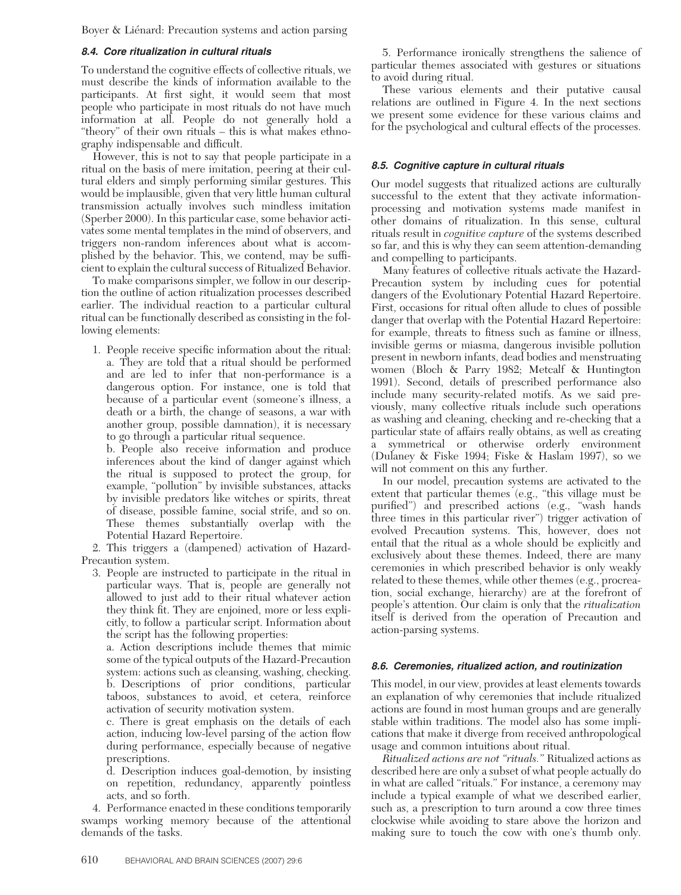### 8.4. Core ritualization in cultural rituals

To understand the cognitive effects of collective rituals, we must describe the kinds of information available to the participants. At first sight, it would seem that most people who participate in most rituals do not have much information at all. People do not generally hold a "theory" of their own rituals – this is what makes ethnography indispensable and difficult.

However, this is not to say that people participate in a ritual on the basis of mere imitation, peering at their cultural elders and simply performing similar gestures. This would be implausible, given that very little human cultural transmission actually involves such mindless imitation (Sperber 2000). In this particular case, some behavior activates some mental templates in the mind of observers, and triggers non-random inferences about what is accomplished by the behavior. This, we contend, may be sufficient to explain the cultural success of Ritualized Behavior.

To make comparisons simpler, we follow in our description the outline of action ritualization processes described earlier. The individual reaction to a particular cultural ritual can be functionally described as consisting in the following elements:

1. People receive specific information about the ritual:
   a. They are told that a ritual should be performed and are led to infer that non-performance is a dangerous option. For instance, one is told that because of a particular event (someone's illness, a death or a birth, the change of seasons, a war with another group, possible damnation), it is necessary to go through a particular ritual sequence.
   b. People also receive information and produce inferences about the kind of danger against which the ritual is supposed to protect the group, for example, "pollution" by invisible substances, attacks by invisible predators like witches or spirits, threat of disease, possible famine, social strife, and so on. These themes substantially overlap with the Potential Hazard Repertoire.
2. This triggers a (dampened) activation of Hazard-Precaution system.
3. People are instructed to participate in the ritual in particular ways. That is, people are generally not allowed to just add to their ritual whatever action they think fit. They are enjoined, more or less explicitly, to follow a particular script. Information about the script has the following properties:
   a. Action descriptions include themes that mimic some of the typical outputs of the Hazard-Precaution system: actions such as cleansing, washing, checking.
   b. Descriptions of prior conditions, particular taboos, substances to avoid, et cetera, reinforce activation of security motivation system.
   c. There is great emphasis on the details of each action, inducing low-level parsing of the action flow during performance, especially because of negative prescriptions.
   d. Description induces goal-demotion, by insisting on repetition, redundancy, apparently pointless acts, and so forth.
4. Performance enacted in these conditions temporarily swamps working memory because of the attentional demands of the tasks.
5. Performance ironically strengthens the salience of particular themes associated with gestures or situations to avoid during ritual.

These various elements and their putative causal relations are outlined in Figure 4. In the next sections we present some evidence for these various claims and for the psychological and cultural effects of the processes.

### 8.5. Cognitive capture in cultural rituals

Our model suggests that ritualized actions are culturally successful to the extent that they activate information-processing and motivation systems made manifest in other domains of ritualization. In this sense, cultural rituals result in *cognitive capture* of the systems described so far, and this is why they can seem attention-demanding and compelling to participants.

Many features of collective rituals activate the Hazard-Precaution system by including cues for potential dangers of the Evolutionary Potential Hazard Repertoire. First, occasions for ritual often allude to clues of possible danger that overlap with the Potential Hazard Repertoire: for example, threats to fitness such as famine or illness, invisible germs or miasma, dangerous invisible pollution present in newborn infants, dead bodies and menstruating women (Bloch & Parry 1982; Metcalf & Huntington 1991). Second, details of prescribed performance also include many security-related motifs. As we said previously, many collective rituals include such operations as washing and cleaning, checking and re-checking that a particular state of affairs really obtains, as well as creating a symmetrical or otherwise orderly environment (Dulaney & Fiske 1994; Fiske & Haslam 1997), so we will not comment on this any further.

In our model, precaution systems are activated to the extent that particular themes (e.g., "this village must be purified") and prescribed actions (e.g., "wash hands three times in this particular river") trigger activation of evolved Precaution systems. This, however, does not entail that the ritual as a whole should be explicitly and exclusively about these themes. Indeed, there are many ceremonies in which prescribed behavior is only weakly related to these themes, while other themes (e.g., procreation, social exchange, hierarchy) are at the forefront of people's attention. Our claim is only that the *ritualization* itself is derived from the operation of Precaution and action-parsing systems.

### 8.6. Ceremonies, ritualized action, and routinization

This model, in our view, provides at least elements towards an explanation of why ceremonies that include ritualized actions are found in most human groups and are generally stable within traditions. The model also has some implications that make it diverge from received anthropological usage and common intuitions about ritual.

*Ritualized actions are not "rituals."* Ritualized actions as described here are only a subset of what people actually do in what are called "rituals." For instance, a ceremony may include a typical example of what we described earlier, such as, a prescription to turn around a cow three times clockwise while avoiding to stare above the horizon and making sure to touch the cow with one's thumb only.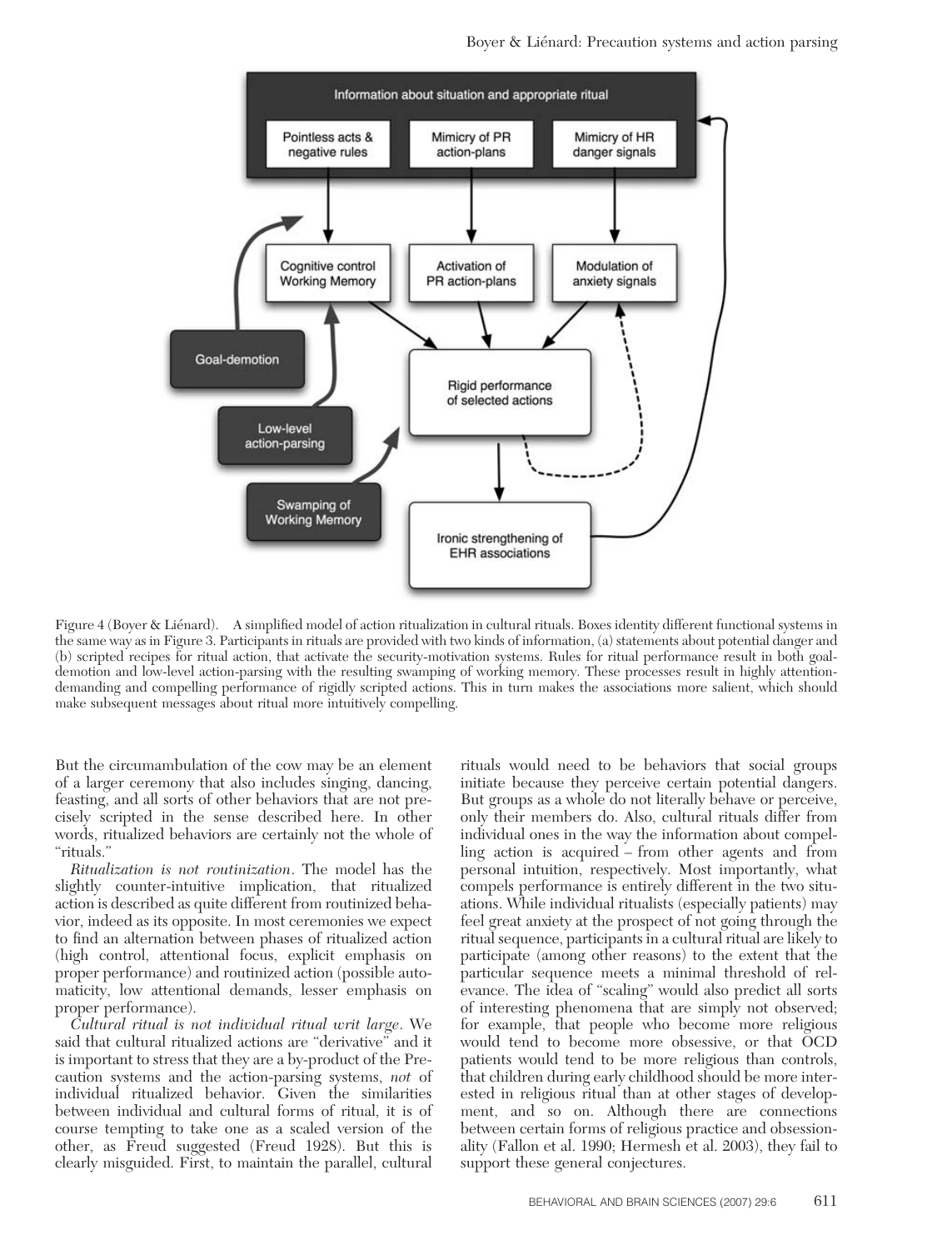Figure 4 (Boyer & Liénard). A simplified model of action ritualization in cultural rituals. Boxes identity different functional systems in the same way as in Figure 3. Participants in rituals are provided with two kinds of information, (a) statements about potential danger and (b) scripted recipes for ritual action, that activate the security-motivation systems. Rules for ritual performance result in both goal-demotion and low-level action-parsing with the resulting swamping of working memory. These processes result in highly attention-demanding and compelling performance of rigidly scripted actions. This in turn makes the associations more salient, which should make subsequent messages about ritual more intuitively compelling.

But the circumambulation of the cow may be an element of a larger ceremony that also includes singing, dancing, feasting, and all sorts of other behaviors that are not precisely scripted in the sense described here. In other words, ritualized behaviors are certainly not the whole of "rituals."

*Ritualization is not routinization*. The model has the slightly counter-intuitive implication, that ritualized action is described as quite different from routinized behavior, indeed as its opposite. In most ceremonies we expect to find an alternation between phases of ritualized action (high control, attentional focus, explicit emphasis on proper performance) and routinized action (possible automaticity, low attentional demands, lesser emphasis on proper performance).

*Cultural ritual is not individual ritual writ large*. We said that cultural ritualized actions are "derivative" and it is important to stress that they are a by-product of the Precaution systems and the action-parsing systems, *not* of individual ritualized behavior. Given the similarities between individual and cultural forms of ritual, it is of course tempting to take one as a scaled version of the other, as Freud suggested (Freud 1928). But this is clearly misguided. First, to maintain the parallel, cultural rituals would need to be behaviors that social groups initiate because they perceive certain potential dangers. But groups as a whole do not literally behave or perceive, only their members do. Also, cultural rituals differ from individual ones in the way the information about compelling action is acquired – from other agents and from personal intuition, respectively. Most importantly, what compels performance is entirely different in the two situations. While individual ritualists (especially patients) may feel great anxiety at the prospect of not going through the ritual sequence, participants in a cultural ritual are likely to participate (among other reasons) to the extent that the particular sequence meets a minimal threshold of relevance. The idea of "scaling" would also predict all sorts of interesting phenomena that are simply not observed; for example, that people who become more religious would tend to become more obsessive, or that OCD patients would tend to be more religious than controls, that children during early childhood should be more interested in religious ritual than at other stages of development, and so on. Although there are connections between certain forms of religious practice and obsessionality (Fallon et al. 1990; Hermesh et al. 2003), they fail to support these general conjectures.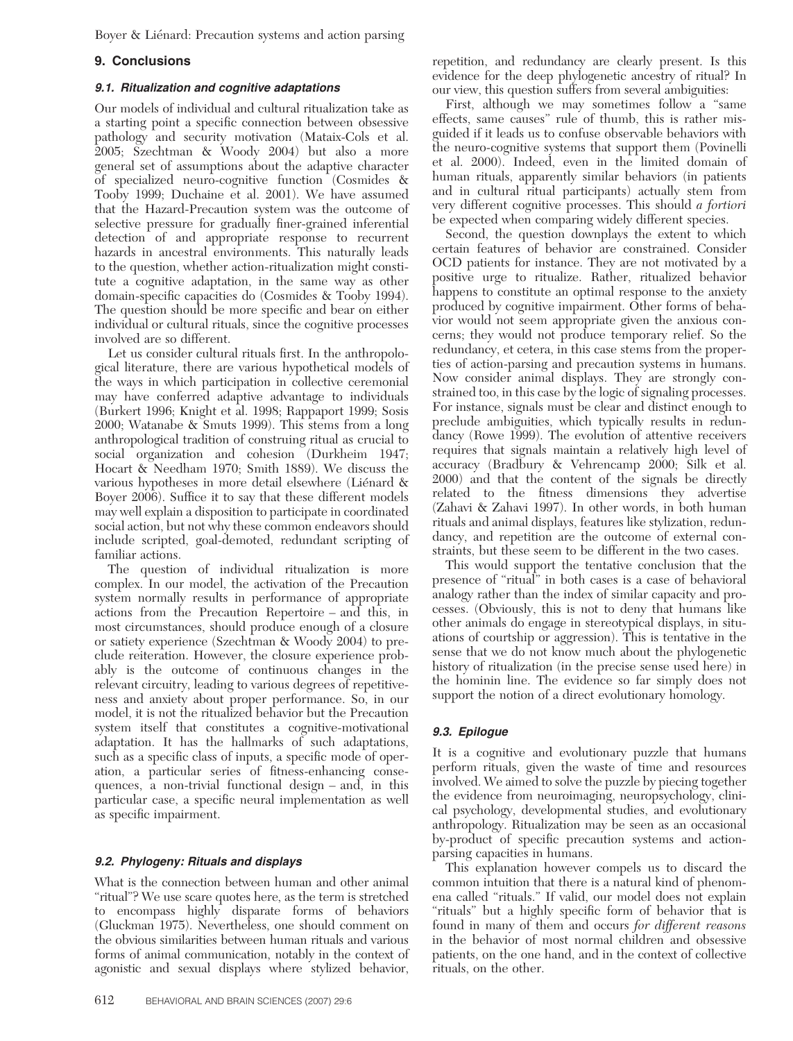## 9. Conclusions

### 9.1. Ritualization and cognitive adaptations

Our models of individual and cultural ritualization take as a starting point a specific connection between obsessive pathology and security motivation (Mataix-Cols et al. 2005; Szechtman & Woody 2004) but also a more general set of assumptions about the adaptive character of specialized neuro-cognitive function (Cosmides & Tooby 1999; Duchaine et al. 2001). We have assumed that the Hazard-Precaution system was the outcome of selective pressure for gradually finer-grained inferential detection of and appropriate response to recurrent hazards in ancestral environments. This naturally leads to the question, whether action-ritualization might constitute a cognitive adaptation, in the same way as other domain-specific capacities do (Cosmides & Tooby 1994). The question should be more specific and bear on either individual or cultural rituals, since the cognitive processes involved are so different.

Let us consider cultural rituals first. In the anthropological literature, there are various hypothetical models of the ways in which participation in collective ceremonial may have conferred adaptive advantage to individuals (Burkert 1996; Knight et al. 1998; Rappaport 1999; Sosis 2000; Watanabe & Smuts 1999). This stems from a long anthropological tradition of construing ritual as crucial to social organization and cohesion (Durkheim 1947; Hocart & Needham 1970; Smith 1889). We discuss the various hypotheses in more detail elsewhere (Liénard & Boyer 2006). Suffice it to say that these different models may well explain a disposition to participate in coordinated social action, but not why these common endeavors should include scripted, goal-demoted, redundant scripting of familiar actions.

The question of individual ritualization is more complex. In our model, the activation of the Precaution system normally results in performance of appropriate actions from the Precaution Repertoire – and this, in most circumstances, should produce enough of a closure or satiety experience (Szechtman & Woody 2004) to preclude reiteration. However, the closure experience probably is the outcome of continuous changes in the relevant circuitry, leading to various degrees of repetitiveness and anxiety about proper performance. So, in our model, it is not the ritualized behavior but the Precaution system itself that constitutes a cognitive-motivational adaptation. It has the hallmarks of such adaptations, such as a specific class of inputs, a specific mode of operation, a particular series of fitness-enhancing consequences, a non-trivial functional design – and, in this particular case, a specific neural implementation as well as specific impairment.

### 9.2. Phylogeny: Rituals and displays

What is the connection between human and other animal "ritual"? We use scare quotes here, as the term is stretched to encompass highly disparate forms of behaviors (Gluckman 1975). Nevertheless, one should comment on the obvious similarities between human rituals and various forms of animal communication, notably in the context of agonistic and sexual displays where stylized behavior, repetition, and redundancy are clearly present. Is this evidence for the deep phylogenetic ancestry of ritual? In our view, this question suffers from several ambiguities:

First, although we may sometimes follow a "same effects, same causes" rule of thumb, this is rather misguided if it leads us to confuse observable behaviors with the neuro-cognitive systems that support them (Povinelli et al. 2000). Indeed, even in the limited domain of human rituals, apparently similar behaviors (in patients and in cultural ritual participants) actually stem from very different cognitive processes. This should *a fortiori* be expected when comparing widely different species.

Second, the question downplays the extent to which certain features of behavior are constrained. Consider OCD patients for instance. They are not motivated by a positive urge to ritualize. Rather, ritualized behavior happens to constitute an optimal response to the anxiety produced by cognitive impairment. Other forms of behavior would not seem appropriate given the anxious concerns; they would not produce temporary relief. So the redundancy, et cetera, in this case stems from the properties of action-parsing and precaution systems in humans. Now consider animal displays. They are strongly constrained too, in this case by the logic of signaling processes. For instance, signals must be clear and distinct enough to preclude ambiguities, which typically results in redundancy (Rowe 1999). The evolution of attentive receivers requires that signals maintain a relatively high level of accuracy (Bradbury & Vehrencamp 2000; Silk et al. 2000) and that the content of the signals be directly related to the fitness dimensions they advertise (Zahavi & Zahavi 1997). In other words, in both human rituals and animal displays, features like stylization, redundancy, and repetition are the outcome of external constraints, but these seem to be different in the two cases.

This would support the tentative conclusion that the presence of "ritual" in both cases is a case of behavioral analogy rather than the index of similar capacity and processes. (Obviously, this is not to deny that humans like other animals do engage in stereotypical displays, in situations of courtship or aggression). This is tentative in the sense that we do not know much about the phylogenetic history of ritualization (in the precise sense used here) in the hominin line. The evidence so far simply does not support the notion of a direct evolutionary homology.

### 9.3. Epilogue

It is a cognitive and evolutionary puzzle that humans perform rituals, given the waste of time and resources involved. We aimed to solve the puzzle by piecing together the evidence from neuroimaging, neuropsychology, clinical psychology, developmental studies, and evolutionary anthropology. Ritualization may be seen as an occasional by-product of specific precaution systems and action-parsing capacities in humans.

This explanation however compels us to discard the common intuition that there is a natural kind of phenomena called "rituals." If valid, our model does not explain "rituals" but a highly specific form of behavior that is found in many of them and occurs *for different reasons* in the behavior of most normal children and obsessive patients, on the one hand, and in the context of collective rituals, on the other.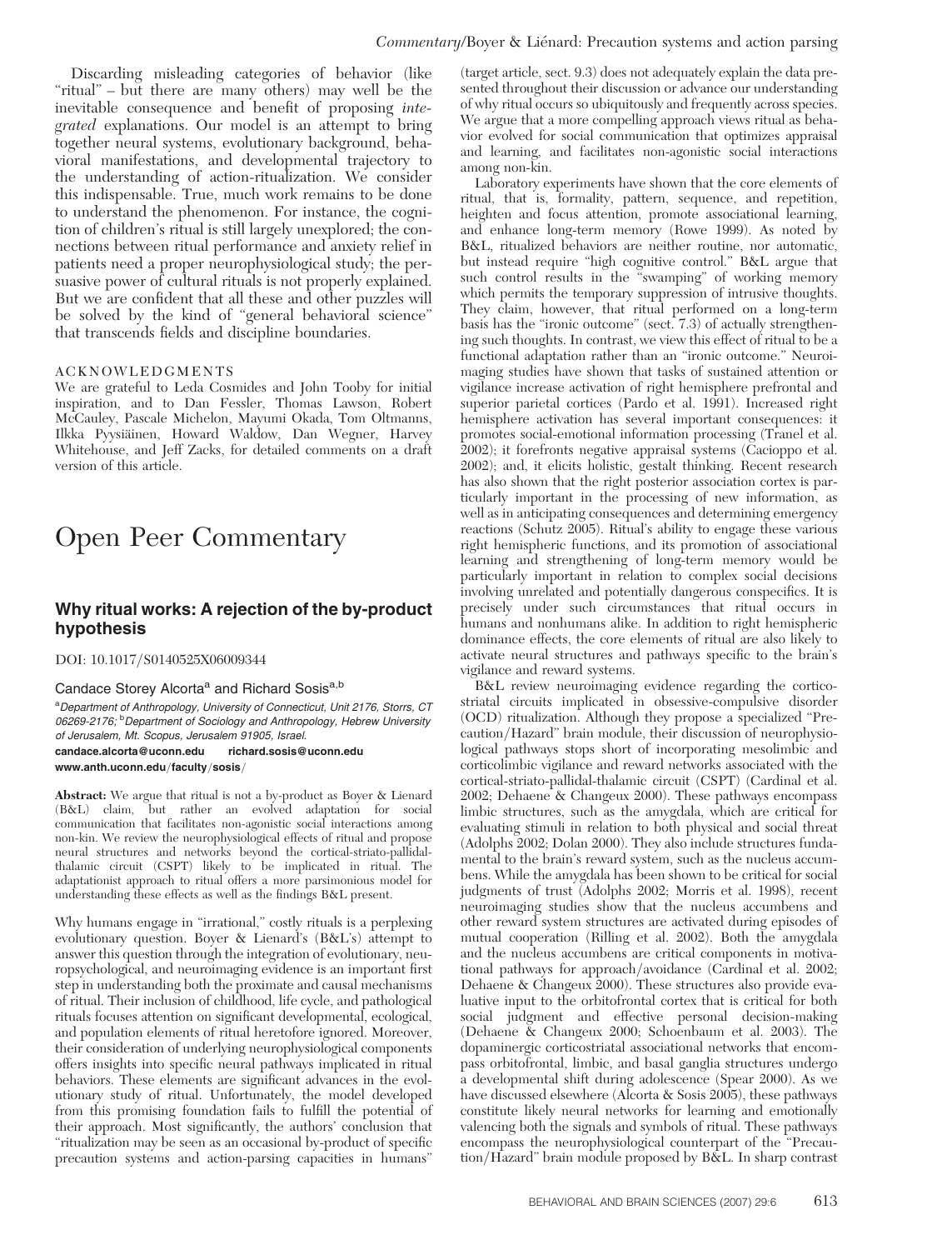Discarding misleading categories of behavior (like "ritual" – but there are many others) may well be the inevitable consequence and benefit of proposing *integrated* explanations. Our model is an attempt to bring together neural systems, evolutionary background, behavioral manifestations, and developmental trajectory to the understanding of action-ritualization. We consider this indispensable. True, much work remains to be done to understand the phenomenon. For instance, the cognition of children's ritual is still largely unexplored; the connections between ritual performance and anxiety relief in patients need a proper neurophysiological study; the persuasive power of cultural rituals is not properly explained. But we are confident that all these and other puzzles will be solved by the kind of "general behavioral science" that transcends fields and discipline boundaries.

ACKNOWLEDGMENTS

We are grateful to Leda Cosmides and John Tooby for initial inspiration, and to Dan Fessler, Thomas Lawson, Robert McCauley, Pascale Michelon, Mayumi Okada, Tom Oltmanns, Ilkka Pyysiäinen, Howard Waldow, Dan Wegner, Harvey Whitehouse, and Jeff Zacks, for detailed comments on a draft version of this article.

# Open Peer Commentary

## Why ritual works: A rejection of the by-product hypothesis

DOI: 10.1017/S0140525X06009344

Candace Storey Alcorta[a] and Richard Sosis[a,b]

[a]Department of Anthropology, University of Connecticut, Unit 2176, Storrs, CT 06269-2176; [b]Department of Sociology and Anthropology, Hebrew University of Jerusalem, Mt. Scopus, Jerusalem 91905, Israel.

candace.alcorta@uconn.edu richard.sosis@uconn.edu

www.anth.uconn.edu/faculty/sosis/

**Abstract:** We argue that ritual is not a by-product as Boyer & Lienard (B&L) claim, but rather an evolved adaptation for social communication that facilitates non-agonistic social interactions among non-kin. We review the neurophysiological effects of ritual and propose neural structures and networks beyond the cortical-striato-pallidal-thalamic circuit (CSPT) likely to be implicated in ritual. The adaptationist approach to ritual offers a more parsimonious model for understanding these effects as well as the findings B&L present.

Why humans engage in "irrational," costly rituals is a perplexing evolutionary question. Boyer & Lienard's (B&L's) attempt to answer this question through the integration of evolutionary, neuropsychological, and neuroimaging evidence is an important first step in understanding both the proximate and causal mechanisms of ritual. Their inclusion of childhood, life cycle, and pathological rituals focuses attention on significant developmental, ecological, and population elements of ritual heretofore ignored. Moreover, their consideration of underlying neurophysiological components offers insights into specific neural pathways implicated in ritual behaviors. These elements are significant advances in the evolutionary study of ritual. Unfortunately, the model developed from this promising foundation fails to fulfill the potential of their approach. Most significantly, the authors' conclusion that "ritualization may be seen as an occasional by-product of specific precaution systems and action-parsing capacities in humans" (target article, sect. 9.3) does not adequately explain the data presented throughout their discussion or advance our understanding of why ritual occurs so ubiquitously and frequently across species. We argue that a more compelling approach views ritual as behavior evolved for social communication that optimizes appraisal and learning, and facilitates non-agonistic social interactions among non-kin.

Laboratory experiments have shown that the core elements of ritual, that is, formality, pattern, sequence, and repetition, heighten and focus attention, promote associational learning, and enhance long-term memory (Rowe 1999). As noted by B&L, ritualized behaviors are neither routine, nor automatic, but instead require "high cognitive control." B&L argue that such control results in the "swamping" of working memory which permits the temporary suppression of intrusive thoughts. They claim, however, that ritual performed on a long-term basis has the "ironic outcome" (sect. 7.3) of actually strengthening such thoughts. In contrast, we view this effect of ritual to be a functional adaptation rather than an "ironic outcome." Neuroimaging studies have shown that tasks of sustained attention or vigilance increase activation of right hemisphere prefrontal and superior parietal cortices (Pardo et al. 1991). Increased right hemisphere activation has several important consequences: it promotes social-emotional information processing (Tranel et al. 2002); it forefronts negative appraisal systems (Cacioppo et al. 2002); and, it elicits holistic, gestalt thinking. Recent research has also shown that the right posterior association cortex is particularly important in the processing of new information, as well as in anticipating consequences and determining emergency reactions (Schutz 2005). Ritual's ability to engage these various right hemispheric functions, and its promotion of associational learning and strengthening of long-term memory would be particularly important in relation to complex social decisions involving unrelated and potentially dangerous conspecifics. It is precisely under such circumstances that ritual occurs in humans and nonhumans alike. In addition to right hemispheric dominance effects, the core elements of ritual are also likely to activate neural structures and pathways specific to the brain's vigilance and reward systems.

B&L review neuroimaging evidence regarding the corticostriatal circuits implicated in obsessive-compulsive disorder (OCD) ritualization. Although they propose a specialized "Precaution/Hazard" brain module, their discussion of neurophysiological pathways stops short of incorporating mesolimbic and corticolimbic vigilance and reward networks associated with the cortical-striato-pallidal-thalamic circuit (CSPT) (Cardinal et al. 2002; Dehaene & Changeux 2000). These pathways encompass limbic structures, such as the amygdala, which are critical for evaluating stimuli in relation to both physical and social threat (Adolphs 2002; Dolan 2000). They also include structures fundamental to the brain's reward system, such as the nucleus accumbens. While the amygdala has been shown to be critical for social judgments of trust (Adolphs 2002; Morris et al. 1998), recent neuroimaging studies show that the nucleus accumbens and other reward system structures are activated during episodes of mutual cooperation (Rilling et al. 2002). Both the amygdala and the nucleus accumbens are critical components in motivational pathways for approach/avoidance (Cardinal et al. 2002; Dehaene & Changeux 2000). These structures also provide evaluative input to the orbitofrontal cortex that is critical for both social judgment and effective personal decision-making (Dehaene & Changeux 2000; Schoenbaum et al. 2003). The dopaminergic corticostriatal associational networks that encompass orbitofrontal, limbic, and basal ganglia structures undergo a developmental shift during adolescence (Spear 2000). As we have discussed elsewhere (Alcorta & Sosis 2005), these pathways constitute likely neural networks for learning and emotionally valencing both the signals and symbols of ritual. These pathways encompass the neurophysiological counterpart of the "Precaution/Hazard" brain module proposed by B&L. In sharp contrast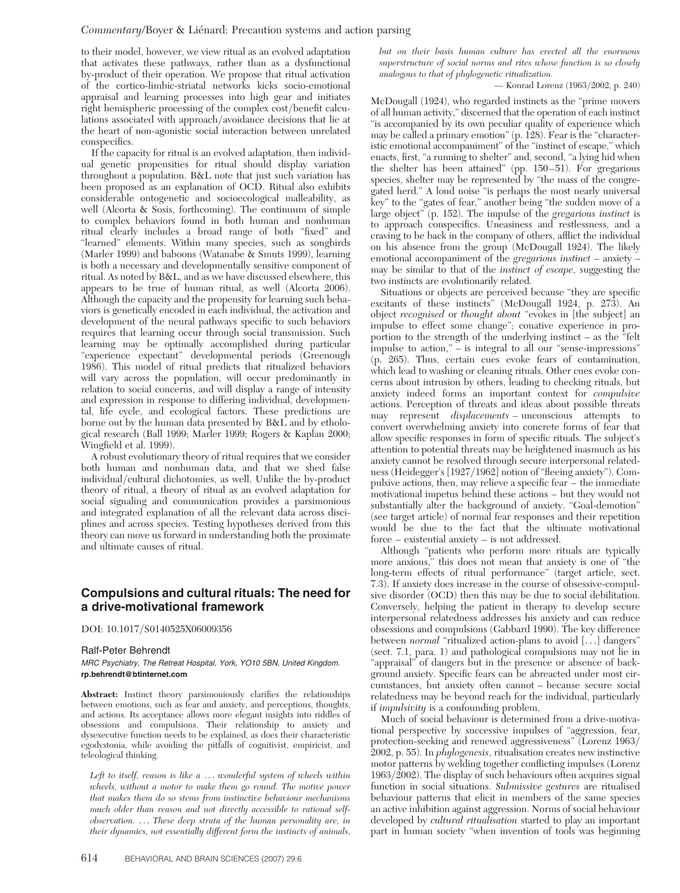to their model, however, we view ritual as an evolved adaptation that activates these pathways, rather than as a dysfunctional by-product of their operation. We propose that ritual activation of the cortico-limbic-striatal networks kicks socio-emotional appraisal and learning processes into high gear and initiates right hemispheric processing of the complex cost/benefit calculations associated with approach/avoidance decisions that lie at the heart of non-agonistic social interaction between unrelated conspecifics.

If the capacity for ritual is an evolved adaptation, then individual genetic propensities for ritual should display variation throughout a population. B&L note that just such variation has been proposed as an explanation of OCD. Ritual also exhibits considerable ontogenetic and socioecological malleability, as well (Alcorta & Sosis, forthcoming). The continuum of simple to complex behaviors found in both human and nonhuman ritual clearly includes a broad range of both "fixed" and "learned" elements. Within many species, such as songbirds (Marler 1999) and baboons (Watanabe & Smuts 1999), learning is both a necessary and developmentally sensitive component of ritual. As noted by B&L, and as we have discussed elsewhere, this appears to be true of human ritual, as well (Alcorta 2006). Although the capacity and the propensity for learning such behaviors is genetically encoded in each individual, the activation and development of the neural pathways specific to such behaviors requires that learning occur through social transmission. Such learning may be optimally accomplished during particular "experience expectant" developmental periods (Greenough 1986). This model of ritual predicts that ritualized behaviors will vary across the population, will occur predominantly in relation to social concerns, and will display a range of intensity and expression in response to differing individual, developmental, life cycle, and ecological factors. These predictions are borne out by the human data presented by B&L and by ethological research (Ball 1999; Marler 1999; Rogers & Kaplan 2000; Wingfield et al. 1999).

A robust evolutionary theory of ritual requires that we consider both human and nonhuman data, and that we shed false individual/cultural dichotomies, as well. Unlike the by-product theory of ritual, a theory of ritual as an evolved adaptation for social signaling and communication provides a parsimonious and integrated explanation of all the relevant data across disciplines and across species. Testing hypotheses derived from this theory can move us forward in understanding both the proximate and ultimate causes of ritual.

## Compulsions and cultural rituals: The need for a drive-motivational framework

DOI: 10.1017/S0140525X06009356

**Ralf-Peter Behrendt**

*MRC Psychiatry, The Retreat Hospital, York, YO10 5BN, United Kingdom.*
**rp.behrendt@btinternet.com**

**Abstract:** Instinct theory parsimoniously clarifies the relationships between emotions, such as fear and anxiety, and perceptions, thoughts, and actions. Its acceptance allows more elegant insights into riddles of obsessions and compulsions. Their relationship to anxiety and dysexecutive function needs to be explained, as does their characteristic egodystonia, while avoiding the pitfalls of cognitivist, empiricist, and teleological thinking.

> *Left to itself, reason is like a ... wonderful system of wheels within wheels, without a motor to make them go round. The motive power that makes them do so stems from instinctive behaviour mechanisms much older than reason and not directly accessible to rational self-observation. ... These deep strata of the human personality are, in their dynamics, not essentially different form the instincts of animals, but on their basis human culture has erected all the enormous superstructure of social norms and rites whose function is so closely analogous to that of phylogenetic ritualization.*
>
> — Konrad Lorenz (1963/2002, p. 240)

McDougall (1924), who regarded instincts as the "prime movers of all human activity," discerned that the operation of each instinct "is accompanied by its own peculiar quality of experience which may be called a primary emotion" (p. 128). Fear is the "characteristic emotional accompaniment" of the "instinct of escape," which enacts, first, "a running to shelter" and, second, "a lying hid when the shelter has been attained" (pp. 150–51). For gregarious species, shelter may be represented by "the mass of the congregated herd." A loud noise "is perhaps the most nearly universal key" to the "gates of fear," another being "the sudden move of a large object" (p. 152). The impulse of the *gregarious instinct* is to approach conspecifics. Uneasiness and restlessness, and a craving to be back in the company of others, afflict the individual on his absence from the group (McDougall 1924). The likely emotional accompaniment of the *gregarious instinct* – anxiety – may be similar to that of the *instinct of escape*, suggesting the two instincts are evolutionarily related.

Situations or objects are perceived because "they are specific excitants of these instincts" (McDougall 1924, p. 273). An object *recognised* or *thought about* "evokes in [the subject] an impulse to effect some change"; conative experience in proportion to the strength of the underlying instinct – as the "felt impulse to action," – is integral to all our "sense-impressions" (p. 265). Thus, certain cues evoke fears of contamination, which lead to washing or cleaning rituals. Other cues evoke concerns about intrusion by others, leading to checking rituals, but anxiety indeed forms an important context for *compulsive* actions. Perception of threats and ideas about possible threats may represent *displacements* – unconscious attempts to convert overwhelming anxiety into concrete forms of fear that allow specific responses in form of specific rituals. The subject's attention to potential threats may be heightened inasmuch as his anxiety cannot be resolved through secure interpersonal relatedness (Heidegger's [1927/1962] notion of "fleeing anxiety"). Compulsive actions, then, may relieve a specific fear – the immediate motivational impetus behind these actions – but they would not substantially alter the background of anxiety. "Goal-demotion" (see target article) of normal fear responses and their repetition would be due to the fact that the ultimate motivational force – existential anxiety – is not addressed.

Although "patients who perform more rituals are typically more anxious," this does not mean that anxiety is one of "the long-term effects of ritual performance" (target article, sect. 7.3). If anxiety does increase in the course of obsessive-compulsive disorder (OCD) then this may be due to social debilitation. Conversely, helping the patient in therapy to develop secure interpersonal relatedness addresses his anxiety and can reduce obsessions and compulsions (Gabbard 1990). The key difference between *normal* "ritualized action-plans to avoid [...] dangers" (sect. 7.1, para. 1) and pathological compulsions may not lie in "appraisal" of dangers but in the presence or absence of background anxiety. Specific fears can be abreacted under most circumstances, but anxiety often cannot – because secure social relatedness may be beyond reach for the individual, particularly if *impulsivity* is a confounding problem.

Much of social behaviour is determined from a drive-motivational perspective by successive impulses of "aggression, fear, protection-seeking and renewed aggressiveness" (Lorenz 1963/2002, p. 55). In *phylogenesis*, ritualisation creates new instinctive motor patterns by welding together conflicting impulses (Lorenz 1963/2002). The display of such behaviours often acquires signal function in social situations. *Submissive gestures* are ritualised behaviour patterns that elicit in members of the same species an active inhibition against aggression. Norms of social behaviour developed by *cultural ritualisation* started to play an important part in human society "when invention of tools was beginning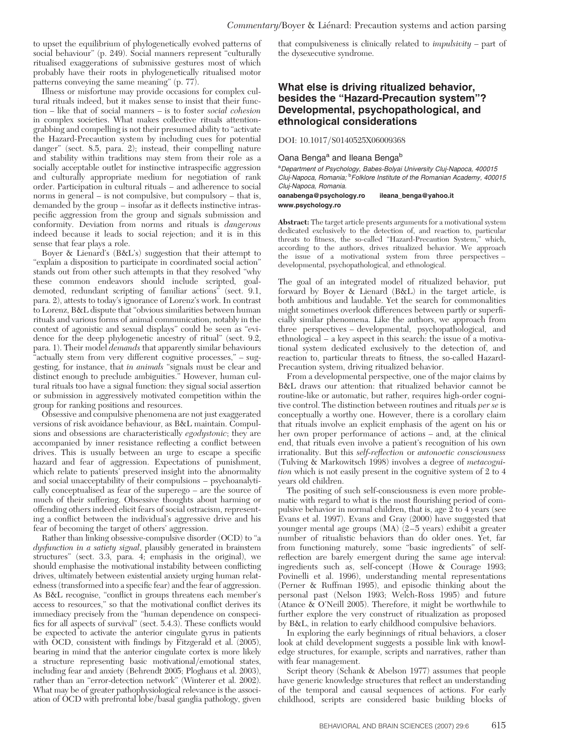to upset the equilibrium of phylogenetically evolved patterns of social behaviour" (p. 249). Social manners represent "culturally ritualised exaggerations of submissive gestures most of which probably have their roots in phylogenetically ritualised motor patterns conveying the same meaning" (p. 77).

Illness or misfortune may provide occasions for complex cultural rituals indeed, but it makes sense to insist that their function – like that of social manners – is to foster *social cohesion* in complex societies. What makes collective rituals attention-grabbing and compelling is not their presumed ability to "activate the Hazard-Precaution system by including cues for potential danger" (sect. 8.5, para. 2); instead, their compelling nature and stability within traditions may stem from their role as a socially acceptable outlet for instinctive intraspecific aggression and culturally appropriate medium for negotiation of rank order. Participation in cultural rituals – and adherence to social norms in general – is not compulsive, but compulsory – that is, demanded by the group – insofar as it deflects instinctive intraspecific aggression from the group and signals submission and conformity. Deviation from norms and rituals is *dangerous* indeed because it leads to social rejection; and it is in this sense that fear plays a role.

Boyer & Lienard's (B&L's) suggestion that their attempt to "explain a disposition to participate in coordinated social action" stands out from other such attempts in that they resolved "why these common endeavors should include scripted, goal-demoted, redundant scripting of familiar actions" (sect. 9.1, para. 2), attests to today's ignorance of Lorenz's work. In contrast to Lorenz, B&L dispute that "obvious similarities between human rituals and various forms of animal communication, notably in the context of agonistic and sexual displays" could be seen as "evidence for the deep phylogenetic ancestry of ritual" (sect. 9.2, para. 1). Their model *demands* that apparently similar behaviours "actually stem from very different cognitive processes," – suggesting, for instance, that *in animals* "signals must be clear and distinct enough to preclude ambiguities." However, human cultural rituals too have a signal function: they signal social assertion or submission in aggressively motivated competition within the group for ranking positions and resources.

Obsessive and compulsive phenomena are not just exaggerated versions of risk avoidance behaviour, as B&L maintain. Compulsions and obsessions are characteristically *egodystonic*; they are accompanied by inner resistance reflecting a conflict between drives. This is usually between an urge to escape a specific hazard and fear of aggression. Expectations of punishment, which relate to patients' preserved insight into the abnormality and social unacceptability of their compulsions – psychoanalytically conceptualised as fear of the superego – are the source of much of their suffering. Obsessive thoughts about harming or offending others indeed elicit fears of social ostracism, representing a conflict between the individual's aggressive drive and his fear of becoming the target of others' aggression.

Rather than linking obsessive-compulsive disorder (OCD) to "a *dysfunction in a satiety signal*, plausibly generated in brainstem structures" (sect. 3.3, para. 4; emphasis in the original), we should emphasise the motivational instability between conflicting drives, ultimately between existential anxiety urging human relatedness (transformed into a specific fear) and the fear of aggression. As B&L recognise, "conflict in groups threatens each member's access to resources," so that the motivational conflict derives its immediacy precisely from the "human dependence on conspecifics for all aspects of survival" (sect. 5.4.3). These conflicts would be expected to activate the anterior cingulate gyrus in patients with OCD, consistent with findings by Fitzgerald et al. (2005), bearing in mind that the anterior cingulate cortex is more likely a structure representing basic motivational/emotional states, including fear and anxiety (Behrendt 2005; Ploghaus et al. 2003), rather than an "error-detection network" (Winterer et al. 2002). What may be of greater pathophysiological relevance is the association of OCD with prefrontal lobe/basal ganglia pathology, given that compulsiveness is clinically related to *impulsivity* – part of the dysexecutive syndrome.

## What else is driving ritualized behavior, besides the "Hazard-Precaution system"? Developmental, psychopathological, and ethnological considerations

DOI: 10.1017/S0140525X06009368

Oana Benga[a] and Ileana Benga[b]

[a]*Department of Psychology, Babes-Bolyai University Cluj-Napoca, 400015 Cluj-Napoca, Romania;* [b]*Folklore Institute of the Romanian Academy, 400015 Cluj-Napoca, Romania.*
**oanabenga@psychology.ro ileana_benga@yahoo.it**
**www.psychology.ro**

**Abstract:** The target article presents arguments for a motivational system dedicated exclusively to the detection of, and reaction to, particular threats to fitness, the so-called "Hazard-Precaution System," which, according to the authors, drives ritualized behavior. We approach the issue of a motivational system from three perspectives – developmental, psychopathological, and ethnological.

The goal of an integrated model of ritualized behavior, put forward by Boyer & Lienard (B&L) in the target article, is both ambitious and laudable. Yet the search for commonalities might sometimes overlook differences between partly or superficially similar phenomena. Like the authors, we approach from three perspectives – developmental, psychopathological, and ethnological – a key aspect in this search: the issue of a motivational system dedicated exclusively to the detection of, and reaction to, particular threats to fitness, the so-called Hazard-Precaution system, driving ritualized behavior.

From a developmental perspective, one of the major claims by B&L draws our attention: that ritualized behavior cannot be routine-like or automatic, but rather, requires high-order cognitive control. The distinction between routines and rituals *per se* is conceptually a worthy one. However, there is a corollary claim that rituals involve an explicit emphasis of the agent on his or her own proper performance of actions – and, at the clinical end, that rituals even involve a patient's recognition of his own irrationality. But this *self-reflection* or *autonoetic consciousness* (Tulving & Markowitsch 1998) involves a degree of *metacognition* which is not easily present in the cognitive system of 2 to 4 years old children.

The positing of such self-consciousness is even more problematic with regard to what is the most flourishing period of compulsive behavior in normal children, that is, age 2 to 4 years (see Evans et al. 1997). Evans and Gray (2000) have suggested that younger mental age groups (MA) (2–5 years) exhibit a greater number of ritualistic behaviors than do older ones. Yet, far from functioning maturely, some "basic ingredients" of self-reflection are barely emergent during the same age interval: ingredients such as, self-concept (Howe & Courage 1993; Povinelli et al. 1996), understanding mental representations (Perner & Ruffman 1995), and episodic thinking about the personal past (Nelson 1993; Welch-Ross 1995) and future (Atance & O'Neill 2005). Therefore, it might be worthwhile to further explore the very construct of ritualization as proposed by B&L, in relation to early childhood compulsive behaviors.

In exploring the early beginnings of ritual behaviors, a closer look at child development suggests a possible link with knowledge structures, for example, scripts and narratives, rather than with fear management.

Script theory (Schank & Abelson 1977) assumes that people have generic knowledge structures that reflect an understanding of the temporal and causal sequences of actions. For early childhood, scripts are considered basic building blocks of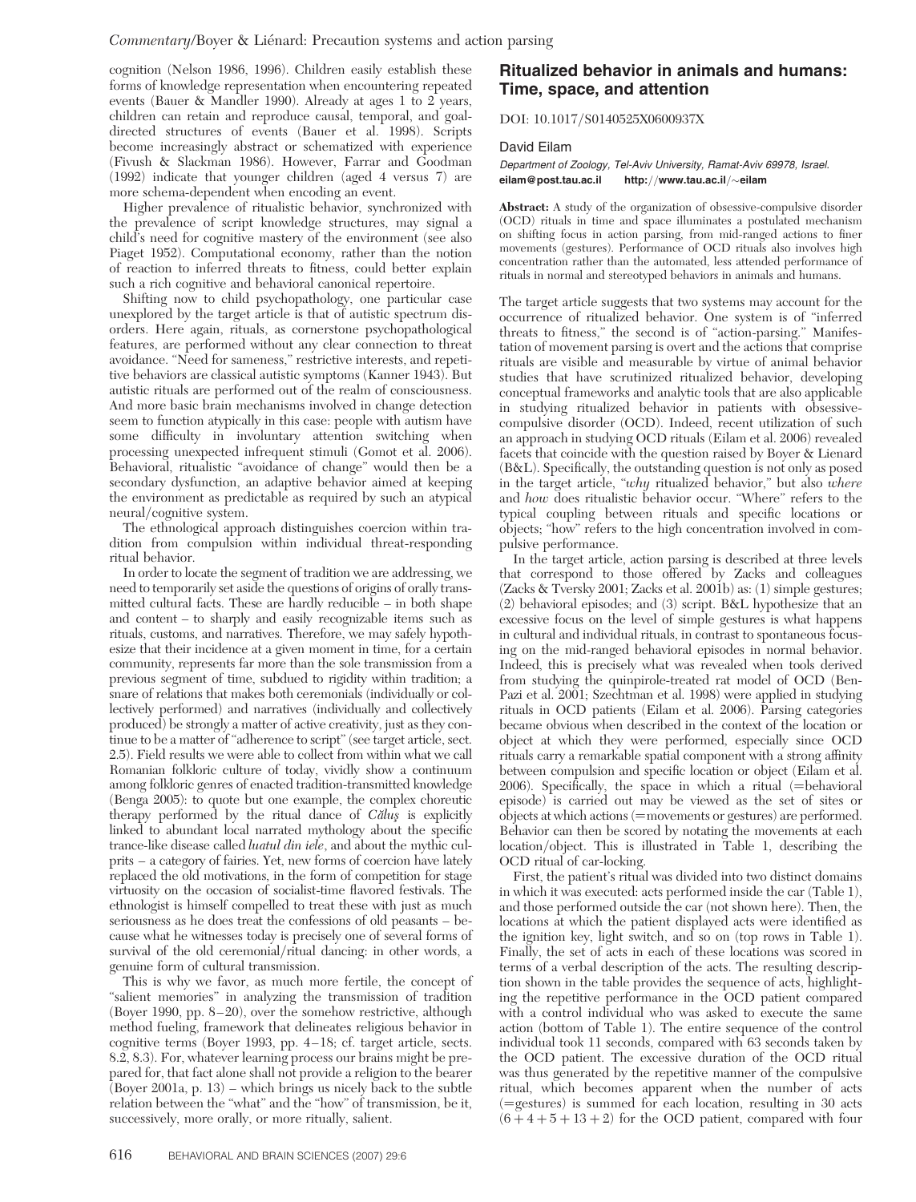cognition (Nelson 1986, 1996). Children easily establish these forms of knowledge representation when encountering repeated events (Bauer & Mandler 1990). Already at ages 1 to 2 years, children can retain and reproduce causal, temporal, and goal-directed structures of events (Bauer et al. 1998). Scripts become increasingly abstract or schematized with experience (Fivush & Slackman 1986). However, Farrar and Goodman (1992) indicate that younger children (aged 4 versus 7) are more schema-dependent when encoding an event.

Higher prevalence of ritualistic behavior, synchronized with the prevalence of script knowledge structures, may signal a child's need for cognitive mastery of the environment (see also Piaget 1952). Computational economy, rather than the notion of reaction to inferred threats to fitness, could better explain such a rich cognitive and behavioral canonical repertoire.

Shifting now to child psychopathology, one particular case unexplored by the target article is that of autistic spectrum disorders. Here again, rituals, as cornerstone psychopathological features, are performed without any clear connection to threat avoidance. "Need for sameness," restrictive interests, and repetitive behaviors are classical autistic symptoms (Kanner 1943). But autistic rituals are performed out of the realm of consciousness. And more basic brain mechanisms involved in change detection seem to function atypically in this case: people with autism have some difficulty in involuntary attention switching when processing unexpected infrequent stimuli (Gomot et al. 2006). Behavioral, ritualistic "avoidance of change" would then be a secondary dysfunction, an adaptive behavior aimed at keeping the environment as predictable as required by such an atypical neural/cognitive system.

The ethnological approach distinguishes coercion within tradition from compulsion within individual threat-responding ritual behavior.

In order to locate the segment of tradition we are addressing, we need to temporarily set aside the questions of origins of orally transmitted cultural facts. These are hardly reducible – in both shape and content – to sharply and easily recognizable items such as rituals, customs, and narratives. Therefore, we may safely hypothesize that their incidence at a given moment in time, for a certain community, represents far more than the sole transmission from a previous segment of time, subdued to rigidity within tradition; a snare of relations that makes both ceremonials (individually or collectively performed) and narratives (individually and collectively produced) be strongly a matter of active creativity, just as they continue to be a matter of "adherence to script" (see target article, sect. 2.5). Field results we were able to collect from within what we call Romanian folkloric culture of today, vividly show a continuum among folkloric genres of enacted tradition-transmitted knowledge (Benga 2005): to quote but one example, the complex choreutic therapy performed by the ritual dance of *Căluş* is explicitly linked to abundant local narrated mythology about the specific trance-like disease called *luatul din iele*, and about the mythic culprits – a category of fairies. Yet, new forms of coercion have lately replaced the old motivations, in the form of competition for stage virtuosity on the occasion of socialist-time flavored festivals. The ethnologist is himself compelled to treat these with just as much seriousness as he does treat the confessions of old peasants – because what he witnesses today is precisely one of several forms of survival of the old ceremonial/ritual dancing: in other words, a genuine form of cultural transmission.

This is why we favor, as much more fertile, the concept of "salient memories" in analyzing the transmission of tradition (Boyer 1990, pp. 8–20), over the somehow restrictive, although method fueling, framework that delineates religious behavior in cognitive terms (Boyer 1993, pp. 4–18; cf. target article, sects. 8.2, 8.3). For, whatever learning process our brains might be prepared for, that fact alone shall not provide a religion to the bearer (Boyer 2001a, p. 13) – which brings us nicely back to the subtle relation between the "what" and the "how" of transmission, be it, successively, more orally, or more ritually, salient.

## Ritualized behavior in animals and humans: Time, space, and attention

DOI: 10.1017/S0140525X0600937X

David Eilam

*Department of Zoology, Tel-Aviv University, Ramat-Aviv 69978, Israel.*
**eilam@post.tau.ac.il** **http://www.tau.ac.il/~eilam**

**Abstract:** A study of the organization of obsessive-compulsive disorder (OCD) rituals in time and space illuminates a postulated mechanism on shifting focus in action parsing, from mid-ranged actions to finer movements (gestures). Performance of OCD rituals also involves high concentration rather than the automated, less attended performance of rituals in normal and stereotyped behaviors in animals and humans.

The target article suggests that two systems may account for the occurrence of ritualized behavior. One system is of "inferred threats to fitness," the second is of "action-parsing." Manifestation of movement parsing is overt and the actions that comprise rituals are visible and measurable by virtue of animal behavior studies that have scrutinized ritualized behavior, developing conceptual frameworks and analytic tools that are also applicable in studying ritualized behavior in patients with obsessive-compulsive disorder (OCD). Indeed, recent utilization of such an approach in studying OCD rituals (Eilam et al. 2006) revealed facets that coincide with the question raised by Boyer & Lienard (B&L). Specifically, the outstanding question is not only as posed in the target article, "*why* ritualized behavior," but also *where* and *how* does ritualistic behavior occur. "Where" refers to the typical coupling between rituals and specific locations or objects; "how" refers to the high concentration involved in compulsive performance.

In the target article, action parsing is described at three levels that correspond to those offered by Zacks and colleagues (Zacks & Tversky 2001; Zacks et al. 2001b) as: (1) simple gestures; (2) behavioral episodes; and (3) script. B&L hypothesize that an excessive focus on the level of simple gestures is what happens in cultural and individual rituals, in contrast to spontaneous focusing on the mid-ranged behavioral episodes in normal behavior. Indeed, this is precisely what was revealed when tools derived from studying the quinpirole-treated rat model of OCD (Ben-Pazi et al. 2001; Szechtman et al. 1998) were applied in studying rituals in OCD patients (Eilam et al. 2006). Parsing categories became obvious when described in the context of the location or object at which they were performed, especially since OCD rituals carry a remarkable spatial component with a strong affinity between compulsion and specific location or object (Eilam et al. 2006). Specifically, the space in which a ritual (=behavioral episode) is carried out may be viewed as the set of sites or objects at which actions (=movements or gestures) are performed. Behavior can then be scored by notating the movements at each location/object. This is illustrated in Table 1, describing the OCD ritual of car-locking.

First, the patient's ritual was divided into two distinct domains in which it was executed: acts performed inside the car (Table 1), and those performed outside the car (not shown here). Then, the locations at which the patient displayed acts were identified as the ignition key, light switch, and so on (top rows in Table 1). Finally, the set of acts in each of these locations was scored in terms of a verbal description of the acts. The resulting description shown in the table provides the sequence of acts, highlighting the repetitive performance in the OCD patient compared with a control individual who was asked to execute the same action (bottom of Table 1). The entire sequence of the control individual took 11 seconds, compared with 63 seconds taken by the OCD patient. The excessive duration of the OCD ritual was thus generated by the repetitive manner of the compulsive ritual, which becomes apparent when the number of acts (=gestures) is summed for each location, resulting in 30 acts $(6 + 4 + 5 + 13 + 2)$ for the OCD patient, compared with four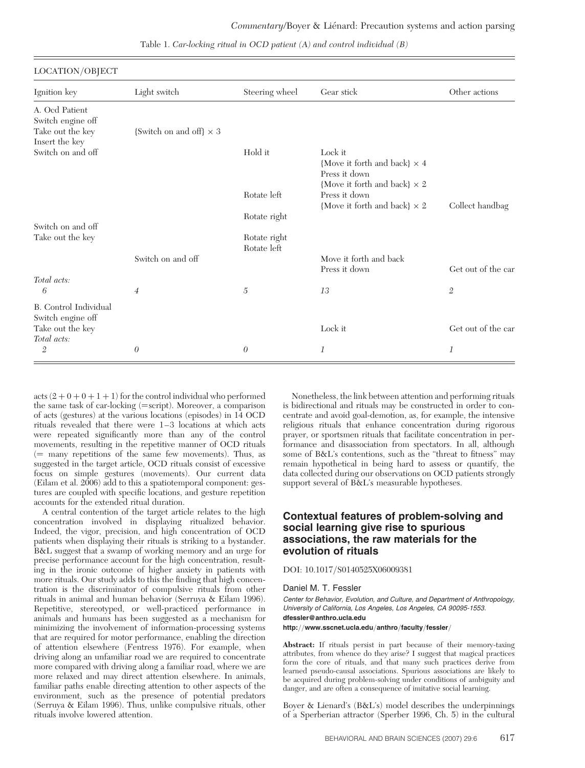Table 1. *Car-locking ritual in OCD patient (A) and control individual (B)*

| LOCATION/OBJECT | | | | |
|---|---|---|---|---|
| Ignition key | Light switch | Steering wheel | Gear stick | Other actions |
| A. Ocd Patient | | | | |
| Switch engine off | | | | |
| Take out the key | {Switch on and off} × 3 | | | |
| Insert the key | | | | |
| Switch on and off | | Hold it | Lock it | |
| | | | {Move it forth and back} × 4 | |
| | | | Press it down | |
| | | | {Move it forth and back} × 2 | |
| | | Rotate left | Press it down | |
| | | | {Move it forth and back} × 2 | Collect handbag |
| | | Rotate right | | |
| Switch on and off | | | | |
| Take out the key | | Rotate right | | |
| | | Rotate left | | |
| | Switch on and off | | Move it forth and back | |
| | | | Press it down | Get out of the car |
| *Total acts:* | | | | |
| *6* | *4* | *5* | *13* | *2* |
| B. Control Individual | | | | |
| Switch engine off | | | | |
| Take out the key | | | Lock it | Get out of the car |
| *Total acts:* | | | | |
| *2* | *0* | *0* | *1* | *1* |

acts (2 + 0 + 0 + 1 + 1) for the control individual who performed the same task of car-locking (=script). Moreover, a comparison of acts (gestures) at the various locations (episodes) in 14 OCD rituals revealed that there were 1–3 locations at which acts were repeated significantly more than any of the control movements, resulting in the repetitive manner of OCD rituals (= many repetitions of the same few movements). Thus, as suggested in the target article, OCD rituals consist of excessive focus on simple gestures (movements). Our current data (Eilam et al. 2006) add to this a spatiotemporal component: gestures are coupled with specific locations, and gesture repetition accounts for the extended ritual duration.

A central contention of the target article relates to the high concentration involved in displaying ritualized behavior. Indeed, the vigor, precision, and high concentration of OCD patients when displaying their rituals is striking to a bystander. B&L suggest that a swamp of working memory and an urge for precise performance account for the high concentration, resulting in the ironic outcome of higher anxiety in patients with more rituals. Our study adds to this the finding that high concentration is the discriminator of compulsive rituals from other rituals in animal and human behavior (Serruya & Eilam 1996). Repetitive, stereotyped, or well-practiced performance in animals and humans has been suggested as a mechanism for minimizing the involvement of information-processing systems that are required for motor performance, enabling the direction of attention elsewhere (Fentress 1976). For example, when driving along an unfamiliar road we are required to concentrate more compared with driving along a familiar road, where we are more relaxed and may direct attention elsewhere. In animals, familiar paths enable directing attention to other aspects of the environment, such as the presence of potential predators (Serruya & Eilam 1996). Thus, unlike compulsive rituals, other rituals involve lowered attention.

Nonetheless, the link between attention and performing rituals is bidirectional and rituals may be constructed in order to concentrate and avoid goal-demotion, as, for example, the intensive religious rituals that enhance concentration during rigorous prayer, or sportsmen rituals that facilitate concentration in performance and disassociation from spectators. In all, although some of B&L's contentions, such as the "threat to fitness" may remain hypothetical in being hard to assess or quantify, the data collected during our observations on OCD patients strongly support several of B&L's measurable hypotheses.

## Contextual features of problem-solving and social learning give rise to spurious associations, the raw materials for the evolution of rituals

DOI: 10.1017/S0140525X06009381

Daniel M. T. Fessler

*Center for Behavior, Evolution, and Culture, and Department of Anthropology, University of California, Los Angeles, Los Angeles, CA 90095-1553.*
**dfessler@anthro.ucla.edu**
**http://www.sscnet.ucla.edu/anthro/faculty/fessler/**

**Abstract:** If rituals persist in part because of their memory-taxing attributes, from whence do they arise? I suggest that magical practices form the core of rituals, and that many such practices derive from learned pseudo-causal associations. Spurious associations are likely to be acquired during problem-solving under conditions of ambiguity and danger, and are often a consequence of imitative social learning.

Boyer & Lienard's (B&L's) model describes the underpinnings of a Sperberian attractor (Sperber 1996, Ch. 5) in the cultural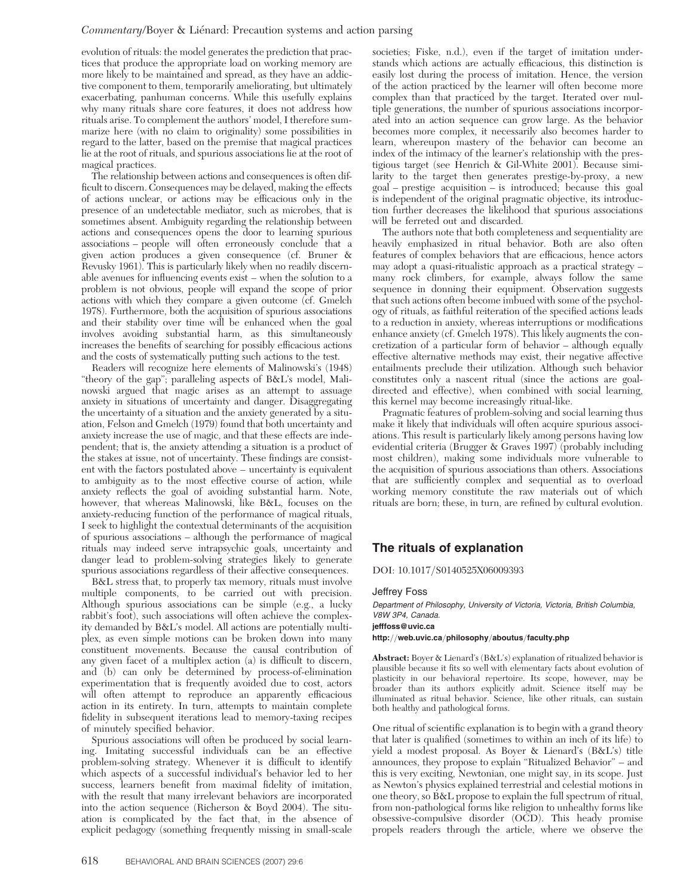evolution of rituals: the model generates the prediction that practices that produce the appropriate load on working memory are more likely to be maintained and spread, as they have an addictive component to them, temporarily ameliorating, but ultimately exacerbating, panhuman concerns. While this usefully explains why many rituals share core features, it does not address how rituals arise. To complement the authors' model, I therefore summarize here (with no claim to originality) some possibilities in regard to the latter, based on the premise that magical practices lie at the root of rituals, and spurious associations lie at the root of magical practices.

The relationship between actions and consequences is often difficult to discern. Consequences may be delayed, making the effects of actions unclear, or actions may be efficacious only in the presence of an undetectable mediator, such as microbes, that is sometimes absent. Ambiguity regarding the relationship between actions and consequences opens the door to learning spurious associations – people will often erroneously conclude that a given action produces a given consequence (cf. Bruner & Revusky 1961). This is particularly likely when no readily discernable avenues for influencing events exist – when the solution to a problem is not obvious, people will expand the scope of prior actions with which they compare a given outcome (cf. Gmelch 1978). Furthermore, both the acquisition of spurious associations and their stability over time will be enhanced when the goal involves avoiding substantial harm, as this simultaneously increases the benefits of searching for possibly efficacious actions and the costs of systematically putting such actions to the test.

Readers will recognize here elements of Malinowski's (1948) "theory of the gap"; paralleling aspects of B&L's model, Malinowski argued that magic arises as an attempt to assuage anxiety in situations of uncertainty and danger. Disaggregating the uncertainty of a situation and the anxiety generated by a situation, Felson and Gmelch (1979) found that both uncertainty and anxiety increase the use of magic, and that these effects are independent; that is, the anxiety attending a situation is a product of the stakes at issue, not of uncertainty. These findings are consistent with the factors postulated above – uncertainty is equivalent to ambiguity as to the most effective course of action, while anxiety reflects the goal of avoiding substantial harm. Note, however, that whereas Malinowski, like B&L, focuses on the anxiety-reducing function of the performance of magical rituals, I seek to highlight the contextual determinants of the acquisition of spurious associations – although the performance of magical rituals may indeed serve intrapsychic goals, uncertainty and danger lead to problem-solving strategies likely to generate spurious associations regardless of their affective consequences.

B&L stress that, to properly tax memory, rituals must involve multiple components, to be carried out with precision. Although spurious associations can be simple (e.g., a lucky rabbit's foot), such associations will often achieve the complexity demanded by B&L's model. All actions are potentially multiplex, as even simple motions can be broken down into many constituent movements. Because the causal contribution of any given facet of a multiplex action (a) is difficult to discern, and (b) can only be determined by process-of-elimination experimentation that is frequently avoided due to cost, actors will often attempt to reproduce an apparently efficacious action in its entirety. In turn, attempts to maintain complete fidelity in subsequent iterations lead to memory-taxing recipes of minutely specified behavior.

Spurious associations will often be produced by social learning. Imitating successful individuals can be an effective problem-solving strategy. Whenever it is difficult to identify which aspects of a successful individual's behavior led to her success, learners benefit from maximal fidelity of imitation, with the result that many irrelevant behaviors are incorporated into the action sequence (Richerson & Boyd 2004). The situation is complicated by the fact that, in the absence of explicit pedagogy (something frequently missing in small-scale societies; Fiske, n.d.), even if the target of imitation understands which actions are actually efficacious, this distinction is easily lost during the process of imitation. Hence, the version of the action practiced by the learner will often become more complex than that practiced by the target. Iterated over multiple generations, the number of spurious associations incorporated into an action sequence can grow large. As the behavior becomes more complex, it necessarily also becomes harder to learn, whereupon mastery of the behavior can become an index of the intimacy of the learner's relationship with the prestigious target (see Henrich & Gil-White 2001). Because similarity to the target then generates prestige-by-proxy, a new goal – prestige acquisition – is introduced; because this goal is independent of the original pragmatic objective, its introduction further decreases the likelihood that spurious associations will be ferreted out and discarded.

The authors note that both completeness and sequentiality are heavily emphasized in ritual behavior. Both are also often features of complex behaviors that are efficacious, hence actors may adopt a quasi-ritualistic approach as a practical strategy – many rock climbers, for example, always follow the same sequence in donning their equipment. Observation suggests that such actions often become imbued with some of the psychology of rituals, as faithful reiteration of the specified actions leads to a reduction in anxiety, whereas interruptions or modifications enhance anxiety (cf. Gmelch 1978). This likely augments the concretization of a particular form of behavior – although equally effective alternative methods may exist, their negative affective entailments preclude their utilization. Although such behavior constitutes only a nascent ritual (since the actions are goal-directed and effective), when combined with social learning, this kernel may become increasingly ritual-like.

Pragmatic features of problem-solving and social learning thus make it likely that individuals will often acquire spurious associations. This result is particularly likely among persons having low evidential criteria (Brugger & Graves 1997) (probably including most children), making some individuals more vulnerable to the acquisition of spurious associations than others. Associations that are sufficiently complex and sequential as to overload working memory constitute the raw materials out of which rituals are born; these, in turn, are refined by cultural evolution.

## The rituals of explanation

DOI: 10.1017/S0140525X06009393

Jeffrey Foss

*Department of Philosophy, University of Victoria, Victoria, British Columbia, V8W 3P4, Canada.*
**jefffoss@uvic.ca**
**http://web.uvic.ca/philosophy/aboutus/faculty.php**

**Abstract:** Boyer & Lienard's (B&L's) explanation of ritualized behavior is plausible because it fits so well with elementary facts about evolution of plasticity in our behavioral repertoire. Its scope, however, may be broader than its authors explicitly admit. Science itself may be illuminated as ritual behavior. Science, like other rituals, can sustain both healthy and pathological forms.

One ritual of scientific explanation is to begin with a grand theory that later is qualified (sometimes to within an inch of its life) to yield a modest proposal. As Boyer & Lienard's (B&L's) title announces, they propose to explain "Ritualized Behavior" – and this is very exciting, Newtonian, one might say, in its scope. Just as Newton's physics explained terrestrial and celestial motions in one theory, so B&L propose to explain the full spectrum of ritual, from non-pathological forms like religion to unhealthy forms like obsessive-compulsive disorder (OCD). This heady promise propels readers through the article, where we observe the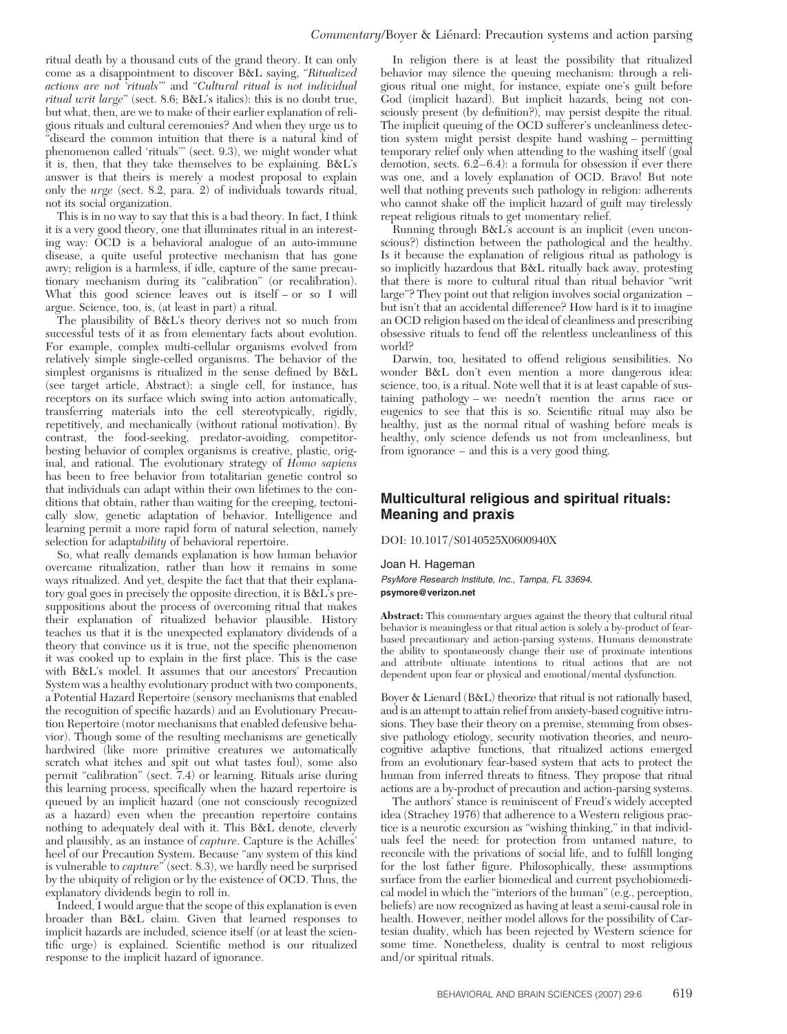ritual death by a thousand cuts of the grand theory. It can only come as a disappointment to discover B&L saying, "*Ritualized actions are not 'rituals'*" and "*Cultural ritual is not individual ritual writ large*" (sect. 8.6; B&L's italics): this is no doubt true, but what, then, are we to make of their earlier explanation of religious rituals and cultural ceremonies? And when they urge us to "discard the common intuition that there is a natural kind of phenomenon called 'rituals'" (sect. 9.3), we might wonder what it is, then, that they take themselves to be explaining. B&L's answer is that theirs is merely a modest proposal to explain only the *urge* (sect. 8.2, para. 2) of individuals towards ritual, not its social organization.

This is in no way to say that this is a bad theory. In fact, I think it is a very good theory, one that illuminates ritual in an interesting way: OCD is a behavioral analogue of an auto-immune disease, a quite useful protective mechanism that has gone awry; religion is a harmless, if idle, capture of the same precautionary mechanism during its "calibration" (or recalibration). What this good science leaves out is itself – or so I will argue. Science, too, is, (at least in part) a ritual.

The plausibility of B&L's theory derives not so much from successful tests of it as from elementary facts about evolution. For example, complex multi-cellular organisms evolved from relatively simple single-celled organisms. The behavior of the simplest organisms is ritualized in the sense defined by B&L (see target article, Abstract): a single cell, for instance, has receptors on its surface which swing into action automatically, transferring materials into the cell stereotypically, rigidly, repetitively, and mechanically (without rational motivation). By contrast, the food-seeking, predator-avoiding, competitor-besting behavior of complex organisms is creative, plastic, original, and rational. The evolutionary strategy of *Homo sapiens* has been to free behavior from totalitarian genetic control so that individuals can adapt within their own lifetimes to the conditions that obtain, rather than waiting for the creeping, tectonically slow, genetic adaptation of behavior. Intelligence and learning permit a more rapid form of natural selection, namely selection for adapt*ability* of behavioral repertoire.

So, what really demands explanation is how human behavior overcame ritualization, rather than how it remains in some ways ritualized. And yet, despite the fact that that their explanatory goal goes in precisely the opposite direction, it is B&L's presuppositions about the process of overcoming ritual that makes their explanation of ritualized behavior plausible. History teaches us that it is the unexpected explanatory dividends of a theory that convince us it is true, not the specific phenomenon it was cooked up to explain in the first place. This is the case with B&L's model. It assumes that our ancestors' Precaution System was a healthy evolutionary product with two components, a Potential Hazard Repertoire (sensory mechanisms that enabled the recognition of specific hazards) and an Evolutionary Precaution Repertoire (motor mechanisms that enabled defensive behavior). Though some of the resulting mechanisms are genetically hardwired (like more primitive creatures we automatically scratch what itches and spit out what tastes foul), some also permit "calibration" (sect. 7.4) or learning. Rituals arise during this learning process, specifically when the hazard repertoire is queued by an implicit hazard (one not consciously recognized as a hazard) even when the precaution repertoire contains nothing to adequately deal with it. This B&L denote, cleverly and plausibly, as an instance of *capture*. Capture is the Achilles' heel of our Precaution System. Because "any system of this kind is vulnerable to *capture*" (sect. 8.3), we hardly need be surprised by the ubiquity of religion or by the existence of OCD. Thus, the explanatory dividends begin to roll in.

Indeed, I would argue that the scope of this explanation is even broader than B&L claim. Given that learned responses to implicit hazards are included, science itself (or at least the scientific urge) is explained. Scientific method is our ritualized response to the implicit hazard of ignorance.

In religion there is at least the possibility that ritualized behavior may silence the queuing mechanism: through a religious ritual one might, for instance, expiate one's guilt before God (implicit hazard). But implicit hazards, being not consciously present (by definition?), may persist despite the ritual. The implicit queuing of the OCD sufferer's uncleanliness detection system might persist despite hand washing – permitting temporary relief only when attending to the washing itself (goal demotion, sects. 6.2–6.4): a formula for obsession if ever there was one, and a lovely explanation of OCD. Bravo! But note well that nothing prevents such pathology in religion: adherents who cannot shake off the implicit hazard of guilt may tirelessly repeat religious rituals to get momentary relief.

Running through B&L's account is an implicit (even unconscious?) distinction between the pathological and the healthy. Is it because the explanation of religious ritual as pathology is so implicitly hazardous that B&L ritually back away, protesting that there is more to cultural ritual than ritual behavior "writ large"? They point out that religion involves social organization – but isn't that an accidental difference? How hard is it to imagine an OCD religion based on the ideal of cleanliness and prescribing obsessive rituals to fend off the relentless uncleanliness of this world?

Darwin, too, hesitated to offend religious sensibilities. No wonder B&L don't even mention a more dangerous idea: science, too, is a ritual. Note well that it is at least capable of sustaining pathology – we needn't mention the arms race or eugenics to see that this is so. Scientific ritual may also be healthy, just as the normal ritual of washing before meals is healthy, only science defends us not from uncleanliness, but from ignorance – and this is a very good thing.

## Multicultural religious and spiritual rituals: Meaning and praxis

DOI: 10.1017/S0140525X0600940X

Joan H. Hageman

*PsyMore Research Institute, Inc., Tampa, FL 33694.*
**psymore@verizon.net**

**Abstract:** This commentary argues against the theory that cultural ritual behavior is meaningless or that ritual action is solely a by-product of fear-based precautionary and action-parsing systems. Humans demonstrate the ability to spontaneously change their use of proximate intentions and attribute ultimate intentions to ritual actions that are not dependent upon fear or physical and emotional/mental dysfunction.

Boyer & Lienard (B&L) theorize that ritual is not rationally based, and is an attempt to attain relief from anxiety-based cognitive intrusions. They base their theory on a premise, stemming from obsessive pathology etiology, security motivation theories, and neurocognitive adaptive functions, that ritualized actions emerged from an evolutionary fear-based system that acts to protect the human from inferred threats to fitness. They propose that ritual actions are a by-product of precaution and action-parsing systems.

The authors' stance is reminiscent of Freud's widely accepted idea (Strachey 1976) that adherence to a Western religious practice is a neurotic excursion as "wishing thinking," in that individuals feel the need: for protection from untamed nature, to reconcile with the privations of social life, and to fulfill longing for the lost father figure. Philosophically, these assumptions surface from the earlier biomedical and current psychobiomedical model in which the "interiors of the human" (e.g., perception, beliefs) are now recognized as having at least a semi-causal role in health. However, neither model allows for the possibility of Cartesian duality, which has been rejected by Western science for some time. Nonetheless, duality is central to most religious and/or spiritual rituals.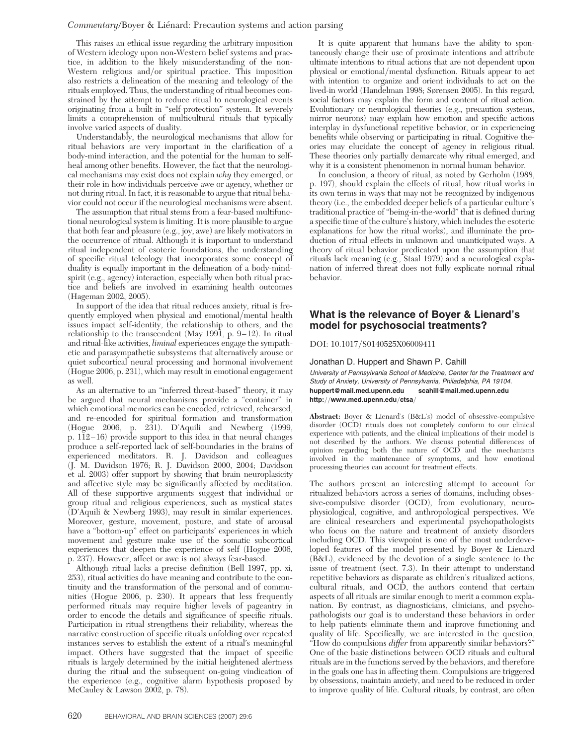This raises an ethical issue regarding the arbitrary imposition of Western ideology upon non-Western belief systems and practice, in addition to the likely misunderstanding of the non-Western religious and/or spiritual practice. This imposition also restricts a delineation of the meaning and teleology of the rituals employed. Thus, the understanding of ritual becomes constrained by the attempt to reduce ritual to neurological events originating from a built-in "self-protection" system. It severely limits a comprehension of multicultural rituals that typically involve varied aspects of duality.

Understandably, the neurological mechanisms that allow for ritual behaviors are very important in the clarification of a body-mind interaction, and the potential for the human to self-heal among other benefits. However, the fact that the neurological mechanisms may exist does not explain *why* they emerged, or their role in how individuals perceive awe or agency, whether or not during ritual. In fact, it is reasonable to argue that ritual behavior could not occur if the neurological mechanisms were absent.

The assumption that ritual stems from a fear-based multifunctional neurological system is limiting. It is more plausible to argue that both fear and pleasure (e.g., joy, awe) are likely motivators in the occurrence of ritual. Although it is important to understand ritual independent of esoteric foundations, the understanding of specific ritual teleology that incorporates some concept of duality is equally important in the delineation of a body-mind-spirit (e.g., agency) interaction, especially when both ritual practice and beliefs are involved in examining health outcomes (Hageman 2002, 2005).

In support of the idea that ritual reduces anxiety, ritual is frequently employed when physical and emotional/mental health issues impact self-identity, the relationship to others, and the relationship to the transcendent (May 1991, p. 9–12). In ritual and ritual-like activities, *liminal* experiences engage the sympathetic and parasympathetic subsystems that alternatively arouse or quiet subcortical neural processing and hormonal involvement (Hogue 2006, p. 231), which may result in emotional engagement as well.

As an alternative to an "inferred threat-based" theory, it may be argued that neural mechanisms provide a "container" in which emotional memories can be encoded, retrieved, rehearsed, and re-encoded for spiritual formation and transformation (Hogue 2006, p. 231). D'Aquili and Newberg (1999, p. 112–16) provide support to this idea in that neural changes produce a self-reported lack of self-boundaries in the brains of experienced meditators. R. J. Davidson and colleagues (J. M. Davidson 1976; R. J. Davidson 2000, 2004; Davidson et al. 2003) offer support by showing that brain neuroplasicity and affective style may be significantly affected by meditation. All of these supportive arguments suggest that individual or group ritual and religious experiences, such as mystical states (D'Aquili & Newberg 1993), may result in similar experiences. Moreover, gesture, movement, posture, and state of arousal have a "bottom-up" effect on participants' experiences in which movement and gesture make use of the somatic subcortical experiences that deepen the experience of self (Hogue 2006, p. 237). However, affect or awe is not always fear-based.

Although ritual lacks a precise definition (Bell 1997, pp. xi, 253), ritual activities do have meaning and contribute to the continuity and the transformation of the personal and of communities (Hogue 2006, p. 230). It appears that less frequently performed rituals may require higher levels of pageantry in order to encode the details and significance of specific rituals. Participation in ritual strengthens their reliability, whereas the narrative construction of specific rituals unfolding over repeated instances serves to establish the extent of a ritual's meaningful impact. Others have suggested that the impact of specific rituals is largely determined by the initial heightened alertness during the ritual and the subsequent on-going vindication of the experience (e.g., cognitive alarm hypothesis proposed by McCauley & Lawson 2002, p. 78).

It is quite apparent that humans have the ability to spontaneously change their use of proximate intentions and attribute ultimate intentions to ritual actions that are not dependent upon physical or emotional/mental dysfunction. Rituals appear to act with intention to organize and orient individuals to act on the lived-in world (Handelman 1998; Sørensen 2005). In this regard, social factors may explain the form and content of ritual action. Evolutionary or neurological theories (e.g., precaution systems, mirror neurons) may explain how emotion and specific actions interplay in dysfunctional repetitive behavior, or in experiencing benefits while observing or participating in ritual. Cognitive theories may elucidate the concept of agency in religious ritual. These theories only partially demarcate why ritual emerged, and why it is a consistent phenomenon in normal human behavior.

In conclusion, a theory of ritual, as noted by Gerholm (1988, p. 197), should explain the effects of ritual, how ritual works in its own terms in ways that may not be recognized by indigenous theory (i.e., the embedded deeper beliefs of a particular culture's traditional practice of "being-in-the-world" that is defined during a specific time of the culture's history, which includes the esoteric explanations for how the ritual works), and illuminate the production of ritual effects in unknown and unanticipated ways. A theory of ritual behavior predicated upon the assumption that rituals lack meaning (e.g., Staal 1979) and a neurological explanation of inferred threat does not fully explicate normal ritual behavior.

## What is the relevance of Boyer & Lienard's model for psychosocial treatments?

DOI: 10.1017/S0140525X06009411

Jonathan D. Huppert and Shawn P. Cahill

*University of Pennsylvania School of Medicine, Center for the Treatment and Study of Anxiety, University of Pennsylvania, Philadelphia, PA 19104.*
**huppert@mail.med.upenn.edu scahill@mail.med.upenn.edu**
**http://www.med.upenn.edu/ctsa/**

**Abstract:** Boyer & Lienard's (B&L's) model of obsessive-compulsive disorder (OCD) rituals does not completely conform to our clinical experience with patients, and the clinical implications of their model is not described by the authors. We discuss potential differences of opinion regarding both the nature of OCD and the mechanisms involved in the maintenance of symptoms, and how emotional processing theories can account for treatment effects.

The authors present an interesting attempt to account for ritualized behaviors across a series of domains, including obsessive-compulsive disorder (OCD), from evolutionary, neurophysiological, cognitive, and anthropological perspectives. We are clinical researchers and experimental psychopathologists who focus on the nature and treatment of anxiety disorders including OCD. This viewpoint is one of the most underdeveloped features of the model presented by Boyer & Lienard (B&L), evidenced by the devotion of a single sentence to the issue of treatment (sect. 7.3). In their attempt to understand repetitive behaviors as disparate as children's ritualized actions, cultural rituals, and OCD, the authors contend that certain aspects of all rituals are similar enough to merit a common explanation. By contrast, as diagnosticians, clinicians, and psychopathologists our goal is to understand these behaviors in order to help patients eliminate them and improve functioning and quality of life. Specifically, we are interested in the question, "How do compulsions *differ* from apparently similar behaviors?" One of the basic distinctions between OCD rituals and cultural rituals are in the functions served by the behaviors, and therefore in the goals one has in affecting them. Compulsions are triggered by obsessions, maintain anxiety, and need to be reduced in order to improve quality of life. Cultural rituals, by contrast, are often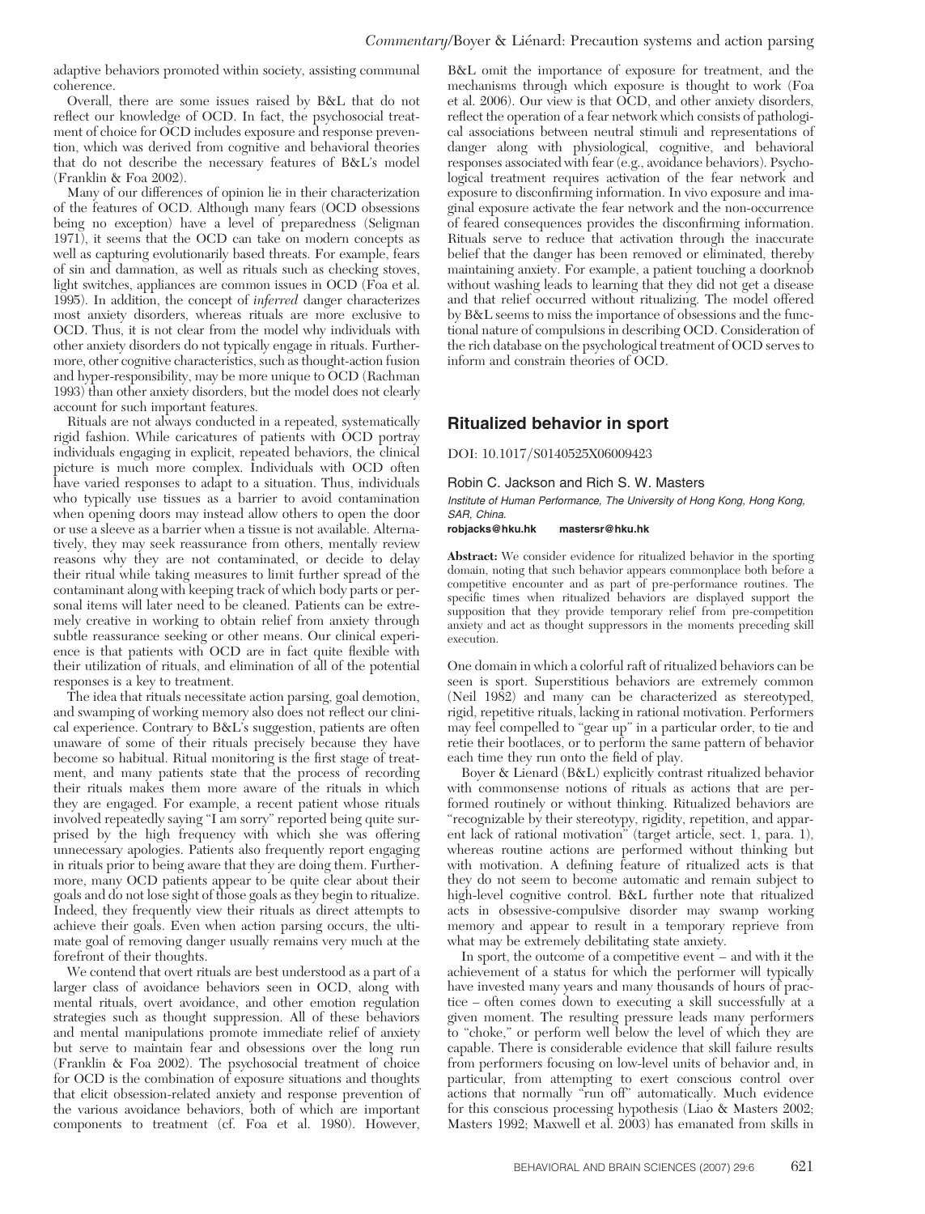adaptive behaviors promoted within society, assisting communal coherence.

Overall, there are some issues raised by B&L that do not reflect our knowledge of OCD. In fact, the psychosocial treatment of choice for OCD includes exposure and response prevention, which was derived from cognitive and behavioral theories that do not describe the necessary features of B&L's model (Franklin & Foa 2002).

Many of our differences of opinion lie in their characterization of the features of OCD. Although many fears (OCD obsessions being no exception) have a level of preparedness (Seligman 1971), it seems that the OCD can take on modern concepts as well as capturing evolutionarily based threats. For example, fears of sin and damnation, as well as rituals such as checking stoves, light switches, appliances are common issues in OCD (Foa et al. 1995). In addition, the concept of *inferred* danger characterizes most anxiety disorders, whereas rituals are more exclusive to OCD. Thus, it is not clear from the model why individuals with other anxiety disorders do not typically engage in rituals. Furthermore, other cognitive characteristics, such as thought-action fusion and hyper-responsibility, may be more unique to OCD (Rachman 1993) than other anxiety disorders, but the model does not clearly account for such important features.

Rituals are not always conducted in a repeated, systematically rigid fashion. While caricatures of patients with OCD portray individuals engaging in explicit, repeated behaviors, the clinical picture is much more complex. Individuals with OCD often have varied responses to adapt to a situation. Thus, individuals who typically use tissues as a barrier to avoid contamination when opening doors may instead allow others to open the door or use a sleeve as a barrier when a tissue is not available. Alternatively, they may seek reassurance from others, mentally review reasons why they are not contaminated, or decide to delay their ritual while taking measures to limit further spread of the contaminant along with keeping track of which body parts or personal items will later need to be cleaned. Patients can be extremely creative in working to obtain relief from anxiety through subtle reassurance seeking or other means. Our clinical experience is that patients with OCD are in fact quite flexible with their utilization of rituals, and elimination of all of the potential responses is a key to treatment.

The idea that rituals necessitate action parsing, goal demotion, and swamping of working memory also does not reflect our clinical experience. Contrary to B&L's suggestion, patients are often unaware of some of their rituals precisely because they have become so habitual. Ritual monitoring is the first stage of treatment, and many patients state that the process of recording their rituals makes them more aware of the rituals in which they are engaged. For example, a recent patient whose rituals involved repeatedly saying "I am sorry" reported being quite surprised by the high frequency with which she was offering unnecessary apologies. Patients also frequently report engaging in rituals prior to being aware that they are doing them. Furthermore, many OCD patients appear to be quite clear about their goals and do not lose sight of those goals as they begin to ritualize. Indeed, they frequently view their rituals as direct attempts to achieve their goals. Even when action parsing occurs, the ultimate goal of removing danger usually remains very much at the forefront of their thoughts.

We contend that overt rituals are best understood as a part of a larger class of avoidance behaviors seen in OCD, along with mental rituals, overt avoidance, and other emotion regulation strategies such as thought suppression. All of these behaviors and mental manipulations promote immediate relief of anxiety but serve to maintain fear and obsessions over the long run (Franklin & Foa 2002). The psychosocial treatment of choice for OCD is the combination of exposure situations and thoughts that elicit obsession-related anxiety and response prevention of the various avoidance behaviors, both of which are important components to treatment (cf. Foa et al. 1980). However, B&L omit the importance of exposure for treatment, and the mechanisms through which exposure is thought to work (Foa et al. 2006). Our view is that OCD, and other anxiety disorders, reflect the operation of a fear network which consists of pathological associations between neutral stimuli and representations of danger along with physiological, cognitive, and behavioral responses associated with fear (e.g., avoidance behaviors). Psychological treatment requires activation of the fear network and exposure to disconfirming information. In vivo exposure and imaginal exposure activate the fear network and the non-occurrence of feared consequences provides the disconfirming information. Rituals serve to reduce that activation through the inaccurate belief that the danger has been removed or eliminated, thereby maintaining anxiety. For example, a patient touching a doorknob without washing leads to learning that they did not get a disease and that relief occurred without ritualizing. The model offered by B&L seems to miss the importance of obsessions and the functional nature of compulsions in describing OCD. Consideration of the rich database on the psychological treatment of OCD serves to inform and constrain theories of OCD.

## Ritualized behavior in sport

DOI: 10.1017/S0140525X06009423

Robin C. Jackson and Rich S. W. Masters

*Institute of Human Performance, The University of Hong Kong, Hong Kong, SAR, China.*
**robjacks@hku.hk mastersr@hku.hk**

**Abstract:** We consider evidence for ritualized behavior in the sporting domain, noting that such behavior appears commonplace both before a competitive encounter and as part of pre-performance routines. The specific times when ritualized behaviors are displayed support the supposition that they provide temporary relief from pre-competition anxiety and act as thought suppressors in the moments preceding skill execution.

One domain in which a colorful raft of ritualized behaviors can be seen is sport. Superstitious behaviors are extremely common (Neil 1982) and many can be characterized as stereotyped, rigid, repetitive rituals, lacking in rational motivation. Performers may feel compelled to "gear up" in a particular order, to tie and retie their bootlaces, or to perform the same pattern of behavior each time they run onto the field of play.

Boyer & Lienard (B&L) explicitly contrast ritualized behavior with commonsense notions of rituals as actions that are performed routinely or without thinking. Ritualized behaviors are "recognizable by their stereotypy, rigidity, repetition, and apparent lack of rational motivation" (target article, sect. 1, para. 1), whereas routine actions are performed without thinking but with motivation. A defining feature of ritualized acts is that they do not seem to become automatic and remain subject to high-level cognitive control. B&L further note that ritualized acts in obsessive-compulsive disorder may swamp working memory and appear to result in a temporary reprieve from what may be extremely debilitating state anxiety.

In sport, the outcome of a competitive event – and with it the achievement of a status for which the performer will typically have invested many years and many thousands of hours of practice – often comes down to executing a skill successfully at a given moment. The resulting pressure leads many performers to "choke," or perform well below the level of which they are capable. There is considerable evidence that skill failure results from performers focusing on low-level units of behavior and, in particular, from attempting to exert conscious control over actions that normally "run off" automatically. Much evidence for this conscious processing hypothesis (Liao & Masters 2002; Masters 1992; Maxwell et al. 2003) has emanated from skills in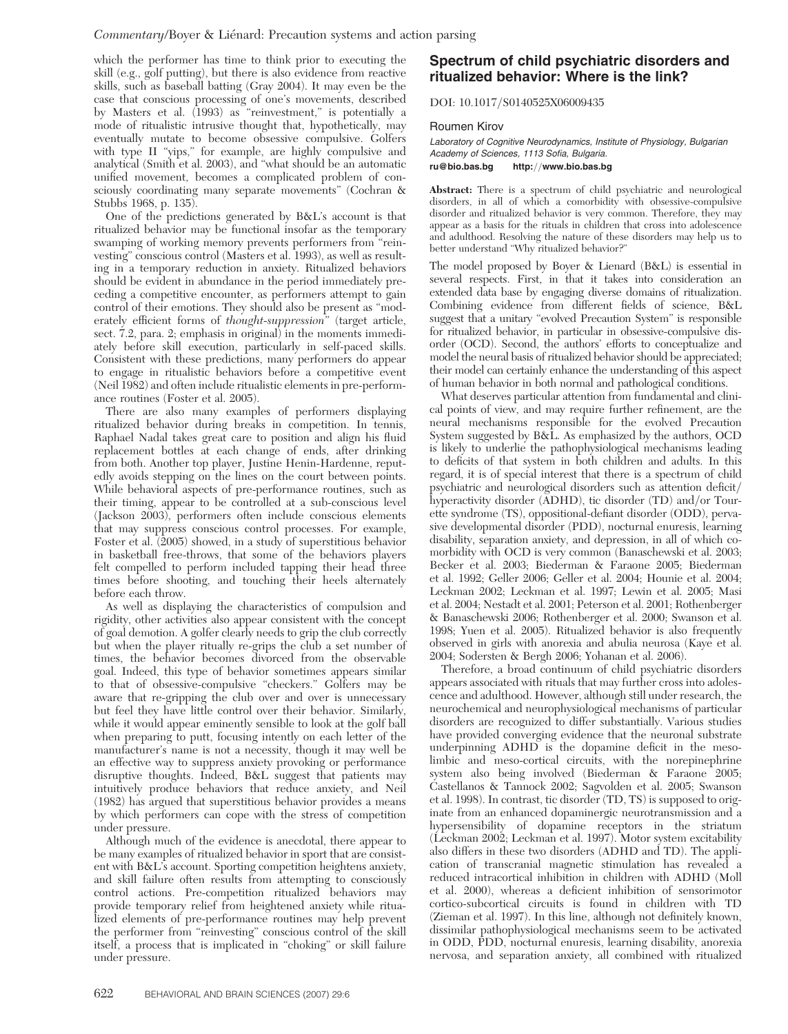which the performer has time to think prior to executing the skill (e.g., golf putting), but there is also evidence from reactive skills, such as baseball batting (Gray 2004). It may even be the case that conscious processing of one's movements, described by Masters et al. (1993) as "reinvestment," is potentially a mode of ritualistic intrusive thought that, hypothetically, may eventually mutate to become obsessive compulsive. Golfers with type II "yips," for example, are highly compulsive and analytical (Smith et al. 2003), and "what should be an automatic unified movement, becomes a complicated problem of consciously coordinating many separate movements" (Cochran & Stubbs 1968, p. 135).

One of the predictions generated by B&L's account is that ritualized behavior may be functional insofar as the temporary swamping of working memory prevents performers from "reinvesting" conscious control (Masters et al. 1993), as well as resulting in a temporary reduction in anxiety. Ritualized behaviors should be evident in abundance in the period immediately preceding a competitive encounter, as performers attempt to gain control of their emotions. They should also be present as "moderately efficient forms of *thought-suppression*" (target article, sect. 7.2, para. 2; emphasis in original) in the moments immediately before skill execution, particularly in self-paced skills. Consistent with these predictions, many performers do appear to engage in ritualistic behaviors before a competitive event (Neil 1982) and often include ritualistic elements in pre-performance routines (Foster et al. 2005).

There are also many examples of performers displaying ritualized behavior during breaks in competition. In tennis, Raphael Nadal takes great care to position and align his fluid replacement bottles at each change of ends, after drinking from both. Another top player, Justine Henin-Hardenne, reputedly avoids stepping on the lines on the court between points. While behavioral aspects of pre-performance routines, such as their timing, appear to be controlled at a sub-conscious level (Jackson 2003), performers often include conscious elements that may suppress conscious control processes. For example, Foster et al. (2005) showed, in a study of superstitious behavior in basketball free-throws, that some of the behaviors players felt compelled to perform included tapping their head three times before shooting, and touching their heels alternately before each throw.

As well as displaying the characteristics of compulsion and rigidity, other activities also appear consistent with the concept of goal demotion. A golfer clearly needs to grip the club correctly but when the player ritually re-grips the club a set number of times, the behavior becomes divorced from the observable goal. Indeed, this type of behavior sometimes appears similar to that of obsessive-compulsive "checkers." Golfers may be aware that re-gripping the club over and over is unnecessary but feel they have little control over their behavior. Similarly, while it would appear eminently sensible to look at the golf ball when preparing to putt, focusing intently on each letter of the manufacturer's name is not a necessity, though it may well be an effective way to suppress anxiety provoking or performance disruptive thoughts. Indeed, B&L suggest that patients may intuitively produce behaviors that reduce anxiety, and Neil (1982) has argued that superstitious behavior provides a means by which performers can cope with the stress of competition under pressure.

Although much of the evidence is anecdotal, there appear to be many examples of ritualized behavior in sport that are consistent with B&L's account. Sporting competition heightens anxiety, and skill failure often results from attempting to consciously control actions. Pre-competition ritualized behaviors may provide temporary relief from heightened anxiety while ritualized elements of pre-performance routines may help prevent the performer from "reinvesting" conscious control of the skill itself, a process that is implicated in "choking" or skill failure under pressure.

## Spectrum of child psychiatric disorders and ritualized behavior: Where is the link?

DOI: 10.1017/S0140525X06009435

Roumen Kirov

*Laboratory of Cognitive Neurodynamics, Institute of Physiology, Bulgarian Academy of Sciences, 1113 Sofia, Bulgaria.*
**ru@bio.bas.bg** **http://www.bio.bas.bg**

**Abstract:** There is a spectrum of child psychiatric and neurological disorders, in all of which a comorbidity with obsessive-compulsive disorder and ritualized behavior is very common. Therefore, they may appear as a basis for the rituals in children that cross into adolescence and adulthood. Resolving the nature of these disorders may help us to better understand "Why ritualized behavior?"

The model proposed by Boyer & Lienard (B&L) is essential in several respects. First, in that it takes into consideration an extended data base by engaging diverse domains of ritualization. Combining evidence from different fields of science, B&L suggest that a unitary "evolved Precaution System" is responsible for ritualized behavior, in particular in obsessive-compulsive disorder (OCD). Second, the authors' efforts to conceptualize and model the neural basis of ritualized behavior should be appreciated; their model can certainly enhance the understanding of this aspect of human behavior in both normal and pathological conditions.

What deserves particular attention from fundamental and clinical points of view, and may require further refinement, are the neural mechanisms responsible for the evolved Precaution System suggested by B&L. As emphasized by the authors, OCD is likely to underlie the pathophysiological mechanisms leading to deficits of that system in both children and adults. In this regard, it is of special interest that there is a spectrum of child psychiatric and neurological disorders such as attention deficit/hyperactivity disorder (ADHD), tic disorder (TD) and/or Tourette syndrome (TS), oppositional-defiant disorder (ODD), pervasive developmental disorder (PDD), nocturnal enuresis, learning disability, separation anxiety, and depression, in all of which comorbidity with OCD is very common (Banaschewski et al. 2003; Becker et al. 2003; Biederman & Faraone 2005; Biederman et al. 1992; Geller 2006; Geller et al. 2004; Hounie et al. 2004; Leckman 2002; Leckman et al. 1997; Lewin et al. 2005; Masi et al. 2004; Nestadt et al. 2001; Peterson et al. 2001; Rothenberger & Banaschewski 2006; Rothenberger et al. 2000; Swanson et al. 1998; Yuen et al. 2005). Ritualized behavior is also frequently observed in girls with anorexia and abulia neurosa (Kaye et al. 2004; Sodersten & Bergh 2006; Yohanan et al. 2006).

Therefore, a broad continuum of child psychiatric disorders appears associated with rituals that may further cross into adolescence and adulthood. However, although still under research, the neurochemical and neurophysiological mechanisms of particular disorders are recognized to differ substantially. Various studies have provided converging evidence that the neuronal substrate underpinning ADHD is the dopamine deficit in the mesolimbic and meso-cortical circuits, with the norepinephrine system also being involved (Biederman & Faraone 2005; Castellanos & Tannock 2002; Sagvolden et al. 2005; Swanson et al. 1998). In contrast, tic disorder (TD, TS) is supposed to originate from an enhanced dopaminergic neurotransmission and a hypersensibility of dopamine receptors in the striatum (Leckman 2002; Leckman et al. 1997). Motor system excitability also differs in these two disorders (ADHD and TD). The application of transcranial magnetic stimulation has revealed a reduced intracortical inhibition in children with ADHD (Moll et al. 2000), whereas a deficient inhibition of sensorimotor cortico-subcortical circuits is found in children with TD (Zieman et al. 1997). In this line, although not definitely known, dissimilar pathophysiological mechanisms seem to be activated in ODD, PDD, nocturnal enuresis, learning disability, anorexia nervosa, and separation anxiety, all combined with ritualized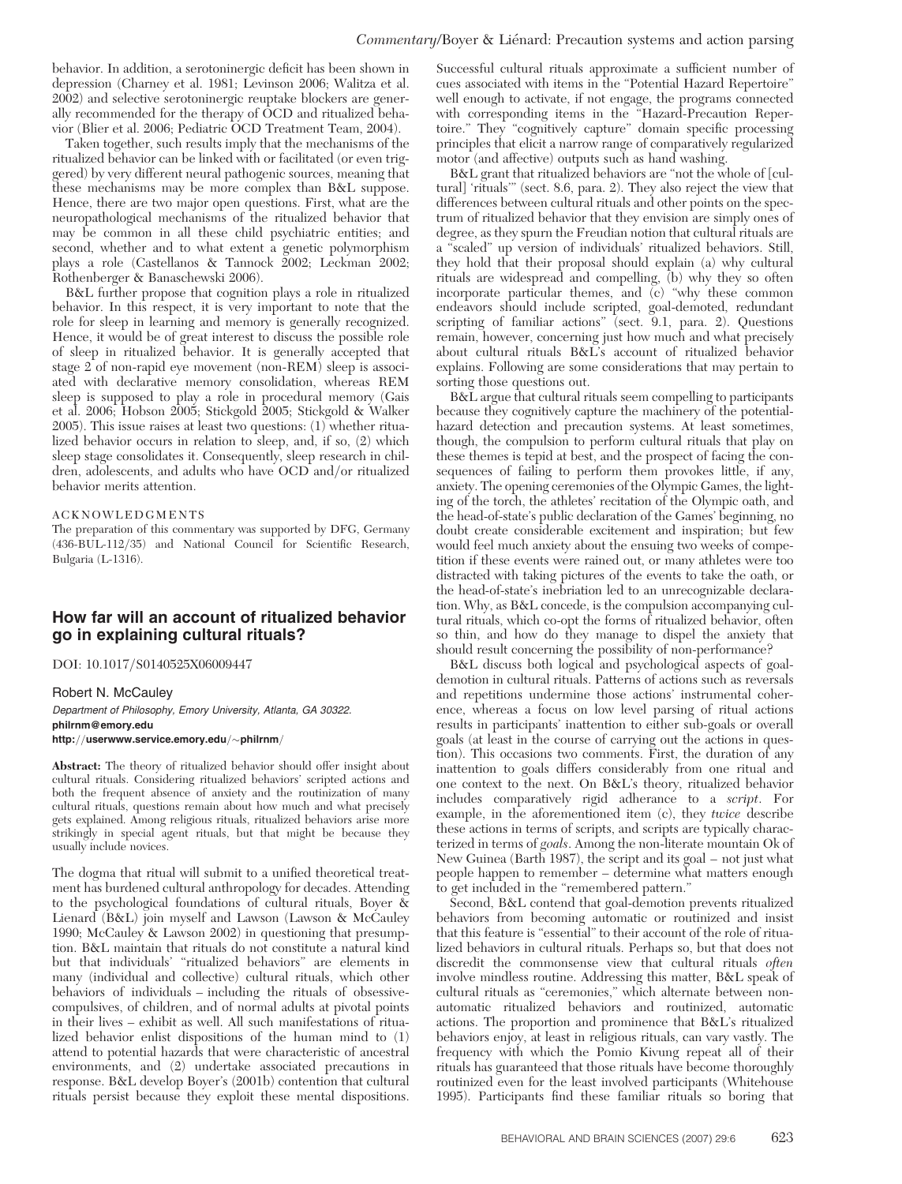behavior. In addition, a serotoninergic deficit has been shown in depression (Charney et al. 1981; Levinson 2006; Walitza et al. 2002) and selective serotoninergic reuptake blockers are generally recommended for the therapy of OCD and ritualized behavior (Blier et al. 2006; Pediatric OCD Treatment Team, 2004).

Taken together, such results imply that the mechanisms of the ritualized behavior can be linked with or facilitated (or even triggered) by very different neural pathogenic sources, meaning that these mechanisms may be more complex than B&L suppose. Hence, there are two major open questions. First, what are the neuropathological mechanisms of the ritualized behavior that may be common in all these child psychiatric entities; and second, whether and to what extent a genetic polymorphism plays a role (Castellanos & Tannock 2002; Leckman 2002; Rothenberger & Banaschewski 2006).

B&L further propose that cognition plays a role in ritualized behavior. In this respect, it is very important to note that the role for sleep in learning and memory is generally recognized. Hence, it would be of great interest to discuss the possible role of sleep in ritualized behavior. It is generally accepted that stage 2 of non-rapid eye movement (non-REM) sleep is associated with declarative memory consolidation, whereas REM sleep is supposed to play a role in procedural memory (Gais et al. 2006; Hobson 2005; Stickgold 2005; Stickgold & Walker 2005). This issue raises at least two questions: (1) whether ritualized behavior occurs in relation to sleep, and, if so, (2) which sleep stage consolidates it. Consequently, sleep research in children, adolescents, and adults who have OCD and/or ritualized behavior merits attention.

ACKNOWLEDGMENTS

The preparation of this commentary was supported by DFG, Germany (436-BUL-112/35) and National Council for Scientific Research, Bulgaria (L-1316).

## How far will an account of ritualized behavior go in explaining cultural rituals?

DOI: 10.1017/S0140525X06009447

Robert N. McCauley

*Department of Philosophy, Emory University, Atlanta, GA 30322.*
**philrnm@emory.edu**
**http://userwww.service.emory.edu/~philrnm/**

**Abstract:** The theory of ritualized behavior should offer insight about cultural rituals. Considering ritualized behaviors' scripted actions and both the frequent absence of anxiety and the routinization of many cultural rituals, questions remain about how much and what precisely gets explained. Among religious rituals, ritualized behaviors arise more strikingly in special agent rituals, but that might be because they usually include novices.

The dogma that ritual will submit to a unified theoretical treatment has burdened cultural anthropology for decades. Attending to the psychological foundations of cultural rituals, Boyer & Lienard (B&L) join myself and Lawson (Lawson & McCauley 1990; McCauley & Lawson 2002) in questioning that presumption. B&L maintain that rituals do not constitute a natural kind but that individuals' "ritualized behaviors" are elements in many (individual and collective) cultural rituals, which other behaviors of individuals – including the rituals of obsessive-compulsives, of children, and of normal adults at pivotal points in their lives – exhibit as well. All such manifestations of ritualized behavior enlist dispositions of the human mind to (1) attend to potential hazards that were characteristic of ancestral environments, and (2) undertake associated precautions in response. B&L develop Boyer's (2001b) contention that cultural rituals persist because they exploit these mental dispositions. Successful cultural rituals approximate a sufficient number of cues associated with items in the "Potential Hazard Repertoire" well enough to activate, if not engage, the programs connected with corresponding items in the "Hazard-Precaution Repertoire." They "cognitively capture" domain specific processing principles that elicit a narrow range of comparatively regularized motor (and affective) outputs such as hand washing.

B&L grant that ritualized behaviors are "not the whole of [cultural] 'rituals'" (sect. 8.6, para. 2). They also reject the view that differences between cultural rituals and other points on the spectrum of ritualized behavior that they envision are simply ones of degree, as they spurn the Freudian notion that cultural rituals are a "scaled" up version of individuals' ritualized behaviors. Still, they hold that their proposal should explain (a) why cultural rituals are widespread and compelling, (b) why they so often incorporate particular themes, and (c) "why these common endeavors should include scripted, goal-demoted, redundant scripting of familiar actions" (sect. 9.1, para. 2). Questions remain, however, concerning just how much and what precisely about cultural rituals B&L's account of ritualized behavior explains. Following are some considerations that may pertain to sorting those questions out.

B&L argue that cultural rituals seem compelling to participants because they cognitively capture the machinery of the potential-hazard detection and precaution systems. At least sometimes, though, the compulsion to perform cultural rituals that play on these themes is tepid at best, and the prospect of facing the consequences of failing to perform them provokes little, if any, anxiety. The opening ceremonies of the Olympic Games, the lighting of the torch, the athletes' recitation of the Olympic oath, and the head-of-state's public declaration of the Games' beginning, no doubt create considerable excitement and inspiration; but few would feel much anxiety about the ensuing two weeks of competition if these events were rained out, or many athletes were too distracted with taking pictures of the events to take the oath, or the head-of-state's inebriation led to an unrecognizable declaration. Why, as B&L concede, is the compulsion accompanying cultural rituals, which co-opt the forms of ritualized behavior, often so thin, and how do they manage to dispel the anxiety that should result concerning the possibility of non-performance?

B&L discuss both logical and psychological aspects of goal-demotion in cultural rituals. Patterns of actions such as reversals and repetitions undermine those actions' instrumental coherence, whereas a focus on low level parsing of ritual actions results in participants' inattention to either sub-goals or overall goals (at least in the course of carrying out the actions in question). This occasions two comments. First, the duration of any inattention to goals differs considerably from one ritual and one context to the next. On B&L's theory, ritualized behavior includes comparatively rigid adherance to a *script*. For example, in the aforementioned item (c), they *twice* describe these actions in terms of scripts, and scripts are typically characterized in terms of *goals*. Among the non-literate mountain Ok of New Guinea (Barth 1987), the script and its goal – not just what people happen to remember – determine what matters enough to get included in the "remembered pattern."

Second, B&L contend that goal-demotion prevents ritualized behaviors from becoming automatic or routinized and insist that this feature is "essential" to their account of the role of ritualized behaviors in cultural rituals. Perhaps so, but that does not discredit the commonsense view that cultural rituals *often* involve mindless routine. Addressing this matter, B&L speak of cultural rituals as "ceremonies," which alternate between non-automatic ritualized behaviors and routinized, automatic actions. The proportion and prominence that B&L's ritualized behaviors enjoy, at least in religious rituals, can vary vastly. The frequency with which the Pomio Kivung repeat all of their rituals has guaranteed that those rituals have become thoroughly routinized even for the least involved participants (Whitehouse 1995). Participants find these familiar rituals so boring that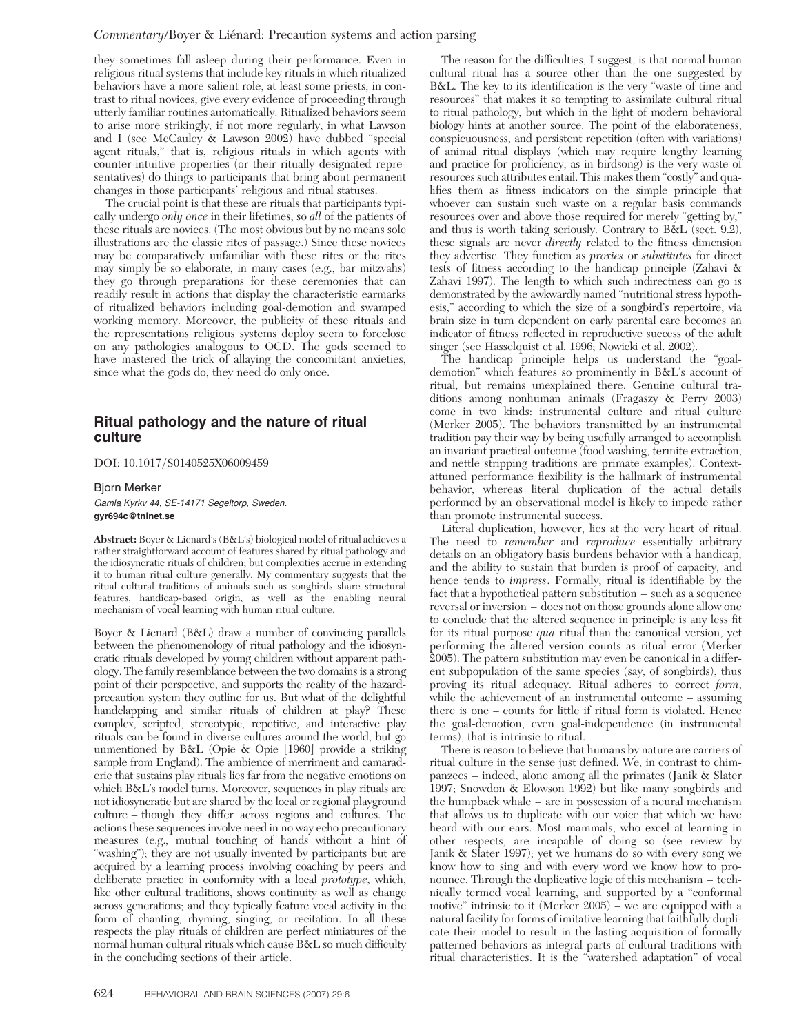they sometimes fall asleep during their performance. Even in religious ritual systems that include key rituals in which ritualized behaviors have a more salient role, at least some priests, in contrast to ritual novices, give every evidence of proceeding through utterly familiar routines automatically. Ritualized behaviors seem to arise more strikingly, if not more regularly, in what Lawson and I (see McCauley & Lawson 2002) have dubbed "special agent rituals," that is, religious rituals in which agents with counter-intuitive properties (or their ritually designated representatives) do things to participants that bring about permanent changes in those participants' religious and ritual statuses.

The crucial point is that these are rituals that participants typically undergo *only once* in their lifetimes, so *all* of the patients of these rituals are novices. (The most obvious but by no means sole illustrations are the classic rites of passage.) Since these novices may be comparatively unfamiliar with these rites or the rites may simply be so elaborate, in many cases (e.g., bar mitzvahs) they go through preparations for these ceremonies that can readily result in actions that display the characteristic earmarks of ritualized behaviors including goal-demotion and swamped working memory. Moreover, the publicity of these rituals and the representations religious systems deploy seem to foreclose on any pathologies analogous to OCD. The gods seemed to have mastered the trick of allaying the concomitant anxieties, since what the gods do, they need do only once.

## Ritual pathology and the nature of ritual culture

DOI: 10.1017/S0140525X06009459

Bjorn Merker

*Gamla Kyrkv 44, SE-14171 Segeltorp, Sweden.*
**gyr694c@tninet.se**

**Abstract:** Boyer & Lienard's (B&L's) biological model of ritual achieves a rather straightforward account of features shared by ritual pathology and the idiosyncratic rituals of children; but complexities ensue in extending it to human ritual culture generally. My commentary suggests that the ritual cultural traditions of animals such as songbirds share structural features, handicap-based origin, as well as the enabling neural mechanism of vocal learning with human ritual culture.

Boyer & Lienard (B&L) draw a number of convincing parallels between the phenomenology of ritual pathology and the idiosyncratic rituals developed by young children without apparent pathology. The family resemblance between the two domains is a strong point of their perspective, and supports the reality of the hazard-precaution system they outline for us. But what of the delightful handclapping and similar rituals of children at play? These complex, scripted, stereotypic, repetitive, and interactive play rituals can be found in diverse cultures around the world, but go unmentioned by B&L (Opie & Opie [1960] provide a striking sample from England). The ambience of merriment and camaraderie that sustains play rituals lies far from the negative emotions on which B&L's model turns. Moreover, sequences in play rituals are not idiosyncratic but are shared by the local or regional playground culture – though they differ across regions and cultures. The actions these sequences involve need in no way echo precautionary measures (e.g., mutual touching of hands without a hint of "washing"); they are not usually invented by participants but are acquired by a learning process involving coaching by peers and deliberate practice in conformity with a local *prototype*, which, like other cultural traditions, shows continuity as well as change across generations; and they typically feature vocal activity in the form of chanting, rhyming, singing, or recitation. In all these respects the play rituals of children are perfect miniatures of the normal human cultural rituals which cause B&L so much difficulty in the concluding sections of their article.

The reason for the difficulties, I suggest, is that normal human cultural ritual has a source other than the one suggested by B&L. The key to its identification is the very "waste of time and resources" that makes it so tempting to assimilate cultural ritual to ritual pathology, but which in the light of modern behavioral biology hints at another source. The point of the elaborateness, conspicuousness, and persistent repetition (often with variations) of animal ritual displays (which may require lengthy learning and practice for proficiency, as in birdsong) is the very waste of resources such attributes entail. This makes them "costly" and qualifies them as fitness indicators on the simple principle that whoever can sustain such waste on a regular basis commands resources over and above those required for merely "getting by," and thus is worth taking seriously. Contrary to B&L (sect. 9.2), these signals are never *directly* related to the fitness dimension they advertise. They function as *proxies* or *substitutes* for direct tests of fitness according to the handicap principle (Zahavi & Zahavi 1997). The length to which such indirectness can go is demonstrated by the awkwardly named "nutritional stress hypothesis," according to which the size of a songbird's repertoire, via brain size in turn dependent on early parental care becomes an indicator of fitness reflected in reproductive success of the adult singer (see Hasselquist et al. 1996; Nowicki et al. 2002).

The handicap principle helps us understand the "goal-demotion" which features so prominently in B&L's account of ritual, but remains unexplained there. Genuine cultural traditions among nonhuman animals (Fragaszy & Perry 2003) come in two kinds: instrumental culture and ritual culture (Merker 2005). The behaviors transmitted by an instrumental tradition pay their way by being usefully arranged to accomplish an invariant practical outcome (food washing, termite extraction, and nettle stripping traditions are primate examples). Context-attuned performance flexibility is the hallmark of instrumental behavior, whereas literal duplication of the actual details performed by an observational model is likely to impede rather than promote instrumental success.

Literal duplication, however, lies at the very heart of ritual. The need to *remember* and *reproduce* essentially arbitrary details on an obligatory basis burdens behavior with a handicap, and the ability to sustain that burden is proof of capacity, and hence tends to *impress*. Formally, ritual is identifiable by the fact that a hypothetical pattern substitution – such as a sequence reversal or inversion – does not on those grounds alone allow one to conclude that the altered sequence in principle is any less fit for its ritual purpose *qua* ritual than the canonical version, yet performing the altered version counts as ritual error (Merker 2005). The pattern substitution may even be canonical in a different subpopulation of the same species (say, of songbirds), thus proving its ritual adequacy. Ritual adheres to correct *form*, while the achievement of an instrumental outcome – assuming there is one – counts for little if ritual form is violated. Hence the goal-demotion, even goal-independence (in instrumental terms), that is intrinsic to ritual.

There is reason to believe that humans by nature are carriers of ritual culture in the sense just defined. We, in contrast to chimpanzees – indeed, alone among all the primates (Janik & Slater 1997; Snowdon & Elowson 1992) but like many songbirds and the humpback whale – are in possession of a neural mechanism that allows us to duplicate with our voice that which we have heard with our ears. Most mammals, who excel at learning in other respects, are incapable of doing so (see review by Janik & Slater 1997); yet we humans do so with every song we know how to sing and with every word we know how to pronounce. Through the duplicative logic of this mechanism – technically termed vocal learning, and supported by a "conformal motive" intrinsic to it (Merker 2005) – we are equipped with a natural facility for forms of imitative learning that faithfully duplicate their model to result in the lasting acquisition of formally patterned behaviors as integral parts of cultural traditions with ritual characteristics. It is the "watershed adaptation" of vocal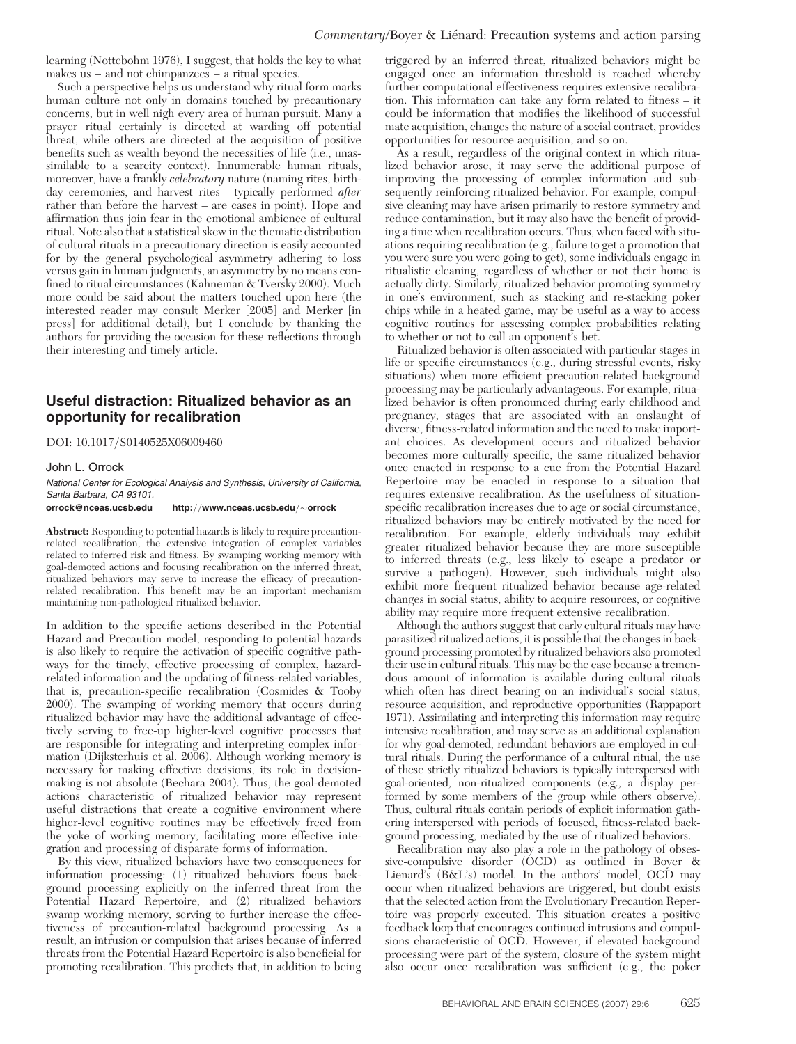learning (Nottebohm 1976), I suggest, that holds the key to what makes us – and not chimpanzees – a ritual species.

Such a perspective helps us understand why ritual form marks human culture not only in domains touched by precautionary concerns, but in well nigh every area of human pursuit. Many a prayer ritual certainly is directed at warding off potential threat, while others are directed at the acquisition of positive benefits such as wealth beyond the necessities of life (i.e., unassimilable to a scarcity context). Innumerable human rituals, moreover, have a frankly *celebratory* nature (naming rites, birthday ceremonies, and harvest rites – typically performed *after* rather than before the harvest – are cases in point). Hope and affirmation thus join fear in the emotional ambience of cultural ritual. Note also that a statistical skew in the thematic distribution of cultural rituals in a precautionary direction is easily accounted for by the general psychological asymmetry adhering to loss versus gain in human judgments, an asymmetry by no means confined to ritual circumstances (Kahneman & Tversky 2000). Much more could be said about the matters touched upon here (the interested reader may consult Merker [2005] and Merker [in press] for additional detail), but I conclude by thanking the authors for providing the occasion for these reflections through their interesting and timely article.

## Useful distraction: Ritualized behavior as an opportunity for recalibration

DOI: 10.1017/S0140525X06009460

John L. Orrock

*National Center for Ecological Analysis and Synthesis, University of California, Santa Barbara, CA 93101.*

**orrock@nceas.ucsb.edu http://www.nceas.ucsb.edu/~orrock**

**Abstract:** Responding to potential hazards is likely to require precaution-related recalibration, the extensive integration of complex variables related to inferred risk and fitness. By swamping working memory with goal-demoted actions and focusing recalibration on the inferred threat, ritualized behaviors may serve to increase the efficacy of precaution-related recalibration. This benefit may be an important mechanism maintaining non-pathological ritualized behavior.

In addition to the specific actions described in the Potential Hazard and Precaution model, responding to potential hazards is also likely to require the activation of specific cognitive pathways for the timely, effective processing of complex, hazard-related information and the updating of fitness-related variables, that is, precaution-specific recalibration (Cosmides & Tooby 2000). The swamping of working memory that occurs during ritualized behavior may have the additional advantage of effectively serving to free-up higher-level cognitive processes that are responsible for integrating and interpreting complex information (Dijksterhuis et al. 2006). Although working memory is necessary for making effective decisions, its role in decision-making is not absolute (Bechara 2004). Thus, the goal-demoted actions characteristic of ritualized behavior may represent useful distractions that create a cognitive environment where higher-level cognitive routines may be effectively freed from the yoke of working memory, facilitating more effective integration and processing of disparate forms of information.

By this view, ritualized behaviors have two consequences for information processing: (1) ritualized behaviors focus background processing explicitly on the inferred threat from the Potential Hazard Repertoire, and (2) ritualized behaviors swamp working memory, serving to further increase the effectiveness of precaution-related background processing. As a result, an intrusion or compulsion that arises because of inferred threats from the Potential Hazard Repertoire is also beneficial for promoting recalibration. This predicts that, in addition to being triggered by an inferred threat, ritualized behaviors might be engaged once an information threshold is reached whereby further computational effectiveness requires extensive recalibration. This information can take any form related to fitness – it could be information that modifies the likelihood of successful mate acquisition, changes the nature of a social contract, provides opportunities for resource acquisition, and so on.

As a result, regardless of the original context in which ritualized behavior arose, it may serve the additional purpose of improving the processing of complex information and subsequently reinforcing ritualized behavior. For example, compulsive cleaning may have arisen primarily to restore symmetry and reduce contamination, but it may also have the benefit of providing a time when recalibration occurs. Thus, when faced with situations requiring recalibration (e.g., failure to get a promotion that you were sure you were going to get), some individuals engage in ritualistic cleaning, regardless of whether or not their home is actually dirty. Similarly, ritualized behavior promoting symmetry in one's environment, such as stacking and re-stacking poker chips while in a heated game, may be useful as a way to access cognitive routines for assessing complex probabilities relating to whether or not to call an opponent's bet.

Ritualized behavior is often associated with particular stages in life or specific circumstances (e.g., during stressful events, risky situations) when more efficient precaution-related background processing may be particularly advantageous. For example, ritualized behavior is often pronounced during early childhood and pregnancy, stages that are associated with an onslaught of diverse, fitness-related information and the need to make important choices. As development occurs and ritualized behavior becomes more culturally specific, the same ritualized behavior once enacted in response to a cue from the Potential Hazard Repertoire may be enacted in response to a situation that requires extensive recalibration. As the usefulness of situation-specific recalibration increases due to age or social circumstance, ritualized behaviors may be entirely motivated by the need for recalibration. For example, elderly individuals may exhibit greater ritualized behavior because they are more susceptible to inferred threats (e.g., less likely to escape a predator or survive a pathogen). However, such individuals might also exhibit more frequent ritualized behavior because age-related changes in social status, ability to acquire resources, or cognitive ability may require more frequent extensive recalibration.

Although the authors suggest that early cultural rituals may have parasitized ritualized actions, it is possible that the changes in background processing promoted by ritualized behaviors also promoted their use in cultural rituals. This may be the case because a tremendous amount of information is available during cultural rituals which often has direct bearing on an individual's social status, resource acquisition, and reproductive opportunities (Rappaport 1971). Assimilating and interpreting this information may require intensive recalibration, and may serve as an additional explanation for why goal-demoted, redundant behaviors are employed in cultural rituals. During the performance of a cultural ritual, the use of these strictly ritualized behaviors is typically interspersed with goal-oriented, non-ritualized components (e.g., a display performed by some members of the group while others observe). Thus, cultural rituals contain periods of explicit information gathering interspersed with periods of focused, fitness-related background processing, mediated by the use of ritualized behaviors.

Recalibration may also play a role in the pathology of obsessive-compulsive disorder (OCD) as outlined in Boyer & Lienard's (B&L's) model. In the authors' model, OCD may occur when ritualized behaviors are triggered, but doubt exists that the selected action from the Evolutionary Precaution Repertoire was properly executed. This situation creates a positive feedback loop that encourages continued intrusions and compulsions characteristic of OCD. However, if elevated background processing were part of the system, closure of the system might also occur once recalibration was sufficient (e.g., the poker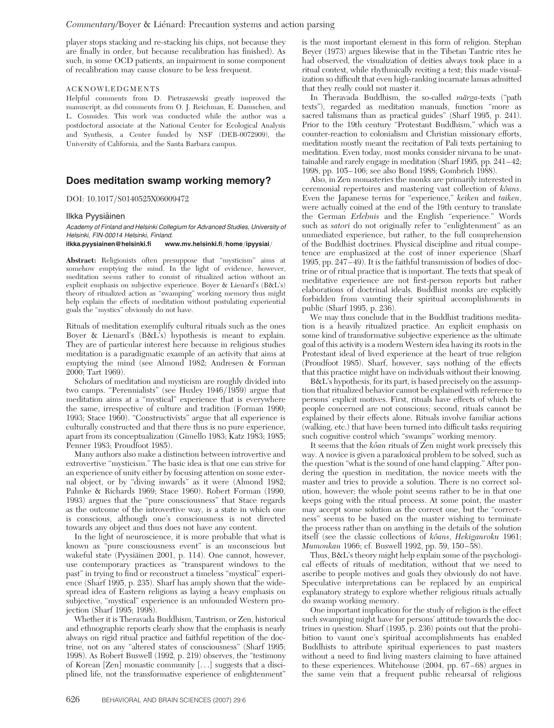player stops stacking and re-stacking his chips, not because they are finally in order, but because recalibration has finished). As such, in some OCD patients, an impairment in some component of recalibration may cause closure to be less frequent.

#### ACKNOWLEDGMENTS

Helpful comments from D. Pietraszewski greatly improved the manuscript, as did comments from O. J. Reichman, E. Damschen, and L. Cosmides. This work was conducted while the author was a postdoctoral associate at the National Center for Ecological Analysis and Synthesis, a Center funded by NSF (DEB-0072909), the University of California, and the Santa Barbara campus.

## Does meditation swamp working memory?

DOI: 10.1017/S0140525X06009472

Ilkka Pyysiäinen

*Academy of Finland and Helsinki Collegium for Advanced Studies, University of Helsinki, FIN-00014 Helsinki, Finland.*
**ilkka.pyysiainen@helsinki.fi www.mv.helsinki.fi/home/ipyysiai/**

**Abstract:** Religionists often presuppose that "mysticism" aims at somehow emptying the mind. In the light of evidence, however, meditation seems rather to consist of ritualized action without an explicit emphasis on subjective experience. Boyer & Lienard's (B&L's) theory of ritualized action as "swamping" working memory thus might help explain the effects of meditation without postulating experiential goals the "mystics" obviously do not have.

Rituals of meditation exemplify cultural rituals such as the ones Boyer & Lienard's (B&L's) hypothesis is meant to explain. They are of particular interest here because in religious studies meditation is a paradigmatic example of an activity that aims at emptying the mind (see Almond 1982; Andresen & Forman 2000; Tart 1969).

Scholars of meditation and mysticism are roughly divided into two camps. "Perennialists" (see Huxley 1946/1959) argue that meditation aims at a "mystical" experience that is everywhere the same, irrespective of culture and tradition (Forman 1990; 1993; Stace 1960). "Constructivists" argue that all experience is culturally constructed and that there thus is no pure experience, apart from its conceptualization (Gimello 1983; Katz 1983; 1985; Penner 1983; Proudfoot 1985).

Many authors also make a distinction between introvertive and extrovertive "mysticism." The basic idea is that one can strive for an experience of unity either by focusing attention on some external object, or by "diving inwards" as it were (Almond 1982; Pahnke & Richards 1969; Stace 1960). Robert Forman (1990, 1993) argues that the "pure consciousness" that Stace regards as the outcome of the introvertive way, is a state in which one is conscious, although one's consciousness is not directed towards any object and thus does not have any content.

In the light of neuroscience, it is more probable that what is known as "pure consciousness event" is an *un*conscious but wakeful state (Pyysiäinen 2001, p. 114). One cannot, however, use contemporary practices as "transparent windows to the past" in trying to find or reconstruct a timeless "mystical" experience (Sharf 1995, p. 235). Sharf has amply shown that the widespread idea of Eastern religions as laying a heavy emphasis on subjective, "mystical" experience is an unfounded Western projection (Sharf 1995; 1998).

Whether it is Theravada Buddhism, Tantrism, or Zen, historical and ethnographic reports clearly show that the emphasis is nearly always on rigid ritual practice and faithful repetition of the doctrine, not on any "altered states of consciousness" (Sharf 1995; 1998). As Robert Buswell (1992, p. 219) observes, the "testimony of Korean [Zen] monastic community [. . .] suggests that a disciplined life, not the transformative experience of enlightenment" is the most important element in this form of religion. Stephan Beyer (1973) argues likewise that in the Tibetan Tantric rites he had observed, the visualization of deities always took place in a ritual context, while rhythmically reciting a text; this made visualization so difficult that even high-ranking incarnate lamas admitted that they really could not master it.

In Theravada Buddhism, the so-called *mārga*-texts ("path texts"), regarded as meditation manuals, function "more as sacred talismans than as practical guides" (Sharf 1995, p. 241). Prior to the 19th century "Protestant Buddhism," which was a counter-reaction to colonialism and Christian missionary efforts, meditation mostly meant the recitation of Pali texts pertaining to meditation. Even today, most monks consider nirvana to be unattainable and rarely engage in meditation (Sharf 1995, pp. 241–42; 1998, pp. 105–106; see also Bond 1988; Gombrich 1988).

Also, in Zen monasteries the monks are primarily interested in ceremonial repertoires and mastering vast collection of *kôans*. Even the Japanese terms for "experience," *keiken* and *taiken*, were actually coined at the end of the 19th century to translate the German *Erlebnis* and the English "experience." Words such as *satori* do not originally refer to "enlightenment" as an unmediated experience, but rather, to the full comprehension of the Buddhist doctrines. Physical discipline and ritual competence are emphasized at the cost of inner experience (Sharf 1995, pp. 247–49). It is the faithful transmission of bodies of doctrine or of ritual practice that is important. The texts that speak of meditative experience are not first-person reports but rather elaborations of doctrinal ideals. Buddhist monks are explicitly forbidden from vaunting their spiritual accomplishments in public (Sharf 1995, p. 236).

We may thus conclude that in the Buddhist traditions meditation is a heavily ritualized practice. An explicit emphasis on some kind of transformative subjective experience as the ultimate goal of this activity is a modern Western idea having its roots in the Protestant ideal of lived experience at the heart of true religion (Proudfoot 1985). Sharf, however, says nothing of the effects that this practice might have on individuals without their knowing.

B&L's hypothesis, for its part, is based precisely on the assumption that ritualized behavior cannot be explained with reference to persons' explicit motives. First, rituals have effects of which the people concerned are not conscious; second, rituals cannot be explained by their effects alone. Rituals involve familiar actions (walking, etc.) that have been turned into difficult tasks requiring such cognitive control which "swamps" working memory.

It seems that the *kôan* rituals of Zen might work precisely this way. A novice is given a paradoxical problem to be solved, such as the question "what is the sound of one hand clapping." After pondering the question in meditation, the novice meets with the master and tries to provide a solution. There is no correct solution, however; the whole point seems rather to be in that one keeps going with the ritual process. At some point, the master may accept some solution as the correct one, but the "correctness" seems to be based on the master wishing to terminate the process rather than on anything in the details of the solution itself (see the classic collections of *kôans*, *Hekiganroku* 1961; *Mumonkan* 1966; cf. Buswell 1992, pp. 59, 150–58).

Thus, B&L's theory might help explain some of the psychological effects of rituals of meditation, without that we need to ascribe to people motives and goals they obviously do not have. Speculative interpretations can be replaced by an empirical explanatory strategy to explore whether religious rituals actually do swamp working memory.

One important implication for the study of religion is the effect such swamping might have for persons' attitude towards the doctrines in question. Sharf (1995, p. 236) points out that the prohibition to vaunt one's spiritual accomplishments has enabled Buddhists to attribute spiritual experiences to past masters without a need to find living masters claiming to have attained to these experiences. Whitehouse (2004, pp. 67–68) argues in the same vein that a frequent public rehearsal of religious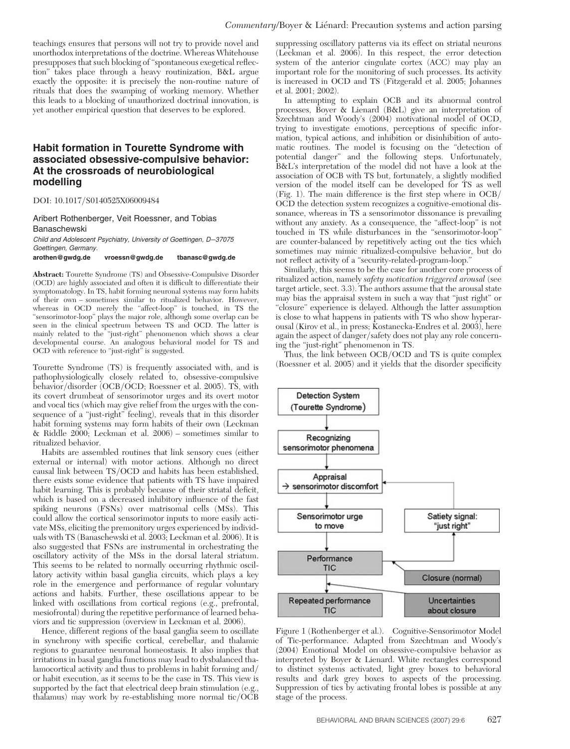teachings ensures that persons will not try to provide novel and unorthodox interpretations of the doctrine. Whereas Whitehouse presupposes that such blocking of "spontaneous exegetical reflection" takes place through a heavy routinization, B&L argue exactly the opposite: it is precisely the non-routine nature of rituals that does the swamping of working memory. Whether this leads to a blocking of unauthorized doctrinal innovation, is yet another empirical question that deserves to be explored.

## Habit formation in Tourette Syndrome with associated obsessive-compulsive behavior: At the crossroads of neurobiological modelling

DOI: 10.1017/S0140525X06009484

Aribert Rothenberger, Veit Roessner, and Tobias Banaschewski

*Child and Adolescent Psychiatry, University of Goettingen, D–37075 Goettingen, Germany.*

**arothen@gwdg.de vroessn@gwdg.de tbanasc@gwdg.de**

**Abstract:** Tourette Syndrome (TS) and Obsessive-Compulsive Disorder (OCD) are highly associated and often it is difficult to differentiate their symptomatology. In TS, habit forming neuronal systems may form habits of their own – sometimes similar to ritualized behavior. However, whereas in OCD merely the "affect-loop" is touched, in TS the "sensorimotor-loop" plays the major role, although some overlap can be seen in the clinical spectrum between TS and OCD. The latter is mainly related to the "just-right" phenomenon which shows a clear developmental course. An analogous behavioral model for TS and OCD with reference to "just-right" is suggested.

Tourette Syndrome (TS) is frequently associated with, and is pathophysiologically closely related to, obsessive-compulsive behavior/disorder (OCB/OCD; Roessner et al. 2005). TS, with its covert drumbeat of sensorimotor urges and its overt motor and vocal tics (which may give relief from the urges with the consequence of a "just-right" feeling), reveals that in this disorder habit forming systems may form habits of their own (Leckman & Riddle 2000; Leckman et al. 2006) – sometimes similar to ritualized behavior.

Habits are assembled routines that link sensory cues (either external or internal) with motor actions. Although no direct causal link between TS/OCD and habits has been established, there exists some evidence that patients with TS have impaired habit learning. This is probably because of their striatal deficit, which is based on a decreased inhibitory influence of the fast spiking neurons (FSNs) over matrisomal cells (MSs). This could allow the cortical sensorimotor inputs to more easily activate MSs, eliciting the premonitory urges experienced by individuals with TS (Banaschewski et al. 2003; Leckman et al. 2006). It is also suggested that FSNs are instrumental in orchestrating the oscillatory activity of the MSs in the dorsal lateral striatum. This seems to be related to normally occurring rhythmic oscillatory activity within basal ganglia circuits, which plays a key role in the emergence and performance of regular voluntary actions and habits. Further, these oscillations appear to be linked with oscillations from cortical regions (e.g., prefrontal, mesiofrontal) during the repetitive performance of learned behaviors and tic suppression (overview in Leckman et al. 2006).

Hence, different regions of the basal ganglia seem to oscillate in synchrony with specific cortical, cerebellar, and thalamic regions to guarantee neuronal homeostasis. It also implies that irritations in basal ganglia functions may lead to dysbalanced thalamocortical activity and thus to problems in habit forming and/or habit execution, as it seems to be the case in TS. This view is supported by the fact that electrical deep brain stimulation (e.g., thalamus) may work by re-establishing more normal tic/OCB suppressing oscillatory patterns via its effect on striatal neurons (Leckman et al. 2006). In this respect, the error detection system of the anterior cingulate cortex (ACC) may play an important role for the monitoring of such processes. Its activity is increased in OCD and TS (Fitzgerald et al. 2005; Johannes et al. 2001; 2002).

In attempting to explain OCB and its abnormal control processes, Boyer & Lienard (B&L) give an interpretation of Szechtman and Woody's (2004) motivational model of OCD, trying to investigate emotions, perceptions of specific information, typical actions, and inhibition or disinhibition of automatic routines. The model is focusing on the "detection of potential danger" and the following steps. Unfortunately, B&L's interpretation of the model did not have a look at the association of OCB with TS but, fortunately, a slightly modified version of the model itself can be developed for TS as well (Fig. 1). The main difference is the first step where in OCB/OCD the detection system recognizes a cognitive-emotional dissonance, whereas in TS a sensorimotor dissonance is prevailing without any anxiety. As a consequence, the "affect-loop" is not touched in TS while disturbances in the "sensorimotor-loop" are counter-balanced by repetitively acting out the tics which sometimes may mimic ritualized-compulsive behavior, but do not reflect activity of a "security-related-program-loop."

Similarly, this seems to be the case for another core process of ritualized action, namely *safety motivation triggered arousal* (see target article, sect. 3.3). The authors assume that the arousal state may bias the appraisal system in such a way that "just right" or "closure" experience is delayed. Although the latter assumption is close to what happens in patients with TS who show hyperarousal (Kirov et al., in press; Kostanecka-Endres et al. 2003), here again the aspect of danger/safety does not play any role concerning the "just-right" phenomenon in TS.

Thus, the link between OCB/OCD and TS is quite complex (Roessner et al. 2005) and it yields that the disorder specificity

Detection System (Tourette Syndrome)
Recognizing sensorimotor phenomena
Appraisal → sensorimotor discomfort
Sensorimotor urge to move
Satiety signal: "just right"
Performance TIC
Closure (normal)
Repeated performance TIC
Uncertainties about closure

Figure 1 (Rothenberger et al.). Cognitive-Sensorimotor Model of Tic-performance. Adapted from Szechtman and Woody's (2004) Emotional Model on obsessive-compulsive behavior as interpreted by Boyer & Lienard. White rectangles correspond to distinct systems activated, light grey boxes to behavioral results and dark grey boxes to aspects of the processing. Suppression of tics by activating frontal lobes is possible at any stage of the process.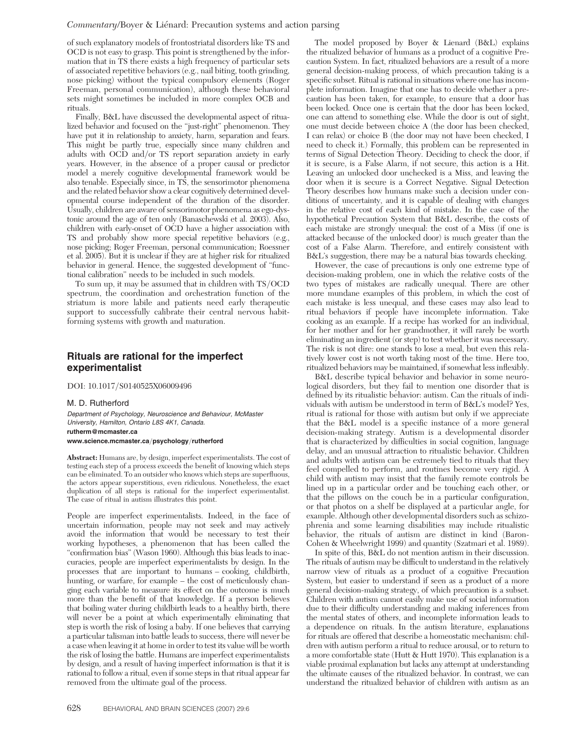of such explanatory models of frontostriatal disorders like TS and OCD is not easy to grasp. This point is strengthened by the information that in TS there exists a high frequency of particular sets of associated repetitive behaviors (e.g., nail biting, tooth grinding, nose picking) without the typical compulsory elements (Roger Freeman, personal communication), although these behavioral sets might sometimes be included in more complex OCB and rituals.

Finally, B&L have discussed the developmental aspect of ritualized behavior and focused on the "just-right" phenomenon. They have put it in relationship to anxiety, harm, separation and fears. This might be partly true, especially since many children and adults with OCD and/or TS report separation anxiety in early years. However, in the absence of a proper causal or predictor model a merely cognitive developmental framework would be also tenable. Especially since, in TS, the sensorimotor phenomena and the related behavior show a clear cognitively determined developmental course independent of the duration of the disorder. Usually, children are aware of sensorimotor phenomena as ego-dystonic around the age of ten only (Banaschewski et al. 2003). Also, children with early-onset of OCD have a higher association with TS and probably show more special repetitive behaviors (e.g., nose picking; Roger Freeman, personal communication; Roessner et al. 2005). But it is unclear if they are at higher risk for ritualized behavior in general. Hence, the suggested development of "functional calibration" needs to be included in such models.

To sum up, it may be assumed that in children with TS/OCD spectrum, the coordination and orchestration function of the striatum is more labile and patients need early therapeutic support to successfully calibrate their central nervous habit-forming systems with growth and maturation.

## Rituals are rational for the imperfect experimentalist

DOI: 10.1017/S0140525X06009496

M. D. Rutherford

*Department of Psychology, Neuroscience and Behaviour, McMaster University, Hamilton, Ontario L8S 4K1, Canada.*
**rutherm@mcmaster.ca**
**www.science.mcmaster.ca/psychology/rutherford**

**Abstract:** Humans are, by design, imperfect experimentalists. The cost of testing each step of a process exceeds the benefit of knowing which steps can be eliminated. To an outsider who knows which steps are superfluous, the actors appear superstitious, even ridiculous. Nonetheless, the exact duplication of all steps is rational for the imperfect experimentalist. The case of ritual in autism illustrates this point.

People are imperfect experimentalists. Indeed, in the face of uncertain information, people may not seek and may actively avoid the information that would be necessary to test their working hypotheses, a phenomenon that has been called the "confirmation bias" (Wason 1960). Although this bias leads to inaccuracies, people are imperfect experimentalists by design. In the processes that are important to humans – cooking, childbirth, hunting, or warfare, for example – the cost of meticulously changing each variable to measure its effect on the outcome is much more than the benefit of that knowledge. If a person believes that boiling water during childbirth leads to a healthy birth, there will never be a point at which experimentally eliminating that step is worth the risk of losing a baby. If one believes that carrying a particular talisman into battle leads to success, there will never be a case when leaving it at home in order to test its value will be worth the risk of losing the battle. Humans are imperfect experimentalists by design, and a result of having imperfect information is that it is rational to follow a ritual, even if some steps in that ritual appear far removed from the ultimate goal of the process.

The model proposed by Boyer & Lienard (B&L) explains the ritualized behavior of humans as a product of a cognitive Precaution System. In fact, ritualized behaviors are a result of a more general decision-making process, of which precaution taking is a specific subset. Ritual is rational in situations where one has incomplete information. Imagine that one has to decide whether a precaution has been taken, for example, to ensure that a door has been locked. Once one is certain that the door has been locked, one can attend to something else. While the door is out of sight, one must decide between choice A (the door has been checked, I can relax) or choice B (the door may not have been checked, I need to check it.) Formally, this problem can be represented in terms of Signal Detection Theory. Deciding to check the door, if it is secure, is a False Alarm, if not secure, this action is a Hit. Leaving an unlocked door unchecked is a Miss, and leaving the door when it is secure is a Correct Negative. Signal Detection Theory describes how humans make such a decision under conditions of uncertainty, and it is capable of dealing with changes in the relative cost of each kind of mistake. In the case of the hypothetical Precaution System that B&L describe, the costs of each mistake are strongly unequal: the cost of a Miss (if one is attacked because of the unlocked door) is much greater than the cost of a False Alarm. Therefore, and entirely consistent with B&L's suggestion, there may be a natural bias towards checking.

However, the case of precautions is only one extreme type of decision-making problem, one in which the relative costs of the two types of mistakes are radically unequal. There are other more mundane examples of this problem, in which the cost of each mistake is less unequal, and these cases may also lead to ritual behaviors if people have incomplete information. Take cooking as an example. If a recipe has worked for an individual, for her mother and for her grandmother, it will rarely be worth eliminating an ingredient (or step) to test whether it was necessary. The risk is not dire: one stands to lose a meal, but even this relatively lower cost is not worth taking most of the time. Here too, ritualized behaviors may be maintained, if somewhat less inflexibly.

B&L describe typical behavior and behavior in some neurological disorders, but they fail to mention one disorder that is defined by its ritualistic behavior: autism. Can the rituals of individuals with autism be understood in term of B&L's model? Yes, ritual is rational for those with autism but only if we appreciate that the B&L model is a specific instance of a more general decision-making strategy. Autism is a developmental disorder that is characterized by difficulties in social cognition, language delay, and an unusual attraction to ritualistic behavior. Children and adults with autism can be extremely tied to rituals that they feel compelled to perform, and routines become very rigid. A child with autism may insist that the family remote controls be lined up in a particular order and be touching each other, or that the pillows on the couch be in a particular configuration, or that photos on a shelf be displayed at a particular angle, for example. Although other developmental disorders such as schizophrenia and some learning disabilities may include ritualistic behavior, the rituals of autism are distinct in kind (Baron-Cohen & Wheelwright 1999) and quantity (Szatmari et al. 1989).

In spite of this, B&L do not mention autism in their discussion. The rituals of autism may be difficult to understand in the relatively narrow view of rituals as a product of a cognitive Precaution System, but easier to understand if seen as a product of a more general decision-making strategy, of which precaution is a subset. Children with autism cannot easily make use of social information due to their difficulty understanding and making inferences from the mental states of others, and incomplete information leads to a dependence on rituals. In the autism literature, explanations for rituals are offered that describe a homeostatic mechanism: children with autism perform a ritual to reduce arousal, or to return to a more comfortable state (Hutt & Hutt 1970). This explanation is a viable proximal explanation but lacks any attempt at understanding the ultimate causes of the ritualized behavior. In contrast, we can understand the ritualized behavior of children with autism as an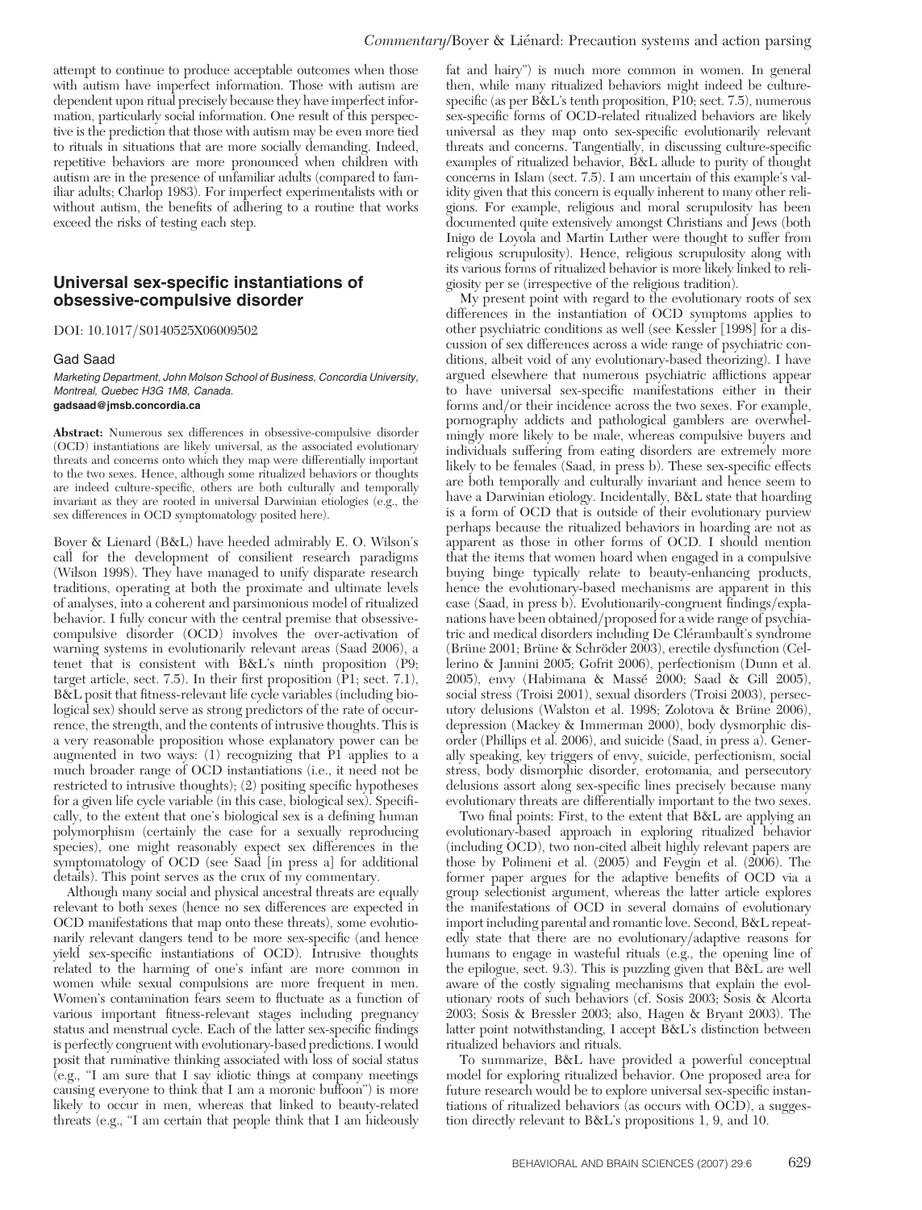attempt to continue to produce acceptable outcomes when those with autism have imperfect information. Those with autism are dependent upon ritual precisely because they have imperfect information, particularly social information. One result of this perspective is the prediction that those with autism may be even more tied to rituals in situations that are more socially demanding. Indeed, repetitive behaviors are more pronounced when children with autism are in the presence of unfamiliar adults (compared to familiar adults; Charlop 1983). For imperfect experimentalists with or without autism, the benefits of adhering to a routine that works exceed the risks of testing each step.

## Universal sex-specific instantiations of obsessive-compulsive disorder

DOI: 10.1017/S0140525X06009502

**Gad Saad**

*Marketing Department, John Molson School of Business, Concordia University, Montreal, Quebec H3G 1M8, Canada.*
**gadsaad@jmsb.concordia.ca**

**Abstract:** Numerous sex differences in obsessive-compulsive disorder (OCD) instantiations are likely universal, as the associated evolutionary threats and concerns onto which they map were differentially important to the two sexes. Hence, although some ritualized behaviors or thoughts are indeed culture-specific, others are both culturally and temporally invariant as they are rooted in universal Darwinian etiologies (e.g., the sex differences in OCD symptomatology posited here).

Boyer & Lienard (B&L) have heeded admirably E. O. Wilson's call for the development of consilient research paradigms (Wilson 1998). They have managed to unify disparate research traditions, operating at both the proximate and ultimate levels of analyses, into a coherent and parsimonious model of ritualized behavior. I fully concur with the central premise that obsessive-compulsive disorder (OCD) involves the over-activation of warning systems in evolutionarily relevant areas (Saad 2006), a tenet that is consistent with B&L's ninth proposition (P9; target article, sect. 7.5). In their first proposition (P1; sect. 7.1), B&L posit that fitness-relevant life cycle variables (including biological sex) should serve as strong predictors of the rate of occurrence, the strength, and the contents of intrusive thoughts. This is a very reasonable proposition whose explanatory power can be augmented in two ways: (1) recognizing that P1 applies to a much broader range of OCD instantiations (i.e., it need not be restricted to intrusive thoughts); (2) positing specific hypotheses for a given life cycle variable (in this case, biological sex). Specifically, to the extent that one's biological sex is a defining human polymorphism (certainly the case for a sexually reproducing species), one might reasonably expect sex differences in the symptomatology of OCD (see Saad [in press a] for additional details). This point serves as the crux of my commentary.

Although many social and physical ancestral threats are equally relevant to both sexes (hence no sex differences are expected in OCD manifestations that map onto these threats), some evolutionarily relevant dangers tend to be more sex-specific (and hence yield sex-specific instantiations of OCD). Intrusive thoughts related to the harming of one's infant are more common in women while sexual compulsions are more frequent in men. Women's contamination fears seem to fluctuate as a function of various important fitness-relevant stages including pregnancy status and menstrual cycle. Each of the latter sex-specific findings is perfectly congruent with evolutionary-based predictions. I would posit that ruminative thinking associated with loss of social status (e.g., "I am sure that I say idiotic things at company meetings causing everyone to think that I am a moronic buffoon") is more likely to occur in men, whereas that linked to beauty-related threats (e.g., "I am certain that people think that I am hideously fat and hairy") is much more common in women. In general then, while many ritualized behaviors might indeed be culture-specific (as per B&L's tenth proposition, P10; sect. 7.5), numerous sex-specific forms of OCD-related ritualized behaviors are likely universal as they map onto sex-specific evolutionarily relevant threats and concerns. Tangentially, in discussing culture-specific examples of ritualized behavior, B&L allude to purity of thought concerns in Islam (sect. 7.5). I am uncertain of this example's validity given that this concern is equally inherent to many other religions. For example, religious and moral scrupulosity has been documented quite extensively amongst Christians and Jews (both Inigo de Loyola and Martin Luther were thought to suffer from religious scrupulosity). Hence, religious scrupulosity along with its various forms of ritualized behavior is more likely linked to religiosity per se (irrespective of the religious tradition).

My present point with regard to the evolutionary roots of sex differences in the instantiation of OCD symptoms applies to other psychiatric conditions as well (see Kessler [1998] for a discussion of sex differences across a wide range of psychiatric conditions, albeit void of any evolutionary-based theorizing). I have argued elsewhere that numerous psychiatric afflictions appear to have universal sex-specific manifestations either in their forms and/or their incidence across the two sexes. For example, pornography addicts and pathological gamblers are overwhelmingly more likely to be male, whereas compulsive buyers and individuals suffering from eating disorders are extremely more likely to be females (Saad, in press b). These sex-specific effects are both temporally and culturally invariant and hence seem to have a Darwinian etiology. Incidentally, B&L state that hoarding is a form of OCD that is outside of their evolutionary purview perhaps because the ritualized behaviors in hoarding are not as apparent as those in other forms of OCD. I should mention that the items that women hoard when engaged in a compulsive buying binge typically relate to beauty-enhancing products, hence the evolutionary-based mechanisms are apparent in this case (Saad, in press b). Evolutionarily-congruent findings/explanations have been obtained/proposed for a wide range of psychiatric and medical disorders including De Clérambault's syndrome (Brüne 2001; Brüne & Schröder 2003), erectile dysfunction (Cellerino & Jannini 2005; Gofrit 2006), perfectionism (Dunn et al. 2005), envy (Habimana & Massé 2000; Saad & Gill 2005), social stress (Troisi 2001), sexual disorders (Troisi 2003), persecutory delusions (Walston et al. 1998; Zolotova & Brüne 2006), depression (Mackey & Immerman 2000), body dysmorphic disorder (Phillips et al. 2006), and suicide (Saad, in press a). Generally speaking, key triggers of envy, suicide, perfectionism, social stress, body dismorphic disorder, erotomania, and persecutory delusions assort along sex-specific lines precisely because many evolutionary threats are differentially important to the two sexes.

Two final points: First, to the extent that B&L are applying an evolutionary-based approach in exploring ritualized behavior (including OCD), two non-cited albeit highly relevant papers are those by Polimeni et al. (2005) and Feygin et al. (2006). The former paper argues for the adaptive benefits of OCD via a group selectionist argument, whereas the latter article explores the manifestations of OCD in several domains of evolutionary import including parental and romantic love. Second, B&L repeatedly state that there are no evolutionary/adaptive reasons for humans to engage in wasteful rituals (e.g., the opening line of the epilogue, sect. 9.3). This is puzzling given that B&L are well aware of the costly signaling mechanisms that explain the evolutionary roots of such behaviors (cf. Sosis 2003; Sosis & Alcorta 2003; Sosis & Bressler 2003; also, Hagen & Bryant 2003). The latter point notwithstanding, I accept B&L's distinction between ritualized behaviors and rituals.

To summarize, B&L have provided a powerful conceptual model for exploring ritualized behavior. One proposed area for future research would be to explore universal sex-specific instantiations of ritualized behaviors (as occurs with OCD), a suggestion directly relevant to B&L's propositions 1, 9, and 10.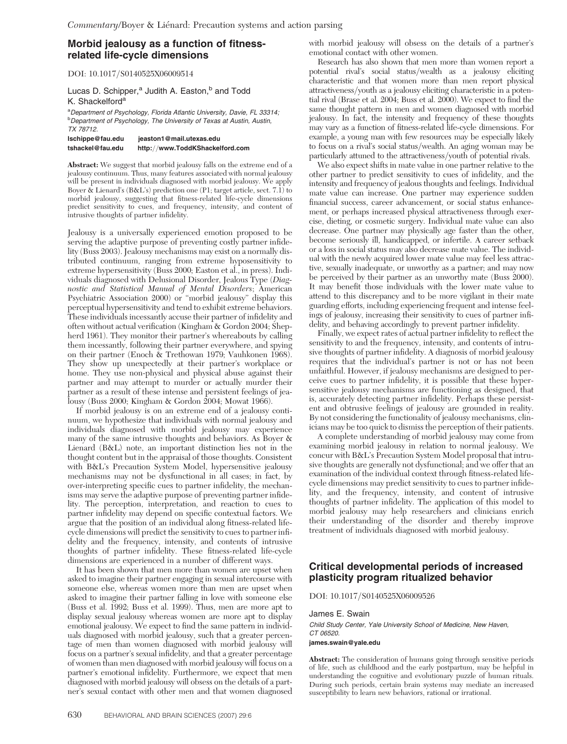## Morbid jealousy as a function of fitness-related life-cycle dimensions

DOI: 10.1017/S0140525X06009514

Lucas D. Schipper,[a] Judith A. Easton,[b] and Todd K. Shackelford[a]

[a]*Department of Psychology, Florida Atlantic University, Davie, FL 33314;* [b]*Department of Psychology, The University of Texas at Austin, Austin, TX 78712.*

**lschippe@fau.edu** **jeaston1@mail.utexas.edu**
**tshackel@fau.edu** **http://www.ToddKShackelford.com**

**Abstract:** We suggest that morbid jealousy falls on the extreme end of a jealousy continuum. Thus, many features associated with normal jealousy will be present in individuals diagnosed with morbid jealousy. We apply Boyer & Lienard's (B&L's) prediction one (P1; target article, sect. 7.1) to morbid jealousy, suggesting that fitness-related life-cycle dimensions predict sensitivity to cues, and frequency, intensity, and content of intrusive thoughts of partner infidelity.

Jealousy is a universally experienced emotion proposed to be serving the adaptive purpose of preventing costly partner infidelity (Buss 2003). Jealousy mechanisms may exist on a normally distributed continuum, ranging from extreme hyposensitivity to extreme hypersensitivity (Buss 2000; Easton et al., in press). Individuals diagnosed with Delusional Disorder, Jealous Type (*Diagnostic and Statistical Manual of Mental Disorders*; American Psychiatric Association 2000) or "morbid jealousy" display this perceptual hypersensitivity and tend to exhibit extreme behaviors. These individuals incessantly accuse their partner of infidelity and often without actual verification (Kingham & Gordon 2004; Shepherd 1961). They monitor their partner's whereabouts by calling them incessantly, following their partner everywhere, and spying on their partner (Enoch & Trethowan 1979; Vauhkonen 1968). They show up unexpectedly at their partner's workplace or home. They use non-physical and physical abuse against their partner and may attempt to murder or actually murder their partner as a result of these intense and persistent feelings of jealousy (Buss 2000; Kingham & Gordon 2004; Mowat 1966).

If morbid jealousy is on an extreme end of a jealousy continuum, we hypothesize that individuals with normal jealousy and individuals diagnosed with morbid jealousy may experience many of the same intrusive thoughts and behaviors. As Boyer & Lienard (B&L) note, an important distinction lies not in the thought content but in the appraisal of those thoughts. Consistent with B&L's Precaution System Model, hypersensitive jealousy mechanisms may not be dysfunctional in all cases; in fact, by over-interpreting specific cues to partner infidelity, the mechanisms may serve the adaptive purpose of preventing partner infidelity. The perception, interpretation, and reaction to cues to partner infidelity may depend on specific contextual factors. We argue that the position of an individual along fitness-related life-cycle dimensions will predict the sensitivity to cues to partner infidelity and the frequency, intensity, and contents of intrusive thoughts of partner infidelity. These fitness-related life-cycle dimensions are experienced in a number of different ways.

It has been shown that men more than women are upset when asked to imagine their partner engaging in sexual intercourse with someone else, whereas women more than men are upset when asked to imagine their partner falling in love with someone else (Buss et al. 1992; Buss et al. 1999). Thus, men are more apt to display sexual jealousy whereas women are more apt to display emotional jealousy. We expect to find the same pattern in individuals diagnosed with morbid jealousy, such that a greater percentage of men than women diagnosed with morbid jealousy will focus on a partner's sexual infidelity, and that a greater percentage of women than men diagnosed with morbid jealousy will focus on a partner's emotional infidelity. Furthermore, we expect that men diagnosed with morbid jealousy will obsess on the details of a partner's sexual contact with other men and that women diagnosed with morbid jealousy will obsess on the details of a partner's emotional contact with other women.

Research has also shown that men more than women report a potential rival's social status/wealth as a jealousy eliciting characteristic and that women more than men report physical attractiveness/youth as a jealousy eliciting characteristic in a potential rival (Brase et al. 2004; Buss et al. 2000). We expect to find the same thought pattern in men and women diagnosed with morbid jealousy. In fact, the intensity and frequency of these thoughts may vary as a function of fitness-related life-cycle dimensions. For example, a young man with few resources may be especially likely to focus on a rival's social status/wealth. An aging woman may be particularly attuned to the attractiveness/youth of potential rivals.

We also expect shifts in mate value in one partner relative to the other partner to predict sensitivity to cues of infidelity, and the intensity and frequency of jealous thoughts and feelings. Individual mate value can increase. One partner may experience sudden financial success, career advancement, or social status enhancement, or perhaps increased physical attractiveness through exercise, dieting, or cosmetic surgery. Individual mate value can also decrease. One partner may physically age faster than the other, become seriously ill, handicapped, or infertile. A career setback or a loss in social status may also decrease mate value. The individual with the newly acquired lower mate value may feel less attractive, sexually inadequate, or unworthy as a partner; and may now be perceived by their partner as an unworthy mate (Buss 2000). It may benefit those individuals with the lower mate value to attend to this discrepancy and to be more vigilant in their mate guarding efforts, including experiencing frequent and intense feelings of jealousy, increasing their sensitivity to cues of partner infidelity, and behaving accordingly to prevent partner infidelity.

Finally, we expect rates of actual partner infidelity to reflect the sensitivity to and the frequency, intensity, and contents of intrusive thoughts of partner infidelity. A diagnosis of morbid jealousy requires that the individual's partner is not or has not been unfaithful. However, if jealousy mechanisms are designed to perceive cues to partner infidelity, it is possible that these hypersensitive jealousy mechanisms are functioning as designed, that is, accurately detecting partner infidelity. Perhaps these persistent and obtrusive feelings of jealousy are grounded in reality. By not considering the functionality of jealousy mechanisms, clinicians may be too quick to dismiss the perception of their patients.

A complete understanding of morbid jealousy may come from examining morbid jealousy in relation to normal jealousy. We concur with B&L's Precaution System Model proposal that intrusive thoughts are generally not dysfunctional; and we offer that an examination of the individual context through fitness-related life-cycle dimensions may predict sensitivity to cues to partner infidelity, and the frequency, intensity, and content of intrusive thoughts of partner infidelity. The application of this model to morbid jealousy may help researchers and clinicians enrich their understanding of the disorder and thereby improve treatment of individuals diagnosed with morbid jealousy.

## Critical developmental periods of increased plasticity program ritualized behavior

DOI: 10.1017/S0140525X06009526

James E. Swain

*Child Study Center, Yale University School of Medicine, New Haven, CT 06520.*

**james.swain@yale.edu**

**Abstract:** The consideration of humans going through sensitive periods of life, such as childhood and the early postpartum, may be helpful in understanding the cognitive and evolutionary puzzle of human rituals. During such periods, certain brain systems may mediate an increased susceptibility to learn new behaviors, rational or irrational.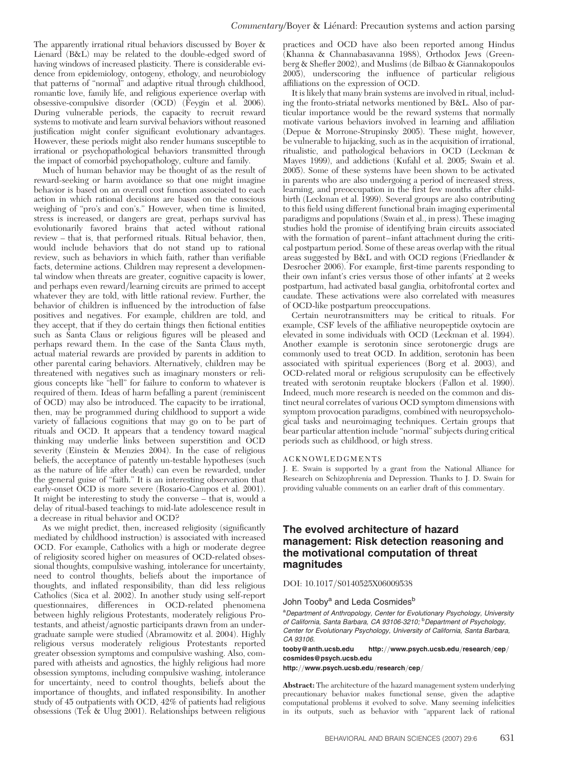The apparently irrational ritual behaviors discussed by Boyer & Lienard (B&L) may be related to the double-edged sword of having windows of increased plasticity. There is considerable evidence from epidemiology, ontogeny, ethology, and neurobiology that patterns of "normal" and adaptive ritual through childhood, romantic love, family life, and religious experience overlap with obsessive-compulsive disorder (OCD) (Feygin et al. 2006). During vulnerable periods, the capacity to recruit reward systems to motivate and learn survival behaviors without reasoned justification might confer significant evolutionary advantages. However, these periods might also render humans susceptible to irrational or psychopathological behaviors transmitted through the impact of comorbid psychopathology, culture and family.

Much of human behavior may be thought of as the result of reward-seeking or harm avoidance so that one might imagine behavior is based on an overall cost function associated to each action in which rational decisions are based on the conscious weighing of "pro's and con's." However, when time is limited, stress is increased, or dangers are great, perhaps survival has evolutionarily favored brains that acted without rational review – that is, that performed rituals. Ritual behavior, then, would include behaviors that do not stand up to rational review, such as behaviors in which faith, rather than verifiable facts, determine actions. Children may represent a developmental window when threats are greater, cognitive capacity is lower, and perhaps even reward/learning circuits are primed to accept whatever they are told, with little rational review. Further, the behavior of children is influenced by the introduction of false positives and negatives. For example, children are told, and they accept, that if they do certain things then fictional entities such as Santa Claus or religious figures will be pleased and perhaps reward them. In the case of the Santa Claus myth, actual material rewards are provided by parents in addition to other parental caring behaviors. Alternatively, children may be threatened with negatives such as imaginary monsters or religious concepts like "hell" for failure to conform to whatever is required of them. Ideas of harm befalling a parent (reminiscent of OCD) may also be introduced. The capacity to be irrational, then, may be programmed during childhood to support a wide variety of fallacious cognitions that may go on to be part of rituals and OCD. It appears that a tendency toward magical thinking may underlie links between superstition and OCD severity (Einstein & Menzies 2004). In the case of religious beliefs, the acceptance of patently un-testable hypotheses (such as the nature of life after death) can even be rewarded, under the general guise of "faith." It is an interesting observation that early-onset OCD is more severe (Rosario-Campos et al. 2001). It might be interesting to study the converse – that is, would a delay of ritual-based teachings to mid-late adolescence result in a decrease in ritual behavior and OCD?

As we might predict, then, increased religiosity (significantly mediated by childhood instruction) is associated with increased OCD. For example, Catholics with a high or moderate degree of religiosity scored higher on measures of OCD-related obsessional thoughts, compulsive washing, intolerance for uncertainty, need to control thoughts, beliefs about the importance of thoughts, and inflated responsibility, than did less religious Catholics (Sica et al. 2002). In another study using self-report questionnaires, differences in OCD-related phenomena between highly religious Protestants, moderately religious Protestants, and atheist/agnostic participants drawn from an undergraduate sample were studied (Abramowitz et al. 2004). Highly religious versus moderately religious Protestants reported greater obsession symptoms and compulsive washing. Also, compared with atheists and agnostics, the highly religious had more obsession symptoms, including compulsive washing, intolerance for uncertainty, need to control thoughts, beliefs about the importance of thoughts, and inflated responsibility. In another study of 45 outpatients with OCD, 42% of patients had religious obsessions (Tek & Ulug 2001). Relationships between religious practices and OCD have also been reported among Hindus (Khanna & Channabasavanna 1988), Orthodox Jews (Greenberg & Shefler 2002), and Muslims (de Bilbao & Giannakopoulos 2005), underscoring the influence of particular religious affiliations on the expression of OCD.

It is likely that many brain systems are involved in ritual, including the fronto-striatal networks mentioned by B&L. Also of particular importance would be the reward systems that normally motivate various behaviors involved in learning and affiliation (Depue & Morrone-Strupinsky 2005). These might, however, be vulnerable to hijacking, such as in the acquisition of irrational, ritualistic, and pathological behaviors in OCD (Leckman & Mayes 1999), and addictions (Kufahl et al. 2005; Swain et al. 2005). Some of these systems have been shown to be activated in parents who are also undergoing a period of increased stress, learning, and preoccupation in the first few months after childbirth (Leckman et al. 1999). Several groups are also contributing to this field using different functional brain imaging experimental paradigms and populations (Swain et al., in press). These imaging studies hold the promise of identifying brain circuits associated with the formation of parent–infant attachment during the critical postpartum period. Some of these areas overlap with the ritual areas suggested by B&L and with OCD regions (Friedlander & Desrocher 2006). For example, first-time parents responding to their own infant's cries versus those of other infants' at 2 weeks postpartum, had activated basal ganglia, orbitofrontal cortex and caudate. These activations were also correlated with measures of OCD-like postpartum preoccupations.

Certain neurotransmitters may be critical to rituals. For example, CSF levels of the affiliative neuropeptide oxytocin are elevated in some individuals with OCD (Leckman et al. 1994). Another example is serotonin since serotonergic drugs are commonly used to treat OCD. In addition, serotonin has been associated with spiritual experiences (Borg et al. 2003), and OCD-related moral or religious scrupulosity can be effectively treated with serotonin reuptake blockers (Fallon et al. 1990). Indeed, much more research is needed on the common and distinct neural correlates of various OCD symptom dimensions with symptom provocation paradigms, combined with neuropsychological tasks and neuroimaging techniques. Certain groups that bear particular attention include "normal" subjects during critical periods such as childhood, or high stress.

#### ACKNOWLEDGMENTS

J. E. Swain is supported by a grant from the National Alliance for Research on Schizophrenia and Depression. Thanks to J. D. Swain for providing valuable comments on an earlier draft of this commentary.

## The evolved architecture of hazard management: Risk detection reasoning and the motivational computation of threat magnitudes

DOI: 10.1017/S0140525X06009538

John Tooby[a] and Leda Cosmides[b]

[a]*Department of Anthropology, Center for Evolutionary Psychology, University of California, Santa Barbara, CA 93106-3210;* [b]*Department of Psychology, Center for Evolutionary Psychology, University of California, Santa Barbara, CA 93106.*

**tooby@anth.ucsb.edu http://www.psych.ucsb.edu/research/cep/**
**cosmides@psych.ucsb.edu**
**http://www.psych.ucsb.edu/research/cep/**

**Abstract:** The architecture of the hazard management system underlying precautionary behavior makes functional sense, given the adaptive computational problems it evolved to solve. Many seeming infelicities in its outputs, such as behavior with "apparent lack of rational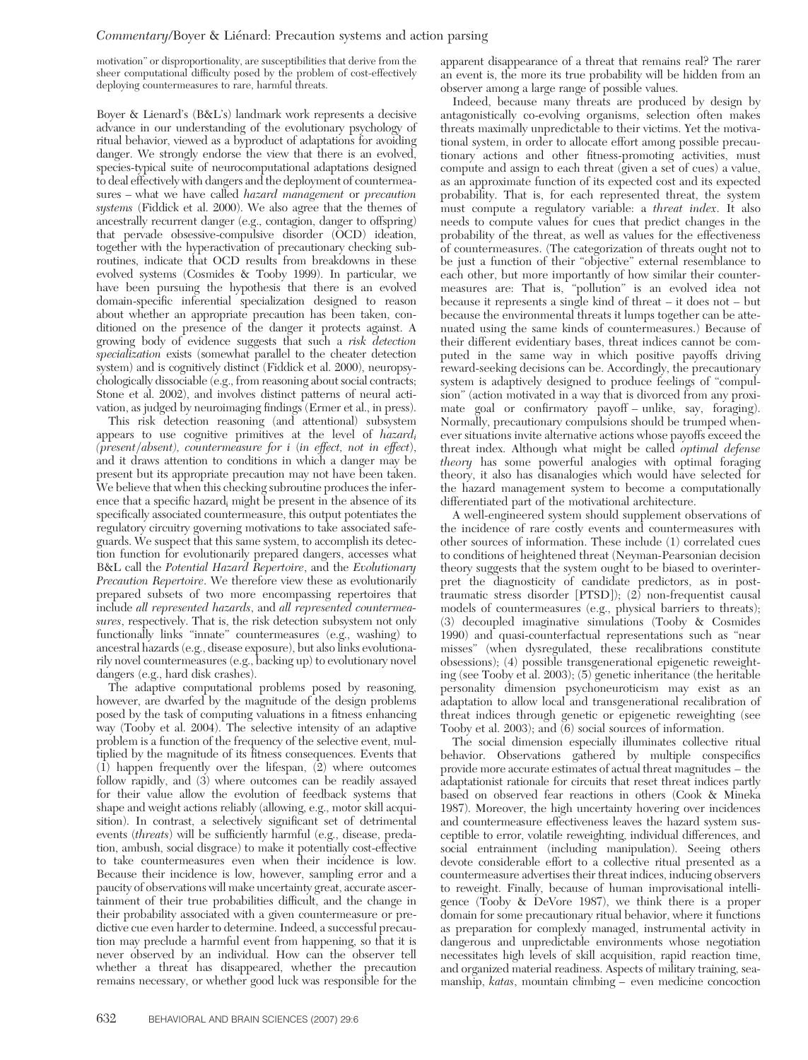motivation" or disproportionality, are susceptibilities that derive from the sheer computational difficulty posed by the problem of cost-effectively deploying countermeasures to rare, harmful threats.

Boyer & Lienard's (B&L's) landmark work represents a decisive advance in our understanding of the evolutionary psychology of ritual behavior, viewed as a byproduct of adaptations for avoiding danger. We strongly endorse the view that there is an evolved, species-typical suite of neurocomputational adaptations designed to deal effectively with dangers and the deployment of countermeasures – what we have called *hazard management* or *precaution systems* (Fiddick et al. 2000). We also agree that the themes of ancestrally recurrent danger (e.g., contagion, danger to offspring) that pervade obsessive-compulsive disorder (OCD) ideation, together with the hyperactivation of precautionary checking subroutines, indicate that OCD results from breakdowns in these evolved systems (Cosmides & Tooby 1999). In particular, we have been pursuing the hypothesis that there is an evolved domain-specific inferential specialization designed to reason about whether an appropriate precaution has been taken, conditioned on the presence of the danger it protects against. A growing body of evidence suggests that such a *risk detection specialization* exists (somewhat parallel to the cheater detection system) and is cognitively distinct (Fiddick et al. 2000), neuropsychologically dissociable (e.g., from reasoning about social contracts; Stone et al. 2002), and involves distinct patterns of neural activation, as judged by neuroimaging findings (Ermer et al., in press).

This risk detection reasoning (and attentional) subsystem appears to use cognitive primitives at the level of *hazard$_i$ (present/absent), countermeasure for i (in effect, not in effect)*, and it draws attention to conditions in which a danger may be present but its appropriate precaution may not have been taken. We believe that when this checking subroutine produces the inference that a specific hazard$_i$ might be present in the absence of its specifically associated countermeasure, this output potentiates the regulatory circuitry governing motivations to take associated safeguards. We suspect that this same system, to accomplish its detection function for evolutionarily prepared dangers, accesses what B&L call the *Potential Hazard Repertoire*, and the *Evolutionary Precaution Repertoire*. We therefore view these as evolutionarily prepared subsets of two more encompassing repertoires that include *all represented hazards*, and *all represented countermeasures*, respectively. That is, the risk detection subsystem not only functionally links "innate" countermeasures (e.g., washing) to ancestral hazards (e.g., disease exposure), but also links evolutionarily novel countermeasures (e.g., backing up) to evolutionary novel dangers (e.g., hard disk crashes).

The adaptive computational problems posed by reasoning, however, are dwarfed by the magnitude of the design problems posed by the task of computing valuations in a fitness enhancing way (Tooby et al. 2004). The selective intensity of an adaptive problem is a function of the frequency of the selective event, multiplied by the magnitude of its fitness consequences. Events that (1) happen frequently over the lifespan, (2) where outcomes follow rapidly, and (3) where outcomes can be readily assayed for their value allow the evolution of feedback systems that shape and weight actions reliably (allowing, e.g., motor skill acquisition). In contrast, a selectively significant set of detrimental events (*threats*) will be sufficiently harmful (e.g., disease, predation, ambush, social disgrace) to make it potentially cost-effective to take countermeasures even when their incidence is low. Because their incidence is low, however, sampling error and a paucity of observations will make uncertainty great, accurate ascertainment of their true probabilities difficult, and the change in their probability associated with a given countermeasure or predictive cue even harder to determine. Indeed, a successful precaution may preclude a harmful event from happening, so that it is never observed by an individual. How can the observer tell whether a threat has disappeared, whether the precaution remains necessary, or whether good luck was responsible for the apparent disappearance of a threat that remains real? The rarer an event is, the more its true probability will be hidden from an observer among a large range of possible values.

Indeed, because many threats are produced by design by antagonistically co-evolving organisms, selection often makes threats maximally unpredictable to their victims. Yet the motivational system, in order to allocate effort among possible precautionary actions and other fitness-promoting activities, must compute and assign to each threat (given a set of cues) a value, as an approximate function of its expected cost and its expected probability. That is, for each represented threat, the system must compute a regulatory variable: a *threat index*. It also needs to compute values for cues that predict changes in the probability of the threat, as well as values for the effectiveness of countermeasures. (The categorization of threats ought not to be just a function of their "objective" external resemblance to each other, but more importantly of how similar their countermeasures are: That is, "pollution" is an evolved idea not because it represents a single kind of threat – it does not – but because the environmental threats it lumps together can be attenuated using the same kinds of countermeasures.) Because of their different evidentiary bases, threat indices cannot be computed in the same way in which positive payoffs driving reward-seeking decisions can be. Accordingly, the precautionary system is adaptively designed to produce feelings of "compulsion" (action motivated in a way that is divorced from any proximate goal or confirmatory payoff – unlike, say, foraging). Normally, precautionary compulsions should be trumped whenever situations invite alternative actions whose payoffs exceed the threat index. Although what might be called *optimal defense theory* has some powerful analogies with optimal foraging theory, it also has disanalogies which would have selected for the hazard management system to become a computationally differentiated part of the motivational architecture.

A well-engineered system should supplement observations of the incidence of rare costly events and countermeasures with other sources of information. These include (1) correlated cues to conditions of heightened threat (Neyman-Pearsonian decision theory suggests that the system ought to be biased to overinterpret the diagnosticity of candidate predictors, as in post-traumatic stress disorder [PTSD]); (2) non-frequentist causal models of countermeasures (e.g., physical barriers to threats); (3) decoupled imaginative simulations (Tooby & Cosmides 1990) and quasi-counterfactual representations such as "near misses" (when dysregulated, these recalibrations constitute obsessions); (4) possible transgenerational epigenetic reweighting (see Tooby et al. 2003); (5) genetic inheritance (the heritable personality dimension psychoneuroticism may exist as an adaptation to allow local and transgenerational recalibration of threat indices through genetic or epigenetic reweighting (see Tooby et al. 2003); and (6) social sources of information.

The social dimension especially illuminates collective ritual behavior. Observations gathered by multiple conspecifics provide more accurate estimates of actual threat magnitudes – the adaptationist rationale for circuits that reset threat indices partly based on observed fear reactions in others (Cook & Mineka 1987). Moreover, the high uncertainty hovering over incidences and countermeasure effectiveness leaves the hazard system susceptible to error, volatile reweighting, individual differences, and social entrainment (including manipulation). Seeing others devote considerable effort to a collective ritual presented as a countermeasure advertises their threat indices, inducing observers to reweight. Finally, because of human improvisational intelligence (Tooby & DeVore 1987), we think there is a proper domain for some precautionary ritual behavior, where it functions as preparation for complexly managed, instrumental activity in dangerous and unpredictable environments whose negotiation necessitates high levels of skill acquisition, rapid reaction time, and organized material readiness. Aspects of military training, seamanship, *katas*, mountain climbing – even medicine concoction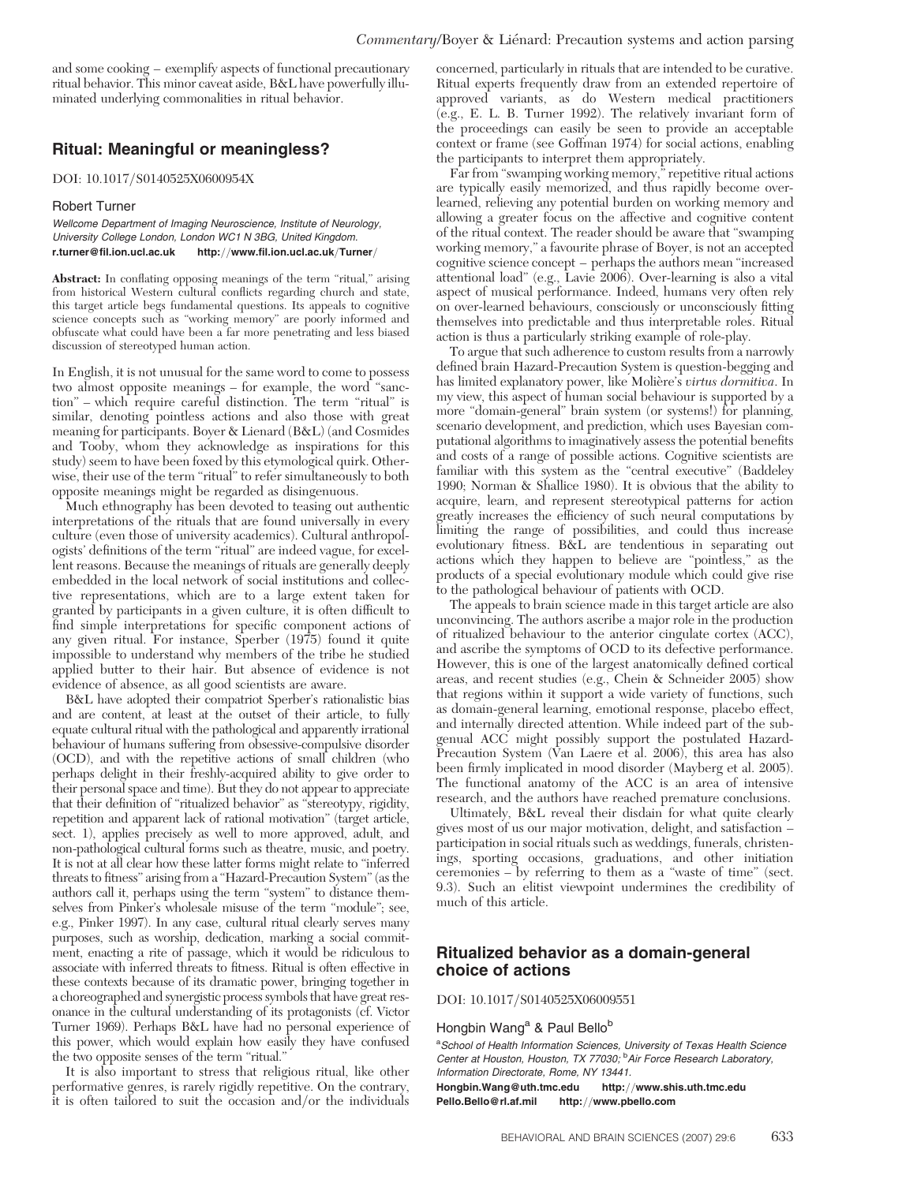and some cooking – exemplify aspects of functional precautionary ritual behavior. This minor caveat aside, B&L have powerfully illuminated underlying commonalities in ritual behavior.

## Ritual: Meaningful or meaningless?

DOI: 10.1017/S0140525X0600954X

Robert Turner

*Wellcome Department of Imaging Neuroscience, Institute of Neurology, University College London, London WC1 N 3BG, United Kingdom.*
**r.turner@fil.ion.ucl.ac.uk** **http://www.fil.ion.ucl.ac.uk/Turner/**

**Abstract:** In conflating opposing meanings of the term "ritual," arising from historical Western cultural conflicts regarding church and state, this target article begs fundamental questions. Its appeals to cognitive science concepts such as "working memory" are poorly informed and obfuscate what could have been a far more penetrating and less biased discussion of stereotyped human action.

In English, it is not unusual for the same word to come to possess two almost opposite meanings – for example, the word "sanction" – which require careful distinction. The term "ritual" is similar, denoting pointless actions and also those with great meaning for participants. Boyer & Lienard (B&L) (and Cosmides and Tooby, whom they acknowledge as inspirations for this study) seem to have been foxed by this etymological quirk. Otherwise, their use of the term "ritual" to refer simultaneously to both opposite meanings might be regarded as disingenuous.

Much ethnography has been devoted to teasing out authentic interpretations of the rituals that are found universally in every culture (even those of university academics). Cultural anthropologists' definitions of the term "ritual" are indeed vague, for excellent reasons. Because the meanings of rituals are generally deeply embedded in the local network of social institutions and collective representations, which are to a large extent taken for granted by participants in a given culture, it is often difficult to find simple interpretations for specific component actions of any given ritual. For instance, Sperber (1975) found it quite impossible to understand why members of the tribe he studied applied butter to their hair. But absence of evidence is not evidence of absence, as all good scientists are aware.

B&L have adopted their compatriot Sperber's rationalistic bias and are content, at least at the outset of their article, to fully equate cultural ritual with the pathological and apparently irrational behaviour of humans suffering from obsessive-compulsive disorder (OCD), and with the repetitive actions of small children (who perhaps delight in their freshly-acquired ability to give order to their personal space and time). But they do not appear to appreciate that their definition of "ritualized behavior" as "stereotypy, rigidity, repetition and apparent lack of rational motivation" (target article, sect. 1), applies precisely as well to more approved, adult, and non-pathological cultural forms such as theatre, music, and poetry. It is not at all clear how these latter forms might relate to "inferred threats to fitness" arising from a "Hazard-Precaution System" (as the authors call it, perhaps using the term "system" to distance themselves from Pinker's wholesale misuse of the term "module"; see, e.g., Pinker 1997). In any case, cultural ritual clearly serves many purposes, such as worship, dedication, marking a social commitment, enacting a rite of passage, which it would be ridiculous to associate with inferred threats to fitness. Ritual is often effective in these contexts because of its dramatic power, bringing together in a choreographed and synergistic process symbols that have great resonance in the cultural understanding of its protagonists (cf. Victor Turner 1969). Perhaps B&L have had no personal experience of this power, which would explain how easily they have confused the two opposite senses of the term "ritual."

It is also important to stress that religious ritual, like other performative genres, is rarely rigidly repetitive. On the contrary, it is often tailored to suit the occasion and/or the individuals concerned, particularly in rituals that are intended to be curative. Ritual experts frequently draw from an extended repertoire of approved variants, as do Western medical practitioners (e.g., E. L. B. Turner 1992). The relatively invariant form of the proceedings can easily be seen to provide an acceptable context or frame (see Goffman 1974) for social actions, enabling the participants to interpret them appropriately.

Far from "swamping working memory," repetitive ritual actions are typically easily memorized, and thus rapidly become over-learned, relieving any potential burden on working memory and allowing a greater focus on the affective and cognitive content of the ritual context. The reader should be aware that "swamping working memory," a favourite phrase of Boyer, is not an accepted cognitive science concept – perhaps the authors mean "increased attentional load" (e.g., Lavie 2006). Over-learning is also a vital aspect of musical performance. Indeed, humans very often rely on over-learned behaviours, consciously or unconsciously fitting themselves into predictable and thus interpretable roles. Ritual action is thus a particularly striking example of role-play.

To argue that such adherence to custom results from a narrowly defined brain Hazard-Precaution System is question-begging and has limited explanatory power, like Molière's *virtus dormitiva*. In my view, this aspect of human social behaviour is supported by a more "domain-general" brain system (or systems!) for planning, scenario development, and prediction, which uses Bayesian computational algorithms to imaginatively assess the potential benefits and costs of a range of possible actions. Cognitive scientists are familiar with this system as the "central executive" (Baddeley 1990; Norman & Shallice 1980). It is obvious that the ability to acquire, learn, and represent stereotypical patterns for action greatly increases the efficiency of such neural computations by limiting the range of possibilities, and could thus increase evolutionary fitness. B&L are tendentious in separating out actions which they happen to believe are "pointless," as the products of a special evolutionary module which could give rise to the pathological behaviour of patients with OCD.

The appeals to brain science made in this target article are also unconvincing. The authors ascribe a major role in the production of ritualized behaviour to the anterior cingulate cortex (ACC), and ascribe the symptoms of OCD to its defective performance. However, this is one of the largest anatomically defined cortical areas, and recent studies (e.g., Chein & Schneider 2005) show that regions within it support a wide variety of functions, such as domain-general learning, emotional response, placebo effect, and internally directed attention. While indeed part of the subgenual ACC might possibly support the postulated Hazard-Precaution System (Van Laere et al. 2006), this area has also been firmly implicated in mood disorder (Mayberg et al. 2005). The functional anatomy of the ACC is an area of intensive research, and the authors have reached premature conclusions.

Ultimately, B&L reveal their disdain for what quite clearly gives most of us our major motivation, delight, and satisfaction – participation in social rituals such as weddings, funerals, christenings, sporting occasions, graduations, and other initiation ceremonies – by referring to them as a "waste of time" (sect. 9.3). Such an elitist viewpoint undermines the credibility of much of this article.

## Ritualized behavior as a domain-general choice of actions

DOI: 10.1017/S0140525X06009551

Hongbin Wang[a] & Paul Bello[b]

[a]*School of Health Information Sciences, University of Texas Health Science Center at Houston, Houston, TX 77030;* [b]*Air Force Research Laboratory, Information Directorate, Rome, NY 13441.*
**Hongbin.Wang@uth.tmc.edu** **http://www.shis.uth.tmc.edu**
**Pello.Bello@rl.af.mil** **http://www.pbello.com**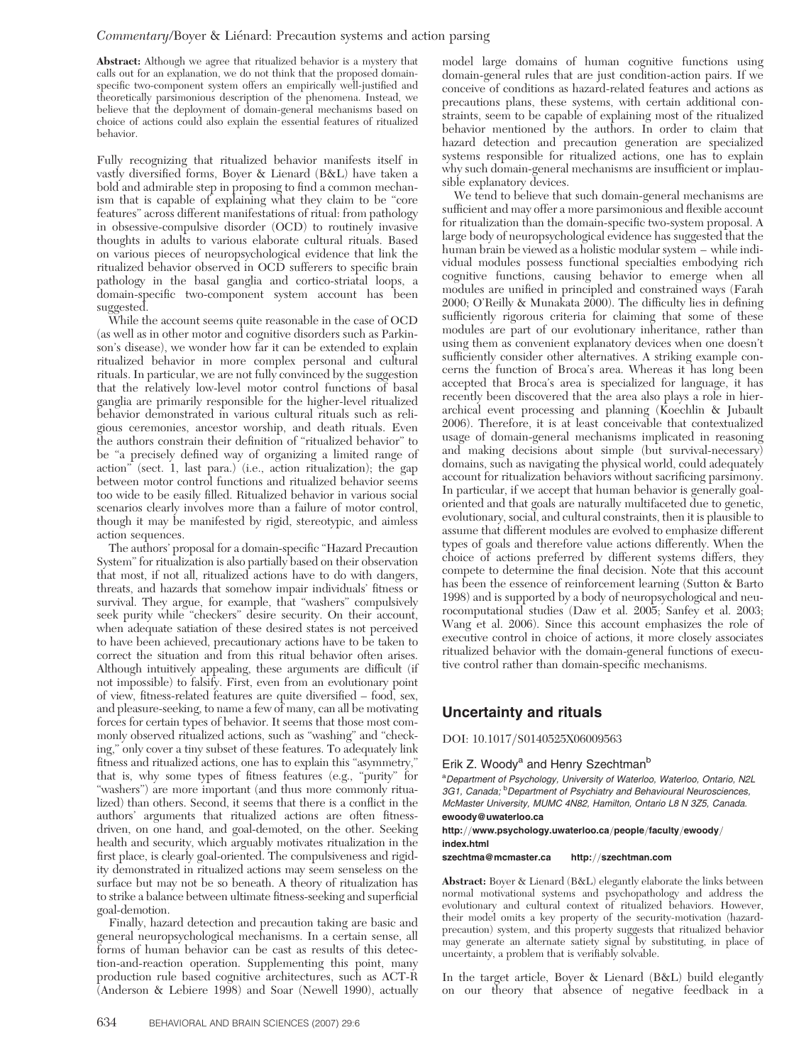**Abstract:** Although we agree that ritualized behavior is a mystery that calls out for an explanation, we do not think that the proposed domain-specific two-component system offers an empirically well-justified and theoretically parsimonious description of the phenomena. Instead, we believe that the deployment of domain-general mechanisms based on choice of actions could also explain the essential features of ritualized behavior.

Fully recognizing that ritualized behavior manifests itself in vastly diversified forms, Boyer & Lienard (B&L) have taken a bold and admirable step in proposing to find a common mechanism that is capable of explaining what they claim to be "core features" across different manifestations of ritual: from pathology in obsessive-compulsive disorder (OCD) to routinely invasive thoughts in adults to various elaborate cultural rituals. Based on various pieces of neuropsychological evidence that link the ritualized behavior observed in OCD sufferers to specific brain pathology in the basal ganglia and cortico-striatal loops, a domain-specific two-component system account has been suggested.

While the account seems quite reasonable in the case of OCD (as well as in other motor and cognitive disorders such as Parkinson's disease), we wonder how far it can be extended to explain ritualized behavior in more complex personal and cultural rituals. In particular, we are not fully convinced by the suggestion that the relatively low-level motor control functions of basal ganglia are primarily responsible for the higher-level ritualized behavior demonstrated in various cultural rituals such as religious ceremonies, ancestor worship, and death rituals. Even the authors constrain their definition of "ritualized behavior" to be "a precisely defined way of organizing a limited range of action" (sect. 1, last para.) (i.e., action ritualization); the gap between motor control functions and ritualized behavior seems too wide to be easily filled. Ritualized behavior in various social scenarios clearly involves more than a failure of motor control, though it may be manifested by rigid, stereotypic, and aimless action sequences.

The authors' proposal for a domain-specific "Hazard Precaution System" for ritualization is also partially based on their observation that most, if not all, ritualized actions have to do with dangers, threats, and hazards that somehow impair individuals' fitness or survival. They argue, for example, that "washers" compulsively seek purity while "checkers" desire security. On their account, when adequate satiation of these desired states is not perceived to have been achieved, precautionary actions have to be taken to correct the situation and from this ritual behavior often arises. Although intuitively appealing, these arguments are difficult (if not impossible) to falsify. First, even from an evolutionary point of view, fitness-related features are quite diversified – food, sex, and pleasure-seeking, to name a few of many, can all be motivating forces for certain types of behavior. It seems that those most commonly observed ritualized actions, such as "washing" and "checking," only cover a tiny subset of these features. To adequately link fitness and ritualized actions, one has to explain this "asymmetry," that is, why some types of fitness features (e.g., "purity" for "washers") are more important (and thus more commonly ritualized) than others. Second, it seems that there is a conflict in the authors' arguments that ritualized actions are often fitness-driven, on one hand, and goal-demoted, on the other. Seeking health and security, which arguably motivates ritualization in the first place, is clearly goal-oriented. The compulsiveness and rigidity demonstrated in ritualized actions may seem senseless on the surface but may not be so beneath. A theory of ritualization has to strike a balance between ultimate fitness-seeking and superficial goal-demotion.

Finally, hazard detection and precaution taking are basic and general neuropsychological mechanisms. In a certain sense, all forms of human behavior can be cast as results of this detection-and-reaction operation. Supplementing this point, many production rule based cognitive architectures, such as ACT-R (Anderson & Lebiere 1998) and Soar (Newell 1990), actually model large domains of human cognitive functions using domain-general rules that are just condition-action pairs. If we conceive of conditions as hazard-related features and actions as precautions plans, these systems, with certain additional constraints, seem to be capable of explaining most of the ritualized behavior mentioned by the authors. In order to claim that hazard detection and precaution generation are specialized systems responsible for ritualized actions, one has to explain why such domain-general mechanisms are insufficient or implausible explanatory devices.

We tend to believe that such domain-general mechanisms are sufficient and may offer a more parsimonious and flexible account for ritualization than the domain-specific two-system proposal. A large body of neuropsychological evidence has suggested that the human brain be viewed as a holistic modular system – while individual modules possess functional specialties embodying rich cognitive functions, causing behavior to emerge when all modules are unified in principled and constrained ways (Farah 2000; O'Reilly & Munakata 2000). The difficulty lies in defining sufficiently rigorous criteria for claiming that some of these modules are part of our evolutionary inheritance, rather than using them as convenient explanatory devices when one doesn't sufficiently consider other alternatives. A striking example concerns the function of Broca's area. Whereas it has long been accepted that Broca's area is specialized for language, it has recently been discovered that the area also plays a role in hierarchical event processing and planning (Koechlin & Jubault 2006). Therefore, it is at least conceivable that contextualized usage of domain-general mechanisms implicated in reasoning and making decisions about simple (but survival-necessary) domains, such as navigating the physical world, could adequately account for ritualization behaviors without sacrificing parsimony. In particular, if we accept that human behavior is generally goal-oriented and that goals are naturally multifaceted due to genetic, evolutionary, social, and cultural constraints, then it is plausible to assume that different modules are evolved to emphasize different types of goals and therefore value actions differently. When the choice of actions preferred by different systems differs, they compete to determine the final decision. Note that this account has been the essence of reinforcement learning (Sutton & Barto 1998) and is supported by a body of neuropsychological and neurocomputational studies (Daw et al. 2005; Sanfey et al. 2003; Wang et al. 2006). Since this account emphasizes the role of executive control in choice of actions, it more closely associates ritualized behavior with the domain-general functions of executive control rather than domain-specific mechanisms.

## Uncertainty and rituals

DOI: 10.1017/S0140525X06009563

Erik Z. Woody[a] and Henry Szechtman[b]

[a]Department of Psychology, University of Waterloo, Waterloo, Ontario, N2L 3G1, Canada; [b]Department of Psychiatry and Behavioural Neurosciences, McMaster University, MUMC 4N82, Hamilton, Ontario L8 N 3Z5, Canada.

**ewoody@uwaterloo.ca**

**http://www.psychology.uwaterloo.ca/people/faculty/ewoody/index.html**

**szechtma@mcmaster.ca** **http://szechtman.com**

**Abstract:** Boyer & Lienard (B&L) elegantly elaborate the links between normal motivational systems and psychopathology and address the evolutionary and cultural context of ritualized behaviors. However, their model omits a key property of the security-motivation (hazard-precaution) system, and this property suggests that ritualized behavior may generate an alternate satiety signal by substituting, in place of uncertainty, a problem that is verifiably solvable.

In the target article, Boyer & Lienard (B&L) build elegantly on our theory that absence of negative feedback in a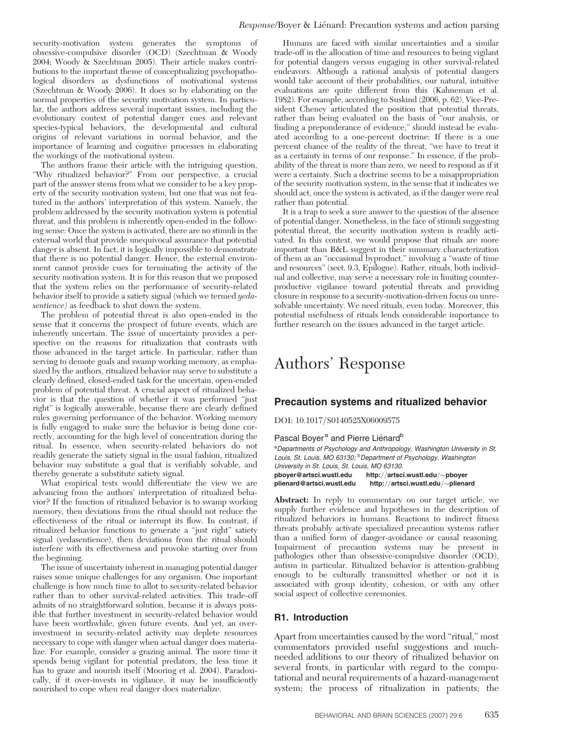security-motivation system generates the symptoms of obsessive-compulsive disorder (OCD) (Szechtman & Woody 2004; Woody & Szechtman 2005). Their article makes contributions to the important theme of conceptualizing psychopathological disorders as dysfunctions of motivational systems (Szechtman & Woody 2006). It does so by elaborating on the normal properties of the security motivation system. In particular, the authors address several important issues, including the evolutionary context of potential danger cues and relevant species-typical behaviors, the developmental and cultural origins of relevant variations in normal behavior, and the importance of learning and cognitive processes in elaborating the workings of the motivational system.

The authors frame their article with the intriguing question, "Why ritualized behavior?" From our perspective, a crucial part of the answer stems from what we consider to be a key property of the security motivation system, but one that was not featured in the authors' interpretation of this system. Namely, the problem addressed by the security motivation system is potential threat, and this problem is inherently open-ended in the following sense: Once the system is activated, there are no stimuli in the external world that provide unequivocal assurance that potential danger is absent. In fact, it is logically impossible to demonstrate that there is no potential danger. Hence, the external environment cannot provide cues for terminating the activity of the security motivation system. It is for this reason that we proposed that the system relies on the performance of security-related behavior itself to provide a satiety signal (which we termed *yedasentience*) as feedback to shut down the system.

The problem of potential threat is also open-ended in the sense that it concerns the prospect of future events, which are inherently uncertain. The issue of uncertainty provides a perspective on the reasons for ritualization that contrasts with those advanced in the target article. In particular, rather than serving to demote goals and swamp working memory, as emphasized by the authors, ritualized behavior may serve to substitute a clearly defined, closed-ended task for the uncertain, open-ended problem of potential threat. A crucial aspect of ritualized behavior is that the question of whether it was performed "just right" is logically answerable, because there are clearly defined rules governing performance of the behavior. Working memory is fully engaged to make sure the behavior is being done correctly, accounting for the high level of concentration during the ritual. In essence, when security-related behaviors do not readily generate the satiety signal in the usual fashion, ritualized behavior may substitute a goal that is verifiably solvable, and thereby generate a substitute satiety signal.

What empirical tests would differentiate the view we are advancing from the authors' interpretation of ritualized behavior? If the function of ritualized behavior is to swamp working memory, then deviations from the ritual should not reduce the effectiveness of the ritual or interrupt its flow. In contrast, if ritualized behavior functions to generate a "just right" satiety signal (yedasentience), then deviations from the ritual should interfere with its effectiveness and provoke starting over from the beginning.

The issue of uncertainty inherent in managing potential danger raises some unique challenges for any organism. One important challenge is how much time to allot to security-related behavior rather than to other survival-related activities. This trade-off admits of no straightforward solution, because it is always possible that further investment in security-related behavior would have been worthwhile, given future events. And yet, an over-investment in security-related activity may deplete resources necessary to cope with danger when actual danger does materialize. For example, consider a grazing animal. The more time it spends being vigilant for potential predators, the less time it has to graze and nourish itself (Mooring et al. 2004). Paradoxically, if it over-invests in vigilance, it may be insufficiently nourished to cope when real danger does materialize.

Humans are faced with similar uncertainties and a similar trade-off in the allocation of time and resources to being vigilant for potential dangers versus engaging in other survival-related endeavors. Although a rational analysis of potential dangers would take account of their probabilities, our natural, intuitive evaluations are quite different from this (Kahneman et al. 1982). For example, according to Suskind (2006, p. 62), Vice-President Cheney articulated the position that potential threats, rather than being evaluated on the basis of "our analysis, or finding a preponderance of evidence," should instead be evaluated according to a one-percent doctrine: If there is a one percent chance of the reality of the threat, "we have to treat it as a certainty in terms of our response." In essence, if the probability of the threat is more than zero, we need to respond as if it were a certainty. Such a doctrine seems to be a misappropriation of the security motivation system, in the sense that it indicates we should act, once the system is activated, as if the danger were real rather than potential.

It is a trap to seek a sure answer to the question of the absence of potential danger. Nonetheless, in the face of stimuli suggesting potential threat, the security motivation system is readily activated. In this context, we would propose that rituals are more important than B&L suggest in their summary characterization of them as an "occasional byproduct," involving a "waste of time and resources" (sect. 9.3, Epilogue). Rather, rituals, both individual and collective, may serve a necessary role in limiting counterproductive vigilance toward potential threats and providing closure in response to a security-motivation-driven focus on unresolvable uncertainty. We need rituals, even today. Moreover, this potential usefulness of rituals lends considerable importance to further research on the issues advanced in the target article.

# Authors' Response

## Precaution systems and ritualized behavior

DOI: 10.1017/S0140525X06009575

Pascal Boyer[a] and Pierre Liénard[b]

[a]*Departments of Psychology and Anthropology, Washington University in St. Louis, St. Louis, MO 63130;* [b]*Department of Psychology, Washington University in St. Louis, St. Louis, MO 63130.*

**pboyer@artsci.wustl.edu** **http://artsci.wustl.edu/~pboyer**
**plienard@artsci.wustl.edu** **http://artsci.wustl.edu/~plienard**

**Abstract:** In reply to commentary on our target article, we supply further evidence and hypotheses in the description of ritualized behaviors in humans. Reactions to indirect fitness threats probably activate specialized precaution systems rather than a unified form of danger-avoidance or causal reasoning. Impairment of precaution systems may be present in pathologies other than obsessive-compulsive disorder (OCD), autism in particular. Ritualized behavior is attention-grabbing enough to be culturally transmitted whether or not it is associated with group identity, cohesion, or with any other social aspect of collective ceremonies.

### R1. Introduction

Apart from uncertainties caused by the word "ritual," most commentators provided useful suggestions and much-needed additions to our theory of ritualized behavior on several fronts, in particular with regard to the computational and neural requirements of a hazard-management system; the process of ritualization in patients; the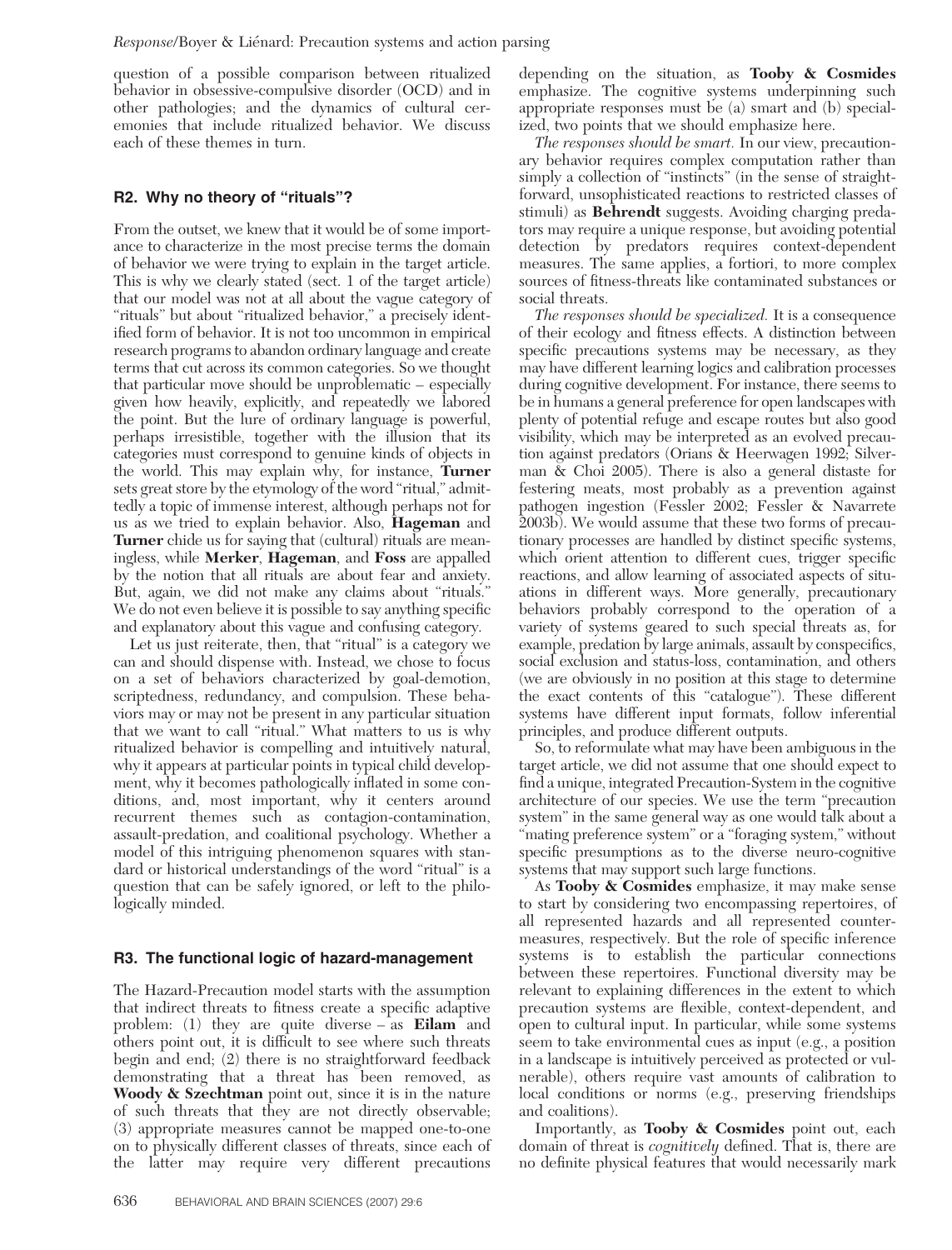question of a possible comparison between ritualized behavior in obsessive-compulsive disorder (OCD) and in other pathologies; and the dynamics of cultural ceremonies that include ritualized behavior. We discuss each of these themes in turn.

## R2. Why no theory of "rituals"?

From the outset, we knew that it would be of some importance to characterize in the most precise terms the domain of behavior we were trying to explain in the target article. This is why we clearly stated (sect. 1 of the target article) that our model was not at all about the vague category of "rituals" but about "ritualized behavior," a precisely identified form of behavior. It is not too uncommon in empirical research programs to abandon ordinary language and create terms that cut across its common categories. So we thought that particular move should be unproblematic – especially given how heavily, explicitly, and repeatedly we labored the point. But the lure of ordinary language is powerful, perhaps irresistible, together with the illusion that its categories must correspond to genuine kinds of objects in the world. This may explain why, for instance, **Turner** sets great store by the etymology of the word "ritual," admittedly a topic of immense interest, although perhaps not for us as we tried to explain behavior. Also, **Hageman** and **Turner** chide us for saying that (cultural) rituals are meaningless, while **Merker**, **Hageman**, and **Foss** are appalled by the notion that all rituals are about fear and anxiety. But, again, we did not make any claims about "rituals." We do not even believe it is possible to say anything specific and explanatory about this vague and confusing category.

Let us just reiterate, then, that "ritual" is a category we can and should dispense with. Instead, we chose to focus on a set of behaviors characterized by goal-demotion, scriptedness, redundancy, and compulsion. These behaviors may or may not be present in any particular situation that we want to call "ritual." What matters to us is why ritualized behavior is compelling and intuitively natural, why it appears at particular points in typical child development, why it becomes pathologically inflated in some conditions, and, most important, why it centers around recurrent themes such as contagion-contamination, assault-predation, and coalitional psychology. Whether a model of this intriguing phenomenon squares with standard or historical understandings of the word "ritual" is a question that can be safely ignored, or left to the philologically minded.

## R3. The functional logic of hazard-management

The Hazard-Precaution model starts with the assumption that indirect threats to fitness create a specific adaptive problem: (1) they are quite diverse – as **Eilam** and others point out, it is difficult to see where such threats begin and end; (2) there is no straightforward feedback demonstrating that a threat has been removed, as **Woody & Szechtman** point out, since it is in the nature of such threats that they are not directly observable; (3) appropriate measures cannot be mapped one-to-one on to physically different classes of threats, since each of the latter may require very different precautions depending on the situation, as **Tooby & Cosmides** emphasize. The cognitive systems underpinning such appropriate responses must be (a) smart and (b) specialized, two points that we should emphasize here.

*The responses should be smart.* In our view, precautionary behavior requires complex computation rather than simply a collection of "instincts" (in the sense of straightforward, unsophisticated reactions to restricted classes of stimuli) as **Behrendt** suggests. Avoiding charging predators may require a unique response, but avoiding potential detection by predators requires context-dependent measures. The same applies, a fortiori, to more complex sources of fitness-threats like contaminated substances or social threats.

*The responses should be specialized.* It is a consequence of their ecology and fitness effects. A distinction between specific precautions systems may be necessary, as they may have different learning logics and calibration processes during cognitive development. For instance, there seems to be in humans a general preference for open landscapes with plenty of potential refuge and escape routes but also good visibility, which may be interpreted as an evolved precaution against predators (Orians & Heerwagen 1992; Silverman & Choi 2005). There is also a general distaste for festering meats, most probably as a prevention against pathogen ingestion (Fessler 2002; Fessler & Navarrete 2003b). We would assume that these two forms of precautionary processes are handled by distinct specific systems, which orient attention to different cues, trigger specific reactions, and allow learning of associated aspects of situations in different ways. More generally, precautionary behaviors probably correspond to the operation of a variety of systems geared to such special threats as, for example, predation by large animals, assault by conspecifics, social exclusion and status-loss, contamination, and others (we are obviously in no position at this stage to determine the exact contents of this "catalogue"). These different systems have different input formats, follow inferential principles, and produce different outputs.

So, to reformulate what may have been ambiguous in the target article, we did not assume that one should expect to find a unique, integrated Precaution-System in the cognitive architecture of our species. We use the term "precaution system" in the same general way as one would talk about a "mating preference system" or a "foraging system," without specific presumptions as to the diverse neuro-cognitive systems that may support such large functions.

As **Tooby & Cosmides** emphasize, it may make sense to start by considering two encompassing repertoires, of all represented hazards and all represented countermeasures, respectively. But the role of specific inference systems is to establish the particular connections between these repertoires. Functional diversity may be relevant to explaining differences in the extent to which precaution systems are flexible, context-dependent, and open to cultural input. In particular, while some systems seem to take environmental cues as input (e.g., a position in a landscape is intuitively perceived as protected or vulnerable), others require vast amounts of calibration to local conditions or norms (e.g., preserving friendships and coalitions).

Importantly, as **Tooby & Cosmides** point out, each domain of threat is *cognitively* defined. That is, there are no definite physical features that would necessarily mark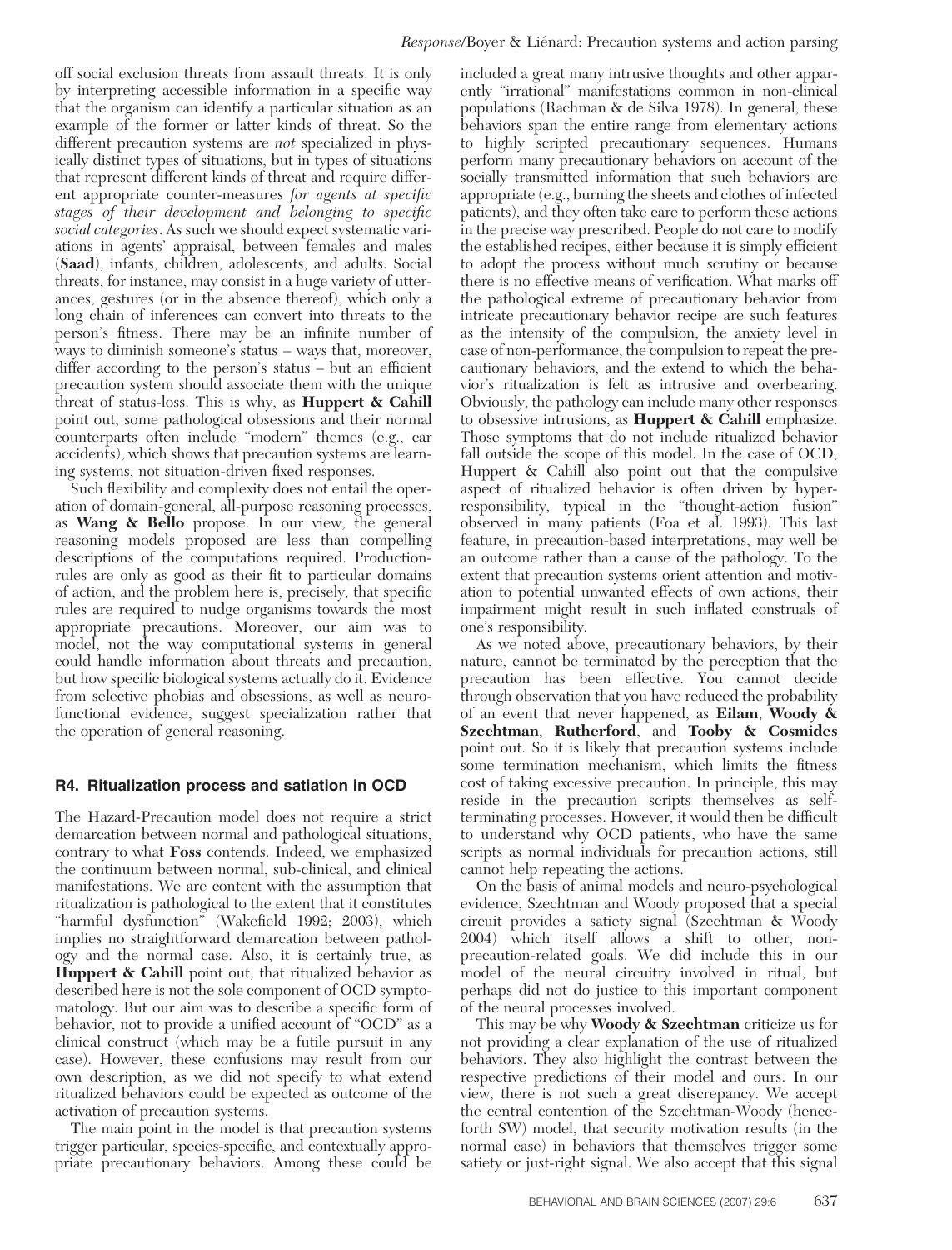off social exclusion threats from assault threats. It is only by interpreting accessible information in a specific way that the organism can identify a particular situation as an example of the former or latter kinds of threat. So the different precaution systems are *not* specialized in physically distinct types of situations, but in types of situations that represent different kinds of threat and require different appropriate counter-measures *for agents at specific stages of their development and belonging to specific social categories*. As such we should expect systematic variations in agents' appraisal, between females and males (**Saad**), infants, children, adolescents, and adults. Social threats, for instance, may consist in a huge variety of utterances, gestures (or in the absence thereof), which only a long chain of inferences can convert into threats to the person's fitness. There may be an infinite number of ways to diminish someone's status – ways that, moreover, differ according to the person's status – but an efficient precaution system should associate them with the unique threat of status-loss. This is why, as **Huppert & Cahill** point out, some pathological obsessions and their normal counterparts often include "modern" themes (e.g., car accidents), which shows that precaution systems are learning systems, not situation-driven fixed responses.

Such flexibility and complexity does not entail the operation of domain-general, all-purpose reasoning processes, as **Wang & Bello** propose. In our view, the general reasoning models proposed are less than compelling descriptions of the computations required. Production-rules are only as good as their fit to particular domains of action, and the problem here is, precisely, that specific rules are required to nudge organisms towards the most appropriate precautions. Moreover, our aim was to model, not the way computational systems in general could handle information about threats and precaution, but how specific biological systems actually do it. Evidence from selective phobias and obsessions, as well as neuro-functional evidence, suggest specialization rather that the operation of general reasoning.

## R4. Ritualization process and satiation in OCD

The Hazard-Precaution model does not require a strict demarcation between normal and pathological situations, contrary to what **Foss** contends. Indeed, we emphasized the continuum between normal, sub-clinical, and clinical manifestations. We are content with the assumption that ritualization is pathological to the extent that it constitutes "harmful dysfunction" (Wakefield 1992; 2003), which implies no straightforward demarcation between pathology and the normal case. Also, it is certainly true, as **Huppert & Cahill** point out, that ritualized behavior as described here is not the sole component of OCD symptomatology. But our aim was to describe a specific form of behavior, not to provide a unified account of "OCD" as a clinical construct (which may be a futile pursuit in any case). However, these confusions may result from our own description, as we did not specify to what extend ritualized behaviors could be expected as outcome of the activation of precaution systems.

The main point in the model is that precaution systems trigger particular, species-specific, and contextually appropriate precautionary behaviors. Among these could be included a great many intrusive thoughts and other apparently "irrational" manifestations common in non-clinical populations (Rachman & de Silva 1978). In general, these behaviors span the entire range from elementary actions to highly scripted precautionary sequences. Humans perform many precautionary behaviors on account of the socially transmitted information that such behaviors are appropriate (e.g., burning the sheets and clothes of infected patients), and they often take care to perform these actions in the precise way prescribed. People do not care to modify the established recipes, either because it is simply efficient to adopt the process without much scrutiny or because there is no effective means of verification. What marks off the pathological extreme of precautionary behavior from intricate precautionary behavior recipe are such features as the intensity of the compulsion, the anxiety level in case of non-performance, the compulsion to repeat the precautionary behaviors, and the extend to which the behavior's ritualization is felt as intrusive and overbearing. Obviously, the pathology can include many other responses to obsessive intrusions, as **Huppert & Cahill** emphasize. Those symptoms that do not include ritualized behavior fall outside the scope of this model. In the case of OCD, Huppert & Cahill also point out that the compulsive aspect of ritualized behavior is often driven by hyper-responsibility, typical in the "thought-action fusion" observed in many patients (Foa et al. 1993). This last feature, in precaution-based interpretations, may well be an outcome rather than a cause of the pathology. To the extent that precaution systems orient attention and motivation to potential unwanted effects of own actions, their impairment might result in such inflated construals of one's responsibility.

As we noted above, precautionary behaviors, by their nature, cannot be terminated by the perception that the precaution has been effective. You cannot decide through observation that you have reduced the probability of an event that never happened, as **Eilam**, **Woody & Szechtman**, **Rutherford**, and **Tooby & Cosmides** point out. So it is likely that precaution systems include some termination mechanism, which limits the fitness cost of taking excessive precaution. In principle, this may reside in the precaution scripts themselves as self-terminating processes. However, it would then be difficult to understand why OCD patients, who have the same scripts as normal individuals for precaution actions, still cannot help repeating the actions.

On the basis of animal models and neuro-psychological evidence, Szechtman and Woody proposed that a special circuit provides a satiety signal (Szechtman & Woody 2004) which itself allows a shift to other, non-precaution-related goals. We did include this in our model of the neural circuitry involved in ritual, but perhaps did not do justice to this important component of the neural processes involved.

This may be why **Woody & Szechtman** criticize us for not providing a clear explanation of the use of ritualized behaviors. They also highlight the contrast between the respective predictions of their model and ours. In our view, there is not such a great discrepancy. We accept the central contention of the Szechtman-Woody (henceforth SW) model, that security motivation results (in the normal case) in behaviors that themselves trigger some satiety or just-right signal. We also accept that this signal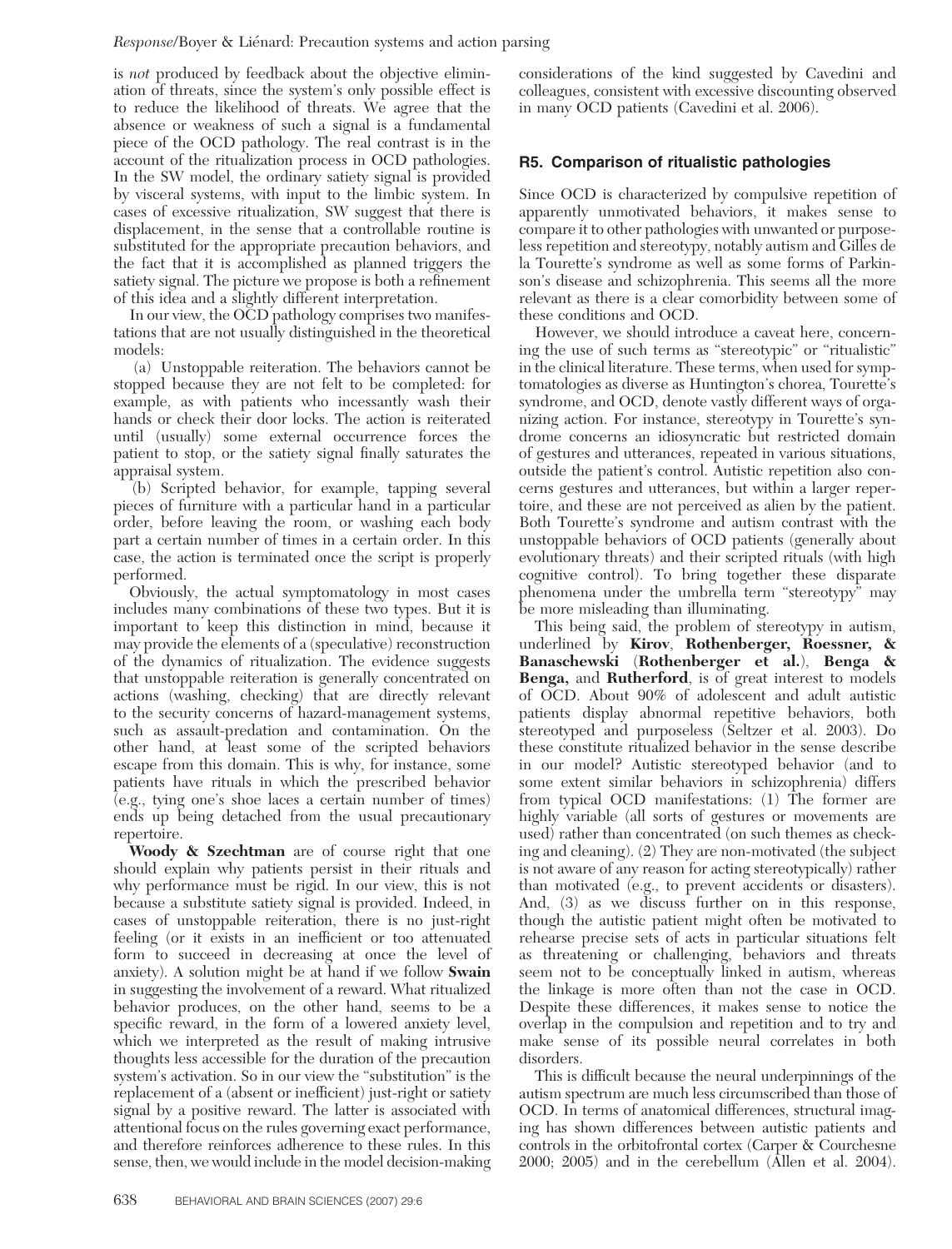is *not* produced by feedback about the objective elimination of threats, since the system's only possible effect is to reduce the likelihood of threats. We agree that the absence or weakness of such a signal is a fundamental piece of the OCD pathology. The real contrast is in the account of the ritualization process in OCD pathologies. In the SW model, the ordinary satiety signal is provided by visceral systems, with input to the limbic system. In cases of excessive ritualization, SW suggest that there is displacement, in the sense that a controllable routine is substituted for the appropriate precaution behaviors, and the fact that it is accomplished as planned triggers the satiety signal. The picture we propose is both a refinement of this idea and a slightly different interpretation.

In our view, the OCD pathology comprises two manifestations that are not usually distinguished in the theoretical models:

(a) Unstoppable reiteration. The behaviors cannot be stopped because they are not felt to be completed: for example, as with patients who incessantly wash their hands or check their door locks. The action is reiterated until (usually) some external occurrence forces the patient to stop, or the satiety signal finally saturates the appraisal system.

(b) Scripted behavior, for example, tapping several pieces of furniture with a particular hand in a particular order, before leaving the room, or washing each body part a certain number of times in a certain order. In this case, the action is terminated once the script is properly performed.

Obviously, the actual symptomatology in most cases includes many combinations of these two types. But it is important to keep this distinction in mind, because it may provide the elements of a (speculative) reconstruction of the dynamics of ritualization. The evidence suggests that unstoppable reiteration is generally concentrated on actions (washing, checking) that are directly relevant to the security concerns of hazard-management systems, such as assault-predation and contamination. On the other hand, at least some of the scripted behaviors escape from this domain. This is why, for instance, some patients have rituals in which the prescribed behavior (e.g., tying one's shoe laces a certain number of times) ends up being detached from the usual precautionary repertoire.

**Woody & Szechtman** are of course right that one should explain why patients persist in their rituals and why performance must be rigid. In our view, this is not because a substitute satiety signal is provided. Indeed, in cases of unstoppable reiteration, there is no just-right feeling (or it exists in an inefficient or too attenuated form to succeed in decreasing at once the level of anxiety). A solution might be at hand if we follow **Swain** in suggesting the involvement of a reward. What ritualized behavior produces, on the other hand, seems to be a specific reward, in the form of a lowered anxiety level, which we interpreted as the result of making intrusive thoughts less accessible for the duration of the precaution system's activation. So in our view the "substitution" is the replacement of a (absent or inefficient) just-right or satiety signal by a positive reward. The latter is associated with attentional focus on the rules governing exact performance, and therefore reinforces adherence to these rules. In this sense, then, we would include in the model decision-making considerations of the kind suggested by Cavedini and colleagues, consistent with excessive discounting observed in many OCD patients (Cavedini et al. 2006).

## R5. Comparison of ritualistic pathologies

Since OCD is characterized by compulsive repetition of apparently unmotivated behaviors, it makes sense to compare it to other pathologies with unwanted or purposeless repetition and stereotypy, notably autism and Gilles de la Tourette's syndrome as well as some forms of Parkinson's disease and schizophrenia. This seems all the more relevant as there is a clear comorbidity between some of these conditions and OCD.

However, we should introduce a caveat here, concerning the use of such terms as "stereotypic" or "ritualistic" in the clinical literature. These terms, when used for symptomatologies as diverse as Huntington's chorea, Tourette's syndrome, and OCD, denote vastly different ways of organizing action. For instance, stereotypy in Tourette's syndrome concerns an idiosyncratic but restricted domain of gestures and utterances, repeated in various situations, outside the patient's control. Autistic repetition also concerns gestures and utterances, but within a larger repertoire, and these are not perceived as alien by the patient. Both Tourette's syndrome and autism contrast with the unstoppable behaviors of OCD patients (generally about evolutionary threats) and their scripted rituals (with high cognitive control). To bring together these disparate phenomena under the umbrella term "stereotypy" may be more misleading than illuminating.

This being said, the problem of stereotypy in autism, underlined by **Kirov**, **Rothenberger, Roessner, & Banaschewski** (**Rothenberger et al.**), **Benga & Benga,** and **Rutherford**, is of great interest to models of OCD. About 90% of adolescent and adult autistic patients display abnormal repetitive behaviors, both stereotyped and purposeless (Seltzer et al. 2003). Do these constitute ritualized behavior in the sense describe in our model? Autistic stereotyped behavior (and to some extent similar behaviors in schizophrenia) differs from typical OCD manifestations: (1) The former are highly variable (all sorts of gestures or movements are used) rather than concentrated (on such themes as checking and cleaning). (2) They are non-motivated (the subject is not aware of any reason for acting stereotypically) rather than motivated (e.g., to prevent accidents or disasters). And, (3) as we discuss further on in this response, though the autistic patient might often be motivated to rehearse precise sets of acts in particular situations felt as threatening or challenging, behaviors and threats seem not to be conceptually linked in autism, whereas the linkage is more often than not the case in OCD. Despite these differences, it makes sense to notice the overlap in the compulsion and repetition and to try and make sense of its possible neural correlates in both disorders.

This is difficult because the neural underpinnings of the autism spectrum are much less circumscribed than those of OCD. In terms of anatomical differences, structural imaging has shown differences between autistic patients and controls in the orbitofrontal cortex (Carper & Courchesne 2000; 2005) and in the cerebellum (Allen et al. 2004).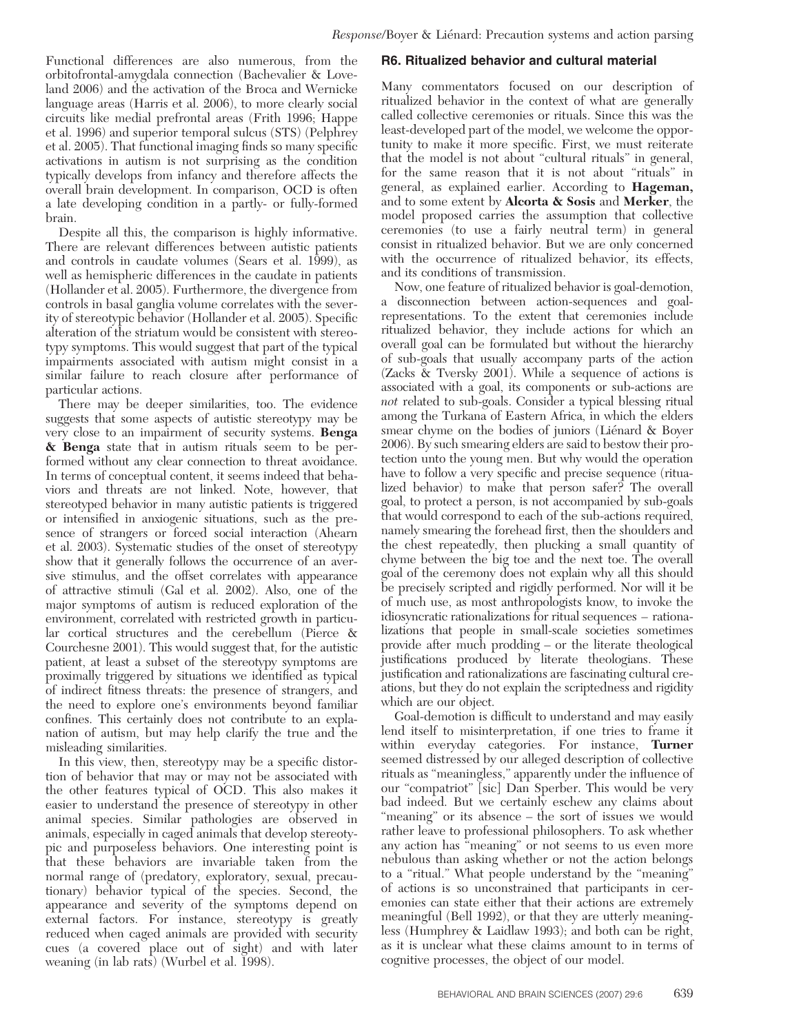Functional differences are also numerous, from the orbitofrontal-amygdala connection (Bachevalier & Loveland 2006) and the activation of the Broca and Wernicke language areas (Harris et al. 2006), to more clearly social circuits like medial prefrontal areas (Frith 1996; Happe et al. 1996) and superior temporal sulcus (STS) (Pelphrey et al. 2005). That functional imaging finds so many specific activations in autism is not surprising as the condition typically develops from infancy and therefore affects the overall brain development. In comparison, OCD is often a late developing condition in a partly- or fully-formed brain.

Despite all this, the comparison is highly informative. There are relevant differences between autistic patients and controls in caudate volumes (Sears et al. 1999), as well as hemispheric differences in the caudate in patients (Hollander et al. 2005). Furthermore, the divergence from controls in basal ganglia volume correlates with the severity of stereotypic behavior (Hollander et al. 2005). Specific alteration of the striatum would be consistent with stereotypy symptoms. This would suggest that part of the typical impairments associated with autism might consist in a similar failure to reach closure after performance of particular actions.

There may be deeper similarities, too. The evidence suggests that some aspects of autistic stereotypy may be very close to an impairment of security systems. **Benga & Benga** state that in autism rituals seem to be performed without any clear connection to threat avoidance. In terms of conceptual content, it seems indeed that behaviors and threats are not linked. Note, however, that stereotyped behavior in many autistic patients is triggered or intensified in anxiogenic situations, such as the presence of strangers or forced social interaction (Ahearn et al. 2003). Systematic studies of the onset of stereotypy show that it generally follows the occurrence of an aversive stimulus, and the offset correlates with appearance of attractive stimuli (Gal et al. 2002). Also, one of the major symptoms of autism is reduced exploration of the environment, correlated with restricted growth in particular cortical structures and the cerebellum (Pierce & Courchesne 2001). This would suggest that, for the autistic patient, at least a subset of the stereotypy symptoms are proximally triggered by situations we identified as typical of indirect fitness threats: the presence of strangers, and the need to explore one's environments beyond familiar confines. This certainly does not contribute to an explanation of autism, but may help clarify the true and the misleading similarities.

In this view, then, stereotypy may be a specific distortion of behavior that may or may not be associated with the other features typical of OCD. This also makes it easier to understand the presence of stereotypy in other animal species. Similar pathologies are observed in animals, especially in caged animals that develop stereotypic and purposeless behaviors. One interesting point is that these behaviors are invariable taken from the normal range of (predatory, exploratory, sexual, precautionary) behavior typical of the species. Second, the appearance and severity of the symptoms depend on external factors. For instance, stereotypy is greatly reduced when caged animals are provided with security cues (a covered place out of sight) and with later weaning (in lab rats) (Wurbel et al. 1998).

## R6. Ritualized behavior and cultural material

Many commentators focused on our description of ritualized behavior in the context of what are generally called collective ceremonies or rituals. Since this was the least-developed part of the model, we welcome the opportunity to make it more specific. First, we must reiterate that the model is not about "cultural rituals" in general, for the same reason that it is not about "rituals" in general, as explained earlier. According to **Hageman,** and to some extent by **Alcorta & Sosis** and **Merker**, the model proposed carries the assumption that collective ceremonies (to use a fairly neutral term) in general consist in ritualized behavior. But we are only concerned with the occurrence of ritualized behavior, its effects, and its conditions of transmission.

Now, one feature of ritualized behavior is goal-demotion, a disconnection between action-sequences and goal-representations. To the extent that ceremonies include ritualized behavior, they include actions for which an overall goal can be formulated but without the hierarchy of sub-goals that usually accompany parts of the action (Zacks & Tversky 2001). While a sequence of actions is associated with a goal, its components or sub-actions are *not* related to sub-goals. Consider a typical blessing ritual among the Turkana of Eastern Africa, in which the elders smear chyme on the bodies of juniors (Liénard & Boyer 2006). By such smearing elders are said to bestow their protection unto the young men. But why would the operation have to follow a very specific and precise sequence (ritualized behavior) to make that person safer? The overall goal, to protect a person, is not accompanied by sub-goals that would correspond to each of the sub-actions required, namely smearing the forehead first, then the shoulders and the chest repeatedly, then plucking a small quantity of chyme between the big toe and the next toe. The overall goal of the ceremony does not explain why all this should be precisely scripted and rigidly performed. Nor will it be of much use, as most anthropologists know, to invoke the idiosyncratic rationalizations for ritual sequences – rationalizations that people in small-scale societies sometimes provide after much prodding – or the literate theological justifications produced by literate theologians. These justification and rationalizations are fascinating cultural creations, but they do not explain the scriptedness and rigidity which are our object.

Goal-demotion is difficult to understand and may easily lend itself to misinterpretation, if one tries to frame it within everyday categories. For instance, **Turner** seemed distressed by our alleged description of collective rituals as "meaningless," apparently under the influence of our "compatriot" [sic] Dan Sperber. This would be very bad indeed. But we certainly eschew any claims about "meaning" or its absence – the sort of issues we would rather leave to professional philosophers. To ask whether any action has "meaning" or not seems to us even more nebulous than asking whether or not the action belongs to a "ritual." What people understand by the "meaning" of actions is so unconstrained that participants in ceremonies can state either that their actions are extremely meaningful (Bell 1992), or that they are utterly meaningless (Humphrey & Laidlaw 1993); and both can be right, as it is unclear what these claims amount to in terms of cognitive processes, the object of our model.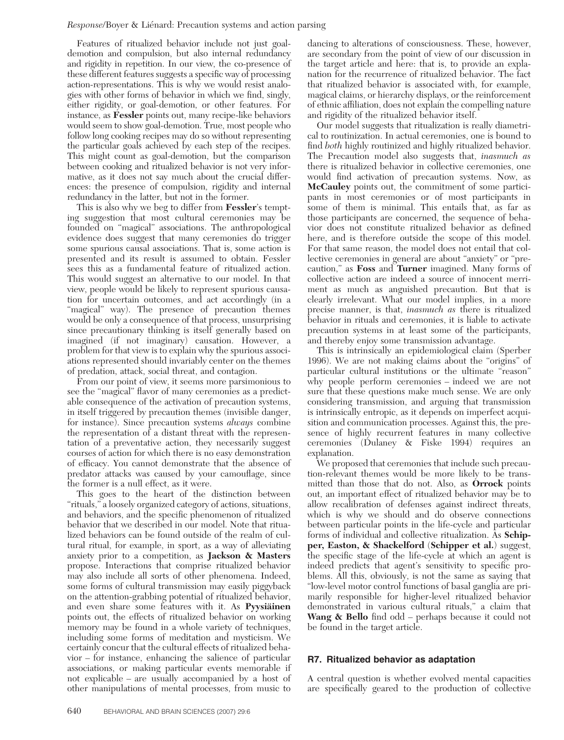Features of ritualized behavior include not just goal-demotion and compulsion, but also internal redundancy and rigidity in repetition. In our view, the co-presence of these different features suggests a specific way of processing action-representations. This is why we would resist analogies with other forms of behavior in which we find, singly, either rigidity, or goal-demotion, or other features. For instance, as **Fessler** points out, many recipe-like behaviors would seem to show goal-demotion. True, most people who follow long cooking recipes may do so without representing the particular goals achieved by each step of the recipes. This might count as goal-demotion, but the comparison between cooking and ritualized behavior is not very informative, as it does not say much about the crucial differences: the presence of compulsion, rigidity and internal redundancy in the latter, but not in the former.

This is also why we beg to differ from **Fessler**'s tempting suggestion that most cultural ceremonies may be founded on "magical" associations. The anthropological evidence does suggest that many ceremonies do trigger some spurious causal associations. That is, some action is presented and its result is assumed to obtain. Fessler sees this as a fundamental feature of ritualized action. This would suggest an alternative to our model. In that view, people would be likely to represent spurious causation for uncertain outcomes, and act accordingly (in a "magical" way). The presence of precaution themes would be only a consequence of that process, unsurprising since precautionary thinking is itself generally based on imagined (if not imaginary) causation. However, a problem for that view is to explain why the spurious associations represented should invariably center on the themes of predation, attack, social threat, and contagion.

From our point of view, it seems more parsimonious to see the "magical" flavor of many ceremonies as a predictable consequence of the activation of precaution systems, in itself triggered by precaution themes (invisible danger, for instance). Since precaution systems *always* combine the representation of a distant threat with the representation of a preventative action, they necessarily suggest courses of action for which there is no easy demonstration of efficacy. You cannot demonstrate that the absence of predator attacks was caused by your camouflage, since the former is a null effect, as it were.

This goes to the heart of the distinction between "rituals," a loosely organized category of actions, situations, and behaviors, and the specific phenomenon of ritualized behavior that we described in our model. Note that ritualized behaviors can be found outside of the realm of cultural ritual, for example, in sport, as a way of alleviating anxiety prior to a competition, as **Jackson & Masters** propose. Interactions that comprise ritualized behavior may also include all sorts of other phenomena. Indeed, some forms of cultural transmission may easily piggyback on the attention-grabbing potential of ritualized behavior, and even share some features with it. As **Pyysiäinen** points out, the effects of ritualized behavior on working memory may be found in a whole variety of techniques, including some forms of meditation and mysticism. We certainly concur that the cultural effects of ritualized behavior – for instance, enhancing the salience of particular associations, or making particular events memorable if not explicable – are usually accompanied by a host of other manipulations of mental processes, from music to dancing to alterations of consciousness. These, however, are secondary from the point of view of our discussion in the target article and here: that is, to provide an explanation for the recurrence of ritualized behavior. The fact that ritualized behavior is associated with, for example, magical claims, or hierarchy displays, or the reinforcement of ethnic affiliation, does not explain the compelling nature and rigidity of the ritualized behavior itself.

Our model suggests that ritualization is really diametrical to routinization. In actual ceremonies, one is bound to find *both* highly routinized and highly ritualized behavior. The Precaution model also suggests that, *inasmuch as* there is ritualized behavior in collective ceremonies, one would find activation of precaution systems. Now, as **McCauley** points out, the commitment of some participants in most ceremonies or of most participants in some of them is minimal. This entails that, as far as those participants are concerned, the sequence of behavior does not constitute ritualized behavior as defined here, and is therefore outside the scope of this model. For that same reason, the model does not entail that collective ceremonies in general are about "anxiety" or "precaution," as **Foss** and **Turner** imagined. Many forms of collective action are indeed a source of innocent merriment as much as anguished precaution. But that is clearly irrelevant. What our model implies, in a more precise manner, is that, *inasmuch as* there is ritualized behavior in rituals and ceremonies, it is liable to activate precaution systems in at least some of the participants, and thereby enjoy some transmission advantage.

This is intrinsically an epidemiological claim (Sperber 1996). We are not making claims about the "origins" of particular cultural institutions or the ultimate "reason" why people perform ceremonies – indeed we are not sure that these questions make much sense. We are only considering transmission, and arguing that transmission is intrinsically entropic, as it depends on imperfect acquisition and communication processes. Against this, the presence of highly recurrent features in many collective ceremonies (Dulaney & Fiske 1994) requires an explanation.

We proposed that ceremonies that include such precaution-relevant themes would be more likely to be transmitted than those that do not. Also, as **Orrock** points out, an important effect of ritualized behavior may be to allow recalibration of defenses against indirect threats, which is why we should and do observe connections between particular points in the life-cycle and particular forms of individual and collective ritualization. As **Schipper, Easton, & Shackelford** (**Schipper et al.**) suggest, the specific stage of the life-cycle at which an agent is indeed predicts that agent's sensitivity to specific problems. All this, obviously, is not the same as saying that "low-level motor control functions of basal ganglia are primarily responsible for higher-level ritualized behavior demonstrated in various cultural rituals," a claim that **Wang & Bello** find odd – perhaps because it could not be found in the target article.

## R7. Ritualized behavior as adaptation

A central question is whether evolved mental capacities are specifically geared to the production of collective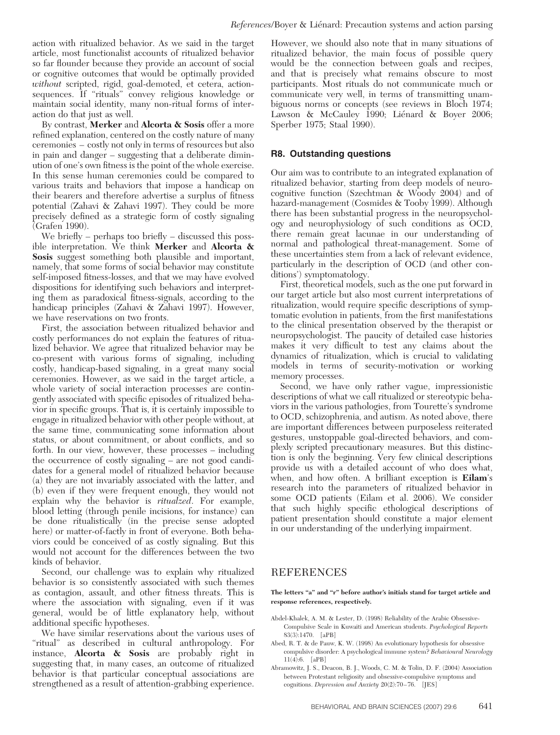action with ritualized behavior. As we said in the target article, most functionalist accounts of ritualized behavior so far flounder because they provide an account of social or cognitive outcomes that would be optimally provided *without* scripted, rigid, goal-demoted, et cetera, action-sequences. If "rituals" convey religious knowledge or maintain social identity, many non-ritual forms of interaction do that just as well.

By contrast, **Merker** and **Alcorta & Sosis** offer a more refined explanation, centered on the costly nature of many ceremonies – costly not only in terms of resources but also in pain and danger – suggesting that a deliberate diminution of one's own fitness is the point of the whole exercise. In this sense human ceremonies could be compared to various traits and behaviors that impose a handicap on their bearers and therefore advertise a surplus of fitness potential (Zahavi & Zahavi 1997). They could be more precisely defined as a strategic form of costly signaling (Grafen 1990).

We briefly – perhaps too briefly – discussed this possible interpretation. We think **Merker** and **Alcorta & Sosis** suggest something both plausible and important, namely, that some forms of social behavior may constitute self-imposed fitness-losses, and that we may have evolved dispositions for identifying such behaviors and interpreting them as paradoxical fitness-signals, according to the handicap principles (Zahavi & Zahavi 1997). However, we have reservations on two fronts.

First, the association between ritualized behavior and costly performances do not explain the features of ritualized behavior. We agree that ritualized behavior may be co-present with various forms of signaling, including costly, handicap-based signaling, in a great many social ceremonies. However, as we said in the target article, a whole variety of social interaction processes are contingently associated with specific episodes of ritualized behavior in specific groups. That is, it is certainly impossible to engage in ritualized behavior with other people without, at the same time, communicating some information about status, or about commitment, or about conflicts, and so forth. In our view, however, these processes – including the occurrence of costly signaling – are not good candidates for a general model of ritualized behavior because (a) they are not invariably associated with the latter, and (b) even if they were frequent enough, they would not explain why the behavior is *ritualzed*. For example, blood letting (through penile incisions, for instance) can be done ritualistically (in the precise sense adopted here) or matter-of-factly in front of everyone. Both behaviors could be conceived of as costly signaling. But this would not account for the differences between the two kinds of behavior.

Second, our challenge was to explain why ritualized behavior is so consistently associated with such themes as contagion, assault, and other fitness threats. This is where the association with signaling, even if it was general, would be of little explanatory help, without additional specific hypotheses.

We have similar reservations about the various uses of "ritual" as described in cultural anthropology. For instance, **Alcorta & Sosis** are probably right in suggesting that, in many cases, an outcome of ritualized behavior is that particular conceptual associations are strengthened as a result of attention-grabbing experience. However, we should also note that in many situations of ritualized behavior, the main focus of possible query would be the connection between goals and recipes, and that is precisely what remains obscure to most participants. Most rituals do not communicate much or communicate very well, in terms of transmitting unambiguous norms or concepts (see reviews in Bloch 1974; Lawson & McCauley 1990; Liénard & Boyer 2006; Sperber 1975; Staal 1990).

## R8. Outstanding questions

Our aim was to contribute to an integrated explanation of ritualized behavior, starting from deep models of neurocognitive function (Szechtman & Woody 2004) and of hazard-management (Cosmides & Tooby 1999). Although there has been substantial progress in the neuropsychology and neurophysiology of such conditions as OCD, there remain great lacunae in our understanding of normal and pathological threat-management. Some of these uncertainties stem from a lack of relevant evidence, particularly in the description of OCD (and other conditions') symptomatology.

First, theoretical models, such as the one put forward in our target article but also most current interpretations of ritualization, would require specific descriptions of symptomatic evolution in patients, from the first manifestations to the clinical presentation observed by the therapist or neuropsychologist. The paucity of detailed case histories makes it very difficult to test any claims about the dynamics of ritualization, which is crucial to validating models in terms of security-motivation or working memory processes.

Second, we have only rather vague, impressionistic descriptions of what we call ritualized or stereotypic behaviors in the various pathologies, from Tourette's syndrome to OCD, schizophrenia, and autism. As noted above, there are important differences between purposeless reiterated gestures, unstoppable goal-directed behaviors, and complexly scripted precautionary measures. But this distinction is only the beginning. Very few clinical descriptions provide us with a detailed account of who does what, when, and how often. A brilliant exception is **Eilam**'s research into the parameters of ritualized behavior in some OCD patients (Eilam et al. 2006). We consider that such highly specific ethological descriptions of patient presentation should constitute a major element in our understanding of the underlying impairment.

# REFERENCES

**The letters "a" and "r" before author's initials stand for target article and response references, respectively.**

Abdel-Khalek, A. M. & Lester, D. (1998) Reliability of the Arabic Obsessive-Compulsive Scale in Kuwaiti and American students. *Psychological Reports* 83(3):1470. [aPB]

Abed, R. T. & de Pauw, K. W. (1998) An evolutionary hypothesis for obsessive compulsive disorder: A psychological immune system? *Behavioural Neurology* 11(4):6. [aPB]

Abramowitz, J. S., Deacon, B. J., Woods, C. M. & Tolin, D. F. (2004) Association between Protestant religiosity and obsessive-compulsive symptoms and cognitions. *Depression and Anxiety* 20(2):70–76. [JES]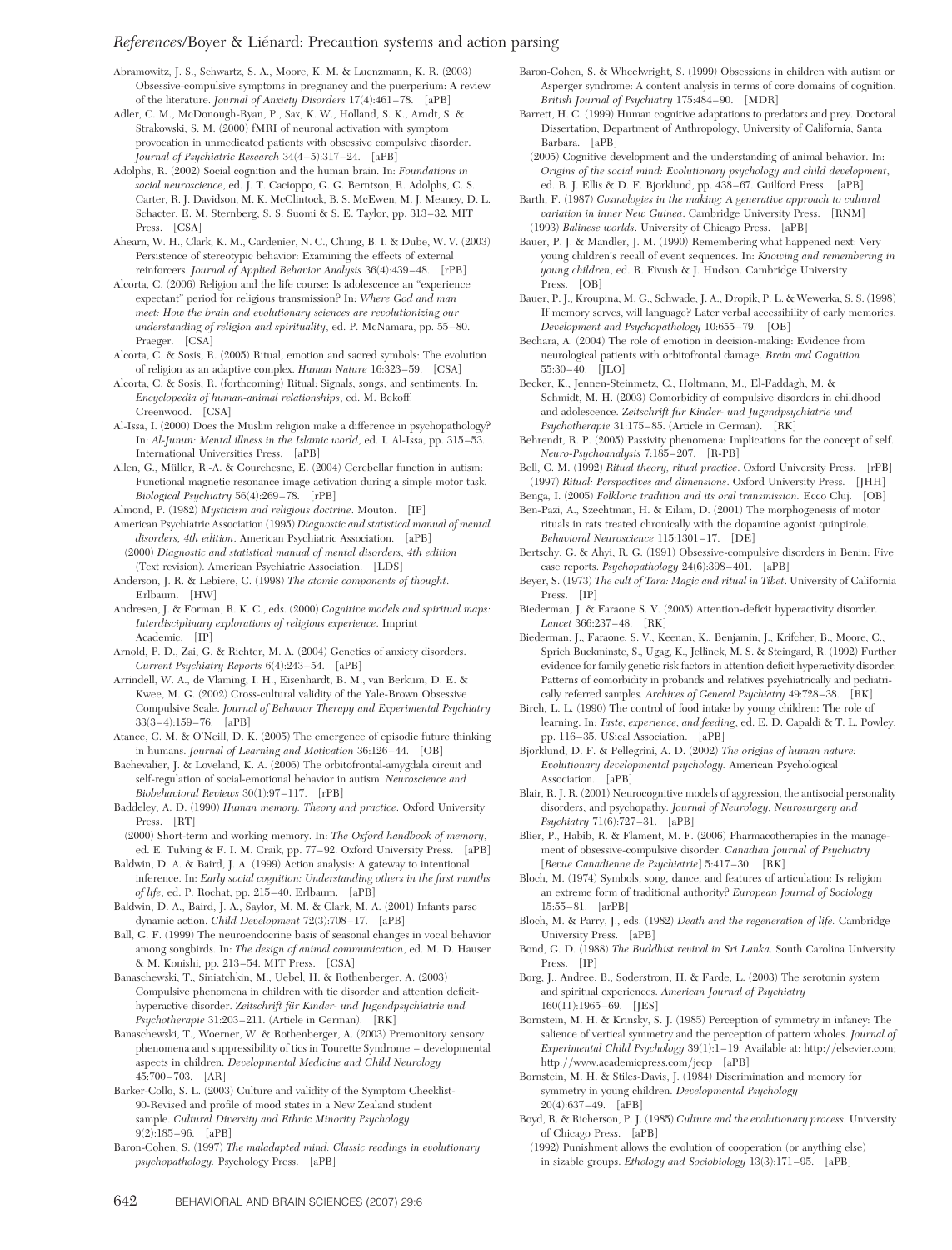Abramowitz, J. S., Schwartz, S. A., Moore, K. M. & Luenzmann, K. R. (2003) Obsessive-compulsive symptoms in pregnancy and the puerperium: A review of the literature. *Journal of Anxiety Disorders* 17(4):461–78. [aPB]

Adler, C. M., McDonough-Ryan, P., Sax, K. W., Holland, S. K., Arndt, S. & Strakowski, S. M. (2000) fMRI of neuronal activation with symptom provocation in unmedicated patients with obsessive compulsive disorder. *Journal of Psychiatric Research* 34(4–5):317–24. [aPB]

Adolphs, R. (2002) Social cognition and the human brain. In: *Foundations in social neuroscience*, ed. J. T. Cacioppo, G. G. Berntson, R. Adolphs, C. S. Carter, R. J. Davidson, M. K. McClintock, B. S. McEwen, M. J. Meaney, D. L. Schacter, E. M. Sternberg, S. S. Suomi & S. E. Taylor, pp. 313–32. MIT Press. [CSA]

Ahearn, W. H., Clark, K. M., Gardenier, N. C., Chung, B. I. & Dube, W. V. (2003) Persistence of stereotypic behavior: Examining the effects of external reinforcers. *Journal of Applied Behavior Analysis* 36(4):439–48. [rPB]

Alcorta, C. (2006) Religion and the life course: Is adolescence an "experience expectant" period for religious transmission? In: *Where God and man meet: How the brain and evolutionary sciences are revolutionizing our understanding of religion and spirituality*, ed. P. McNamara, pp. 55–80. Praeger. [CSA]

Alcorta, C. & Sosis, R. (2005) Ritual, emotion and sacred symbols: The evolution of religion as an adaptive complex. *Human Nature* 16:323–59. [CSA]

Alcorta, C. & Sosis, R. (forthcoming) Ritual: Signals, songs, and sentiments. In: *Encyclopedia of human-animal relationships*, ed. M. Bekoff. Greenwood. [CSA]

Al-Issa, I. (2000) Does the Muslim religion make a difference in psychopathology? In: *Al-Junun: Mental illness in the Islamic world*, ed. I. Al-Issa, pp. 315–53. International Universities Press. [aPB]

Allen, G., Müller, R.-A. & Courchesne, E. (2004) Cerebellar function in autism: Functional magnetic resonance image activation during a simple motor task. *Biological Psychiatry* 56(4):269–78. [rPB]

Almond, P. (1982) *Mysticism and religious doctrine*. Mouton. [IP]

American Psychiatric Association (1995) *Diagnostic and statistical manual of mental disorders, 4th edition*. American Psychiatric Association. [aPB]

(2000) *Diagnostic and statistical manual of mental disorders, 4th edition* (Text revision). American Psychiatric Association. [LDS]

Anderson, J. R. & Lebiere, C. (1998) *The atomic components of thought*. Erlbaum. [HW]

Andresen, J. & Forman, R. K. C., eds. (2000) *Cognitive models and spiritual maps: Interdisciplinary explorations of religious experience*. Imprint Academic. [IP]

Arnold, P. D., Zai, G. & Richter, M. A. (2004) Genetics of anxiety disorders. *Current Psychiatry Reports* 6(4):243–54. [aPB]

Arrindell, W. A., de Vlaming, I. H., Eisenhardt, B. M., van Berkum, D. E. & Kwee, M. G. (2002) Cross-cultural validity of the Yale-Brown Obsessive Compulsive Scale. *Journal of Behavior Therapy and Experimental Psychiatry* 33(3–4):159–76. [aPB]

Atance, C. M. & O'Neill, D. K. (2005) The emergence of episodic future thinking in humans. *Journal of Learning and Motivation* 36:126–44. [OB]

Bachevalier, J. & Loveland, K. A. (2006) The orbitofrontal-amygdala circuit and self-regulation of social-emotional behavior in autism. *Neuroscience and Biobehavioral Reviews* 30(1):97–117. [rPB]

Baddeley, A. D. (1990) *Human memory: Theory and practice*. Oxford University Press. [RT]

(2000) Short-term and working memory. In: *The Oxford handbook of memory*, ed. E. Tulving & F. I. M. Craik, pp. 77–92. Oxford University Press. [aPB]

Baldwin, D. A. & Baird, J. A. (1999) Action analysis: A gateway to intentional inference. In: *Early social cognition: Understanding others in the first months of life*, ed. P. Rochat, pp. 215–40. Erlbaum. [aPB]

Baldwin, D. A., Baird, J. A., Saylor, M. M. & Clark, M. A. (2001) Infants parse dynamic action. *Child Development* 72(3):708–17. [aPB]

Ball, G. F. (1999) The neuroendocrine basis of seasonal changes in vocal behavior among songbirds. In: *The design of animal communication*, ed. M. D. Hauser & M. Konishi, pp. 213–54. MIT Press. [CSA]

Banaschewski, T., Siniatchkin, M., Uebel, H. & Rothenberger, A. (2003) Compulsive phenomena in children with tic disorder and attention deficit-hyperactive disorder. *Zeitschrift für Kinder- und Jugendpsychiatrie und Psychotherapie* 31:203–211. (Article in German). [RK]

Banaschewski, T., Woerner, W. & Rothenberger, A. (2003) Premonitory sensory phenomena and suppressibility of tics in Tourette Syndrome – developmental aspects in children. *Developmental Medicine and Child Neurology* 45:700–703. [AR]

Barker-Collo, S. L. (2003) Culture and validity of the Symptom Checklist-90-Revised and profile of mood states in a New Zealand student sample. *Cultural Diversity and Ethnic Minority Psychology* 9(2):185–96. [aPB]

Baron-Cohen, S. (1997) *The maladapted mind: Classic readings in evolutionary psychopathology*. Psychology Press. [aPB]

Baron-Cohen, S. & Wheelwright, S. (1999) Obsessions in children with autism or Asperger syndrome: A content analysis in terms of core domains of cognition. *British Journal of Psychiatry* 175:484–90. [MDR]

Barrett, H. C. (1999) Human cognitive adaptations to predators and prey. Doctoral Dissertation, Department of Anthropology, University of California, Santa Barbara. [aPB]

(2005) Cognitive development and the understanding of animal behavior. In: *Origins of the social mind: Evolutionary psychology and child development*, ed. B. J. Ellis & D. F. Bjorklund, pp. 438–67. Guilford Press. [aPB]

Barth, F. (1987) *Cosmologies in the making: A generative approach to cultural variation in inner New Guinea*. Cambridge University Press. [RNM]

(1993) *Balinese worlds*. University of Chicago Press. [aPB]

Bauer, P. J. & Mandler, J. M. (1990) Remembering what happened next: Very young children's recall of event sequences. In: *Knowing and remembering in young children*, ed. R. Fivush & J. Hudson. Cambridge University Press. [OB]

Bauer, P. J., Kroupina, M. G., Schwade, J. A., Dropik, P. L. & Wewerka, S. S. (1998) If memory serves, will language? Later verbal accessibility of early memories. *Development and Psychopathology* 10:655–79. [OB]

Bechara, A. (2004) The role of emotion in decision-making: Evidence from neurological patients with orbitofrontal damage. *Brain and Cognition* 55:30–40. [JLO]

Becker, K., Jennen-Steinmetz, C., Holtmann, M., El-Faddagh, M. & Schmidt, M. H. (2003) Comorbidity of compulsive disorders in childhood and adolescence. *Zeitschrift für Kinder- und Jugendpsychiatrie und Psychotherapie* 31:175–85. (Article in German). [RK]

Behrendt, R. P. (2005) Passivity phenomena: Implications for the concept of self. *Neuro-Psychoanalysis* 7:185–207. [R-PB]

Bell, C. M. (1992) *Ritual theory, ritual practice*. Oxford University Press. [rPB]

(1997) *Ritual: Perspectives and dimensions*. Oxford University Press. [JHH]

Benga, I. (2005) *Folkloric tradition and its oral transmission*. Ecco Cluj. [OB]

Ben-Pazi, A., Szechtman, H. & Eilam, D. (2001) The morphogenesis of motor rituals in rats treated chronically with the dopamine agonist quinpirole. *Behavioral Neuroscience* 115:1301–17. [DE]

Bertschy, G. & Ahyi, R. G. (1991) Obsessive-compulsive disorders in Benin: Five case reports. *Psychopathology* 24(6):398–401. [aPB]

Beyer, S. (1973) *The cult of Tara: Magic and ritual in Tibet*. University of California Press. [IP]

Biederman, J. & Faraone S. V. (2005) Attention-deficit hyperactivity disorder. *Lancet* 366:237–48. [RK]

Biederman, J., Faraone, S. V., Keenan, K., Benjamin, J., Krifcher, B., Moore, C., Sprich Buckminste, S., Ugag, K., Jellinek, M. S. & Steingard, R. (1992) Further evidence for family genetic risk factors in attention deficit hyperactivity disorder: Patterns of comorbidity in probands and relatives psychiatrically and pediatrically referred samples. *Archives of General Psychiatry* 49:728–38. [RK]

Birch, L. L. (1990) The control of food intake by young children: The role of learning. In: *Taste, experience, and feeding*, ed. E. D. Capaldi & T. L. Powley, pp. 116–35. USical Association. [aPB]

Bjorklund, D. F. & Pellegrini, A. D. (2002) *The origins of human nature: Evolutionary developmental psychology*. American Psychological Association. [aPB]

Blair, R. J. R. (2001) Neurocognitive models of aggression, the antisocial personality disorders, and psychopathy. *Journal of Neurology, Neurosurgery and Psychiatry* 71(6):727–31. [aPB]

Blier, P., Habib, R. & Flament, M. F. (2006) Pharmacotherapies in the management of obsessive-compulsive disorder. *Canadian Journal of Psychiatry* [*Revue Canadienne de Psychiatrie*] 5:417–30. [RK]

Bloch, M. (1974) Symbols, song, dance, and features of articulation: Is religion an extreme form of traditional authority? *European Journal of Sociology* 15:55–81. [arPB]

Bloch, M. & Parry, J., eds. (1982) *Death and the regeneration of life*. Cambridge University Press. [aPB]

Bond, G. D. (1988) *The Buddhist revival in Sri Lanka*. South Carolina University Press. [IP]

Borg, J., Andree, B., Soderstrom, H. & Farde, L. (2003) The serotonin system and spiritual experiences. *American Journal of Psychiatry* 160(11):1965–69. [JES]

Bornstein, M. H. & Krinsky, S. J. (1985) Perception of symmetry in infancy: The salience of vertical symmetry and the perception of pattern wholes. *Journal of Experimental Child Psychology* 39(1):1–19. Available at: http://elsevier.com; http://www.academicpress.com/jecp [aPB]

Bornstein, M. H. & Stiles-Davis, J. (1984) Discrimination and memory for symmetry in young children. *Developmental Psychology* 20(4):637–49. [aPB]

Boyd, R. & Richerson, P. J. (1985) *Culture and the evolutionary process*. University of Chicago Press. [aPB]

(1992) Punishment allows the evolution of cooperation (or anything else) in sizable groups. *Ethology and Sociobiology* 13(3):171–95. [aPB]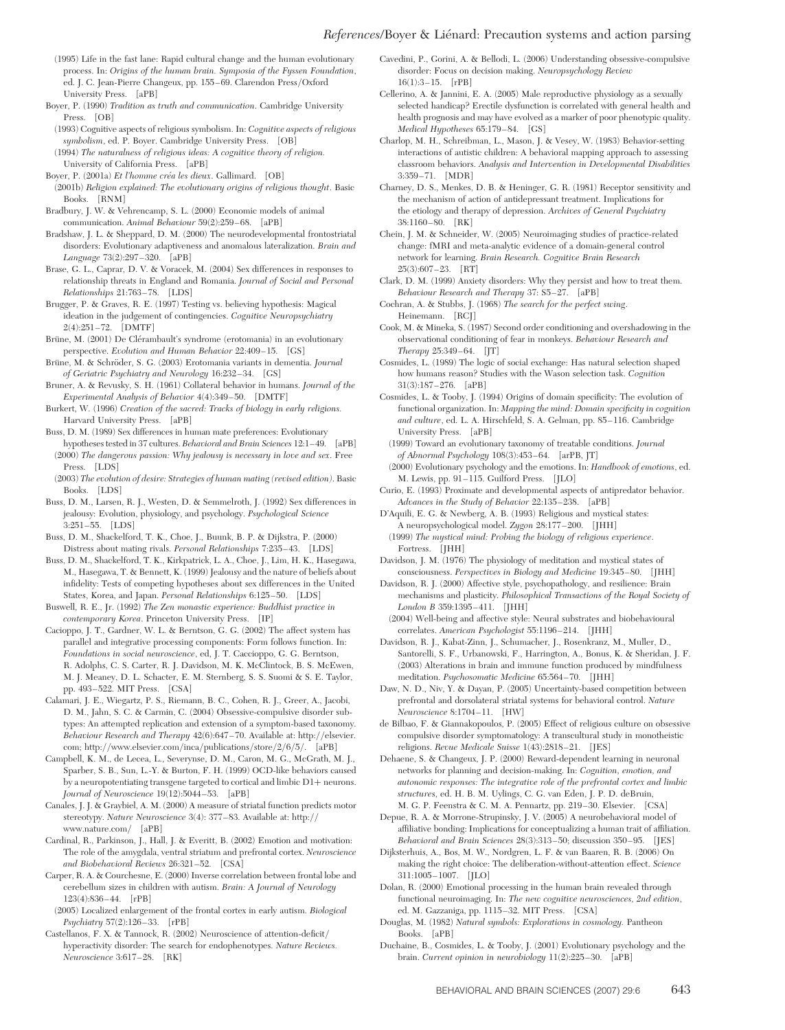(1995) Life in the fast lane: Rapid cultural change and the human evolutionary process. In: *Origins of the human brain. Symposia of the Fyssen Foundation*, ed. J. C. Jean-Pierre Changeux, pp. 155–69. Clarendon Press/Oxford University Press. [aPB]

Boyer, P. (1990) *Tradition as truth and communication*. Cambridge University Press. [OB]

(1993) Cognitive aspects of religious symbolism. In: *Cognitive aspects of religious symbolism*, ed. P. Boyer. Cambridge University Press. [OB]

(1994) *The naturalness of religious ideas: A cognitive theory of religion*. University of California Press. [aPB]

Boyer, P. (2001a) *Et l'homme créa les dieux*. Gallimard. [OB]

(2001b) *Religion explained: The evolutionary origins of religious thought*. Basic Books. [RNM]

Bradbury, J. W. & Vehrencamp, S. L. (2000) Economic models of animal communication. *Animal Behaviour* 59(2):259–68. [aPB]

Bradshaw, J. L. & Sheppard, D. M. (2000) The neurodevelopmental frontostriatal disorders: Evolutionary adaptiveness and anomalous lateralization. *Brain and Language* 73(2):297–320. [aPB]

Brase, G. L., Caprar, D. V. & Voracek, M. (2004) Sex differences in responses to relationship threats in England and Romania. *Journal of Social and Personal Relationships* 21:763–78. [LDS]

Brugger, P. & Graves, R. E. (1997) Testing vs. believing hypothesis: Magical ideation in the judgement of contingencies. *Cognitive Neuropsychiatry* 2(4):251–72. [DMTF]

Brüne, M. (2001) De Clérambault's syndrome (erotomania) in an evolutionary perspective. *Evolution and Human Behavior* 22:409–15. [GS]

Brüne, M. & Schröder, S. G. (2003) Erotomania variants in dementia. *Journal of Geriatric Psychiatry and Neurology* 16:232–34. [GS]

Bruner, A. & Revusky, S. H. (1961) Collateral behavior in humans. *Journal of the Experimental Analysis of Behavior* 4(4):349–50. [DMTF]

Burkert, W. (1996) *Creation of the sacred: Tracks of biology in early religions*. Harvard University Press. [aPB]

Buss, D. M. (1989) Sex differences in human mate preferences: Evolutionary hypotheses tested in 37 cultures. *Behavioral and Brain Sciences* 12:1–49. [aPB]

(2000) *The dangerous passion: Why jealousy is necessary in love and sex*. Free Press. [LDS]

(2003) *The evolution of desire: Strategies of human mating (revised edition)*. Basic Books. [LDS]

Buss, D. M., Larsen, R. J., Westen, D. & Semmelroth, J. (1992) Sex differences in jealousy: Evolution, physiology, and psychology. *Psychological Science* 3:251–55. [LDS]

Buss, D. M., Shackelford, T. K., Choe, J., Buunk, B. P. & Dijkstra, P. (2000) Distress about mating rivals. *Personal Relationships* 7:235–43. [LDS]

Buss, D. M., Shackelford, T. K., Kirkpatrick, L. A., Choe, J., Lim, H. K., Hasegawa, M., Hasegawa, T. & Bennett, K. (1999) Jealousy and the nature of beliefs about infidelity: Tests of competing hypotheses about sex differences in the United States, Korea, and Japan. *Personal Relationships* 6:125–50. [LDS]

Buswell, R. E., Jr. (1992) *The Zen monastic experience: Buddhist practice in contemporary Korea*. Princeton University Press. [IP]

Cacioppo, J. T., Gardner, W. L. & Berntson, G. G. (2002) The affect system has parallel and integrative processing components: Form follows function. In: *Foundations in social neuroscience*, ed, J. T. Caccioppo, G. G. Berntson, R. Adolphs, C. S. Carter, R. J. Davidson, M. K. McClintock, B. S. McEwen, M. J. Meaney, D. L. Schacter, E. M. Sternberg, S. S. Suomi & S. E. Taylor, pp. 493–522. MIT Press. [CSA]

Calamari, J. E., Wiegartz, P. S., Riemann, B. C., Cohen, R. J., Greer, A., Jacobi, D. M., Jahn, S. C. & Carmin, C. (2004) Obsessive-compulsive disorder subtypes: An attempted replication and extension of a symptom-based taxonomy. *Behaviour Research and Therapy* 42(6):647–70. Available at: http://elsevier.com; http://www.elsevier.com/inca/publications/store/2/6/5/. [aPB]

Campbell, K. M., de Lecea, L., Severynse, D. M., Caron, M. G., McGrath, M. J., Sparber, S. B., Sun, L.-Y. & Burton, F. H. (1999) OCD-like behaviors caused by a neuropotentiating transgene targeted to cortical and limbic D1+ neurons. *Journal of Neuroscience* 19(12):5044–53. [aPB]

Canales, J. J. & Graybiel, A. M. (2000) A measure of striatal function predicts motor stereotypy. *Nature Neuroscience* 3(4): 377–83. Available at: http://www.nature.com/ [aPB]

Cardinal, R., Parkinson, J., Hall, J. & Everitt, B. (2002) Emotion and motivation: The role of the amygdala, ventral striatum and prefrontal cortex. *Neuroscience and Biobehavioral Reviews* 26:321–52. [CSA]

Carper, R. A. & Courchesne, E. (2000) Inverse correlation between frontal lobe and cerebellum sizes in children with autism. *Brain: A Journal of Neurology* 123(4):836–44. [rPB]

(2005) Localized enlargement of the frontal cortex in early autism. *Biological Psychiatry* 57(2):126–33. [rPB]

Castellanos, F. X. & Tannock, R. (2002) Neuroscience of attention-deficit/hyperactivity disorder: The search for endophenotypes. *Nature Reviews. Neuroscience* 3:617–28. [RK]

Cavedini, P., Gorini, A. & Bellodi, L. (2006) Understanding obsessive-compulsive disorder: Focus on decision making. *Neuropsychology Review* 16(1):3–15. [rPB]

Cellerino, A. & Jannini, E. A. (2005) Male reproductive physiology as a sexually selected handicap? Erectile dysfunction is correlated with general health and health prognosis and may have evolved as a marker of poor phenotypic quality. *Medical Hypotheses* 65:179–84. [GS]

Charlop, M. H., Schreibman, L., Mason, J. & Vesey, W. (1983) Behavior-setting interactions of autistic children: A behavioral mapping approach to assessing classroom behaviors. *Analysis and Intervention in Developmental Disabilities* 3:359–71. [MDR]

Charney, D. S., Menkes, D. B. & Heninger, G. R. (1981) Receptor sensitivity and the mechanism of action of antidepressant treatment. Implications for the etiology and therapy of depression. *Archives of General Psychiatry* 38:1160–80. [RK]

Chein, J. M. & Schneider, W. (2005) Neuroimaging studies of practice-related change: fMRI and meta-analytic evidence of a domain-general control network for learning. *Brain Research. Cognitive Brain Research* 25(3):607–23. [RT]

Clark, D. M. (1999) Anxiety disorders: Why they persist and how to treat them. *Behaviour Research and Therapy* 37: S5–27. [aPB]

Cochran, A. & Stubbs, J. (1968) *The search for the perfect swing*. Heinemann. [RCJ]

Cook, M. & Mineka, S. (1987) Second order conditioning and overshadowing in the observational conditioning of fear in monkeys. *Behaviour Research and Therapy* 25:349–64. [JT]

Cosmides, L. (1989) The logic of social exchange: Has natural selection shaped how humans reason? Studies with the Wason selection task. *Cognition* 31(3):187–276. [aPB]

Cosmides, L. & Tooby, J. (1994) Origins of domain specificity: The evolution of functional organization. In: *Mapping the mind: Domain specificity in cognition and culture*, ed. L. A. Hirschfeld, S. A. Gelman, pp. 85–116. Cambridge University Press. [aPB]

(1999) Toward an evolutionary taxonomy of treatable conditions. *Journal of Abnormal Psychology* 108(3):453–64. [arPB, JT]

(2000) Evolutionary psychology and the emotions. In: *Handbook of emotions*, ed. M. Lewis, pp. 91–115. Guilford Press. [JLO]

Curio, E. (1993) Proximate and developmental aspects of antipredator behavior. *Advances in the Study of Behavior* 22:135–238. [aPB]

D'Aquili, E. G. & Newberg, A. B. (1993) Religious and mystical states: A neuropsychological model. *Zygon* 28:177–200. [JHH]

(1999) *The mystical mind: Probing the biology of religious experience*. Fortress. [JHH]

Davidson, J. M. (1976) The physiology of meditation and mystical states of consciousness. *Perspectives in Biology and Medicine* 19:345–80. [JHH]

Davidson, R. J. (2000) Affective style, psychopathology, and resilience: Brain mechanisms and plasticity. *Philosophical Transactions of the Royal Society of London B* 359:1395–411. [JHH]

(2004) Well-being and affective style: Neural substrates and biobehavioural correlates. *American Psychologist* 55:1196–214. [JHH]

Davidson, R. J., Kabat-Zinn, J., Schumacher, J., Rosenkranz, M., Muller, D., Santorelli, S. F., Urbanowski, F., Harrington, A., Bonus, K. & Sheridan, J. F. (2003) Alterations in brain and immune function produced by mindfulness meditation. *Psychosomatic Medicine* 65:564–70. [JHH]

Daw, N. D., Niv, Y. & Dayan, P. (2005) Uncertainty-based competition between prefrontal and dorsolateral striatal systems for behavioral control. *Nature Neuroscience* 8:1704–11. [HW]

de Bilbao, F. & Giannakopoulos, P. (2005) Effect of religious culture on obsessive compulsive disorder symptomatology: A transcultural study in monotheistic religions. *Revue Medicale Suisse* 1(43):2818–21. [JES]

Dehaene, S. & Changeux, J. P. (2000) Reward-dependent learning in neuronal networks for planning and decision-making. In: *Cognition, emotion, and autonomic responses: The integrative role of the prefrontal cortex and limbic structures*, ed. H. B. M. Uylings, C. G. van Eden, J. P. D. deBruin, M. G. P. Feenstra & C. M. A. Pennartz, pp. 219–30. Elsevier. [CSA]

Depue, R. A. & Morrone-Strupinsky, J. V. (2005) A neurobehavioral model of affiliative bonding: Implications for conceptualizing a human trait of affiliation. *Behavioral and Brain Sciences* 28(3):313–50; discussion 350–95. [JES]

Dijksterhuis, A., Bos, M. W., Nordgren, L. F. & van Baaren, R. B. (2006) On making the right choice: The deliberation-without-attention effect. *Science* 311:1005–1007. [JLO]

Dolan, R. (2000) Emotional processing in the human brain revealed through functional neuroimaging. In: *The new cognitive neurosciences, 2nd edition*, ed. M. Gazzaniga, pp. 1115–32. MIT Press. [CSA]

Douglas, M. (1982) *Natural symbols: Explorations in cosmology*. Pantheon Books. [aPB]

Duchaine, B., Cosmides, L. & Tooby, J. (2001) Evolutionary psychology and the brain. *Current opinion in neurobiology* 11(2):225–30. [aPB]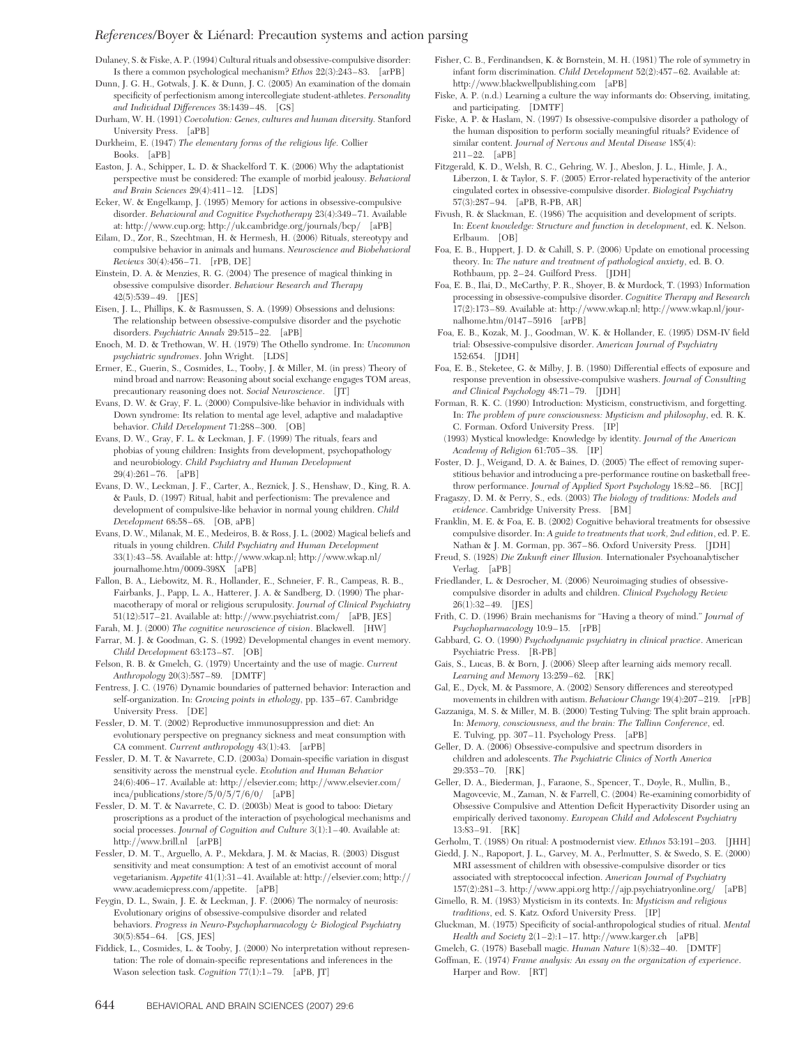Dulaney, S. & Fiske, A. P. (1994) Cultural rituals and obsessive-compulsive disorder: Is there a common psychological mechanism? *Ethos* 22(3):243–83. [arPB]

Dunn, J. G. H., Gotwals, J. K. & Dunn, J. C. (2005) An examination of the domain specificity of perfectionism among intercollegiate student-athletes. *Personality and Individual Differences* 38:1439–48. [GS]

Durham, W. H. (1991) *Coevolution: Genes, cultures and human diversity.* Stanford University Press. [aPB]

Durkheim, E. (1947) *The elementary forms of the religious life.* Collier Books. [aPB]

Easton, J. A., Schipper, L. D. & Shackelford T. K. (2006) Why the adaptationist perspective must be considered: The example of morbid jealousy. *Behavioral and Brain Sciences* 29(4):411–12. [LDS]

Ecker, W. & Engelkamp, J. (1995) Memory for actions in obsessive-compulsive disorder. *Behavioural and Cognitive Psychotherapy* 23(4):349–71. Available at: http://www.cup.org; http://uk.cambridge.org/journals/bcp/ [aPB]

Eilam, D., Zor, R., Szechtman, H. & Hermesh, H. (2006) Rituals, stereotypy and compulsive behavior in animals and humans. *Neuroscience and Biobehavioral Reviews* 30(4):456–71. [rPB, DE]

Einstein, D. A. & Menzies, R. G. (2004) The presence of magical thinking in obsessive compulsive disorder. *Behaviour Research and Therapy* 42(5):539–49. [JES]

Eisen, J. L., Phillips, K. & Rasmussen, S. A. (1999) Obsessions and delusions: The relationship between obsessive-compulsive disorder and the psychotic disorders. *Psychiatric Annals* 29:515–22. [aPB]

Enoch, M. D. & Trethowan, W. H. (1979) The Othello syndrome. In: *Uncommon psychiatric syndromes*. John Wright. [LDS]

Ermer, E., Guerin, S., Cosmides, L., Tooby, J. & Miller, M. (in press) Theory of mind broad and narrow: Reasoning about social exchange engages TOM areas, precautionary reasoning does not. *Social Neuroscience*. [JT]

Evans, D. W. & Gray, F. L. (2000) Compulsive-like behavior in individuals with Down syndrome: Its relation to mental age level, adaptive and maladaptive behavior. *Child Development* 71:288–300. [OB]

Evans, D. W., Gray, F. L. & Leckman, J. F. (1999) The rituals, fears and phobias of young children: Insights from development, psychopathology and neurobiology. *Child Psychiatry and Human Development* 29(4):261–76. [aPB]

Evans, D. W., Leckman, J. F., Carter, A., Reznick, J. S., Henshaw, D., King, R. A. & Pauls, D. (1997) Ritual, habit and perfectionism: The prevalence and development of compulsive-like behavior in normal young children. *Child Development* 68:58–68. [OB, aPB]

Evans, D. W., Milanak, M. E., Medeiros, B. & Ross, J. L. (2002) Magical beliefs and rituals in young children. *Child Psychiatry and Human Development* 33(1):43–58. Available at: http://www.wkap.nl; http://www.wkap.nl/journalhome.htm/0009-398X [aPB]

Fallon, B. A., Liebowitz, M. R., Hollander, E., Schneier, F. R., Campeas, R. B., Fairbanks, J., Papp, L. A., Hatterer, J. A. & Sandberg, D. (1990) The pharmacotherapy of moral or religious scrupulosity. *Journal of Clinical Psychiatry* 51(12):517–21. Available at: http://www.psychiatrist.com/ [aPB, JES]

Farah, M. J. (2000) *The cognitive neuroscience of vision*. Blackwell. [HW]

Farrar, M. J. & Goodman, G. S. (1992) Developmental changes in event memory. *Child Development* 63:173–87. [OB]

Felson, R. B. & Gmelch, G. (1979) Uncertainty and the use of magic. *Current Anthropology* 20(3):587–89. [DMTF]

Fentress, J. C. (1976) Dynamic boundaries of patterned behavior: Interaction and self-organization. In: *Growing points in ethology*, pp. 135–67. Cambridge University Press. [DE]

Fessler, D. M. T. (2002) Reproductive immunosuppression and diet: An evolutionary perspective on pregnancy sickness and meat consumption with CA comment. *Current anthropology* 43(1):43. [arPB]

Fessler, D. M. T. & Navarrete, C.D. (2003a) Domain-specific variation in disgust sensitivity across the menstrual cycle. *Evolution and Human Behavior* 24(6):406–17. Available at: http://elsevier.com; http://www.elsevier.com/inca/publications/store/5/0/5/7/6/0/ [aPB]

Fessler, D. M. T. & Navarrete, C. D. (2003b) Meat is good to taboo: Dietary proscriptions as a product of the interaction of psychological mechanisms and social processes. *Journal of Cognition and Culture* 3(1):1–40. Available at: http://www.brill.nl [arPB]

Fessler, D. M. T., Arguello, A. P., Mekdara, J. M. & Macias, R. (2003) Disgust sensitivity and meat consumption: A test of an emotivist account of moral vegetarianism. *Appetite* 41(1):31–41. Available at: http://elsevier.com; http://www.academicpress.com/appetite. [aPB]

Feygin, D. L., Swain, J. E. & Leckman, J. F. (2006) The normalcy of neurosis: Evolutionary origins of obsessive-compulsive disorder and related behaviors. *Progress in Neuro-Psychopharmacology & Biological Psychiatry* 30(5):854–64. [GS, JES]

Fiddick, L., Cosmides, L. & Tooby, J. (2000) No interpretation without representation: The role of domain-specific representations and inferences in the Wason selection task. *Cognition* 77(1):1–79. [aPB, JT]

Fisher, C. B., Ferdinandsen, K. & Bornstein, M. H. (1981) The role of symmetry in infant form discrimination. *Child Development* 52(2):457–62. Available at: http://www.blackwellpublishing.com [aPB]

Fiske, A. P. (n.d.) Learning a culture the way informants do: Observing, imitating, and participating. [DMTF]

Fiske, A. P. & Haslam, N. (1997) Is obsessive-compulsive disorder a pathology of the human disposition to perform socially meaningful rituals? Evidence of similar content. *Journal of Nervous and Mental Disease* 185(4):211–22. [aPB]

Fitzgerald, K. D., Welsh, R. C., Gehring, W. J., Abeslon, J. L., Himle, J. A., Liberzon, I. & Taylor, S. F. (2005) Error-related hyperactivity of the anterior cingulated cortex in obsessive-compulsive disorder. *Biological Psychiatry* 57(3):287–94. [aPB, R-PB, AR]

Fivush, R. & Slackman, E. (1986) The acquisition and development of scripts. In: *Event knowledge: Structure and function in development*, ed. K. Nelson. Erlbaum. [OB]

Foa, E. B., Huppert, J. D. & Cahill, S. P. (2006) Update on emotional processing theory. In: *The nature and treatment of pathological anxiety*, ed. B. O. Rothbaum, pp. 2–24. Guilford Press. [JDH]

Foa, E. B., Ilai, D., McCarthy, P. R., Shoyer, B. & Murdock, T. (1993) Information processing in obsessive-compulsive disorder. *Cognitive Therapy and Research* 17(2):173–89. Available at: http://www.wkap.nl; http://www.wkap.nl/journalhome.htm/0147-5916 [arPB]

Foa, E. B., Kozak, M. J., Goodman, W. K. & Hollander, E. (1995) DSM-IV field trial: Obsessive-compulsive disorder. *American Journal of Psychiatry* 152:654. [JDH]

Foa, E. B., Steketee, G. & Milby, J. B. (1980) Differential effects of exposure and response prevention in obsessive-compulsive washers. *Journal of Consulting and Clinical Psychology* 48:71–79. [JDH]

Forman, R. K. C. (1990) Introduction: Mysticism, constructivism, and forgetting. In: *The problem of pure consciousness: Mysticism and philosophy*, ed. R. K. C. Forman. Oxford University Press. [IP]

(1993) Mystical knowledge: Knowledge by identity. *Journal of the American Academy of Religion* 61:705–38. [IP]

Foster, D. J., Weigand, D. A. & Baines, D. (2005) The effect of removing superstitious behavior and introducing a pre-performance routine on basketball free-throw performance. *Journal of Applied Sport Psychology* 18:82–86. [RCJ]

Fragaszy, D. M. & Perry, S., eds. (2003) *The biology of traditions: Models and evidence*. Cambridge University Press. [BM]

Franklin, M. E. & Foa, E. B. (2002) Cognitive behavioral treatments for obsessive compulsive disorder. In: *A guide to treatments that work, 2nd edition*, ed. P. E. Nathan & J. M. Gorman, pp. 367–86. Oxford University Press. [JDH]

Freud, S. (1928) *Die Zukunft einer Illusion.* Internationaler Psychoanalytischer Verlag. [aPB]

Friedlander, L. & Desrocher, M. (2006) Neuroimaging studies of obsessive-compulsive disorder in adults and children. *Clinical Psychology Review* 26(1):32–49. [JES]

Frith, C. D. (1996) Brain mechanisms for "Having a theory of mind." *Journal of Psychopharmacology* 10:9–15. [rPB]

Gabbard, G. O. (1990) *Psychodynamic psychiatry in clinical practice*. American Psychiatric Press. [R-PB]

Gais, S., Lucas, B. & Born, J. (2006) Sleep after learning aids memory recall. *Learning and Memory* 13:259–62. [RK]

Gal, E., Dyck, M. & Passmore, A. (2002) Sensory differences and stereotyped movements in children with autism. *Behaviour Change* 19(4):207–219. [rPB]

Gazzaniga, M. S. & Miller, M. B. (2000) Testing Tulving: The split brain approach. In: *Memory, consciousness, and the brain: The Tallinn Conference*, ed. E. Tulving, pp. 307–11. Psychology Press. [aPB]

Geller, D. A. (2006) Obsessive-compulsive and spectrum disorders in children and adolescents. *The Psychiatric Clinics of North America* 29:353–70. [RK]

Geller, D. A., Biederman, J., Faraone, S., Spencer, T., Doyle, R., Mullin, B., Magovcevic, M., Zaman, N. & Farrell, C. (2004) Re-examining comorbidity of Obsessive Compulsive and Attention Deficit Hyperactivity Disorder using an empirically derived taxonomy. *European Child and Adolescent Psychiatry* 13:83–91. [RK]

Gerholm, T. (1988) On ritual: A postmodernist view. *Ethnos* 53:191–203. [JHH]

Giedd, J. N., Rapoport, J. L., Garvey, M. A., Perlmutter, S. & Swedo, S. E. (2000) MRI assessment of children with obsessive-compulsive disorder or tics associated with streptococcal infection. *American Journal of Psychiatry* 157(2):281–3. http://www.appi.org http://ajp.psychiatryonline.org/ [aPB]

Gimello, R. M. (1983) Mysticism in its contexts. In: *Mysticism and religious traditions*, ed. S. Katz. Oxford University Press. [IP]

Gluckman, M. (1975) Specificity of social-anthropological studies of ritual. *Mental Health and Society* 2(1–2):1–17. http://www.karger.ch [aPB]

Gmelch, G. (1978) Baseball magic. *Human Nature* 1(8):32–40. [DMTF]

Goffman, E. (1974) *Frame analysis: An essay on the organization of experience*. Harper and Row. [RT]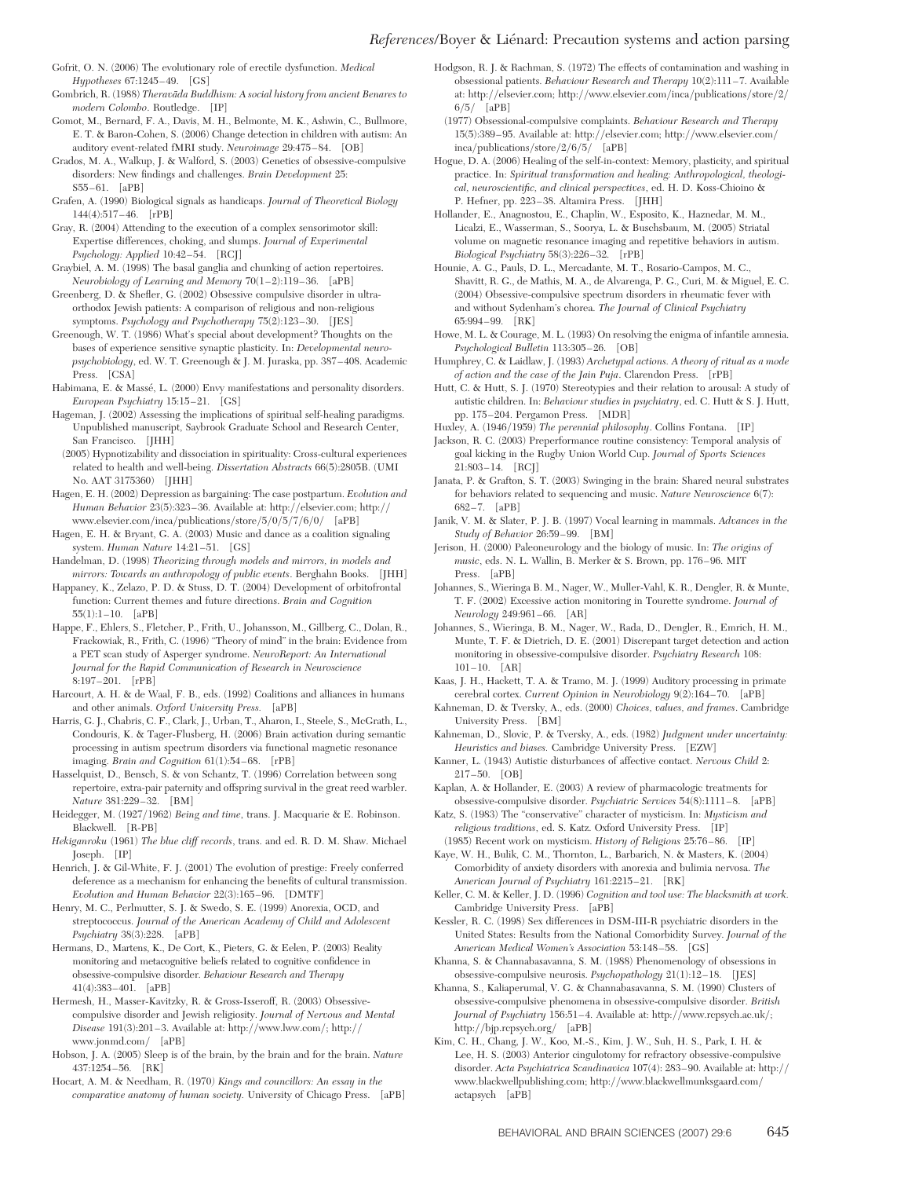Gofrit, O. N. (2006) The evolutionary role of erectile dysfunction. *Medical Hypotheses* 67:1245–49. [GS]

Gombrich, R. (1988) *Theravāda Buddhism: A social history from ancient Benares to modern Colombo*. Routledge. [IP]

Gomot, M., Bernard, F. A., Davis, M. H., Belmonte, M. K., Ashwin, C., Bullmore, E. T. & Baron-Cohen, S. (2006) Change detection in children with autism: An auditory event-related fMRI study. *Neuroimage* 29:475–84. [OB]

Grados, M. A., Walkup, J. & Walford, S. (2003) Genetics of obsessive-compulsive disorders: New findings and challenges. *Brain Development* 25: S55–61. [aPB]

Grafen, A. (1990) Biological signals as handicaps. *Journal of Theoretical Biology* 144(4):517–46. [rPB]

Gray, R. (2004) Attending to the execution of a complex sensorimotor skill: Expertise differences, choking, and slumps. *Journal of Experimental Psychology: Applied* 10:42–54. [RCJ]

Graybiel, A. M. (1998) The basal ganglia and chunking of action repertoires. *Neurobiology of Learning and Memory* 70(1–2):119–36. [aPB]

Greenberg, D. & Shefler, G. (2002) Obsessive compulsive disorder in ultra-orthodox Jewish patients: A comparison of religious and non-religious symptoms. *Psychology and Psychotherapy* 75(2):123–30. [JES]

Greenough, W. T. (1986) What's special about development? Thoughts on the bases of experience sensitive synaptic plasticity. In: *Developmental neuropsychobiology*, ed. W. T. Greenough & J. M. Juraska, pp. 387–408. Academic Press. [CSA]

Habimana, E. & Massé, L. (2000) Envy manifestations and personality disorders. *European Psychiatry* 15:15–21. [GS]

Hageman, J. (2002) Assessing the implications of spiritual self-healing paradigms. Unpublished manuscript, Saybrook Graduate School and Research Center, San Francisco. [JHH]

(2005) Hypnotizability and dissociation in spirituality: Cross-cultural experiences related to health and well-being. *Dissertation Abstracts* 66(5):2805B. (UMI No. AAT 3175360) [JHH]

Hagen, E. H. (2002) Depression as bargaining: The case postpartum. *Evolution and Human Behavior* 23(5):323–36. Available at: http://elsevier.com; http://www.elsevier.com/inca/publications/store/5/0/5/7/6/0/ [aPB]

Hagen, E. H. & Bryant, G. A. (2003) Music and dance as a coalition signaling system. *Human Nature* 14:21–51. [GS]

Handelman, D. (1998) *Theorizing through models and mirrors, in models and mirrors: Towards an anthropology of public events*. Berghahn Books. [JHH]

Happaney, K., Zelazo, P. D. & Stuss, D. T. (2004) Development of orbitofrontal function: Current themes and future directions. *Brain and Cognition* 55(1):1–10. [aPB]

Happe, F., Ehlers, S., Fletcher, P., Frith, U., Johansson, M., Gillberg, C., Dolan, R., Frackowiak, R., Frith, C. (1996) "Theory of mind" in the brain: Evidence from a PET scan study of Asperger syndrome. *NeuroReport: An International Journal for the Rapid Communication of Research in Neuroscience* 8:197–201. [rPB]

Harcourt, A. H. & de Waal, F. B., eds. (1992) *Coalitions and alliances in humans and other animals*. *Oxford University Press.* [aPB]

Harris, G. J., Chabris, C. F., Clark, J., Urban, T., Aharon, I., Steele, S., McGrath, L., Condouris, K. & Tager-Flusberg, H. (2006) Brain activation during semantic processing in autism spectrum disorders via functional magnetic resonance imaging. *Brain and Cognition* 61(1):54–68. [rPB]

Hasselquist, D., Bensch, S. & von Schantz, T. (1996) Correlation between song repertoire, extra-pair paternity and offspring survival in the great reed warbler. *Nature* 381:229–32. [BM]

Heidegger, M. (1927/1962) *Being and time*, trans. J. Macquarie & E. Robinson. Blackwell. [R-PB]

*Hekiganroku* (1961) *The blue cliff records*, trans. and ed. R. D. M. Shaw. Michael Joseph. [IP]

Henrich, J. & Gil-White, F. J. (2001) The evolution of prestige: Freely conferred deference as a mechanism for enhancing the benefits of cultural transmission. *Evolution and Human Behavior* 22(3):165–96. [DMTF]

Henry, M. C., Perlmutter, S. J. & Swedo, S. E. (1999) Anorexia, OCD, and streptococcus. *Journal of the American Academy of Child and Adolescent Psychiatry* 38(3):228. [aPB]

Hermans, D., Martens, K., De Cort, K., Pieters, G. & Eelen, P. (2003) Reality monitoring and metacognitive beliefs related to cognitive confidence in obsessive-compulsive disorder. *Behaviour Research and Therapy* 41(4):383–401. [aPB]

Hermesh, H., Masser-Kavitzky, R. & Gross-Isseroff, R. (2003) Obsessive-compulsive disorder and Jewish religiosity. *Journal of Nervous and Mental Disease* 191(3):201–3. Available at: http://www.lww.com/; http://www.jonmd.com/ [aPB]

Hobson, J. A. (2005) Sleep is of the brain, by the brain and for the brain. *Nature* 437:1254–56. [RK]

Hocart, A. M. & Needham, R. (1970) *Kings and councillors: An essay in the comparative anatomy of human society*. University of Chicago Press. [aPB]

Hodgson, R. J. & Rachman, S. (1972) The effects of contamination and washing in obsessional patients. *Behaviour Research and Therapy* 10(2):111–7. Available at: http://elsevier.com; http://www.elsevier.com/inca/publications/store/2/6/5/ [aPB]

(1977) Obsessional-compulsive complaints. *Behaviour Research and Therapy* 15(5):389–95. Available at: http://elsevier.com; http://www.elsevier.com/inca/publications/store/2/6/5/ [aPB]

Hogue, D. A. (2006) Healing of the self-in-context: Memory, plasticity, and spiritual practice. In: *Spiritual transformation and healing: Anthropological, theological, neuroscientific, and clinical perspectives*, ed. H. D. Koss-Chioino & P. Hefner, pp. 223–38. Altamira Press. [JHH]

Hollander, E., Anagnostou, E., Chaplin, W., Esposito, K., Haznedar, M. M., Licalzi, E., Wasserman, S., Soorya, L. & Buchsbaum, M. (2005) Striatal volume on magnetic resonance imaging and repetitive behaviors in autism. *Biological Psychiatry* 58(3):226–32. [rPB]

Hounie, A. G., Pauls, D. L., Mercadante, M. T., Rosario-Campos, M. C., Shavitt, R. G., de Mathis, M. A., de Alvarenga, P. G., Curi, M. & Miguel, E. C. (2004) Obsessive-compulsive spectrum disorders in rheumatic fever with and without Sydenham's chorea. *The Journal of Clinical Psychiatry* 65:994–99. [RK]

Howe, M. L. & Courage, M. L. (1993) On resolving the enigma of infantile amnesia. *Psychological Bulletin* 113:305–26. [OB]

Humphrey, C. & Laidlaw, J. (1993) *Archetypal actions. A theory of ritual as a mode of action and the case of the Jain Puja*. Clarendon Press. [rPB]

Hutt, C. & Hutt, S. J. (1970) Stereotypies and their relation to arousal: A study of autistic children. In: *Behaviour studies in psychiatry*, ed. C. Hutt & S. J. Hutt, pp. 175–204. Pergamon Press. [MDR]

Huxley, A. (1946/1959) *The perennial philosophy*. Collins Fontana. [IP]

Jackson, R. C. (2003) Preperformance routine consistency: Temporal analysis of goal kicking in the Rugby Union World Cup. *Journal of Sports Sciences* 21:803–14. [RCJ]

Janata, P. & Grafton, S. T. (2003) Swinging in the brain: Shared neural substrates for behaviors related to sequencing and music. *Nature Neuroscience* 6(7): 682–7. [aPB]

Janik, V. M. & Slater, P. J. B. (1997) Vocal learning in mammals. *Advances in the Study of Behavior* 26:59–99. [BM]

Jerison, H. (2000) Paleoneurology and the biology of music. In: *The origins of music*, eds. N. L. Wallin, B. Merker & S. Brown, pp. 176–96. MIT Press. [aPB]

Johannes, S., Wieringa B. M., Nager, W., Muller-Vahl, K. R., Dengler, R. & Munte, T. F. (2002) Excessive action monitoring in Tourette syndrome. *Journal of Neurology* 249:961–66. [AR]

Johannes, S., Wieringa, B. M., Nager, W., Rada, D., Dengler, R., Emrich, H. M., Munte, T. F. & Dietrich, D. E. (2001) Discrepant target detection and action monitoring in obsessive-compulsive disorder. *Psychiatry Research* 108: 101–10. [AR]

Kaas, J. H., Hackett, T. A. & Tramo, M. J. (1999) Auditory processing in primate cerebral cortex. *Current Opinion in Neurobiology* 9(2):164–70. [aPB]

Kahneman, D. & Tversky, A., eds. (2000) *Choices, values, and frames*. Cambridge University Press. [BM]

Kahneman, D., Slovic, P. & Tversky, A., eds. (1982) *Judgment under uncertainty: Heuristics and biases.* Cambridge University Press. [EZW]

Kanner, L. (1943) Autistic disturbances of affective contact. *Nervous Child* 2: 217–50. [OB]

Kaplan, A. & Hollander, E. (2003) A review of pharmacologic treatments for obsessive-compulsive disorder. *Psychiatric Services* 54(8):1111–8. [aPB]

Katz, S. (1983) The "conservative" character of mysticism. In: *Mysticism and religious traditions*, ed. S. Katz. Oxford University Press. [IP]

(1985) Recent work on mysticism. *History of Religions* 25:76–86. [IP]

Kaye, W. H., Bulik, C. M., Thornton, L., Barbarich, N. & Masters, K. (2004) Comorbidity of anxiety disorders with anorexia and bulimia nervosa. *The American Journal of Psychiatry* 161:2215–21. [RK]

Keller, C. M. & Keller, J. D. (1996) *Cognition and tool use: The blacksmith at work*. Cambridge University Press. [aPB]

Kessler, R. C. (1998) Sex differences in DSM-III-R psychiatric disorders in the United States: Results from the National Comorbidity Survey. *Journal of the American Medical Women's Association* 53:148–58. [GS]

Khanna, S. & Channabasavanna, S. M. (1988) Phenomenology of obsessions in obsessive-compulsive neurosis. *Psychopathology* 21(1):12–18. [JES]

Khanna, S., Kaliaperumal, V. G. & Channabasavanna, S. M. (1990) Clusters of obsessive-compulsive phenomena in obsessive-compulsive disorder. *British Journal of Psychiatry* 156:51–4. Available at: http://www.rcpsych.ac.uk/; http://bjp.rcpsych.org/ [aPB]

Kim, C. H., Chang, J. W., Koo, M.-S., Kim, J. W., Suh, H. S., Park, I. H. & Lee, H. S. (2003) Anterior cingulotomy for refractory obsessive-compulsive disorder. *Acta Psychiatrica Scandinavica* 107(4): 283–90. Available at: http://www.blackwellpublishing.com; http://www.blackwellmunksgaard.com/actapsych [aPB]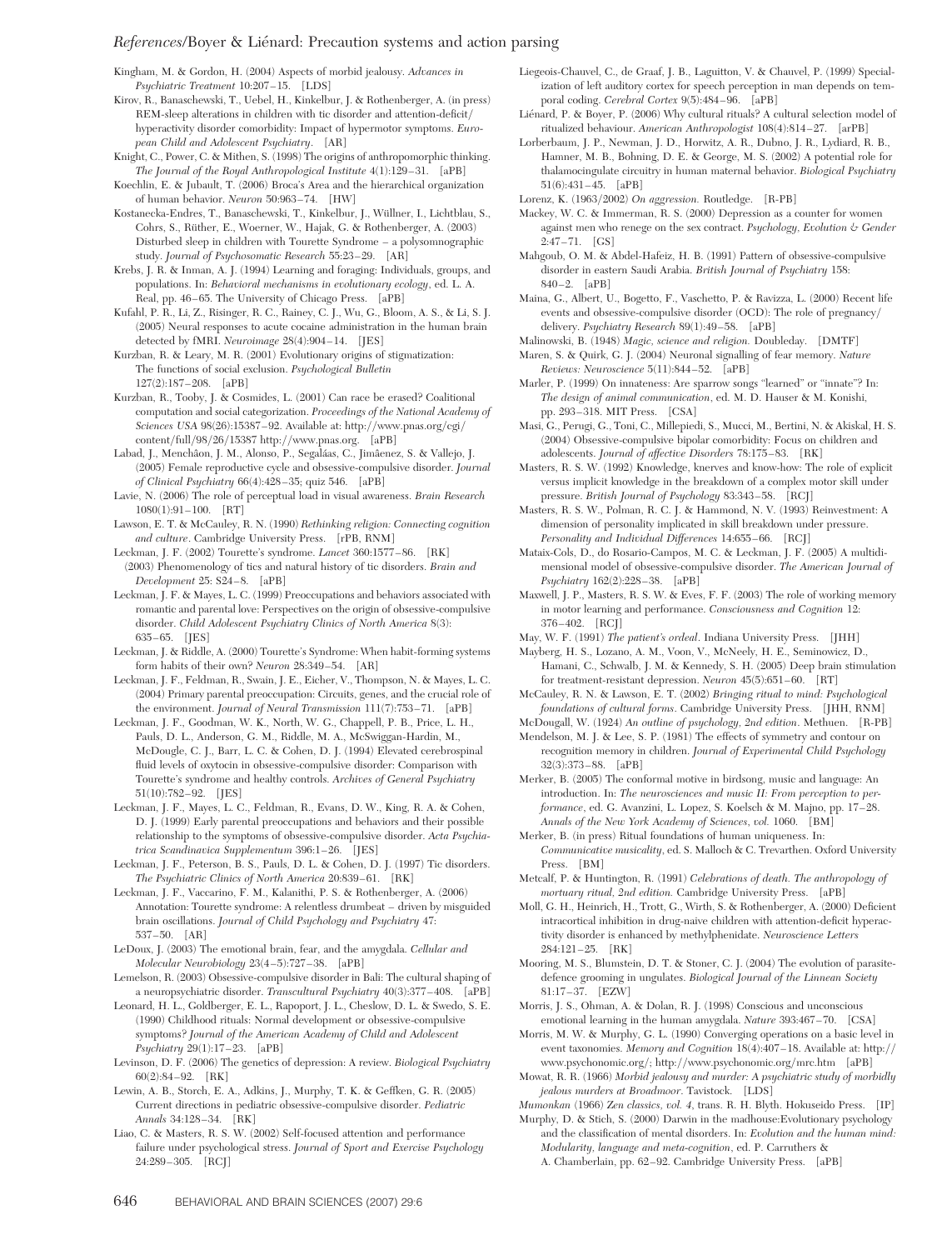Kingham, M. & Gordon, H. (2004) Aspects of morbid jealousy. *Advances in Psychiatric Treatment* 10:207–15. [LDS]

Kirov, R., Banaschewski, T., Uebel, H., Kinkelbur, J. & Rothenberger, A. (in press) REM-sleep alterations in children with tic disorder and attention-deficit/hyperactivity disorder comorbidity: Impact of hypermotor symptoms. *European Child and Adolescent Psychiatry*. [AR]

Knight, C., Power, C. & Mithen, S. (1998) The origins of anthropomorphic thinking. *The Journal of the Royal Anthropological Institute* 4(1):129–31. [aPB]

Koechlin, E. & Jubault, T. (2006) Broca's Area and the hierarchical organization of human behavior. *Neuron* 50:963–74. [HW]

Kostanecka-Endres, T., Banaschewski, T., Kinkelbur, J., Wüllner, I., Lichtblau, S., Cohrs, S., Rüther, E., Woerner, W., Hajak, G. & Rothenberger, A. (2003) Disturbed sleep in children with Tourette Syndrome – a polysomnographic study. *Journal of Psychosomatic Research* 55:23–29. [AR]

Krebs, J. R. & Inman, A. J. (1994) Learning and foraging: Individuals, groups, and populations. In: *Behavioral mechanisms in evolutionary ecology*, ed. L. A. Real, pp. 46–65. The University of Chicago Press. [aPB]

Kufahl, P. R., Li, Z., Risinger, R. C., Rainey, C. J., Wu, G., Bloom, A. S., & Li, S. J. (2005) Neural responses to acute cocaine administration in the human brain detected by fMRI. *Neuroimage* 28(4):904–14. [JES]

Kurzban, R. & Leary, M. R. (2001) Evolutionary origins of stigmatization: The functions of social exclusion. *Psychological Bulletin* 127(2):187–208. [aPB]

Kurzban, R., Tooby, J. & Cosmides, L. (2001) Can race be erased? Coalitional computation and social categorization. *Proceedings of the National Academy of Sciences USA* 98(26):15387–92. Available at: http://www.pnas.org/cgi/content/full/98/26/15387 http://www.pnas.org. [aPB]

Labad, J., Menchâon, J. M., Alonso, P., Segaláas, C., Jimâenez, S. & Vallejo, J. (2005) Female reproductive cycle and obsessive-compulsive disorder. *Journal of Clinical Psychiatry* 66(4):428–35; quiz 546. [aPB]

Lavie, N. (2006) The role of perceptual load in visual awareness. *Brain Research* 1080(1):91–100. [RT]

Lawson, E. T. & McCauley, R. N. (1990) *Rethinking religion: Connecting cognition and culture*. Cambridge University Press. [rPB, RNM]

Leckman, J. F. (2002) Tourette's syndrome. *Lancet* 360:1577–86. [RK]

(2003) Phenomenology of tics and natural history of tic disorders. *Brain and Development* 25: S24–8. [aPB]

Leckman, J. F. & Mayes, L. C. (1999) Preoccupations and behaviors associated with romantic and parental love: Perspectives on the origin of obsessive-compulsive disorder. *Child Adolescent Psychiatry Clinics of North America* 8(3): 635–65. [JES]

Leckman, J. & Riddle, A. (2000) Tourette's Syndrome: When habit-forming systems form habits of their own? *Neuron* 28:349–54. [AR]

Leckman, J. F., Feldman, R., Swain, J. E., Eicher, V., Thompson, N. & Mayes, L. C. (2004) Primary parental preoccupation: Circuits, genes, and the crucial role of the environment. *Journal of Neural Transmission* 111(7):753–71. [aPB]

Leckman, J. F., Goodman, W. K., North, W. G., Chappell, P. B., Price, L. H., Pauls, D. L., Anderson, G. M., Riddle, M. A., McSwiggan-Hardin, M., McDougle, C. J., Barr, L. C. & Cohen, D. J. (1994) Elevated cerebrospinal fluid levels of oxytocin in obsessive-compulsive disorder: Comparison with Tourette's syndrome and healthy controls. *Archives of General Psychiatry* 51(10):782–92. [JES]

Leckman, J. F., Mayes, L. C., Feldman, R., Evans, D. W., King, R. A. & Cohen, D. J. (1999) Early parental preoccupations and behaviors and their possible relationship to the symptoms of obsessive-compulsive disorder. *Acta Psychiatrica Scandinavica Supplementum* 396:1–26. [JES]

Leckman, J. F., Peterson, B. S., Pauls, D. L. & Cohen, D. J. (1997) Tic disorders. *The Psychiatric Clinics of North America* 20:839–61. [RK]

Leckman, J. F., Vaccarino, F. M., Kalanithi, P. S. & Rothenberger, A. (2006) Annotation: Tourette syndrome: A relentless drumbeat – driven by misguided brain oscillations. *Journal of Child Psychology and Psychiatry* 47: 537–50. [AR]

LeDoux, J. (2003) The emotional brain, fear, and the amygdala. *Cellular and Molecular Neurobiology* 23(4–5):727–38. [aPB]

Lemelson, R. (2003) Obsessive-compulsive disorder in Bali: The cultural shaping of a neuropsychiatric disorder. *Transcultural Psychiatry* 40(3):377–408. [aPB]

Leonard, H. L., Goldberger, E. L., Rapoport, J. L., Cheslow, D. L. & Swedo, S. E. (1990) Childhood rituals: Normal development or obsessive-compulsive symptoms? *Journal of the American Academy of Child and Adolescent Psychiatry* 29(1):17–23. [aPB]

Levinson, D. F. (2006) The genetics of depression: A review. *Biological Psychiatry* 60(2):84–92. [RK]

Lewin, A. B., Storch, E. A., Adkins, J., Murphy, T. K. & Geffken, G. R. (2005) Current directions in pediatric obsessive-compulsive disorder. *Pediatric Annals* 34:128–34. [RK]

Liao, C. & Masters, R. S. W. (2002) Self-focused attention and performance failure under psychological stress. *Journal of Sport and Exercise Psychology* 24:289–305. [RCJ]

Liegeois-Chauvel, C., de Graaf, J. B., Laguitton, V. & Chauvel, P. (1999) Specialization of left auditory cortex for speech perception in man depends on temporal coding. *Cerebral Cortex* 9(5):484–96. [aPB]

Liénard, P. & Boyer, P. (2006) Why cultural rituals? A cultural selection model of ritualized behaviour. *American Anthropologist* 108(4):814–27. [arPB]

Lorberbaum, J. P., Newman, J. D., Horwitz, A. R., Dubno, J. R., Lydiard, R. B., Hamner, M. B., Bohning, D. E. & George, M. S. (2002) A potential role for thalamocingulate circuitry in human maternal behavior. *Biological Psychiatry* 51(6):431–45. [aPB]

Lorenz, K. (1963/2002) *On aggression*. Routledge. [R-PB]

Mackey, W. C. & Immerman, R. S. (2000) Depression as a counter for women against men who renege on the sex contract. *Psychology, Evolution & Gender* 2:47–71. [GS]

Mahgoub, O. M. & Abdel-Hafeiz, H. B. (1991) Pattern of obsessive-compulsive disorder in eastern Saudi Arabia. *British Journal of Psychiatry* 158: 840–2. [aPB]

Maina, G., Albert, U., Bogetto, F., Vaschetto, P. & Ravizza, L. (2000) Recent life events and obsessive-compulsive disorder (OCD): The role of pregnancy/delivery. *Psychiatry Research* 89(1):49–58. [aPB]

Malinowski, B. (1948) *Magic, science and religion*. Doubleday. [DMTF]

Maren, S. & Quirk, G. J. (2004) Neuronal signalling of fear memory. *Nature Reviews: Neuroscience* 5(11):844–52. [aPB]

Marler, P. (1999) On innateness: Are sparrow songs "learned" or "innate"? In: *The design of animal communication*, ed. M. D. Hauser & M. Konishi, pp. 293–318. MIT Press. [CSA]

Masi, G., Perugi, G., Toni, C., Millepiedi, S., Mucci, M., Bertini, N. & Akiskal, H. S. (2004) Obsessive-compulsive bipolar comorbidity: Focus on children and adolescents. *Journal of affective Disorders* 78:175–83. [RK]

Masters, R. S. W. (1992) Knowledge, knerves and know-how: The role of explicit versus implicit knowledge in the breakdown of a complex motor skill under pressure. *British Journal of Psychology* 83:343–58. [RCJ]

Masters, R. S. W., Polman, R. C. J. & Hammond, N. V. (1993) Reinvestment: A dimension of personality implicated in skill breakdown under pressure. *Personality and Individual Differences* 14:655–66. [RCJ]

Mataix-Cols, D., do Rosario-Campos, M. C. & Leckman, J. F. (2005) A multidimensional model of obsessive-compulsive disorder. *The American Journal of Psychiatry* 162(2):228–38. [aPB]

Maxwell, J. P., Masters, R. S. W. & Eves, F. F. (2003) The role of working memory in motor learning and performance. *Consciousness and Cognition* 12: 376–402. [RCJ]

May, W. F. (1991) *The patient's ordeal*. Indiana University Press. [JHH]

Mayberg, H. S., Lozano, A. M., Voon, V., McNeely, H. E., Seminowicz, D., Hamani, C., Schwalb, J. M. & Kennedy, S. H. (2005) Deep brain stimulation for treatment-resistant depression. *Neuron* 45(5):651–60. [RT]

McCauley, R. N. & Lawson, E. T. (2002) *Bringing ritual to mind: Psychological foundations of cultural forms*. Cambridge University Press. [JHH, RNM]

McDougall, W. (1924) *An outline of psychology, 2nd edition*. Methuen. [R-PB]

Mendelson, M. J. & Lee, S. P. (1981) The effects of symmetry and contour on recognition memory in children. *Journal of Experimental Child Psychology* 32(3):373–88. [aPB]

Merker, B. (2005) The conformal motive in birdsong, music and language: An introduction. In: *The neurosciences and music II: From perception to performance*, ed. G. Avanzini, L. Lopez, S. Koelsch & M. Majno, pp. 17–28. *Annals of the New York Academy of Sciences, vol. 1060*. [BM]

Merker, B. (in press) Ritual foundations of human uniqueness. In: *Communicative musicality*, ed. S. Malloch & C. Trevarthen. Oxford University Press. [BM]

Metcalf, P. & Huntington, R. (1991) *Celebrations of death. The anthropology of mortuary ritual, 2nd edition*. Cambridge University Press. [aPB]

Moll, G. H., Heinrich, H., Trott, G., Wirth, S. & Rothenberger, A. (2000) Deficient intracortical inhibition in drug-naive children with attention-deficit hyperactivity disorder is enhanced by methylphenidate. *Neuroscience Letters* 284:121–25. [RK]

Mooring, M. S., Blumstein, D. T. & Stoner, C. J. (2004) The evolution of parasite-defence grooming in ungulates. *Biological Journal of the Linnean Society* 81:17–37. [EZW]

Morris, J. S., Ohman, A. & Dolan, R. J. (1998) Conscious and unconscious emotional learning in the human amygdala. *Nature* 393:467–70. [CSA]

Morris, M. W. & Murphy, G. L. (1990) Converging operations on a basic level in event taxonomies. *Memory and Cognition* 18(4):407–18. Available at: http://www.psychonomic.org/; http://www.psychonomic.org/mrc.htm [aPB]

Mowat, R. R. (1966) *Morbid jealousy and murder: A psychiatric study of morbidly jealous murders at Broadmoor*. Tavistock. [LDS]

*Mumonkan* (1966) *Zen classics, vol. 4*, trans. R. H. Blyth. Hokuseido Press. [IP]

Murphy, D. & Stich, S. (2000) Darwin in the madhouse:Evolutionary psychology and the classification of mental disorders. In: *Evolution and the human mind: Modularity, language and meta-cognition*, ed. P. Carruthers & A. Chamberlain, pp. 62–92. Cambridge University Press. [aPB]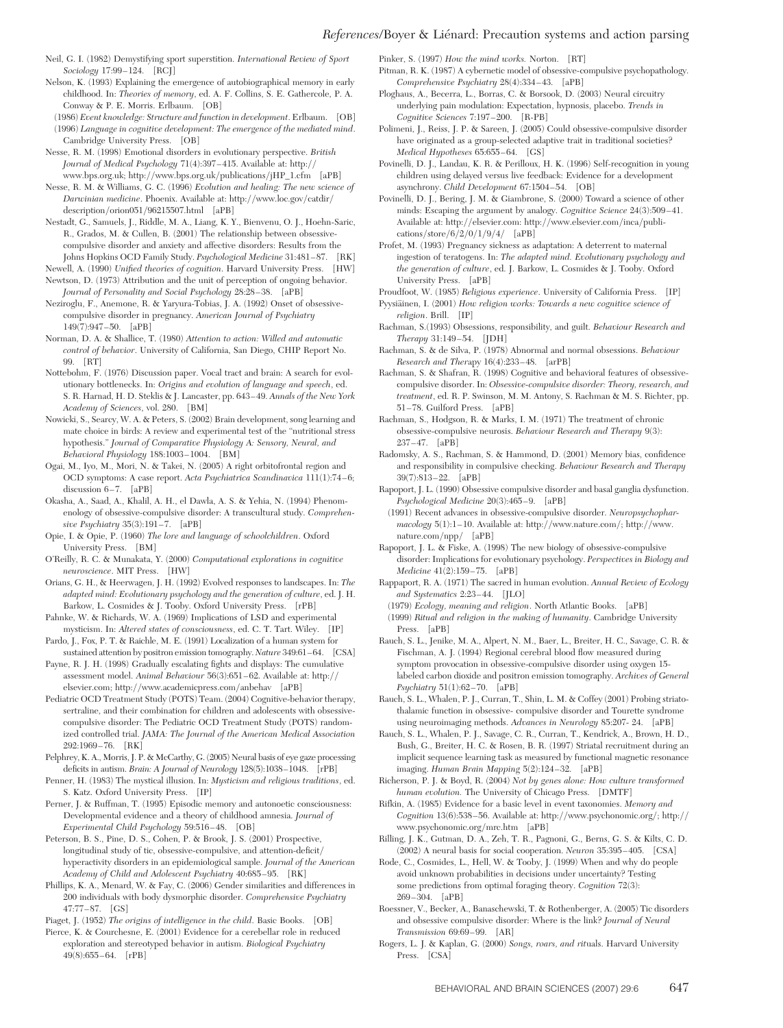Neil, G. I. (1982) Demystifying sport superstition. *International Review of Sport Sociology* 17:99–124. [RCJ]

Nelson, K. (1993) Explaining the emergence of autobiographical memory in early childhood. In: *Theories of memory*, ed. A. F. Collins, S. E. Gathercole, P. A. Conway & P. E. Morris. Erlbaum. [OB]

(1986) *Event knowledge: Structure and function in development*. Erlbaum. [OB]

(1996) *Language in cognitive development: The emergence of the mediated mind*. Cambridge University Press. [OB]

Nesse, R. M. (1998) Emotional disorders in evolutionary perspective. *British Journal of Medical Psychology* 71(4):397–415. Available at: http://www.bps.org.uk; http://www.bps.org.uk/publications/jHP_1.cfm [aPB]

Nesse, R. M. & Williams, G. C. (1996) *Evolution and healing: The new science of Darwinian medicine*. Phoenix. Available at: http://www.loc.gov/catdir/description/orion051/96215507.html [aPB]

Nestadt, G., Samuels, J., Riddle, M. A., Liang, K. Y., Bienvenu, O. J., Hoehn-Saric, R., Grados, M. & Cullen, B. (2001) The relationship between obsessive-compulsive disorder and anxiety and affective disorders: Results from the Johns Hopkins OCD Family Study. *Psychological Medicine* 31:481–87. [RK]

Newell, A. (1990) *Unified theories of cognition*. Harvard University Press. [HW]

Newtson, D. (1973) Attribution and the unit of perception of ongoing behavior. *Journal of Personality and Social Psychology* 28:28–38. [aPB]

Neziroglu, F., Anemone, R. & Yaryura-Tobias, J. A. (1992) Onset of obsessive-compulsive disorder in pregnancy. *American Journal of Psychiatry* 149(7):947–50. [aPB]

Norman, D. A. & Shallice, T. (1980) *Attention to action: Willed and automatic control of behavior*. University of California, San Diego, CHIP Report No. 99. [RT]

Nottebohm, F. (1976) Discussion paper. Vocal tract and brain: A search for evolutionary bottlenecks. In: *Origins and evolution of language and speech*, ed. S. R. Harnad, H. D. Steklis & J. Lancaster, pp. 643–49. *Annals of the New York Academy of Sciences*, vol. 280. [BM]

Nowicki, S., Searcy, W. A. & Peters, S. (2002) Brain development, song learning and mate choice in birds: A review and experimental test of the "nutritional stress hypothesis." *Journal of Comparative Physiology A: Sensory, Neural, and Behavioral Physiology* 188:1003–1004. [BM]

Ogai, M., Iyo, M., Mori, N. & Takei, N. (2005) A right orbitofrontal region and OCD symptoms: A case report. *Acta Psychiatrica Scandinavica* 111(1):74–6; discussion 6–7. [aPB]

Okasha, A., Saad, A., Khalil, A. H., el Dawla, A. S. & Yehia, N. (1994) Phenomenology of obsessive-compulsive disorder: A transcultural study. *Comprehensive Psychiatry* 35(3):191–7. [aPB]

Opie, I. & Opie, P. (1960) *The lore and language of schoolchildren*. Oxford University Press. [BM]

O'Reilly, R. C. & Munakata, Y. (2000) *Computational explorations in cognitive neuroscience*. MIT Press. [HW]

Orians, G. H., & Heerwagen, J. H. (1992) Evolved responses to landscapes. In: *The adapted mind: Evolutionary psychology and the generation of culture*, ed. J. H. Barkow, L. Cosmides & J. Tooby. Oxford University Press. [rPB]

Pahnke, W. & Richards, W. A. (1969) Implications of LSD and experimental mysticism. In: *Altered states of consciousness*, ed. C. T. Tart. Wiley. [IP]

Pardo, J., Fox, P. T. & Raichle, M. E. (1991) Localization of a human system for sustained attention by positron emission tomography. *Nature* 349:61–64. [CSA]

Payne, R. J. H. (1998) Gradually escalating fights and displays: The cumulative assessment model. *Animal Behaviour* 56(3):651–62. Available at: http://elsevier.com; http://www.academicpress.com/anbehav [aPB]

Pediatric OCD Treatment Study (POTS) Team. (2004) Cognitive-behavior therapy, sertraline, and their combination for children and adolescents with obsessive-compulsive disorder: The Pediatric OCD Treatment Study (POTS) randomized controlled trial. *JAMA: The Journal of the American Medical Association* 292:1969–76. [RK]

Pelphrey, K. A., Morris, J. P. & McCarthy, G. (2005) Neural basis of eye gaze processing deficits in autism. *Brain: A Journal of Neurology* 128(5):1038–1048. [rPB]

Penner, H. (1983) The mystical illusion. In: *Mysticism and religious traditions*, ed. S. Katz. Oxford University Press. [IP]

Perner, J. & Ruffman, T. (1995) Episodic memory and autonoetic consciousness: Developmental evidence and a theory of childhood amnesia. *Journal of Experimental Child Psychology* 59:516–48. [OB]

Peterson, B. S., Pine, D. S., Cohen, P. & Brook, J. S. (2001) Prospective, longitudinal study of tic, obsessive-compulsive, and attention-deficit/hyperactivity disorders in an epidemiological sample. *Journal of the American Academy of Child and Adolescent Psychiatry* 40:685–95. [RK]

Phillips, K. A., Menard, W. & Fay, C. (2006) Gender similarities and differences in 200 individuals with body dysmorphic disorder. *Comprehensive Psychiatry* 47:77–87. [GS]

Piaget, J. (1952) *The origins of intelligence in the child*. Basic Books. [OB]

Pierce, K. & Courchesne, E. (2001) Evidence for a cerebellar role in reduced exploration and stereotyped behavior in autism. *Biological Psychiatry* 49(8):655–64. [rPB]

Pinker, S. (1997) *How the mind works*. Norton. [RT]

Pitman, R. K. (1987) A cybernetic model of obsessive-compulsive psychopathology. *Comprehensive Psychiatry* 28(4):334–43. [aPB]

Ploghaus, A., Becerra, L., Borras, C. & Borsook, D. (2003) Neural circuitry underlying pain modulation: Expectation, hypnosis, placebo. *Trends in Cognitive Sciences* 7:197–200. [R-PB]

Polimeni, J., Reiss, J. P. & Sareen, J. (2005) Could obsessive-compulsive disorder have originated as a group-selected adaptive trait in traditional societies? *Medical Hypotheses* 65:655–64. [GS]

Povinelli, D. J., Landau, K. R. & Perilloux, H. K. (1996) Self-recognition in young children using delayed versus live feedback: Evidence for a development asynchrony. *Child Development* 67:1504–54. [OB]

Povinelli, D. J., Bering, J. M. & Giambrone, S. (2000) Toward a science of other minds: Escaping the argument by analogy. *Cognitive Science* 24(3):509–41. Available at: http://elsevier.com: http://www.elsevier.com/inca/publications/store/6/2/0/1/9/4/ [aPB]

Profet, M. (1993) Pregnancy sickness as adaptation: A deterrent to maternal ingestion of teratogens. In: *The adapted mind. Evolutionary psychology and the generation of culture*, ed. J. Barkow, L. Cosmides & J. Tooby. Oxford University Press. [aPB]

Proudfoot, W. (1985) *Religious experience*. University of California Press. [IP]

Pyysiäinen, I. (2001) *How religion works: Towards a new cognitive science of religion*. Brill. [IP]

Rachman, S.(1993) Obsessions, responsibility, and guilt. *Behaviour Research and Therapy* 31:149–54. [JDH]

Rachman, S. & de Silva, P. (1978) Abnormal and normal obsessions. *Behaviour Research and Therapy* 16(4):233–48. [arPB]

Rachman, S. & Shafran, R. (1998) Cognitive and behavioral features of obsessive-compulsive disorder. In: *Obsessive-compulsive disorder: Theory, research, and treatment*, ed. R. P. Swinson, M. M. Antony, S. Rachman & M. S. Richter, pp. 51–78. Guilford Press. [aPB]

Rachman, S., Hodgson, R. & Marks, I. M. (1971) The treatment of chronic obsessive-compulsive neurosis. *Behaviour Research and Therapy* 9(3): 237–47. [aPB]

Radomsky, A. S., Rachman, S. & Hammond, D. (2001) Memory bias, confidence and responsibility in compulsive checking. *Behaviour Research and Therapy* 39(7):813–22. [aPB]

Rapoport, J. L. (1990) Obsessive compulsive disorder and basal ganglia dysfunction. *Psychological Medicine* 20(3):465–9. [aPB]

(1991) Recent advances in obsessive-compulsive disorder. *Neuropsychopharmacology* 5(1):1–10. Available at: http://www.nature.com/; http://www.nature.com/npp/ [aPB]

Rapoport, J. L. & Fiske, A. (1998) The new biology of obsessive-compulsive disorder: Implications for evolutionary psychology. *Perspectives in Biology and Medicine* 41(2):159–75. [aPB]

Rappaport, R. A. (1971) The sacred in human evolution. *Annual Review of Ecology and Systematics* 2:23–44. [JLO]

(1979) *Ecology, meaning and religion*. North Atlantic Books. [aPB]

(1999) *Ritual and religion in the making of humanity*. Cambridge University Press. [aPB]

Rauch, S. L., Jenike, M. A., Alpert, N. M., Baer, L., Breiter, H. C., Savage, C. R. & Fischman, A. J. (1994) Regional cerebral blood flow measured during symptom provocation in obsessive-compulsive disorder using oxygen 15-labeled carbon dioxide and positron emission tomography. *Archives of General Psychiatry* 51(1):62–70. [aPB]

Rauch, S. L., Whalen, P. J., Curran, T., Shin, L. M. & Coffey (2001) Probing striato-thalamic function in obsessive- compulsive disorder and Tourette syndrome using neuroimaging methods. *Advances in Neurology* 85:207- 24. [aPB]

Rauch, S. L., Whalen, P. J., Savage, C. R., Curran, T., Kendrick, A., Brown, H. D., Bush, G., Breiter, H. C. & Rosen, B. R. (1997) Striatal recruitment during an implicit sequence learning task as measured by functional magnetic resonance imaging. *Human Brain Mapping* 5(2):124–32. [aPB]

Richerson, P. J. & Boyd, R. (2004) *Not by genes alone: How culture transformed human evolution*. The University of Chicago Press. [DMTF]

Rifkin, A. (1985) Evidence for a basic level in event taxonomies. *Memory and Cognition* 13(6):538–56. Available at: http://www.psychonomic.org/; http://www.psychonomic.org/mrc.htm [aPB]

Rilling, J. K., Gutman, D. A., Zeh, T. R., Pagnoni, G., Berns, G. S. & Kilts, C. D. (2002) A neural basis for social cooperation. *Neuron* 35:395–405. [CSA]

Rode, C., Cosmides, L., Hell, W. & Tooby, J. (1999) When and why do people avoid unknown probabilities in decisions under uncertainty? Testing some predictions from optimal foraging theory. *Cognition* 72(3): 269–304. [aPB]

Roessner, V., Becker, A., Banaschewski, T. & Rothenberger, A. (2005) Tic disorders and obsessive compulsive disorder: Where is the link? *Journal of Neural Transmission* 69:69–99. [AR]

Rogers, L. J. & Kaplan, G. (2000) *Songs, roars, and rituals*. Harvard University Press. [CSA]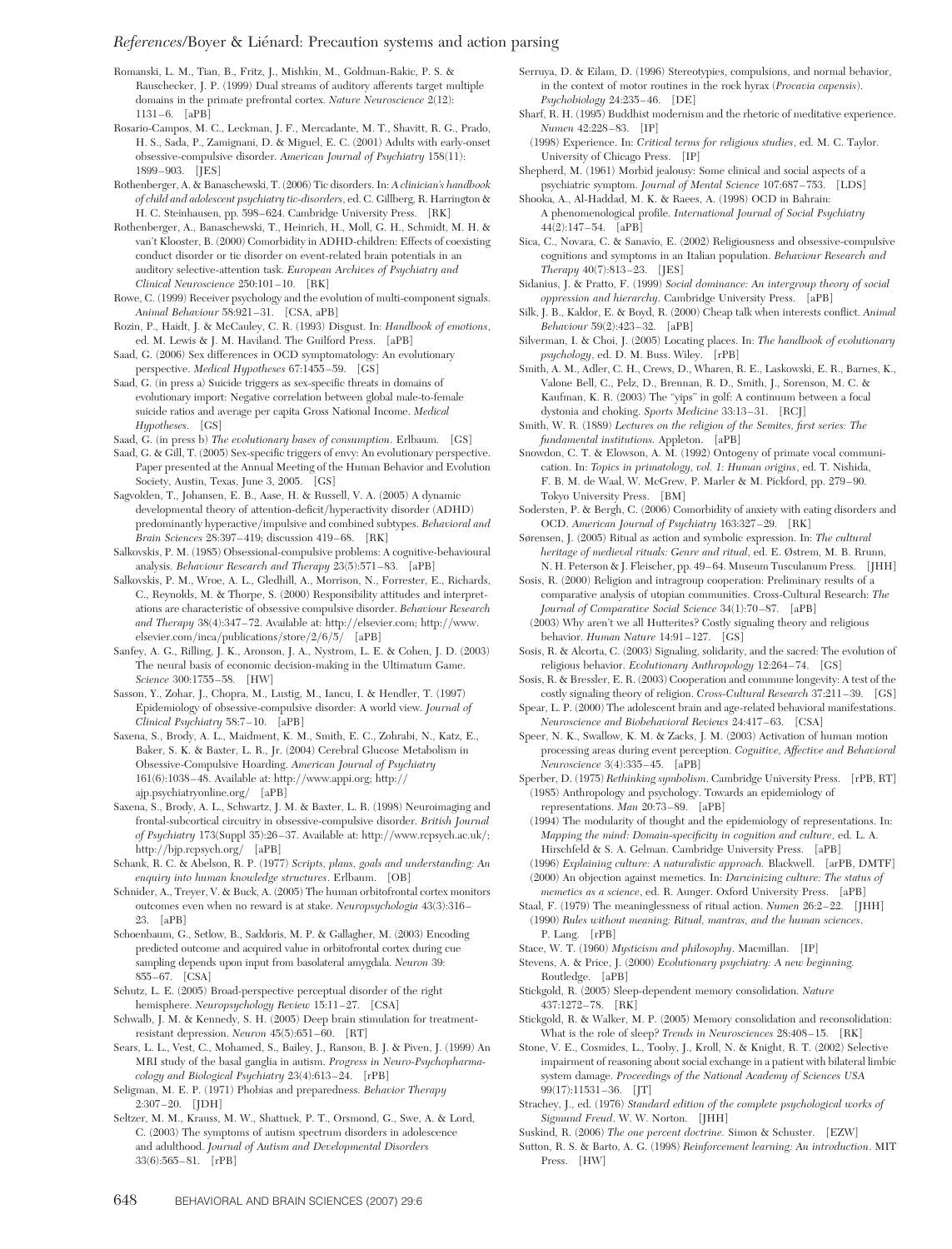Romanski, L. M., Tian, B., Fritz, J., Mishkin, M., Goldman-Rakic, P. S. & Rauschecker, J. P. (1999) Dual streams of auditory afferents target multiple domains in the primate prefrontal cortex. *Nature Neuroscience* 2(12): 1131–6. [aPB]

Rosario-Campos, M. C., Leckman, J. F., Mercadante, M. T., Shavitt, R. G., Prado, H. S., Sada, P., Zamignani, D. & Miguel, E. C. (2001) Adults with early-onset obsessive-compulsive disorder. *American Journal of Psychiatry* 158(11): 1899–903. [JES]

Rothenberger, A. & Banaschewski, T. (2006) Tic disorders. In: *A clinician's handbook of child and adolescent psychiatry tic-disorders*, ed. C. Gillberg, R. Harrington & H. C. Steinhausen, pp. 598–624. Cambridge University Press. [RK]

Rothenberger, A., Banaschewski, T., Heinrich, H., Moll, G. H., Schmidt, M. H. & van't Klooster, B. (2000) Comorbidity in ADHD-children: Effects of coexisting conduct disorder or tic disorder on event-related brain potentials in an auditory selective-attention task. *European Archives of Psychiatry and Clinical Neuroscience* 250:101–10. [RK]

Rowe, C. (1999) Receiver psychology and the evolution of multi-component signals. *Animal Behaviour* 58:921–31. [CSA, aPB]

Rozin, P., Haidt, J. & McCauley, C. R. (1993) Disgust. In: *Handbook of emotions*, ed. M. Lewis & J. M. Haviland. The Guilford Press. [aPB]

Saad, G. (2006) Sex differences in OCD symptomatology: An evolutionary perspective. *Medical Hypotheses* 67:1455–59. [GS]

Saad, G. (in press a) Suicide triggers as sex-specific threats in domains of evolutionary import: Negative correlation between global male-to-female suicide ratios and average per capita Gross National Income. *Medical Hypotheses*. [GS]

Saad, G. (in press b) *The evolutionary bases of consumption*. Erlbaum. [GS]

Saad, G. & Gill, T. (2005) Sex-specific triggers of envy: An evolutionary perspective. Paper presented at the Annual Meeting of the Human Behavior and Evolution Society, Austin, Texas, June 3, 2005. [GS]

Sagvolden, T., Johansen, E. B., Aase, H. & Russell, V. A. (2005) A dynamic developmental theory of attention-deficit/hyperactivity disorder (ADHD) predominantly hyperactive/impulsive and combined subtypes. *Behavioral and Brain Sciences* 28:397–419; discussion 419–68. [RK]

Salkovskis, P. M. (1985) Obsessional-compulsive problems: A cognitive-behavioural analysis. *Behaviour Research and Therapy* 23(5):571–83. [aPB]

Salkovskis, P. M., Wroe, A. L., Gledhill, A., Morrison, N., Forrester, E., Richards, C., Reynolds, M. & Thorpe, S. (2000) Responsibility attitudes and interpretations are characteristic of obsessive compulsive disorder. *Behaviour Research and Therapy* 38(4):347–72. Available at: http://elsevier.com; http://www.elsevier.com/inca/publications/store/2/6/5/ [aPB]

Sanfey, A. G., Rilling, J. K., Aronson, J. A., Nystrom, L. E. & Cohen, J. D. (2003) The neural basis of economic decision-making in the Ultimatum Game. *Science* 300:1755–58. [HW]

Sasson, Y., Zohar, J., Chopra, M., Lustig, M., Iancu, I. & Hendler, T. (1997) Epidemiology of obsessive-compulsive disorder: A world view. *Journal of Clinical Psychiatry* 58:7–10. [aPB]

Saxena, S., Brody, A. L., Maidment, K. M., Smith, E. C., Zohrabi, N., Katz, E., Baker, S. K. & Baxter, L. R., Jr. (2004) Cerebral Glucose Metabolism in Obsessive-Compulsive Hoarding. *American Journal of Psychiatry* 161(6):1038–48. Available at: http://www.appi.org; http://ajp.psychiatryonline.org/ [aPB]

Saxena, S., Brody, A. L., Schwartz, J. M. & Baxter, L. R. (1998) Neuroimaging and frontal-subcortical circuitry in obsessive-compulsive disorder. *British Journal of Psychiatry* 173(Suppl 35):26–37. Available at: http://www.rcpsych.ac.uk/; http://bjp.rcpsych.org/ [aPB]

Schank, R. C. & Abelson, R. P. (1977) *Scripts, plans, goals and understanding: An enquiry into human knowledge structures*. Erlbaum. [OB]

Schnider, A., Treyer, V. & Buck, A. (2005) The human orbitofrontal cortex monitors outcomes even when no reward is at stake. *Neuropsychologia* 43(3):316–23. [aPB]

Schoenbaum, G., Setlow, B., Saddoris, M. P. & Gallagher, M. (2003) Encoding predicted outcome and acquired value in orbitofrontal cortex during cue sampling depends upon input from basolateral amygdala. *Neuron* 39: 855–67. [CSA]

Schutz, L. E. (2005) Broad-perspective perceptual disorder of the right hemisphere. *Neuropsychology Review* 15:11–27. [CSA]

Schwalb, J. M. & Kennedy, S. H. (2005) Deep brain stimulation for treatment-resistant depression. *Neuron* 45(5):651–60. [RT]

Sears, L. L., Vest, C., Mohamed, S., Bailey, J., Ranson, B. J. & Piven, J. (1999) An MRI study of the basal ganglia in autism. *Progress in Neuro-Psychopharmacology and Biological Psychiatry* 23(4):613–24. [rPB]

Seligman, M. E. P. (1971) Phobias and preparedness. *Behavior Therapy* 2:307–20. [JDH]

Seltzer, M. M., Krauss, M. W., Shattuck, P. T., Orsmond, G., Swe, A. & Lord, C. (2003) The symptoms of autism spectrum disorders in adolescence and adulthood. *Journal of Autism and Developmental Disorders* 33(6):565–81. [rPB]

Serruya, D. & Eilam, D. (1996) Stereotypies, compulsions, and normal behavior, in the context of motor routines in the rock hyrax (*Procavia capensis*). *Psychobiology* 24:235–46. [DE]

Sharf, R. H. (1995) Buddhist modernism and the rhetoric of meditative experience. *Numen* 42:228–83. [IP]

(1998) Experience. In: *Critical terms for religious studies*, ed. M. C. Taylor. University of Chicago Press. [IP]

Shepherd, M. (1961) Morbid jealousy: Some clinical and social aspects of a psychiatric symptom. *Journal of Mental Science* 107:687–753. [LDS]

Shooka, A., Al-Haddad, M. K. & Raees, A. (1998) OCD in Bahrain: A phenomenological profile. *International Journal of Social Psychiatry* 44(2):147–54. [aPB]

Sica, C., Novara, C. & Sanavio, E. (2002) Religiousness and obsessive-compulsive cognitions and symptoms in an Italian population. *Behaviour Research and Therapy* 40(7):813–23. [JES]

Sidanius, J. & Pratto, F. (1999) *Social dominance: An intergroup theory of social oppression and hierarchy*. Cambridge University Press. [aPB]

Silk, J. B., Kaldor, E. & Boyd, R. (2000) Cheap talk when interests conflict. *Animal Behaviour* 59(2):423–32. [aPB]

Silverman, I. & Choi, J. (2005) Locating places. In: *The handbook of evolutionary psychology*, ed. D. M. Buss. Wiley. [rPB]

Smith, A. M., Adler, C. H., Crews, D., Wharen, R. E., Laskowski, E. R., Barnes, K., Valone Bell, C., Pelz, D., Brennan, R. D., Smith, J., Sorenson, M. C. & Kaufman, K. R. (2003) The "yips" in golf: A continuum between a focal dystonia and choking. *Sports Medicine* 33:13–31. [RCJ]

Smith, W. R. (1889) *Lectures on the religion of the Semites, first series: The fundamental institutions*. Appleton. [aPB]

Snowdon, C. T. & Elowson, A. M. (1992) Ontogeny of primate vocal communication. In: *Topics in primatology, vol. 1: Human origins*, ed. T. Nishida, F. B. M. de Waal, W. McGrew, P. Marler & M. Pickford, pp. 279–90. Tokyo University Press. [BM]

Sodersten, P. & Bergh, C. (2006) Comorbidity of anxiety with eating disorders and OCD. *American Journal of Psychiatry* 163:327–29. [RK]

Sørensen, J. (2005) Ritual as action and symbolic expression. In: *The cultural heritage of medieval rituals: Genre and ritual*, ed. E. Østrem, M. B. Brunn, N. H. Peterson & J. Fleischer, pp. 49–64. Museum Tusculanum Press. [JHH]

Sosis, R. (2000) Religion and intragroup cooperation: Preliminary results of a comparative analysis of utopian communities. Cross-Cultural Research: *The Journal of Comparative Social Science* 34(1):70–87. [aPB]

(2003) Why aren't we all Hutterites? Costly signaling theory and religious behavior. *Human Nature* 14:91–127. [GS]

Sosis, R. & Alcorta, C. (2003) Signaling, solidarity, and the sacred: The evolution of religious behavior. *Evolutionary Anthropology* 12:264–74. [GS]

Sosis, R. & Bressler, E. R. (2003) Cooperation and commune longevity: A test of the costly signaling theory of religion. *Cross-Cultural Research* 37:211–39. [GS]

Spear, L. P. (2000) The adolescent brain and age-related behavioral manifestations. *Neuroscience and Biobehavioral Reviews* 24:417–63. [CSA]

Speer, N. K., Swallow, K. M. & Zacks, J. M. (2003) Activation of human motion processing areas during event perception. *Cognitive, Affective and Behavioral Neuroscience* 3(4):335–45. [aPB]

Sperber, D. (1975) *Rethinking symbolism*. Cambridge University Press. [rPB, RT]

(1985) Anthropology and psychology. Towards an epidemiology of representations. *Man* 20:73–89. [aPB]

(1994) The modularity of thought and the epidemiology of representations. In: *Mapping the mind: Domain-specificity in cognition and culture*, ed. L. A. Hirschfeld & S. A. Gelman. Cambridge University Press. [aPB]

(1996) *Explaining culture: A naturalistic approach*. Blackwell. [arPB, DMTF]

(2000) An objection against memetics. In: *Darwinizing culture: The status of memetics as a science*, ed. R. Aunger. Oxford University Press. [aPB]

Staal, F. (1979) The meaninglessness of ritual action. *Numen* 26:2–22. [JHH]

(1990) *Rules without meaning: Ritual, mantras, and the human sciences*. P. Lang. [rPB]

Stace, W. T. (1960) *Mysticism and philosophy*. Macmillan. [IP]

Stevens, A. & Price, J. (2000) *Evolutionary psychiatry: A new beginning*. Routledge. [aPB]

Stickgold, R. (2005) Sleep-dependent memory consolidation. *Nature* 437:1272–78. [RK]

Stickgold, R. & Walker, M. P. (2005) Memory consolidation and reconsolidation: What is the role of sleep? *Trends in Neurosciences* 28:408–15. [RK]

Stone, V. E., Cosmides, L., Tooby, J., Kroll, N. & Knight, R. T. (2002) Selective impairment of reasoning about social exchange in a patient with bilateral limbic system damage. *Proceedings of the National Academy of Sciences USA* 99(17):11531–36. [JT]

Strachey, J., ed. (1976) *Standard edition of the complete psychological works of Sigmund Freud*. W. W. Norton. [JHH]

Suskind, R. (2006) *The one percent doctrine*. Simon & Schuster. [EZW]

Sutton, R. S. & Barto, A. G. (1998) *Reinforcement learning: An introduction*. MIT Press. [HW]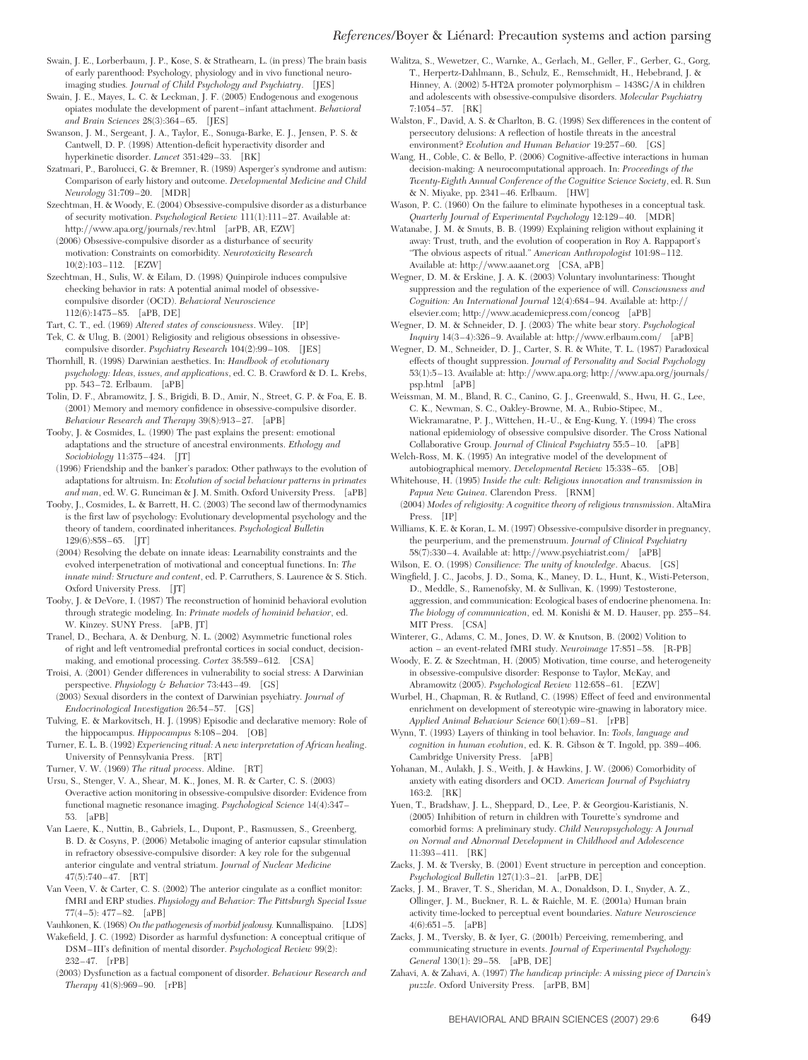Swain, J. E., Lorberbaum, J. P., Kose, S. & Strathearn, L. (in press) The brain basis of early parenthood: Psychology, physiology and in vivo functional neuroimaging studies. *Journal of Child Psychology and Psychiatry*. [JES]

Swain, J. E., Mayes, L. C. & Leckman, J. F. (2005) Endogenous and exogenous opiates modulate the development of parent–infant attachment. *Behavioral and Brain Sciences* 28(3):364–65. [JES]

Swanson, J. M., Sergeant, J. A., Taylor, E., Sonuga-Barke, E. J., Jensen, P. S. & Cantwell, D. P. (1998) Attention-deficit hyperactivity disorder and hyperkinetic disorder. *Lancet* 351:429–33. [RK]

Szatmari, P., Barolucci, G. & Bremner, R. (1989) Asperger's syndrome and autism: Comparison of early history and outcome. *Developmental Medicine and Child Neurology* 31:709–20. [MDR]

Szechtman, H. & Woody, E. (2004) Obsessive-compulsive disorder as a disturbance of security motivation. *Psychological Review* 111(1):111–27. Available at: http://www.apa.org/journals/rev.html [arPB, AR, EZW]

(2006) Obsessive-compulsive disorder as a disturbance of security motivation: Constraints on comorbidity. *Neurotoxicity Research* 10(2):103–112. [EZW]

Szechtman, H., Sulis, W. & Eilam, D. (1998) Quinpirole induces compulsive checking behavior in rats: A potential animal model of obsessive-compulsive disorder (OCD). *Behavioral Neuroscience* 112(6):1475–85. [aPB, DE]

Tart, C. T., ed. (1969) *Altered states of consciousness*. Wiley. [IP]

Tek, C. & Ulug, B. (2001) Religiosity and religious obsessions in obsessive-compulsive disorder. *Psychiatry Research* 104(2):99–108. [JES]

Thornhill, R. (1998) Darwinian aesthetics. In: *Handbook of evolutionary psychology: Ideas, issues, and applications*, ed. C. B. Crawford & D. L. Krebs, pp. 543–72. Erlbaum. [aPB]

Tolin, D. F., Abramowitz, J. S., Brigidi, B. D., Amir, N., Street, G. P. & Foa, E. B. (2001) Memory and memory confidence in obsessive-compulsive disorder. *Behaviour Research and Therapy* 39(8):913–27. [aPB]

Tooby, J. & Cosmides, L. (1990) The past explains the present: emotional adaptations and the structure of ancestral environments. *Ethology and Sociobiology* 11:375–424. [JT]

(1996) Friendship and the banker's paradox: Other pathways to the evolution of adaptations for altruism. In: *Evolution of social behaviour patterns in primates and man*, ed. W. G. Runciman & J. M. Smith. Oxford University Press. [aPB]

Tooby, J., Cosmides, L. & Barrett, H. C. (2003) The second law of thermodynamics is the first law of psychology: Evolutionary developmental psychology and the theory of tandem, coordinated inheritances. *Psychological Bulletin* 129(6):858–65. [JT]

(2004) Resolving the debate on innate ideas: Learnability constraints and the evolved interpenetration of motivational and conceptual functions. In: *The innate mind: Structure and content*, ed. P. Carruthers, S. Laurence & S. Stich. Oxford University Press. [JT]

Tooby, J. & DeVore, I. (1987) The reconstruction of hominid behavioral evolution through strategic modeling. In: *Primate models of hominid behavior*, ed. W. Kinzey. SUNY Press. [aPB, JT]

Tranel, D., Bechara, A. & Denburg, N. L. (2002) Asymmetric functional roles of right and left ventromedial prefrontal cortices in social conduct, decision-making, and emotional processing. *Cortex* 38:589–612. [CSA]

Troisi, A. (2001) Gender differences in vulnerability to social stress: A Darwinian perspective. *Physiology & Behavior* 73:443–49. [GS]

(2003) Sexual disorders in the context of Darwinian psychiatry. *Journal of Endocrinological Investigation* 26:54–57. [GS]

Tulving, E. & Markovitsch, H. J. (1998) Episodic and declarative memory: Role of the hippocampus. *Hippocampus* 8:108–204. [OB]

Turner, E. L. B. (1992) *Experiencing ritual: A new interpretation of African healing*. University of Pennsylvania Press. [RT]

Turner, V. W. (1969) *The ritual process*. Aldine. [RT]

Ursu, S., Stenger, V. A., Shear, M. K., Jones, M. R. & Carter, C. S. (2003) Overactive action monitoring in obsessive-compulsive disorder: Evidence from functional magnetic resonance imaging. *Psychological Science* 14(4):347–53. [aPB]

Van Laere, K., Nuttin, B., Gabriels, L., Dupont, P., Rasmussen, S., Greenberg, B. D. & Cosyns, P. (2006) Metabolic imaging of anterior capsular stimulation in refractory obsessive-compulsive disorder: A key role for the subgenual anterior cingulate and ventral striatum. *Journal of Nuclear Medicine* 47(5):740–47. [RT]

Van Veen, V. & Carter, C. S. (2002) The anterior cingulate as a conflict monitor: fMRI and ERP studies. *Physiology and Behavior: The Pittsburgh Special Issue* 77(4–5): 477–82. [aPB]

Vauhkonen, K. (1968) *On the pathogenesis of morbid jealousy*. Kunnallispaino. [LDS]

Wakefield, J. C. (1992) Disorder as harmful dysfunction: A conceptual critique of DSM–III's definition of mental disorder. *Psychological Review* 99(2): 232–47. [rPB]

(2003) Dysfunction as a factual component of disorder. *Behaviour Research and Therapy* 41(8):969–90. [rPB]

Walitza, S., Wewetzer, C., Warnke, A., Gerlach, M., Geller, F., Gerber, G., Gorg, T., Herpertz-Dahlmann, B., Schulz, E., Remschmidt, H., Hebebrand, J. & Hinney, A. (2002) 5-HT2A promoter polymorphism – 1438G/A in children and adolescents with obsessive-compulsive disorders. *Molecular Psychiatry* 7:1054–57. [RK]

Walston, F., David, A. S. & Charlton, B. G. (1998) Sex differences in the content of persecutory delusions: A reflection of hostile threats in the ancestral environment? *Evolution and Human Behavior* 19:257–60. [GS]

Wang, H., Coble, C. & Bello, P. (2006) Cognitive-affective interactions in human decision-making: A neurocomputational approach. In: *Proceedings of the Twenty-Eighth Annual Conference of the Cognitive Science Society*, ed. R. Sun & N. Miyake, pp. 2341–46. Erlbaum. [HW]

Wason, P. C. (1960) On the failure to eliminate hypotheses in a conceptual task. *Quarterly Journal of Experimental Psychology* 12:129–40. [MDR]

Watanabe, J. M. & Smuts, B. B. (1999) Explaining religion without explaining it away: Trust, truth, and the evolution of cooperation in Roy A. Rappaport's "The obvious aspects of ritual." *American Anthropologist* 101:98–112. Available at: http://www.aaanet.org [CSA, aPB]

Wegner, D. M. & Erskine, J. A. K. (2003) Voluntary involuntariness: Thought suppression and the regulation of the experience of will. *Consciousness and Cognition: An International Journal* 12(4):684–94. Available at: http://elsevier.com; http://www.academicpress.com/concog [aPB]

Wegner, D. M. & Schneider, D. J. (2003) The white bear story. *Psychological Inquiry* 14(3–4):326–9. Available at: http://www.erlbaum.com/ [aPB]

Wegner, D. M., Schneider, D. J., Carter, S. R. & White, T. L. (1987) Paradoxical effects of thought suppression. *Journal of Personality and Social Psychology* 53(1):5–13. Available at: http://www.apa.org; http://www.apa.org/journals/psp.html [aPB]

Weissman, M. M., Bland, R. C., Canino, G. J., Greenwald, S., Hwu, H. G., Lee, C. K., Newman, S. C., Oakley-Browne, M. A., Rubio-Stipec, M., Wickramaratne, P. J., Wittchen, H.-U., & Eng-Kung, Y. (1994) The cross national epidemiology of obsessive compulsive disorder. The Cross National Collaborative Group. *Journal of Clinical Psychiatry* 55:5–10. [aPB]

Welch-Ross, M. K. (1995) An integrative model of the development of autobiographical memory. *Developmental Review* 15:338–65. [OB]

Whitehouse, H. (1995) *Inside the cult: Religious innovation and transmission in Papua New Guinea*. Clarendon Press. [RNM]

(2004) *Modes of religiosity: A cognitive theory of religious transmission*. AltaMira Press. [IP]

Williams, K. E. & Koran, L. M. (1997) Obsessive-compulsive disorder in pregnancy, the peurperium, and the premenstruum. *Journal of Clinical Psychiatry* 58(7):330–4. Available at: http://www.psychiatrist.com/ [aPB]

Wilson, E. O. (1998) *Consilience: The unity of knowledge*. Abacus. [GS]

Wingfield, J. C., Jacobs, J. D., Soma, K., Maney, D. L., Hunt, K., Wisti-Peterson, D., Meddle, S., Ramenofsky, M. & Sullivan, K. (1999) Testosterone, aggression, and communication: Ecological bases of endocrine phenomena. In: *The biology of communication*, ed. M. Konishi & M. D. Hauser, pp. 255–84. MIT Press. [CSA]

Winterer, G., Adams, C. M., Jones, D. W. & Knutson, B. (2002) Volition to action – an event-related fMRI study. *Neuroimage* 17:851–58. [R-PB]

Woody, E. Z. & Szechtman, H. (2005) Motivation, time course, and heterogeneity in obsessive-compulsive disorder: Response to Taylor, McKay, and Abramowitz (2005). *Psychological Review* 112:658–61. [EZW]

Wurbel, H., Chapman, R. & Rutland, C. (1998) Effect of feed and environmental enrichment on development of stereotypic wire-gnawing in laboratory mice. *Applied Animal Behaviour Science* 60(1):69–81. [rPB]

Wynn, T. (1993) Layers of thinking in tool behavior. In: *Tools, language and cognition in human evolution*, ed. K. R. Gibson & T. Ingold, pp. 389–406. Cambridge University Press. [aPB]

Yohanan, M., Aulakh, J. S., Weith, J. & Hawkins, J. W. (2006) Comorbidity of anxiety with eating disorders and OCD. *American Journal of Psychiatry* 163:2. [RK]

Yuen, T., Bradshaw, J. L., Sheppard, D., Lee, P. & Georgiou-Karistianis, N. (2005) Inhibition of return in children with Tourette's syndrome and comorbid forms: A preliminary study. *Child Neuropsychology: A Journal on Normal and Abnormal Development in Childhood and Adolescence* 11:393–411. [RK]

Zacks, J. M. & Tversky, B. (2001) Event structure in perception and conception. *Psychological Bulletin* 127(1):3–21. [arPB, DE]

Zacks, J. M., Braver, T. S., Sheridan, M. A., Donaldson, D. I., Snyder, A. Z., Ollinger, J. M., Buckner, R. L. & Raichle, M. E. (2001a) Human brain activity time-locked to perceptual event boundaries. *Nature Neuroscience* 4(6):651–5. [aPB]

Zacks, J. M., Tversky, B. & Iyer, G. (2001b) Perceiving, remembering, and communicating structure in events. *Journal of Experimental Psychology: General* 130(1): 29–58. [aPB, DE]

Zahavi, A. & Zahavi, A. (1997) *The handicap principle: A missing piece of Darwin's puzzle*. Oxford University Press. [arPB, BM]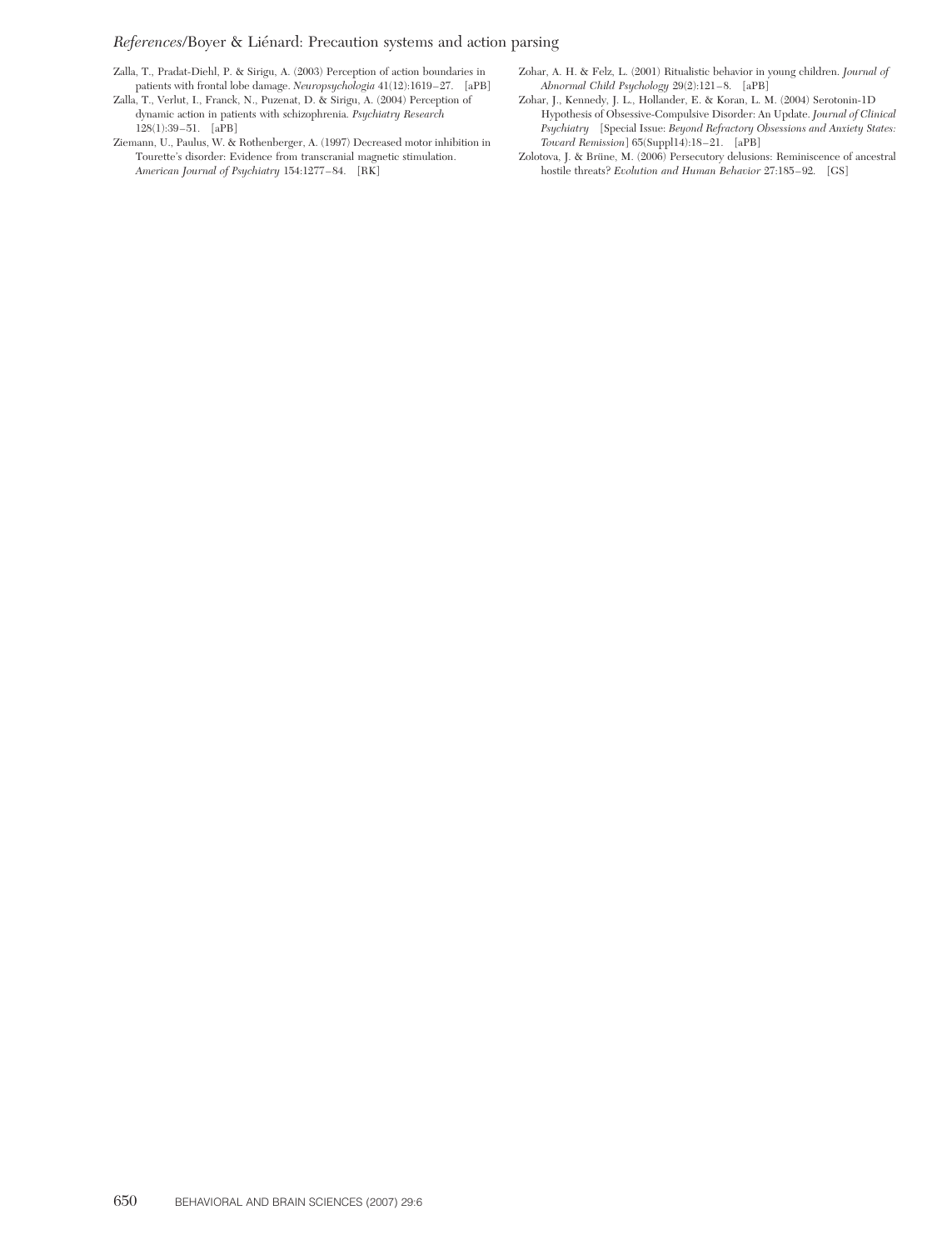Zalla, T., Pradat-Diehl, P. & Sirigu, A. (2003) Perception of action boundaries in patients with frontal lobe damage. *Neuropsychologia* 41(12):1619–27. [aPB]

Zalla, T., Verlut, I., Franck, N., Puzenat, D. & Sirigu, A. (2004) Perception of dynamic action in patients with schizophrenia. *Psychiatry Research* 128(1):39–51. [aPB]

Ziemann, U., Paulus, W. & Rothenberger, A. (1997) Decreased motor inhibition in Tourette's disorder: Evidence from transcranial magnetic stimulation. *American Journal of Psychiatry* 154:1277–84. [RK]

Zohar, A. H. & Felz, L. (2001) Ritualistic behavior in young children. *Journal of Abnormal Child Psychology* 29(2):121–8. [aPB]

Zohar, J., Kennedy, J. L., Hollander, E. & Koran, L. M. (2004) Serotonin-1D Hypothesis of Obsessive-Compulsive Disorder: An Update. *Journal of Clinical Psychiatry* [Special Issue: *Beyond Refractory Obsessions and Anxiety States: Toward Remission*] 65(Suppl14):18–21. [aPB]

Zolotova, J. & Brüne, M. (2006) Persecutory delusions: Reminiscence of ancestral hostile threats? *Evolution and Human Behavior* 27:185–92. [GS]